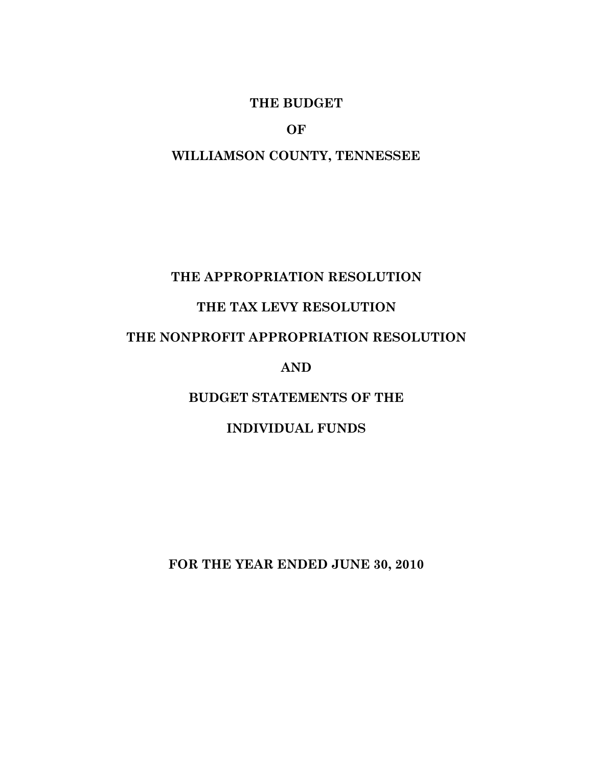# THE BUDGET

# OF

# WILLIAMSON COUNTY, TENNESSEE

## THE APPROPRIATION RESOLUTION

## THE TAX LEVY RESOLUTION

## THE NONPROFIT APPROPRIATION RESOLUTION

## AND

## BUDGET STATEMENTS OF THE

## INDIVIDUAL FUNDS

**FOR THE YEAR ENDED JUNE 30, 2010**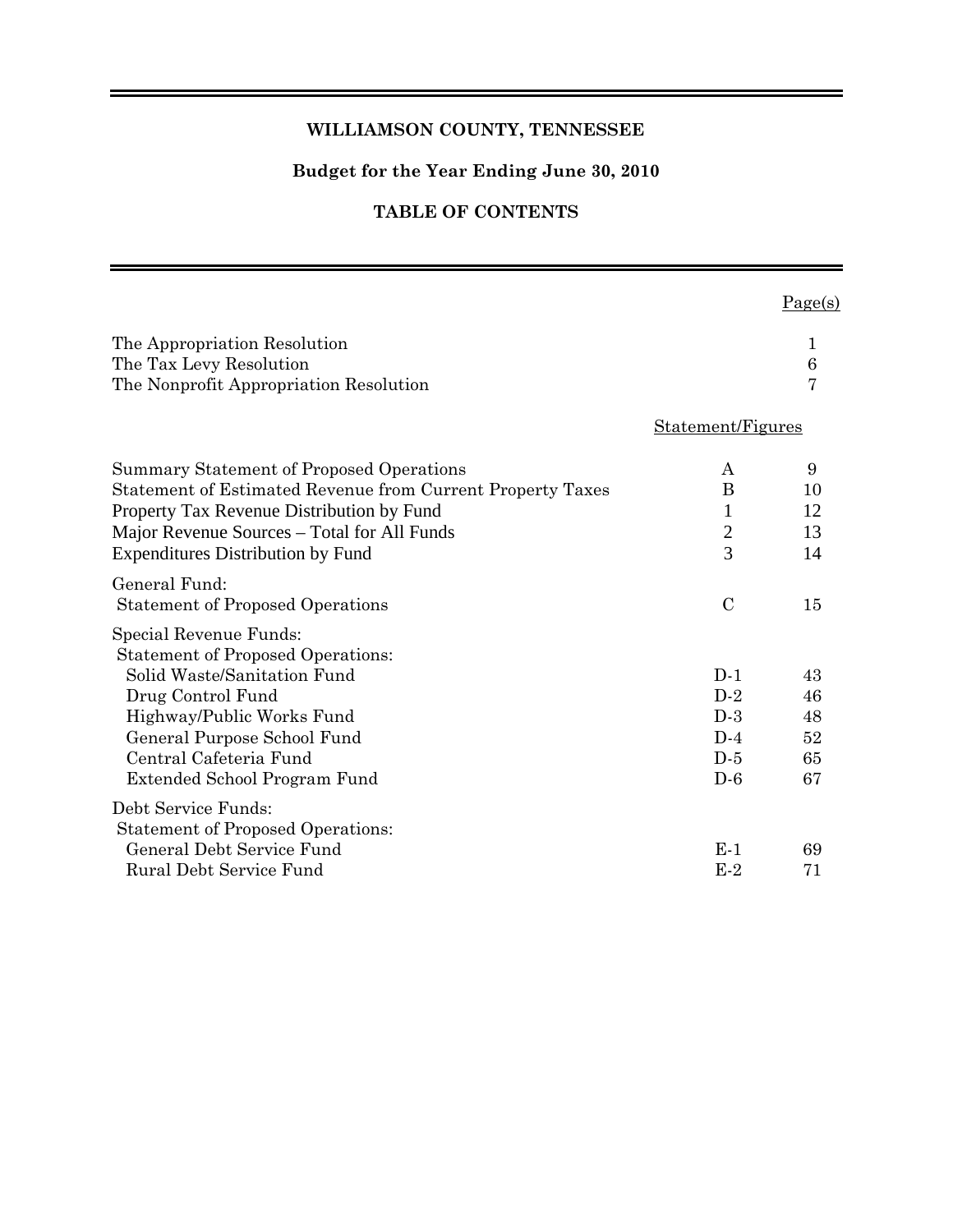# WILLIAMSON COUNTY, TENNESSEE

## Budget for the Year Ending June 30, 2010

## TABLE OF CONTENTS

| | Statement/Figures | Page(s) |
|---|---|---|
| The Appropriation Resolution | | 1 |
| The Tax Levy Resolution | | 6 |
| The Nonprofit Appropriation Resolution | | 7 |
| Summary Statement of Proposed Operations | A | 9 |
| Statement of Estimated Revenue from Current Property Taxes | B | 10 |
| Property Tax Revenue Distribution by Fund | 1 | 12 |
| Major Revenue Sources – Total for All Funds | 2 | 13 |
| Expenditures Distribution by Fund | 3 | 14 |
| General Fund: | | |
| Statement of Proposed Operations | C | 15 |
| Special Revenue Funds: | | |
| Statement of Proposed Operations: | | |
| Solid Waste/Sanitation Fund | D-1 | 43 |
| Drug Control Fund | D-2 | 46 |
| Highway/Public Works Fund | D-3 | 48 |
| General Purpose School Fund | D-4 | 52 |
| Central Cafeteria Fund | D-5 | 65 |
| Extended School Program Fund | D-6 | 67 |
| Debt Service Funds: | | |
| Statement of Proposed Operations: | | |
| General Debt Service Fund | E-1 | 69 |
| Rural Debt Service Fund | E-2 | 71 |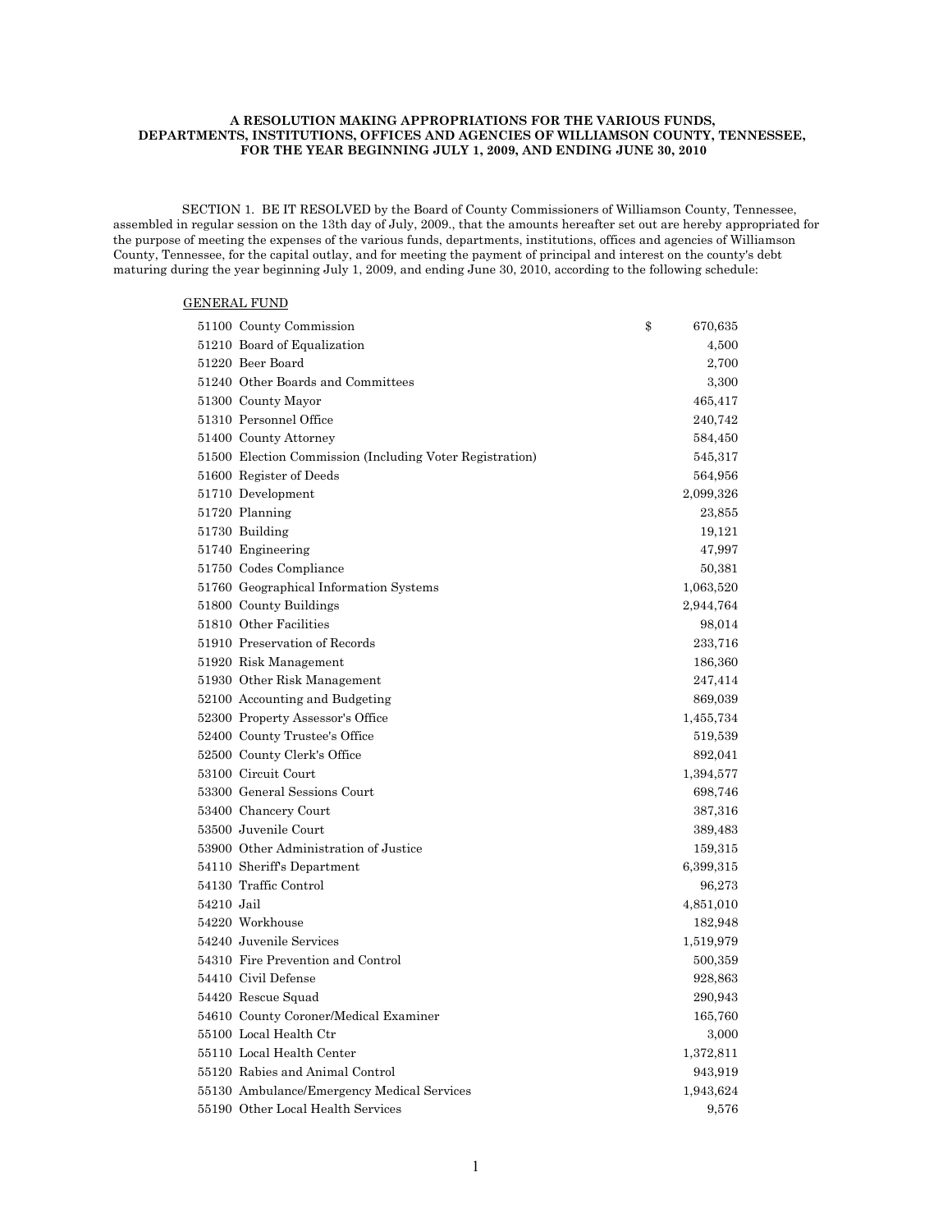**A RESOLUTION MAKING APPROPRIATIONS FOR THE VARIOUS FUNDS, DEPARTMENTS, INSTITUTIONS, OFFICES AND AGENCIES OF WILLIAMSON COUNTY, TENNESSEE, FOR THE YEAR BEGINNING JULY 1, 2009, AND ENDING JUNE 30, 2010**

SECTION 1. BE IT RESOLVED by the Board of County Commissioners of Williamson County, Tennessee, assembled in regular session on the 13th day of July, 2009., that the amounts hereafter set out are hereby appropriated for the purpose of meeting the expenses of the various funds, departments, institutions, offices and agencies of Williamson County, Tennessee, for the capital outlay, and for meeting the payment of principal and interest on the county's debt maturing during the year beginning July 1, 2009, and ending June 30, 2010, according to the following schedule:

GENERAL FUND

| Code | Description | Amount |
|---|---|---|
| 51100 | County Commission | $ 670,635 |
| 51210 | Board of Equalization | 4,500 |
| 51220 | Beer Board | 2,700 |
| 51240 | Other Boards and Committees | 3,300 |
| 51300 | County Mayor | 465,417 |
| 51310 | Personnel Office | 240,742 |
| 51400 | County Attorney | 584,450 |
| 51500 | Election Commission (Including Voter Registration) | 545,317 |
| 51600 | Register of Deeds | 564,956 |
| 51710 | Development | 2,099,326 |
| 51720 | Planning | 23,855 |
| 51730 | Building | 19,121 |
| 51740 | Engineering | 47,997 |
| 51750 | Codes Compliance | 50,381 |
| 51760 | Geographical Information Systems | 1,063,520 |
| 51800 | County Buildings | 2,944,764 |
| 51810 | Other Facilities | 98,014 |
| 51910 | Preservation of Records | 233,716 |
| 51920 | Risk Management | 186,360 |
| 51930 | Other Risk Management | 247,414 |
| 52100 | Accounting and Budgeting | 869,039 |
| 52300 | Property Assessor's Office | 1,455,734 |
| 52400 | County Trustee's Office | 519,539 |
| 52500 | County Clerk's Office | 892,041 |
| 53100 | Circuit Court | 1,394,577 |
| 53300 | General Sessions Court | 698,746 |
| 53400 | Chancery Court | 387,316 |
| 53500 | Juvenile Court | 389,483 |
| 53900 | Other Administration of Justice | 159,315 |
| 54110 | Sheriff's Department | 6,399,315 |
| 54130 | Traffic Control | 96,273 |
| 54210 | Jail | 4,851,010 |
| 54220 | Workhouse | 182,948 |
| 54240 | Juvenile Services | 1,519,979 |
| 54310 | Fire Prevention and Control | 500,359 |
| 54410 | Civil Defense | 928,863 |
| 54420 | Rescue Squad | 290,943 |
| 54610 | County Coroner/Medical Examiner | 165,760 |
| 55100 | Local Health Ctr | 3,000 |
| 55110 | Local Health Center | 1,372,811 |
| 55120 | Rabies and Animal Control | 943,919 |
| 55130 | Ambulance/Emergency Medical Services | 1,943,624 |
| 55190 | Other Local Health Services | 9,576 |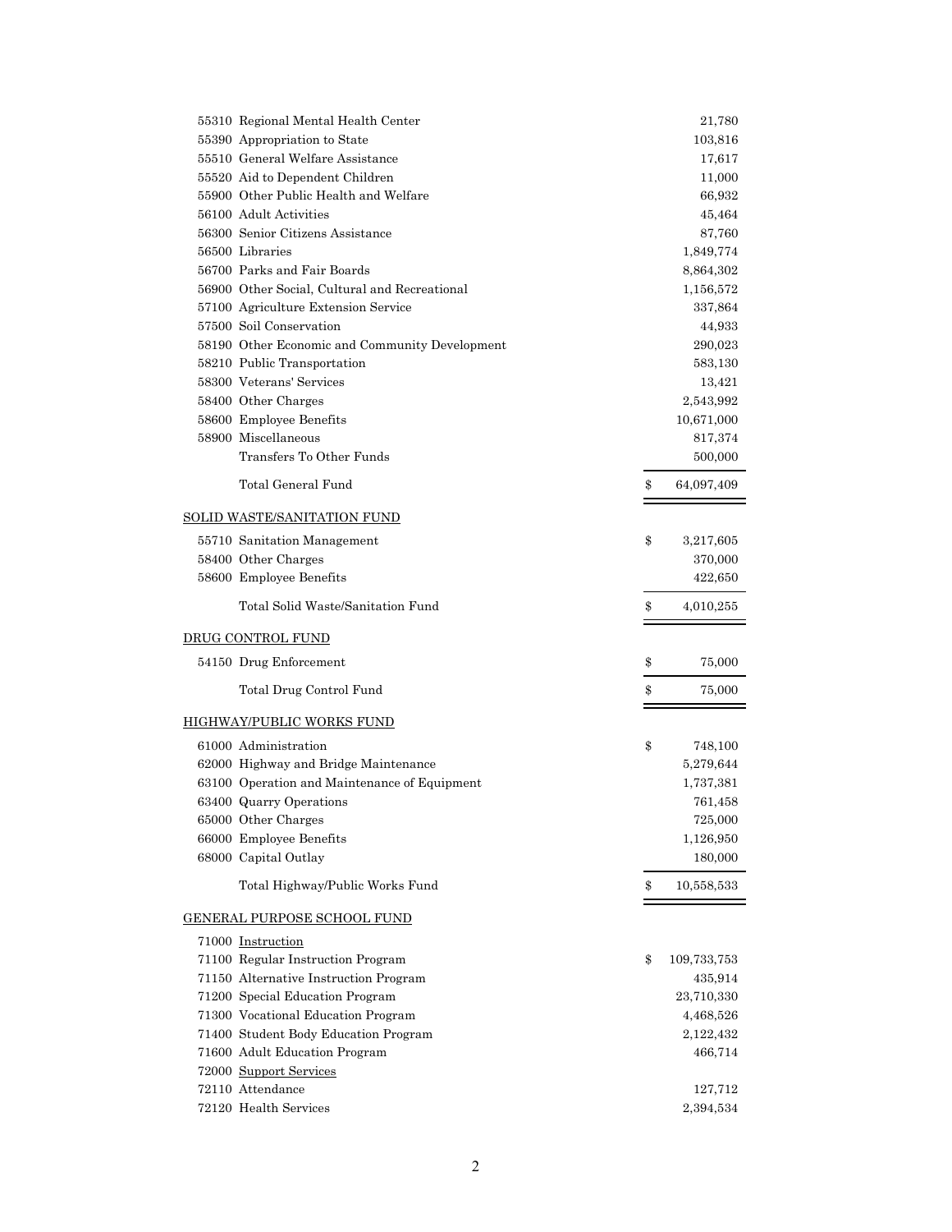| | | |
|---|---|---|
| 55310 | Regional Mental Health Center | 21,780 |
| 55390 | Appropriation to State | 103,816 |
| 55510 | General Welfare Assistance | 17,617 |
| 55520 | Aid to Dependent Children | 11,000 |
| 55900 | Other Public Health and Welfare | 66,932 |
| 56100 | Adult Activities | 45,464 |
| 56300 | Senior Citizens Assistance | 87,760 |
| 56500 | Libraries | 1,849,774 |
| 56700 | Parks and Fair Boards | 8,864,302 |
| 56900 | Other Social, Cultural and Recreational | 1,156,572 |
| 57100 | Agriculture Extension Service | 337,864 |
| 57500 | Soil Conservation | 44,933 |
| 58190 | Other Economic and Community Development | 290,023 |
| 58210 | Public Transportation | 583,130 |
| 58300 | Veterans' Services | 13,421 |
| 58400 | Other Charges | 2,543,992 |
| 58600 | Employee Benefits | 10,671,000 |
| 58900 | Miscellaneous | 817,374 |
| | Transfers To Other Funds | 500,000 |
| | Total General Fund | $ 64,097,409 |

SOLID WASTE/SANITATION FUND

| | | |
|---|---|---|
| 55710 | Sanitation Management | $ 3,217,605 |
| 58400 | Other Charges | 370,000 |
| 58600 | Employee Benefits | 422,650 |
| | Total Solid Waste/Sanitation Fund | $ 4,010,255 |

DRUG CONTROL FUND

| | | |
|---|---|---|
| 54150 | Drug Enforcement | $ 75,000 |
| | Total Drug Control Fund | $ 75,000 |

HIGHWAY/PUBLIC WORKS FUND

| | | |
|---|---|---|
| 61000 | Administration | $ 748,100 |
| 62000 | Highway and Bridge Maintenance | 5,279,644 |
| 63100 | Operation and Maintenance of Equipment | 1,737,381 |
| 63400 | Quarry Operations | 761,458 |
| 65000 | Other Charges | 725,000 |
| 66000 | Employee Benefits | 1,126,950 |
| 68000 | Capital Outlay | 180,000 |
| | Total Highway/Public Works Fund | $ 10,558,533 |

GENERAL PURPOSE SCHOOL FUND

| | | |
|---|---|---|
| 71000 | Instruction | |
| 71100 | Regular Instruction Program | $ 109,733,753 |
| 71150 | Alternative Instruction Program | 435,914 |
| 71200 | Special Education Program | 23,710,330 |
| 71300 | Vocational Education Program | 4,468,526 |
| 71400 | Student Body Education Program | 2,122,432 |
| 71600 | Adult Education Program | 466,714 |
| 72000 | Support Services | |
| 72110 | Attendance | 127,712 |
| 72120 | Health Services | 2,394,534 |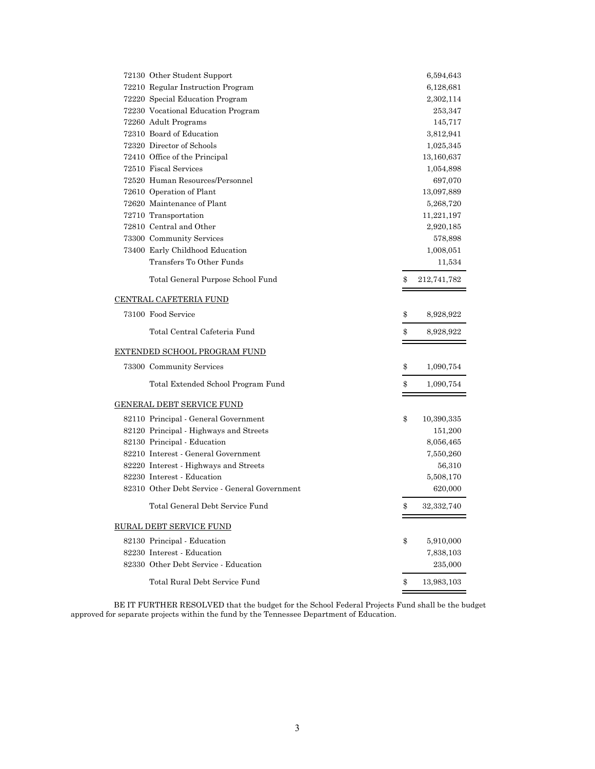| | | |
|---|---|---|
| 72130 Other Student Support | | 6,594,643 |
| 72210 Regular Instruction Program | | 6,128,681 |
| 72220 Special Education Program | | 2,302,114 |
| 72230 Vocational Education Program | | 253,347 |
| 72260 Adult Programs | | 145,717 |
| 72310 Board of Education | | 3,812,941 |
| 72320 Director of Schools | | 1,025,345 |
| 72410 Office of the Principal | | 13,160,637 |
| 72510 Fiscal Services | | 1,054,898 |
| 72520 Human Resources/Personnel | | 697,070 |
| 72610 Operation of Plant | | 13,097,889 |
| 72620 Maintenance of Plant | | 5,268,720 |
| 72710 Transportation | | 11,221,197 |
| 72810 Central and Other | | 2,920,185 |
| 73300 Community Services | | 578,898 |
| 73400 Early Childhood Education | | 1,008,051 |
| Transfers To Other Funds | | 11,534 |
| Total General Purpose School Fund | $ | 212,741,782 |
| CENTRAL CAFETERIA FUND | | |
| 73100 Food Service | $ | 8,928,922 |
| Total Central Cafeteria Fund | $ | 8,928,922 |
| EXTENDED SCHOOL PROGRAM FUND | | |
| 73300 Community Services | $ | 1,090,754 |
| Total Extended School Program Fund | $ | 1,090,754 |
| GENERAL DEBT SERVICE FUND | | |
| 82110 Principal - General Government | $ | 10,390,335 |
| 82120 Principal - Highways and Streets | | 151,200 |
| 82130 Principal - Education | | 8,056,465 |
| 82210 Interest - General Government | | 7,550,260 |
| 82220 Interest - Highways and Streets | | 56,310 |
| 82230 Interest - Education | | 5,508,170 |
| 82310 Other Debt Service - General Government | | 620,000 |
| Total General Debt Service Fund | $ | 32,332,740 |
| RURAL DEBT SERVICE FUND | | |
| 82130 Principal - Education | $ | 5,910,000 |
| 82230 Interest - Education | | 7,838,103 |
| 82330 Other Debt Service - Education | | 235,000 |
| Total Rural Debt Service Fund | $ | 13,983,103 |

BE IT FURTHER RESOLVED that the budget for the School Federal Projects Fund shall be the budget approved for separate projects within the fund by the Tennessee Department of Education.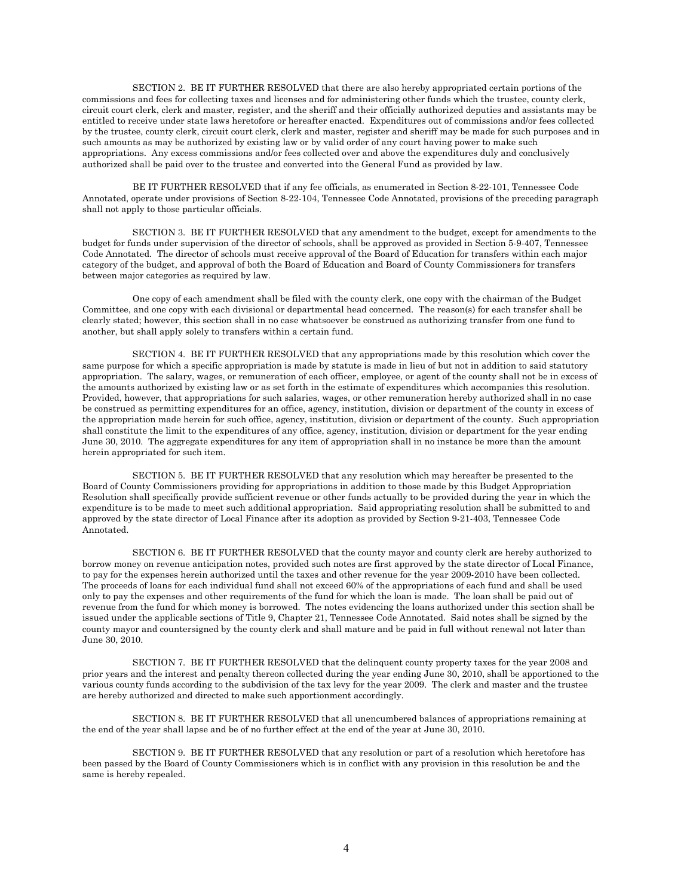SECTION 2. BE IT FURTHER RESOLVED that there are also hereby appropriated certain portions of the commissions and fees for collecting taxes and licenses and for administering other funds which the trustee, county clerk, circuit court clerk, clerk and master, register, and the sheriff and their officially authorized deputies and assistants may be entitled to receive under state laws heretofore or hereafter enacted. Expenditures out of commissions and/or fees collected by the trustee, county clerk, circuit court clerk, clerk and master, register and sheriff may be made for such purposes and in such amounts as may be authorized by existing law or by valid order of any court having power to make such appropriations. Any excess commissions and/or fees collected over and above the expenditures duly and conclusively authorized shall be paid over to the trustee and converted into the General Fund as provided by law.

BE IT FURTHER RESOLVED that if any fee officials, as enumerated in Section 8-22-101, Tennessee Code Annotated, operate under provisions of Section 8-22-104, Tennessee Code Annotated, provisions of the preceding paragraph shall not apply to those particular officials.

SECTION 3. BE IT FURTHER RESOLVED that any amendment to the budget, except for amendments to the budget for funds under supervision of the director of schools, shall be approved as provided in Section 5-9-407, Tennessee Code Annotated. The director of schools must receive approval of the Board of Education for transfers within each major category of the budget, and approval of both the Board of Education and Board of County Commissioners for transfers between major categories as required by law.

One copy of each amendment shall be filed with the county clerk, one copy with the chairman of the Budget Committee, and one copy with each divisional or departmental head concerned. The reason(s) for each transfer shall be clearly stated; however, this section shall in no case whatsoever be construed as authorizing transfer from one fund to another, but shall apply solely to transfers within a certain fund.

SECTION 4. BE IT FURTHER RESOLVED that any appropriations made by this resolution which cover the same purpose for which a specific appropriation is made by statute is made in lieu of but not in addition to said statutory appropriation. The salary, wages, or remuneration of each officer, employee, or agent of the county shall not be in excess of the amounts authorized by existing law or as set forth in the estimate of expenditures which accompanies this resolution. Provided, however, that appropriations for such salaries, wages, or other remuneration hereby authorized shall in no case be construed as permitting expenditures for an office, agency, institution, division or department of the county in excess of the appropriation made herein for such office, agency, institution, division or department of the county. Such appropriation shall constitute the limit to the expenditures of any office, agency, institution, division or department for the year ending June 30, 2010. The aggregate expenditures for any item of appropriation shall in no instance be more than the amount herein appropriated for such item.

SECTION 5. BE IT FURTHER RESOLVED that any resolution which may hereafter be presented to the Board of County Commissioners providing for appropriations in addition to those made by this Budget Appropriation Resolution shall specifically provide sufficient revenue or other funds actually to be provided during the year in which the expenditure is to be made to meet such additional appropriation. Said appropriating resolution shall be submitted to and approved by the state director of Local Finance after its adoption as provided by Section 9-21-403, Tennessee Code Annotated.

SECTION 6. BE IT FURTHER RESOLVED that the county mayor and county clerk are hereby authorized to borrow money on revenue anticipation notes, provided such notes are first approved by the state director of Local Finance, to pay for the expenses herein authorized until the taxes and other revenue for the year 2009-2010 have been collected. The proceeds of loans for each individual fund shall not exceed 60% of the appropriations of each fund and shall be used only to pay the expenses and other requirements of the fund for which the loan is made. The loan shall be paid out of revenue from the fund for which money is borrowed. The notes evidencing the loans authorized under this section shall be issued under the applicable sections of Title 9, Chapter 21, Tennessee Code Annotated. Said notes shall be signed by the county mayor and countersigned by the county clerk and shall mature and be paid in full without renewal not later than June 30, 2010.

SECTION 7. BE IT FURTHER RESOLVED that the delinquent county property taxes for the year 2008 and prior years and the interest and penalty thereon collected during the year ending June 30, 2010, shall be apportioned to the various county funds according to the subdivision of the tax levy for the year 2009. The clerk and master and the trustee are hereby authorized and directed to make such apportionment accordingly.

SECTION 8. BE IT FURTHER RESOLVED that all unencumbered balances of appropriations remaining at the end of the year shall lapse and be of no further effect at the end of the year at June 30, 2010.

SECTION 9. BE IT FURTHER RESOLVED that any resolution or part of a resolution which heretofore has been passed by the Board of County Commissioners which is in conflict with any provision in this resolution be and the same is hereby repealed.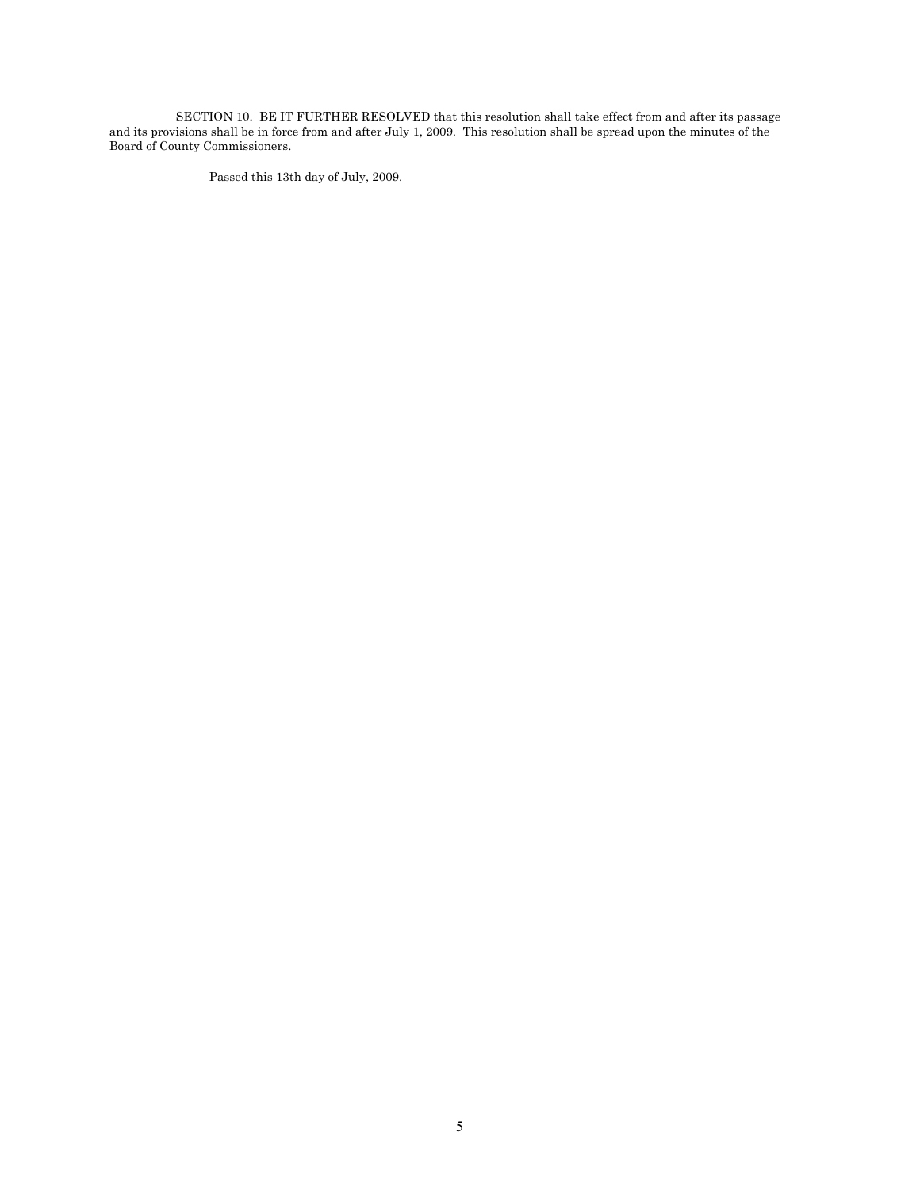SECTION 10. BE IT FURTHER RESOLVED that this resolution shall take effect from and after its passage and its provisions shall be in force from and after July 1, 2009. This resolution shall be spread upon the minutes of the Board of County Commissioners.

Passed this 13th day of July, 2009.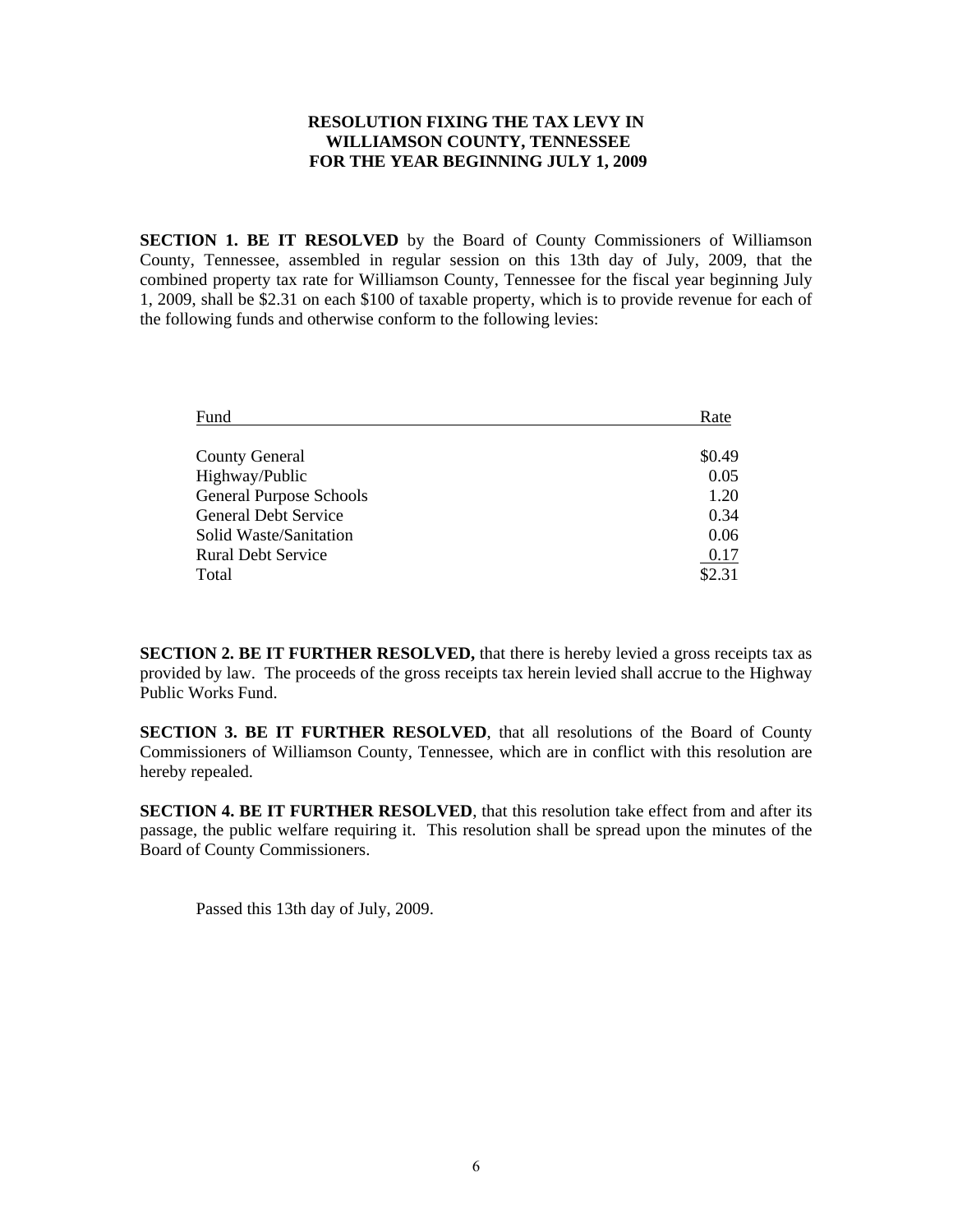# RESOLUTION FIXING THE TAX LEVY IN WILLIAMSON COUNTY, TENNESSEE FOR THE YEAR BEGINNING JULY 1, 2009

**SECTION 1. BE IT RESOLVED** by the Board of County Commissioners of Williamson County, Tennessee, assembled in regular session on this 13th day of July, 2009, that the combined property tax rate for Williamson County, Tennessee for the fiscal year beginning July 1, 2009, shall be $2.31 on each $100 of taxable property, which is to provide revenue for each of the following funds and otherwise conform to the following levies:

| Fund | Rate |
|---|---|
| County General | $0.49 |
| Highway/Public | 0.05 |
| General Purpose Schools | 1.20 |
| General Debt Service | 0.34 |
| Solid Waste/Sanitation | 0.06 |
| Rural Debt Service | 0.17 |
| Total | $2.31 |

**SECTION 2. BE IT FURTHER RESOLVED,** that there is hereby levied a gross receipts tax as provided by law. The proceeds of the gross receipts tax herein levied shall accrue to the Highway Public Works Fund.

**SECTION 3. BE IT FURTHER RESOLVED**, that all resolutions of the Board of County Commissioners of Williamson County, Tennessee, which are in conflict with this resolution are hereby repealed.

**SECTION 4. BE IT FURTHER RESOLVED**, that this resolution take effect from and after its passage, the public welfare requiring it. This resolution shall be spread upon the minutes of the Board of County Commissioners.

Passed this 13th day of July, 2009.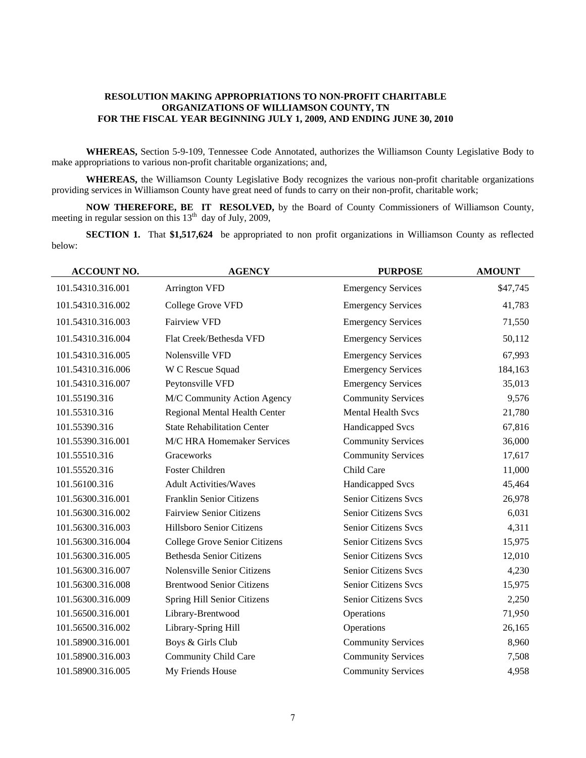**RESOLUTION MAKING APPROPRIATIONS TO NON-PROFIT CHARITABLE ORGANIZATIONS OF WILLIAMSON COUNTY, TN FOR THE FISCAL YEAR BEGINNING JULY 1, 2009, AND ENDING JUNE 30, 2010**

**WHEREAS,** Section 5-9-109, Tennessee Code Annotated, authorizes the Williamson County Legislative Body to make appropriations to various non-profit charitable organizations; and,

**WHEREAS,** the Williamson County Legislative Body recognizes the various non-profit charitable organizations providing services in Williamson County have great need of funds to carry on their non-profit, charitable work;

**NOW THEREFORE, BE IT RESOLVED,** by the Board of County Commissioners of Williamson County, meeting in regular session on this 13th day of July, 2009,

**SECTION 1.** That **$1,517,624** be appropriated to non profit organizations in Williamson County as reflected below:

| ACCOUNT NO. | AGENCY | PURPOSE | AMOUNT |
|---|---|---|---|
| 101.54310.316.001 | Arrington VFD | Emergency Services | $47,745 |
| 101.54310.316.002 | College Grove VFD | Emergency Services | 41,783 |
| 101.54310.316.003 | Fairview VFD | Emergency Services | 71,550 |
| 101.54310.316.004 | Flat Creek/Bethesda VFD | Emergency Services | 50,112 |
| 101.54310.316.005 | Nolensville VFD | Emergency Services | 67,993 |
| 101.54310.316.006 | W C Rescue Squad | Emergency Services | 184,163 |
| 101.54310.316.007 | Peytonsville VFD | Emergency Services | 35,013 |
| 101.55190.316 | M/C Community Action Agency | Community Services | 9,576 |
| 101.55310.316 | Regional Mental Health Center | Mental Health Svcs | 21,780 |
| 101.55390.316 | State Rehabilitation Center | Handicapped Svcs | 67,816 |
| 101.55390.316.001 | M/C HRA Homemaker Services | Community Services | 36,000 |
| 101.55510.316 | Graceworks | Community Services | 17,617 |
| 101.55520.316 | Foster Children | Child Care | 11,000 |
| 101.56100.316 | Adult Activities/Waves | Handicapped Svcs | 45,464 |
| 101.56300.316.001 | Franklin Senior Citizens | Senior Citizens Svcs | 26,978 |
| 101.56300.316.002 | Fairview Senior Citizens | Senior Citizens Svcs | 6,031 |
| 101.56300.316.003 | Hillsboro Senior Citizens | Senior Citizens Svcs | 4,311 |
| 101.56300.316.004 | College Grove Senior Citizens | Senior Citizens Svcs | 15,975 |
| 101.56300.316.005 | Bethesda Senior Citizens | Senior Citizens Svcs | 12,010 |
| 101.56300.316.007 | Nolensville Senior Citizens | Senior Citizens Svcs | 4,230 |
| 101.56300.316.008 | Brentwood Senior Citizens | Senior Citizens Svcs | 15,975 |
| 101.56300.316.009 | Spring Hill Senior Citizens | Senior Citizens Svcs | 2,250 |
| 101.56500.316.001 | Library-Brentwood | Operations | 71,950 |
| 101.56500.316.002 | Library-Spring Hill | Operations | 26,165 |
| 101.58900.316.001 | Boys & Girls Club | Community Services | 8,960 |
| 101.58900.316.003 | Community Child Care | Community Services | 7,508 |
| 101.58900.316.005 | My Friends House | Community Services | 4,958 |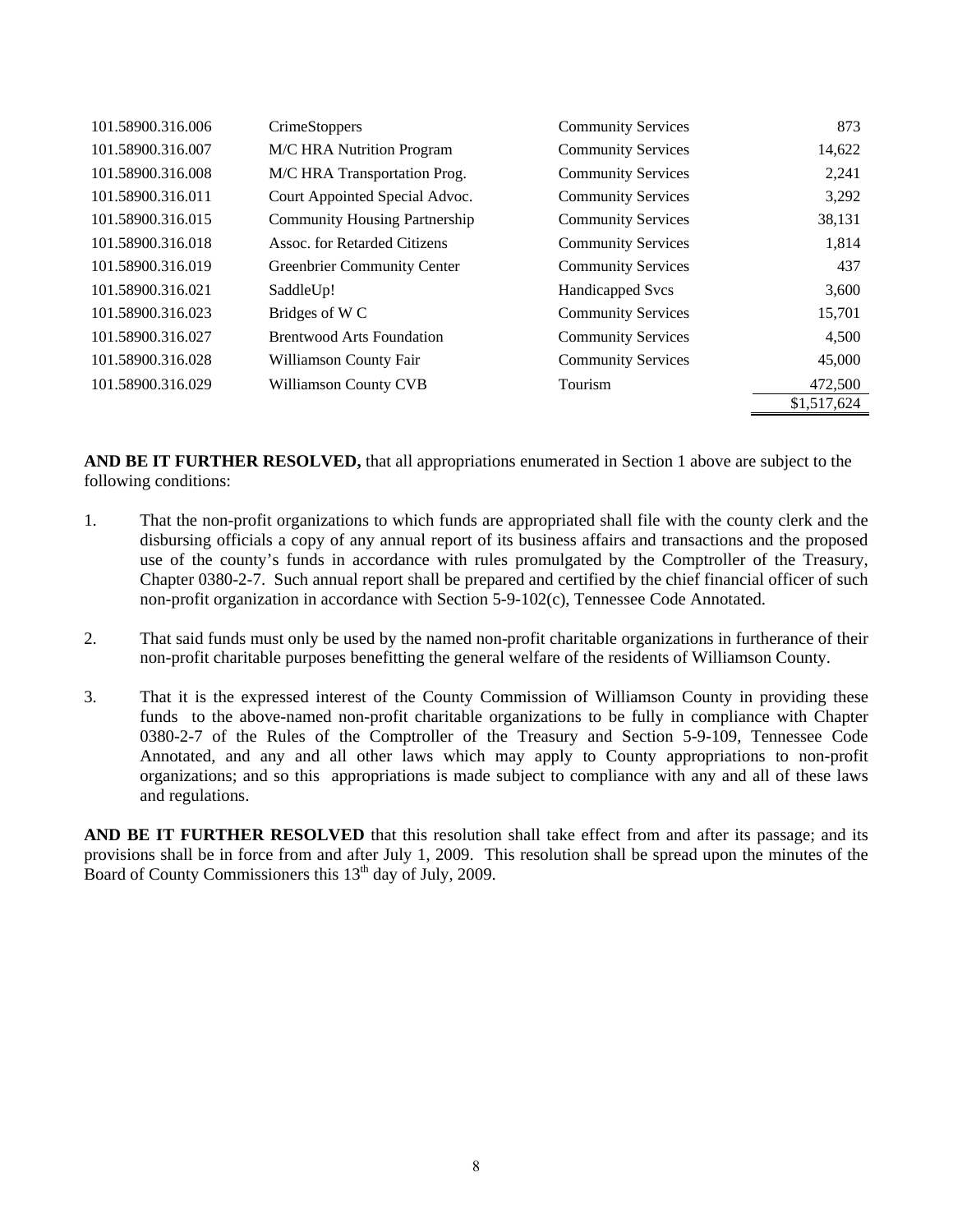| | | | |
|---|---|---|---|
| 101.58900.316.006 | CrimeStoppers | Community Services | 873 |
| 101.58900.316.007 | M/C HRA Nutrition Program | Community Services | 14,622 |
| 101.58900.316.008 | M/C HRA Transportation Prog. | Community Services | 2,241 |
| 101.58900.316.011 | Court Appointed Special Advoc. | Community Services | 3,292 |
| 101.58900.316.015 | Community Housing Partnership | Community Services | 38,131 |
| 101.58900.316.018 | Assoc. for Retarded Citizens | Community Services | 1,814 |
| 101.58900.316.019 | Greenbrier Community Center | Community Services | 437 |
| 101.58900.316.021 | SaddleUp! | Handicapped Svcs | 3,600 |
| 101.58900.316.023 | Bridges of W C | Community Services | 15,701 |
| 101.58900.316.027 | Brentwood Arts Foundation | Community Services | 4,500 |
| 101.58900.316.028 | Williamson County Fair | Community Services | 45,000 |
| 101.58900.316.029 | Williamson County CVB | Tourism | 472,500 |
| | | | $1,517,624 |

**AND BE IT FURTHER RESOLVED,** that all appropriations enumerated in Section 1 above are subject to the following conditions:

1. That the non-profit organizations to which funds are appropriated shall file with the county clerk and the disbursing officials a copy of any annual report of its business affairs and transactions and the proposed use of the county's funds in accordance with rules promulgated by the Comptroller of the Treasury, Chapter 0380-2-7. Such annual report shall be prepared and certified by the chief financial officer of such non-profit organization in accordance with Section 5-9-102(c), Tennessee Code Annotated.

2. That said funds must only be used by the named non-profit charitable organizations in furtherance of their non-profit charitable purposes benefitting the general welfare of the residents of Williamson County.

3. That it is the expressed interest of the County Commission of Williamson County in providing these funds to the above-named non-profit charitable organizations to be fully in compliance with Chapter 0380-2-7 of the Rules of the Comptroller of the Treasury and Section 5-9-109, Tennessee Code Annotated, and any and all other laws which may apply to County appropriations to non-profit organizations; and so this appropriations is made subject to compliance with any and all of these laws and regulations.

**AND BE IT FURTHER RESOLVED** that this resolution shall take effect from and after its passage; and its provisions shall be in force from and after July 1, 2009. This resolution shall be spread upon the minutes of the Board of County Commissioners this 13th day of July, 2009.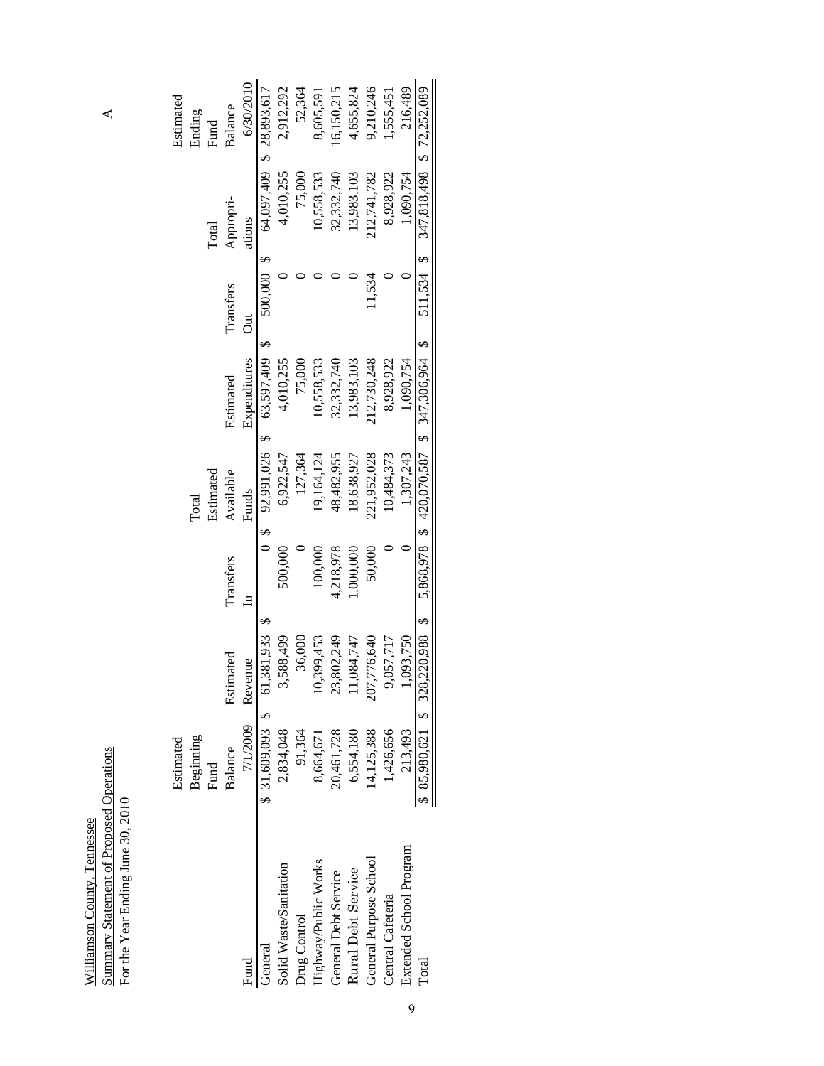Williamson County, Tennessee

Summary Statement of Proposed Operations

For the Year Ending June 30, 2010

| Fund | Estimated Beginning Fund Balance 7/1/2009 | Estimated Revenue | Transfers In | Total Estimated Available Funds | Estimated Expenditures | Transfers Out | Total Appropri-ations | Estimated Ending Fund Balance 6/30/2010 |
|---|---|---|---|---|---|---|---|---|
| General | $ 31,609,093 | $ 61,381,933 | $ 0 | $ 92,991,026 | $ 63,597,409 | $ 500,000 | $ 64,097,409 | $ 28,893,617 |
| Solid Waste/Sanitation | 2,834,048 | 3,588,499 | 500,000 | 6,922,547 | 4,010,255 | 0 | 4,010,255 | 2,912,292 |
| Drug Control | 91,364 | 36,000 | 0 | 127,364 | 75,000 | 0 | 75,000 | 52,364 |
| Highway/Public Works | 8,664,671 | 10,399,453 | 100,000 | 19,164,124 | 10,558,533 | 0 | 10,558,533 | 8,605,591 |
| General Debt Service | 20,461,728 | 23,802,249 | 4,218,978 | 48,482,955 | 32,332,740 | 0 | 32,332,740 | 16,150,215 |
| Rural Debt Service | 6,554,180 | 11,084,747 | 1,000,000 | 18,638,927 | 13,983,103 | 0 | 13,983,103 | 4,655,824 |
| General Purpose School | 14,125,388 | 207,776,640 | 50,000 | 221,952,028 | 212,730,248 | 11,534 | 212,741,782 | 9,210,246 |
| Central Cafeteria | 1,426,656 | 9,057,717 | 0 | 10,484,373 | 8,928,922 | 0 | 8,928,922 | 1,555,451 |
| Extended School Program | 213,493 | 1,093,750 | 0 | 1,307,243 | 1,090,754 | 0 | 1,090,754 | 216,489 |
| Total | $ 85,980,621 | $ 328,220,988 | $ 5,868,978 | $ 420,070,587 | $ 347,306,964 | $ 511,534 | $ 347,818,498 | $ 72,252,089 |

A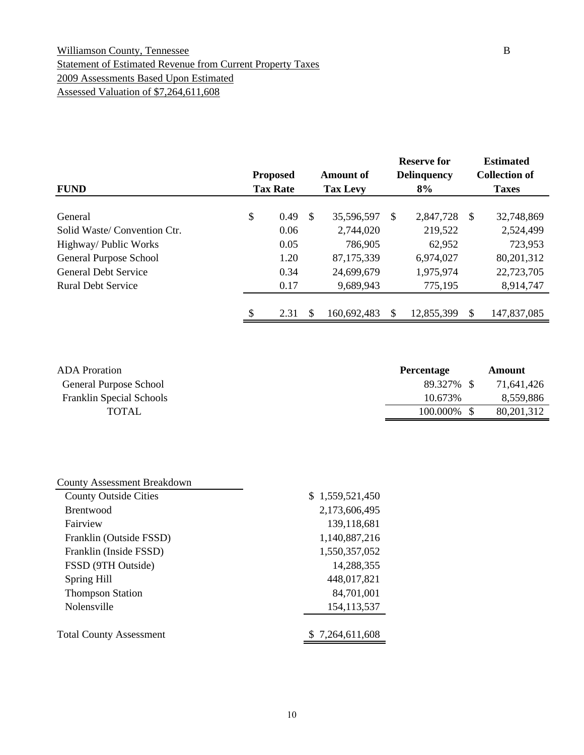Williamson County, Tennessee

Statement of Estimated Revenue from Current Property Taxes

2009 Assessments Based Upon Estimated

Assessed Valuation of $7,264,611,608

B

| FUND | Proposed Tax Rate | Amount of Tax Levy | Reserve for Delinquency 8% | Estimated Collection of Taxes |
|---|---|---|---|---|
| General | $ 0.49 | $ 35,596,597 | $ 2,847,728 | $ 32,748,869 |
| Solid Waste/ Convention Ctr. | 0.06 | 2,744,020 | 219,522 | 2,524,499 |
| Highway/ Public Works | 0.05 | 786,905 | 62,952 | 723,953 |
| General Purpose School | 1.20 | 87,175,339 | 6,974,027 | 80,201,312 |
| General Debt Service | 0.34 | 24,699,679 | 1,975,974 | 22,723,705 |
| Rural Debt Service | 0.17 | 9,689,943 | 775,195 | 8,914,747 |
| | $ 2.31 | $ 160,692,483 | $ 12,855,399 | $ 147,837,085 |

| ADA Proration | Percentage | Amount |
|---|---|---|
| General Purpose School | 89.327% | $ 71,641,426 |
| Franklin Special Schools | 10.673% | 8,559,886 |
| TOTAL | 100.000% | $ 80,201,312 |

| County Assessment Breakdown | |
|---|---|
| County Outside Cities | $ 1,559,521,450 |
| Brentwood | 2,173,606,495 |
| Fairview | 139,118,681 |
| Franklin (Outside FSSD) | 1,140,887,216 |
| Franklin (Inside FSSD) | 1,550,357,052 |
| FSSD (9TH Outside) | 14,288,355 |
| Spring Hill | 448,017,821 |
| Thompson Station | 84,701,001 |
| Nolensville | 154,113,537 |
| Total County Assessment | $ 7,264,611,608 |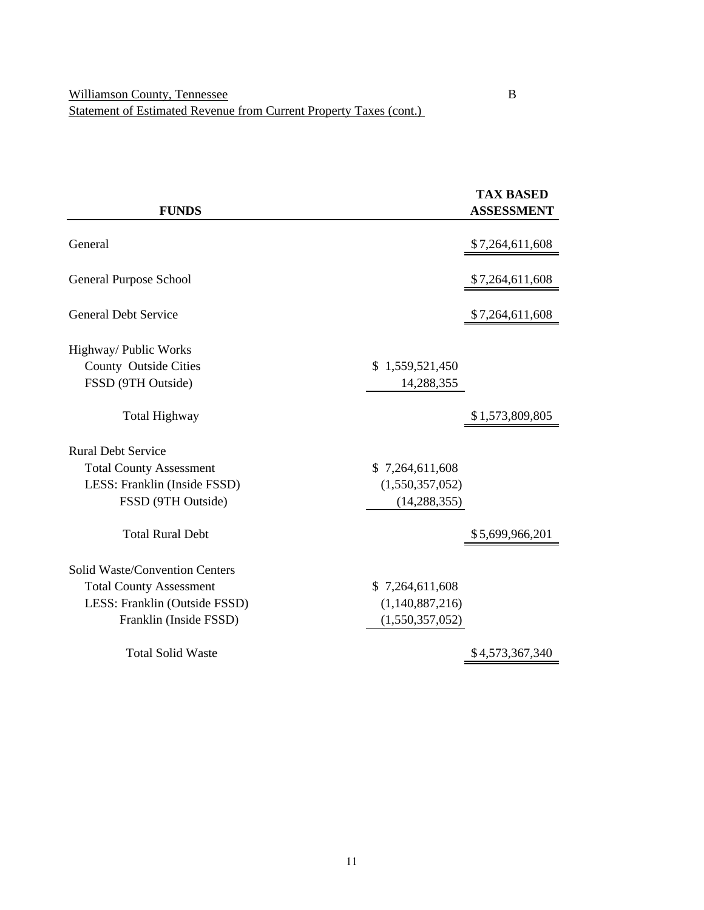Williamson County, Tennessee B

Statement of Estimated Revenue from Current Property Taxes (cont.)

| FUNDS | | TAX BASED ASSESSMENT |
|---|---|---|
| General | | $7,264,611,608 |
| General Purpose School | | $7,264,611,608 |
| General Debt Service | | $7,264,611,608 |
| Highway/ Public Works | | |
| County Outside Cities | $ 1,559,521,450 | |
| FSSD (9TH Outside) | 14,288,355 | |
| Total Highway | | $1,573,809,805 |
| Rural Debt Service | | |
| Total County Assessment | $ 7,264,611,608 | |
| LESS: Franklin (Inside FSSD) | (1,550,357,052) | |
| FSSD (9TH Outside) | (14,288,355) | |
| Total Rural Debt | | $5,699,966,201 |
| Solid Waste/Convention Centers | | |
| Total County Assessment | $ 7,264,611,608 | |
| LESS: Franklin (Outside FSSD) | (1,140,887,216) | |
| Franklin (Inside FSSD) | (1,550,357,052) | |
| Total Solid Waste | | $4,573,367,340 |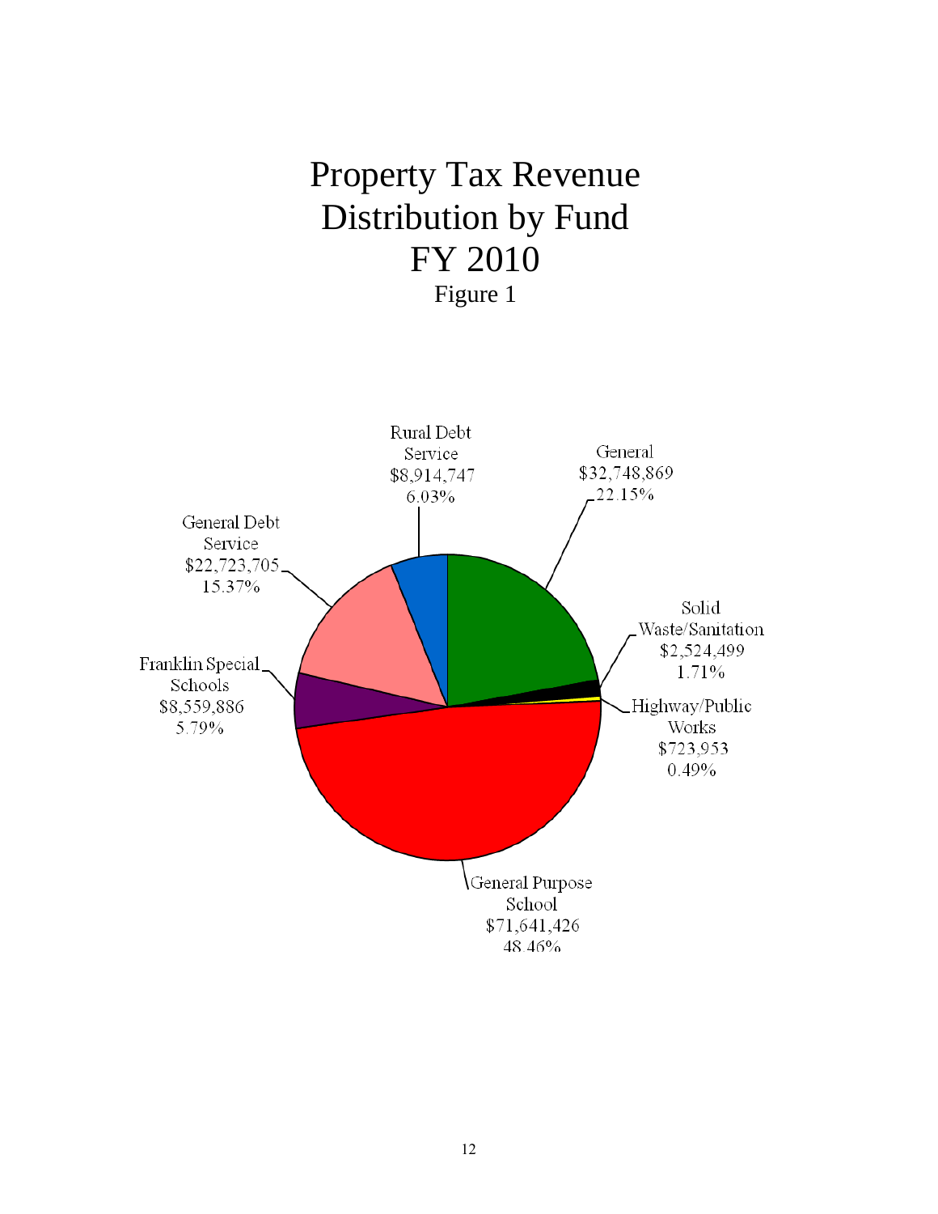# Property Tax Revenue Distribution by Fund FY 2010

Figure 1

Rural Debt Service
$8,914,747
6.03%

General
$32,748,869
22.15%

General Debt Service
$22,723,705
15.37%

Solid Waste/Sanitation
$2,524,499
1.71%

Franklin Special Schools
$8,559,886
5.79%

Highway/Public Works
$723,953
0.49%

General Purpose School
$71,641,426
48.46%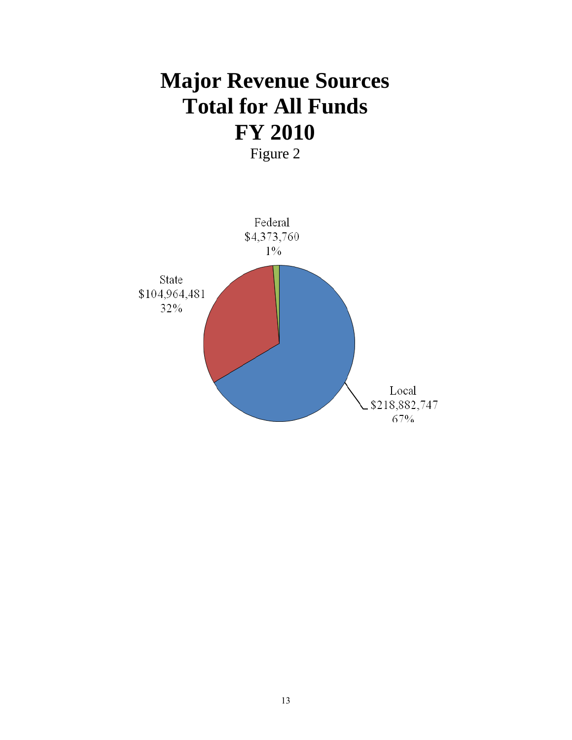# Major Revenue Sources
# Total for All Funds
# FY 2010

Figure 2

Federal
$4,373,760
1%

State
$104,964,481
32%

Local
$218,882,747
67%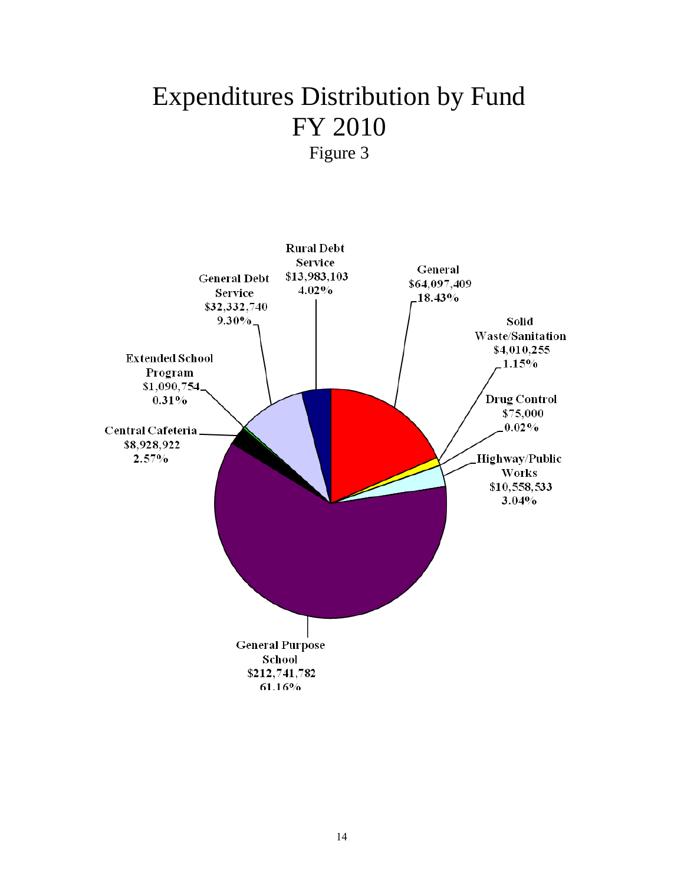# Expenditures Distribution by Fund
# FY 2010

Figure 3

| Fund | Amount | Percent |
|---|---|---|
| General | $64,097,409 | 18.43% |
| Solid Waste/Sanitation | $4,010,255 | 1.15% |
| Drug Control | $75,000 | 0.02% |
| Highway/Public Works | $10,558,533 | 3.04% |
| General Purpose School | $212,741,782 | 61.16% |
| Central Cafeteria | $8,928,922 | 2.57% |
| Extended School Program | $1,090,754 | 0.31% |
| General Debt Service | $32,332,740 | 9.30% |
| Rural Debt Service | $13,983,103 | 4.02% |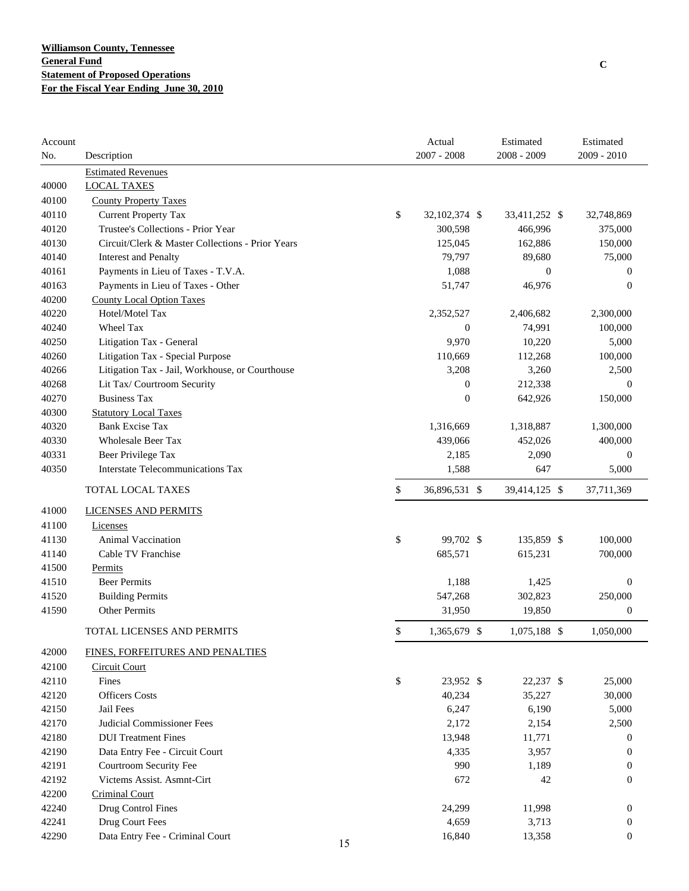**Williamson County, Tennessee**
**General Fund**
**Statement of Proposed Operations**
**For the Fiscal Year Ending June 30, 2010**

C

| Account No. | Description | Actual 2007 - 2008 | Estimated 2008 - 2009 | Estimated 2009 - 2010 |
|---|---|---|---|---|
| | Estimated Revenues | | | |
| 40000 | LOCAL TAXES | | | |
| 40100 | County Property Taxes | | | |
| 40110 | Current Property Tax | $ 32,102,374 | $ 33,411,252 | $ 32,748,869 |
| 40120 | Trustee's Collections - Prior Year | 300,598 | 466,996 | 375,000 |
| 40130 | Circuit/Clerk & Master Collections - Prior Years | 125,045 | 162,886 | 150,000 |
| 40140 | Interest and Penalty | 79,797 | 89,680 | 75,000 |
| 40161 | Payments in Lieu of Taxes - T.V.A. | 1,088 | 0 | 0 |
| 40163 | Payments in Lieu of Taxes - Other | 51,747 | 46,976 | 0 |
| 40200 | County Local Option Taxes | | | |
| 40220 | Hotel/Motel Tax | 2,352,527 | 2,406,682 | 2,300,000 |
| 40240 | Wheel Tax | 0 | 74,991 | 100,000 |
| 40250 | Litigation Tax - General | 9,970 | 10,220 | 5,000 |
| 40260 | Litigation Tax - Special Purpose | 110,669 | 112,268 | 100,000 |
| 40266 | Litigation Tax - Jail, Workhouse, or Courthouse | 3,208 | 3,260 | 2,500 |
| 40268 | Lit Tax/ Courtroom Security | 0 | 212,338 | 0 |
| 40270 | Business Tax | 0 | 642,926 | 150,000 |
| 40300 | Statutory Local Taxes | | | |
| 40320 | Bank Excise Tax | 1,316,669 | 1,318,887 | 1,300,000 |
| 40330 | Wholesale Beer Tax | 439,066 | 452,026 | 400,000 |
| 40331 | Beer Privilege Tax | 2,185 | 2,090 | 0 |
| 40350 | Interstate Telecommunications Tax | 1,588 | 647 | 5,000 |
| | TOTAL LOCAL TAXES | $ 36,896,531 | $ 39,414,125 | $ 37,711,369 |
| 41000 | LICENSES AND PERMITS | | | |
| 41100 | Licenses | | | |
| 41130 | Animal Vaccination | $ 99,702 | $ 135,859 | $ 100,000 |
| 41140 | Cable TV Franchise | 685,571 | 615,231 | 700,000 |
| 41500 | Permits | | | |
| 41510 | Beer Permits | 1,188 | 1,425 | 0 |
| 41520 | Building Permits | 547,268 | 302,823 | 250,000 |
| 41590 | Other Permits | 31,950 | 19,850 | 0 |
| | TOTAL LICENSES AND PERMITS | $ 1,365,679 | $ 1,075,188 | $ 1,050,000 |
| 42000 | FINES, FORFEITURES AND PENALTIES | | | |
| 42100 | Circuit Court | | | |
| 42110 | Fines | $ 23,952 | $ 22,237 | $ 25,000 |
| 42120 | Officers Costs | 40,234 | 35,227 | 30,000 |
| 42150 | Jail Fees | 6,247 | 6,190 | 5,000 |
| 42170 | Judicial Commissioner Fees | 2,172 | 2,154 | 2,500 |
| 42180 | DUI Treatment Fines | 13,948 | 11,771 | 0 |
| 42190 | Data Entry Fee - Circuit Court | 4,335 | 3,957 | 0 |
| 42191 | Courtroom Security Fee | 990 | 1,189 | 0 |
| 42192 | Victems Assist. Asmnt-Cirt | 672 | 42 | 0 |
| 42200 | Criminal Court | | | |
| 42240 | Drug Control Fines | 24,299 | 11,998 | 0 |
| 42241 | Drug Court Fees | 4,659 | 3,713 | 0 |
| 42290 | Data Entry Fee - Criminal Court | 16,840 | 13,358 | 0 |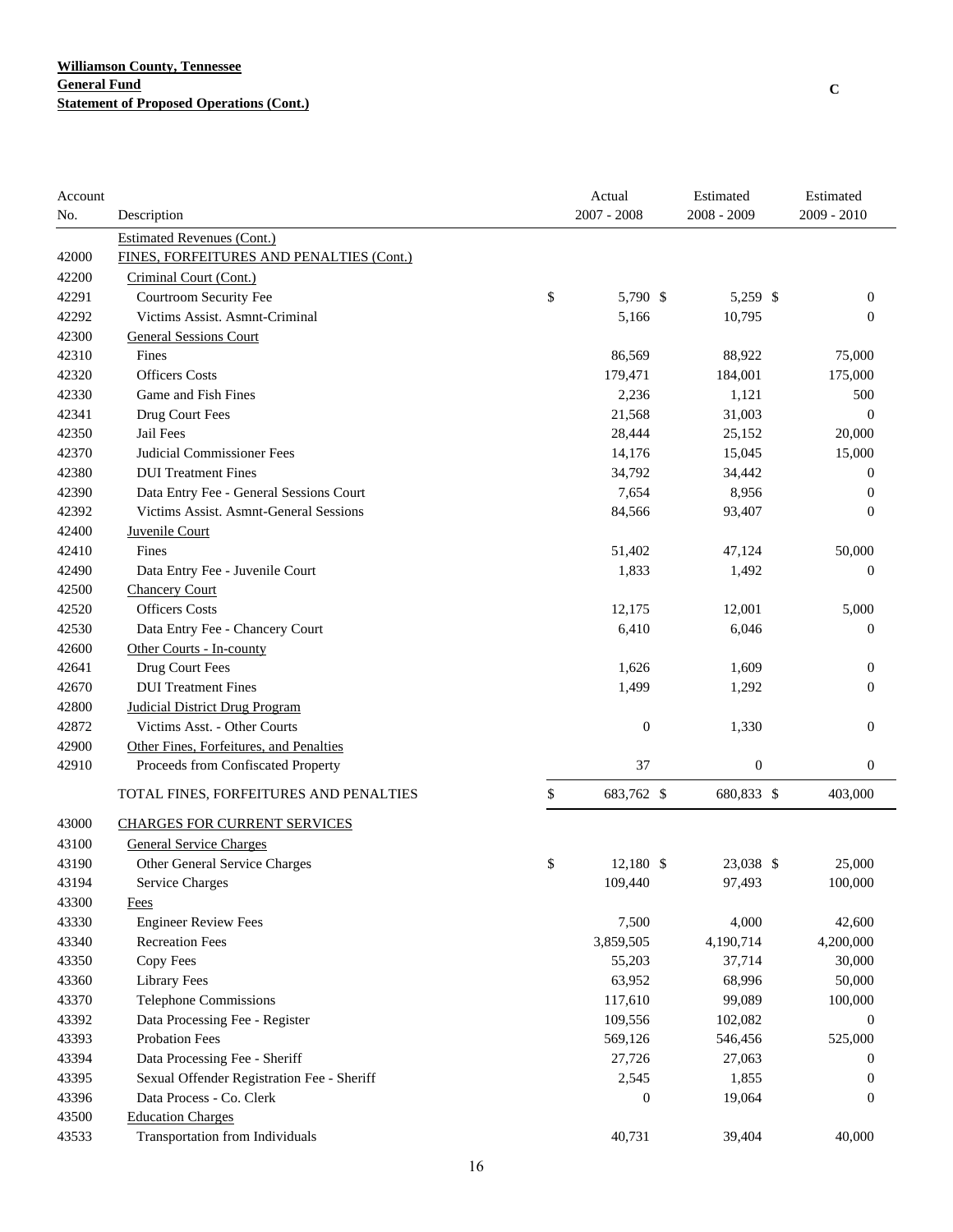**Williamson County, Tennessee**
**General Fund**
**Statement of Proposed Operations (Cont.)**

C

| Account No. | Description | Actual 2007 - 2008 | Estimated 2008 - 2009 | Estimated 2009 - 2010 |
|---|---|---|---|---|
| | Estimated Revenues (Cont.) | | | |
| 42000 | FINES, FORFEITURES AND PENALTIES (Cont.) | | | |
| 42200 | Criminal Court (Cont.) | | | |
| 42291 | Courtroom Security Fee | $ 5,790 | $ 5,259 | $ 0 |
| 42292 | Victims Assist. Asmnt-Criminal | 5,166 | 10,795 | 0 |
| 42300 | General Sessions Court | | | |
| 42310 | Fines | 86,569 | 88,922 | 75,000 |
| 42320 | Officers Costs | 179,471 | 184,001 | 175,000 |
| 42330 | Game and Fish Fines | 2,236 | 1,121 | 500 |
| 42341 | Drug Court Fees | 21,568 | 31,003 | 0 |
| 42350 | Jail Fees | 28,444 | 25,152 | 20,000 |
| 42370 | Judicial Commissioner Fees | 14,176 | 15,045 | 15,000 |
| 42380 | DUI Treatment Fines | 34,792 | 34,442 | 0 |
| 42390 | Data Entry Fee - General Sessions Court | 7,654 | 8,956 | 0 |
| 42392 | Victims Assist. Asmnt-General Sessions | 84,566 | 93,407 | 0 |
| 42400 | Juvenile Court | | | |
| 42410 | Fines | 51,402 | 47,124 | 50,000 |
| 42490 | Data Entry Fee - Juvenile Court | 1,833 | 1,492 | 0 |
| 42500 | Chancery Court | | | |
| 42520 | Officers Costs | 12,175 | 12,001 | 5,000 |
| 42530 | Data Entry Fee - Chancery Court | 6,410 | 6,046 | 0 |
| 42600 | Other Courts - In-county | | | |
| 42641 | Drug Court Fees | 1,626 | 1,609 | 0 |
| 42670 | DUI Treatment Fines | 1,499 | 1,292 | 0 |
| 42800 | Judicial District Drug Program | | | |
| 42872 | Victims Asst. - Other Courts | 0 | 1,330 | 0 |
| 42900 | Other Fines, Forfeitures, and Penalties | | | |
| 42910 | Proceeds from Confiscated Property | 37 | 0 | 0 |
| | TOTAL FINES, FORFEITURES AND PENALTIES | $ 683,762 | $ 680,833 | $ 403,000 |
| 43000 | CHARGES FOR CURRENT SERVICES | | | |
| 43100 | General Service Charges | | | |
| 43190 | Other General Service Charges | $ 12,180 | $ 23,038 | $ 25,000 |
| 43194 | Service Charges | 109,440 | 97,493 | 100,000 |
| 43300 | Fees | | | |
| 43330 | Engineer Review Fees | 7,500 | 4,000 | 42,600 |
| 43340 | Recreation Fees | 3,859,505 | 4,190,714 | 4,200,000 |
| 43350 | Copy Fees | 55,203 | 37,714 | 30,000 |
| 43360 | Library Fees | 63,952 | 68,996 | 50,000 |
| 43370 | Telephone Commissions | 117,610 | 99,089 | 100,000 |
| 43392 | Data Processing Fee - Register | 109,556 | 102,082 | 0 |
| 43393 | Probation Fees | 569,126 | 546,456 | 525,000 |
| 43394 | Data Processing Fee - Sheriff | 27,726 | 27,063 | 0 |
| 43395 | Sexual Offender Registration Fee - Sheriff | 2,545 | 1,855 | 0 |
| 43396 | Data Process - Co. Clerk | 0 | 19,064 | 0 |
| 43500 | Education Charges | | | |
| 43533 | Transportation from Individuals | 40,731 | 39,404 | 40,000 |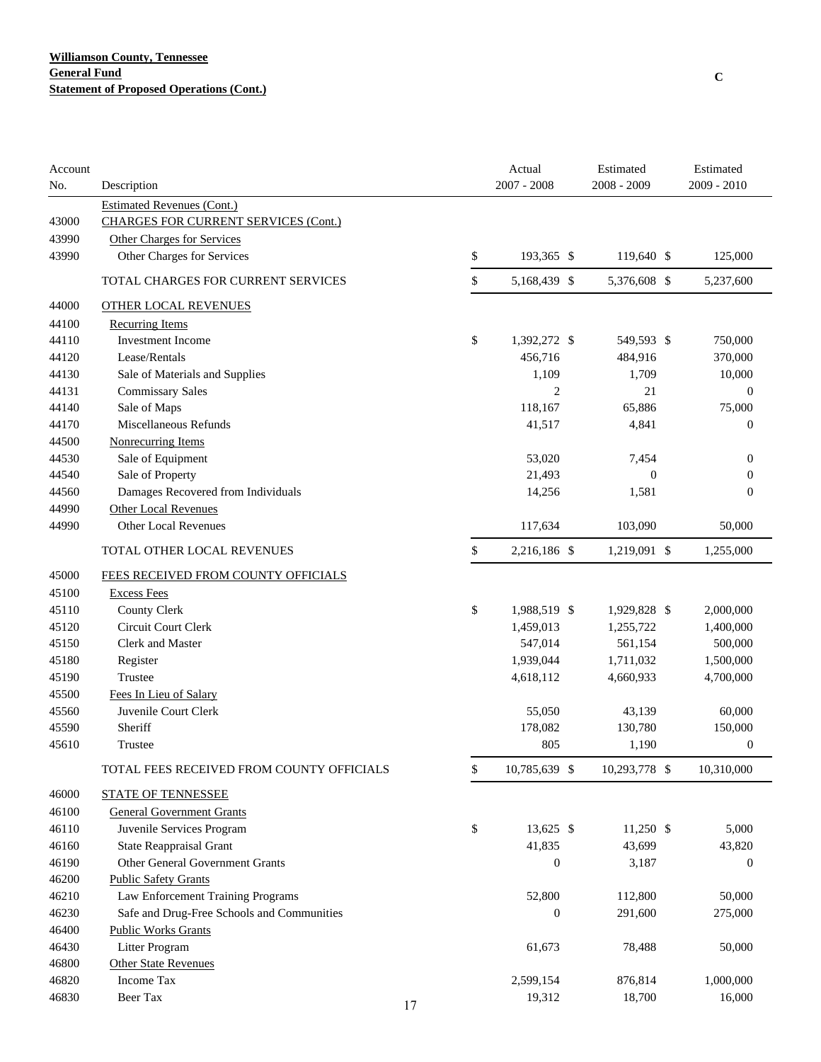**Williamson County, Tennessee**
**General Fund**
**Statement of Proposed Operations (Cont.)**

C

| Account No. | Description | Actual 2007 - 2008 | Estimated 2008 - 2009 | Estimated 2009 - 2010 |
|---|---|---|---|---|
| | Estimated Revenues (Cont.) | | | |
| 43000 | CHARGES FOR CURRENT SERVICES (Cont.) | | | |
| 43990 | Other Charges for Services | | | |
| 43990 | Other Charges for Services | $ 193,365 | $ 119,640 | $ 125,000 |
| | TOTAL CHARGES FOR CURRENT SERVICES | $ 5,168,439 | $ 5,376,608 | $ 5,237,600 |
| 44000 | OTHER LOCAL REVENUES | | | |
| 44100 | Recurring Items | | | |
| 44110 | Investment Income | $ 1,392,272 | $ 549,593 | $ 750,000 |
| 44120 | Lease/Rentals | 456,716 | 484,916 | 370,000 |
| 44130 | Sale of Materials and Supplies | 1,109 | 1,709 | 10,000 |
| 44131 | Commissary Sales | 2 | 21 | 0 |
| 44140 | Sale of Maps | 118,167 | 65,886 | 75,000 |
| 44170 | Miscellaneous Refunds | 41,517 | 4,841 | 0 |
| 44500 | Nonrecurring Items | | | |
| 44530 | Sale of Equipment | 53,020 | 7,454 | 0 |
| 44540 | Sale of Property | 21,493 | 0 | 0 |
| 44560 | Damages Recovered from Individuals | 14,256 | 1,581 | 0 |
| 44990 | Other Local Revenues | | | |
| 44990 | Other Local Revenues | 117,634 | 103,090 | 50,000 |
| | TOTAL OTHER LOCAL REVENUES | $ 2,216,186 | $ 1,219,091 | $ 1,255,000 |
| 45000 | FEES RECEIVED FROM COUNTY OFFICIALS | | | |
| 45100 | Excess Fees | | | |
| 45110 | County Clerk | $ 1,988,519 | $ 1,929,828 | $ 2,000,000 |
| 45120 | Circuit Court Clerk | 1,459,013 | 1,255,722 | 1,400,000 |
| 45150 | Clerk and Master | 547,014 | 561,154 | 500,000 |
| 45180 | Register | 1,939,044 | 1,711,032 | 1,500,000 |
| 45190 | Trustee | 4,618,112 | 4,660,933 | 4,700,000 |
| 45500 | Fees In Lieu of Salary | | | |
| 45560 | Juvenile Court Clerk | 55,050 | 43,139 | 60,000 |
| 45590 | Sheriff | 178,082 | 130,780 | 150,000 |
| 45610 | Trustee | 805 | 1,190 | 0 |
| | TOTAL FEES RECEIVED FROM COUNTY OFFICIALS | $ 10,785,639 | $ 10,293,778 | $ 10,310,000 |
| 46000 | STATE OF TENNESSEE | | | |
| 46100 | General Government Grants | | | |
| 46110 | Juvenile Services Program | $ 13,625 | $ 11,250 | $ 5,000 |
| 46160 | State Reappraisal Grant | 41,835 | 43,699 | 43,820 |
| 46190 | Other General Government Grants | 0 | 3,187 | 0 |
| 46200 | Public Safety Grants | | | |
| 46210 | Law Enforcement Training Programs | 52,800 | 112,800 | 50,000 |
| 46230 | Safe and Drug-Free Schools and Communities | 0 | 291,600 | 275,000 |
| 46400 | Public Works Grants | | | |
| 46430 | Litter Program | 61,673 | 78,488 | 50,000 |
| 46800 | Other State Revenues | | | |
| 46820 | Income Tax | 2,599,154 | 876,814 | 1,000,000 |
| 46830 | Beer Tax | 19,312 | 18,700 | 16,000 |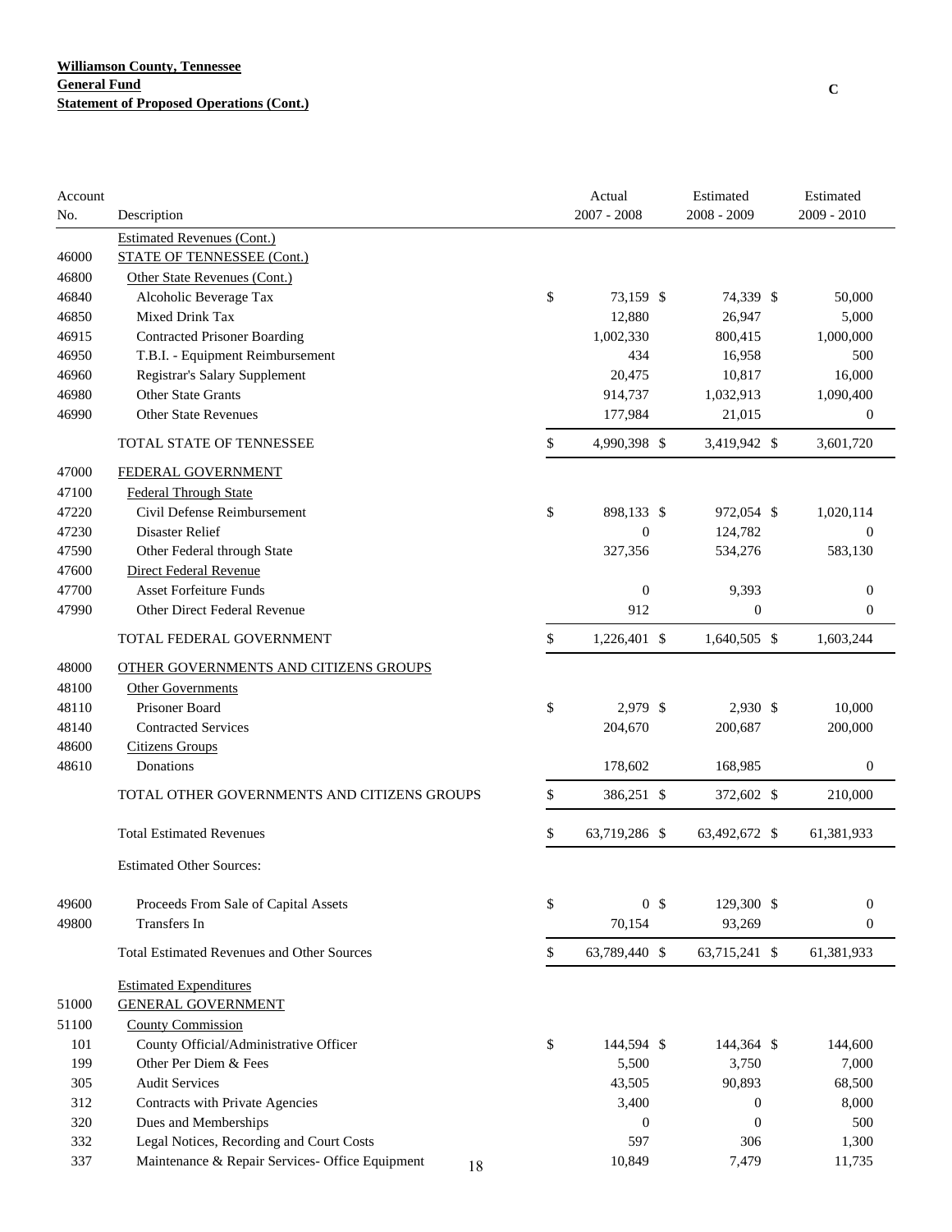**Williamson County, Tennessee**
**General Fund**
**Statement of Proposed Operations (Cont.)**

C

| Account No. | Description | Actual 2007 - 2008 | Estimated 2008 - 2009 | Estimated 2009 - 2010 |
|---|---|---|---|---|
| | Estimated Revenues (Cont.) | | | |
| 46000 | STATE OF TENNESSEE (Cont.) | | | |
| 46800 | Other State Revenues (Cont.) | | | |
| 46840 | Alcoholic Beverage Tax | $ 73,159 | $ 74,339 | $ 50,000 |
| 46850 | Mixed Drink Tax | 12,880 | 26,947 | 5,000 |
| 46915 | Contracted Prisoner Boarding | 1,002,330 | 800,415 | 1,000,000 |
| 46950 | T.B.I. - Equipment Reimbursement | 434 | 16,958 | 500 |
| 46960 | Registrar's Salary Supplement | 20,475 | 10,817 | 16,000 |
| 46980 | Other State Grants | 914,737 | 1,032,913 | 1,090,400 |
| 46990 | Other State Revenues | 177,984 | 21,015 | 0 |
| | TOTAL STATE OF TENNESSEE | $ 4,990,398 | $ 3,419,942 | $ 3,601,720 |
| 47000 | FEDERAL GOVERNMENT | | | |
| 47100 | Federal Through State | | | |
| 47220 | Civil Defense Reimbursement | $ 898,133 | $ 972,054 | $ 1,020,114 |
| 47230 | Disaster Relief | 0 | 124,782 | 0 |
| 47590 | Other Federal through State | 327,356 | 534,276 | 583,130 |
| 47600 | Direct Federal Revenue | | | |
| 47700 | Asset Forfeiture Funds | 0 | 9,393 | 0 |
| 47990 | Other Direct Federal Revenue | 912 | 0 | 0 |
| | TOTAL FEDERAL GOVERNMENT | $ 1,226,401 | $ 1,640,505 | $ 1,603,244 |
| 48000 | OTHER GOVERNMENTS AND CITIZENS GROUPS | | | |
| 48100 | Other Governments | | | |
| 48110 | Prisoner Board | $ 2,979 | $ 2,930 | $ 10,000 |
| 48140 | Contracted Services | 204,670 | 200,687 | 200,000 |
| 48600 | Citizens Groups | | | |
| 48610 | Donations | 178,602 | 168,985 | 0 |
| | TOTAL OTHER GOVERNMENTS AND CITIZENS GROUPS | $ 386,251 | $ 372,602 | $ 210,000 |
| | Total Estimated Revenues | $ 63,719,286 | $ 63,492,672 | $ 61,381,933 |
| | Estimated Other Sources: | | | |
| 49600 | Proceeds From Sale of Capital Assets | $ 0 | $ 129,300 | $ 0 |
| 49800 | Transfers In | 70,154 | 93,269 | 0 |
| | Total Estimated Revenues and Other Sources | $ 63,789,440 | $ 63,715,241 | $ 61,381,933 |
| | Estimated Expenditures | | | |
| 51000 | GENERAL GOVERNMENT | | | |
| 51100 | County Commission | | | |
| 101 | County Official/Administrative Officer | $ 144,594 | $ 144,364 | $ 144,600 |
| 199 | Other Per Diem & Fees | 5,500 | 3,750 | 7,000 |
| 305 | Audit Services | 43,505 | 90,893 | 68,500 |
| 312 | Contracts with Private Agencies | 3,400 | 0 | 8,000 |
| 320 | Dues and Memberships | 0 | 0 | 500 |
| 332 | Legal Notices, Recording and Court Costs | 597 | 306 | 1,300 |
| 337 | Maintenance & Repair Services- Office Equipment | 10,849 | 7,479 | 11,735 |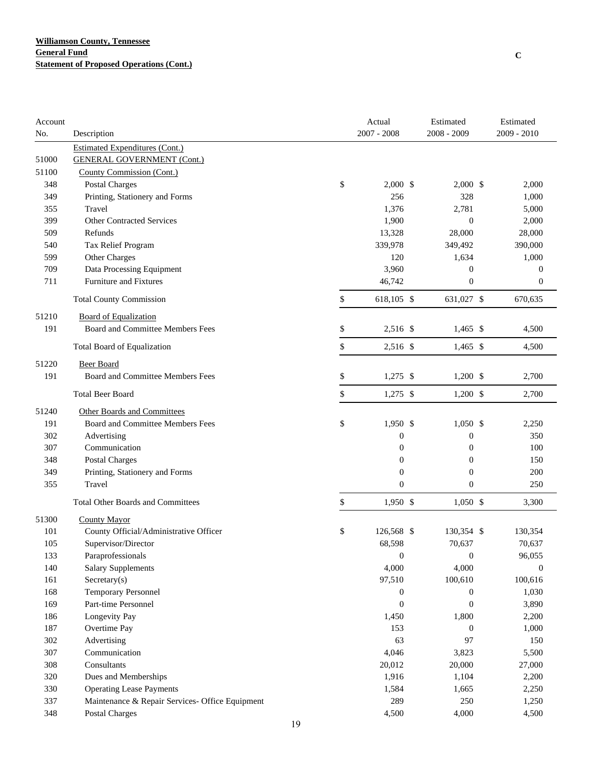**Williamson County, Tennessee**
**General Fund**
**Statement of Proposed Operations (Cont.)**

C

| Account No. | Description | Actual 2007 - 2008 | Estimated 2008 - 2009 | Estimated 2009 - 2010 |
|---|---|---|---|---|
| | Estimated Expenditures (Cont.) | | | |
| 51000 | GENERAL GOVERNMENT (Cont.) | | | |
| 51100 | County Commission (Cont.) | | | |
| 348 | Postal Charges | $ 2,000 | $ 2,000 | $ 2,000 |
| 349 | Printing, Stationery and Forms | 256 | 328 | 1,000 |
| 355 | Travel | 1,376 | 2,781 | 5,000 |
| 399 | Other Contracted Services | 1,900 | 0 | 2,000 |
| 509 | Refunds | 13,328 | 28,000 | 28,000 |
| 540 | Tax Relief Program | 339,978 | 349,492 | 390,000 |
| 599 | Other Charges | 120 | 1,634 | 1,000 |
| 709 | Data Processing Equipment | 3,960 | 0 | 0 |
| 711 | Furniture and Fixtures | 46,742 | 0 | 0 |
| | Total County Commission | $ 618,105 | $ 631,027 | $ 670,635 |
| 51210 | Board of Equalization | | | |
| 191 | Board and Committee Members Fees | $ 2,516 | $ 1,465 | $ 4,500 |
| | Total Board of Equalization | $ 2,516 | $ 1,465 | $ 4,500 |
| 51220 | Beer Board | | | |
| 191 | Board and Committee Members Fees | $ 1,275 | $ 1,200 | $ 2,700 |
| | Total Beer Board | $ 1,275 | $ 1,200 | $ 2,700 |
| 51240 | Other Boards and Committees | | | |
| 191 | Board and Committee Members Fees | $ 1,950 | $ 1,050 | $ 2,250 |
| 302 | Advertising | 0 | 0 | 350 |
| 307 | Communication | 0 | 0 | 100 |
| 348 | Postal Charges | 0 | 0 | 150 |
| 349 | Printing, Stationery and Forms | 0 | 0 | 200 |
| 355 | Travel | 0 | 0 | 250 |
| | Total Other Boards and Committees | $ 1,950 | $ 1,050 | $ 3,300 |
| 51300 | County Mayor | | | |
| 101 | County Official/Administrative Officer | $ 126,568 | $ 130,354 | $ 130,354 |
| 105 | Supervisor/Director | 68,598 | 70,637 | 70,637 |
| 133 | Paraprofessionals | 0 | 0 | 96,055 |
| 140 | Salary Supplements | 4,000 | 4,000 | 0 |
| 161 | Secretary(s) | 97,510 | 100,610 | 100,616 |
| 168 | Temporary Personnel | 0 | 0 | 1,030 |
| 169 | Part-time Personnel | 0 | 0 | 3,890 |
| 186 | Longevity Pay | 1,450 | 1,800 | 2,200 |
| 187 | Overtime Pay | 153 | 0 | 1,000 |
| 302 | Advertising | 63 | 97 | 150 |
| 307 | Communication | 4,046 | 3,823 | 5,500 |
| 308 | Consultants | 20,012 | 20,000 | 27,000 |
| 320 | Dues and Memberships | 1,916 | 1,104 | 2,200 |
| 330 | Operating Lease Payments | 1,584 | 1,665 | 2,250 |
| 337 | Maintenance & Repair Services- Office Equipment | 289 | 250 | 1,250 |
| 348 | Postal Charges | 4,500 | 4,000 | 4,500 |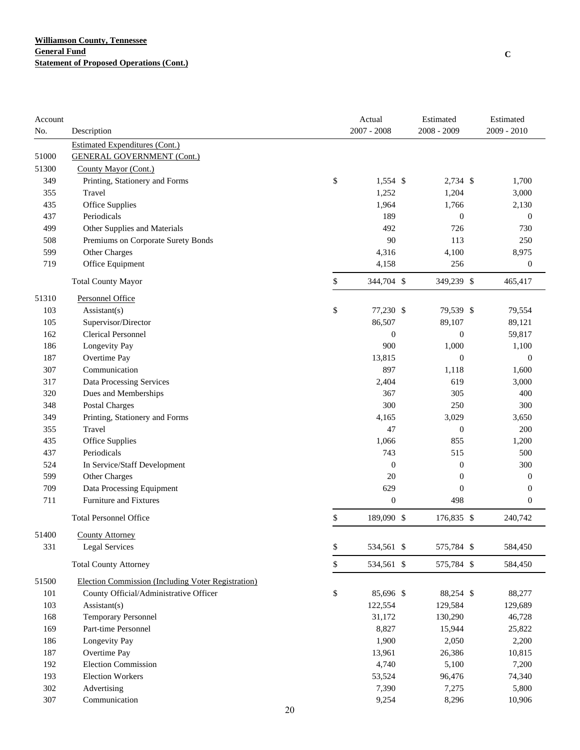**Williamson County, Tennessee**
**General Fund**
**Statement of Proposed Operations (Cont.)**

C

| Account No. | Description | Actual 2007 - 2008 | Estimated 2008 - 2009 | Estimated 2009 - 2010 |
|---|---|---|---|---|
| | Estimated Expenditures (Cont.) | | | |
| 51000 | GENERAL GOVERNMENT (Cont.) | | | |
| 51300 | County Mayor (Cont.) | | | |
| 349 | Printing, Stationery and Forms | $ 1,554 | $ 2,734 | $ 1,700 |
| 355 | Travel | 1,252 | 1,204 | 3,000 |
| 435 | Office Supplies | 1,964 | 1,766 | 2,130 |
| 437 | Periodicals | 189 | 0 | 0 |
| 499 | Other Supplies and Materials | 492 | 726 | 730 |
| 508 | Premiums on Corporate Surety Bonds | 90 | 113 | 250 |
| 599 | Other Charges | 4,316 | 4,100 | 8,975 |
| 719 | Office Equipment | 4,158 | 256 | 0 |
| | Total County Mayor | $ 344,704 | $ 349,239 | $ 465,417 |
| 51310 | Personnel Office | | | |
| 103 | Assistant(s) | $ 77,230 | $ 79,539 | $ 79,554 |
| 105 | Supervisor/Director | 86,507 | 89,107 | 89,121 |
| 162 | Clerical Personnel | 0 | 0 | 59,817 |
| 186 | Longevity Pay | 900 | 1,000 | 1,100 |
| 187 | Overtime Pay | 13,815 | 0 | 0 |
| 307 | Communication | 897 | 1,118 | 1,600 |
| 317 | Data Processing Services | 2,404 | 619 | 3,000 |
| 320 | Dues and Memberships | 367 | 305 | 400 |
| 348 | Postal Charges | 300 | 250 | 300 |
| 349 | Printing, Stationery and Forms | 4,165 | 3,029 | 3,650 |
| 355 | Travel | 47 | 0 | 200 |
| 435 | Office Supplies | 1,066 | 855 | 1,200 |
| 437 | Periodicals | 743 | 515 | 500 |
| 524 | In Service/Staff Development | 0 | 0 | 300 |
| 599 | Other Charges | 20 | 0 | 0 |
| 709 | Data Processing Equipment | 629 | 0 | 0 |
| 711 | Furniture and Fixtures | 0 | 498 | 0 |
| | Total Personnel Office | $ 189,090 | $ 176,835 | $ 240,742 |
| 51400 | County Attorney | | | |
| 331 | Legal Services | $ 534,561 | $ 575,784 | $ 584,450 |
| | Total County Attorney | $ 534,561 | $ 575,784 | $ 584,450 |
| 51500 | Election Commission (Including Voter Registration) | | | |
| 101 | County Official/Administrative Officer | $ 85,696 | $ 88,254 | $ 88,277 |
| 103 | Assistant(s) | 122,554 | 129,584 | 129,689 |
| 168 | Temporary Personnel | 31,172 | 130,290 | 46,728 |
| 169 | Part-time Personnel | 8,827 | 15,944 | 25,822 |
| 186 | Longevity Pay | 1,900 | 2,050 | 2,200 |
| 187 | Overtime Pay | 13,961 | 26,386 | 10,815 |
| 192 | Election Commission | 4,740 | 5,100 | 7,200 |
| 193 | Election Workers | 53,524 | 96,476 | 74,340 |
| 302 | Advertising | 7,390 | 7,275 | 5,800 |
| 307 | Communication | 9,254 | 8,296 | 10,906 |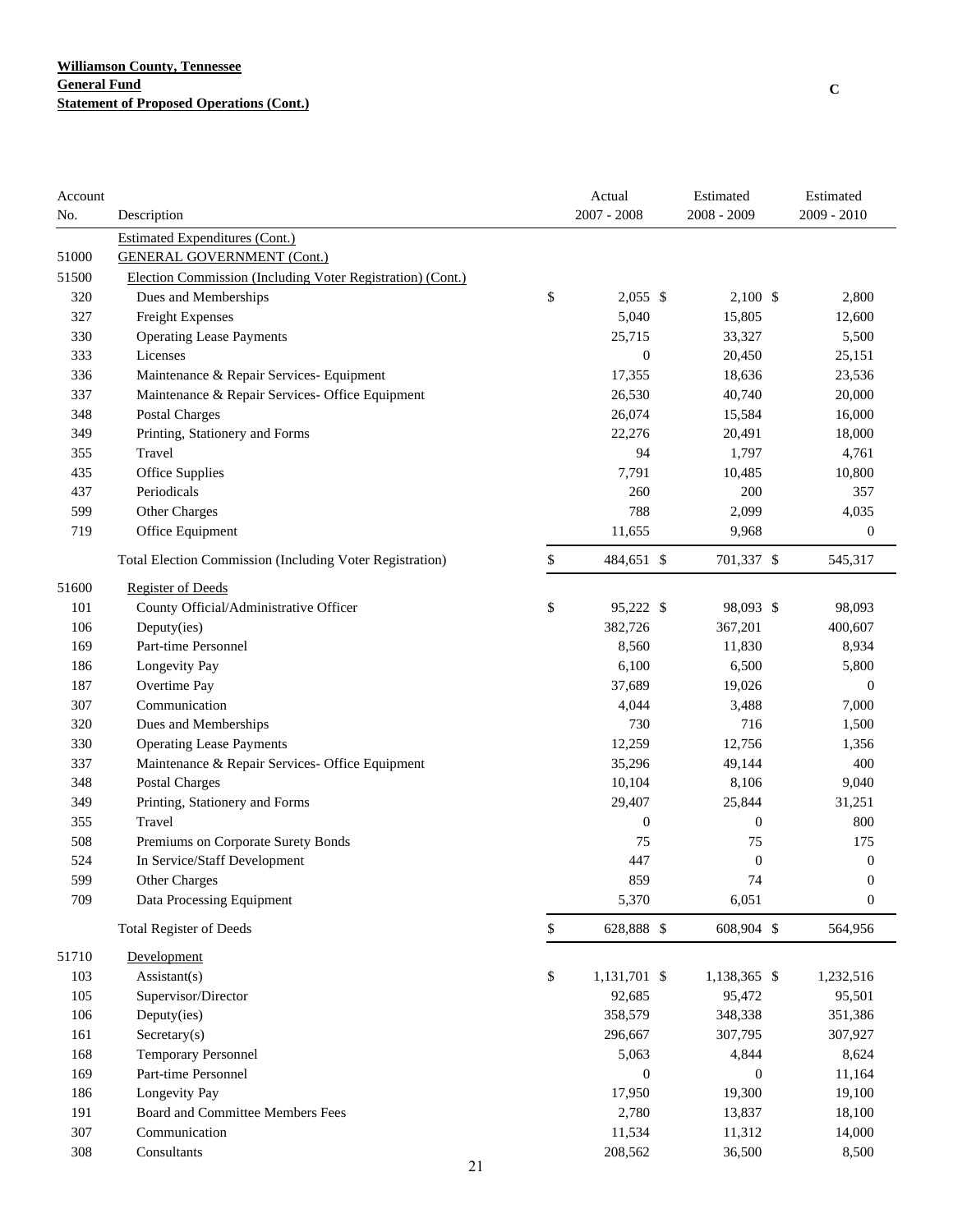**Williamson County, Tennessee**
**General Fund**
**Statement of Proposed Operations (Cont.)**

C

| Account No. | Description | Actual 2007 - 2008 | Estimated 2008 - 2009 | Estimated 2009 - 2010 |
|---|---|---|---|---|
| | Estimated Expenditures (Cont.) | | | |
| 51000 | GENERAL GOVERNMENT (Cont.) | | | |
| 51500 | Election Commission (Including Voter Registration) (Cont.) | | | |
| 320 | Dues and Memberships | $ 2,055 | $ 2,100 | $ 2,800 |
| 327 | Freight Expenses | 5,040 | 15,805 | 12,600 |
| 330 | Operating Lease Payments | 25,715 | 33,327 | 5,500 |
| 333 | Licenses | 0 | 20,450 | 25,151 |
| 336 | Maintenance & Repair Services- Equipment | 17,355 | 18,636 | 23,536 |
| 337 | Maintenance & Repair Services- Office Equipment | 26,530 | 40,740 | 20,000 |
| 348 | Postal Charges | 26,074 | 15,584 | 16,000 |
| 349 | Printing, Stationery and Forms | 22,276 | 20,491 | 18,000 |
| 355 | Travel | 94 | 1,797 | 4,761 |
| 435 | Office Supplies | 7,791 | 10,485 | 10,800 |
| 437 | Periodicals | 260 | 200 | 357 |
| 599 | Other Charges | 788 | 2,099 | 4,035 |
| 719 | Office Equipment | 11,655 | 9,968 | 0 |
| | Total Election Commission (Including Voter Registration) | $ 484,651 | $ 701,337 | $ 545,317 |
| 51600 | Register of Deeds | | | |
| 101 | County Official/Administrative Officer | $ 95,222 | $ 98,093 | $ 98,093 |
| 106 | Deputy(ies) | 382,726 | 367,201 | 400,607 |
| 169 | Part-time Personnel | 8,560 | 11,830 | 8,934 |
| 186 | Longevity Pay | 6,100 | 6,500 | 5,800 |
| 187 | Overtime Pay | 37,689 | 19,026 | 0 |
| 307 | Communication | 4,044 | 3,488 | 7,000 |
| 320 | Dues and Memberships | 730 | 716 | 1,500 |
| 330 | Operating Lease Payments | 12,259 | 12,756 | 1,356 |
| 337 | Maintenance & Repair Services- Office Equipment | 35,296 | 49,144 | 400 |
| 348 | Postal Charges | 10,104 | 8,106 | 9,040 |
| 349 | Printing, Stationery and Forms | 29,407 | 25,844 | 31,251 |
| 355 | Travel | 0 | 0 | 800 |
| 508 | Premiums on Corporate Surety Bonds | 75 | 75 | 175 |
| 524 | In Service/Staff Development | 447 | 0 | 0 |
| 599 | Other Charges | 859 | 74 | 0 |
| 709 | Data Processing Equipment | 5,370 | 6,051 | 0 |
| | Total Register of Deeds | $ 628,888 | $ 608,904 | $ 564,956 |
| 51710 | Development | | | |
| 103 | Assistant(s) | $ 1,131,701 | $ 1,138,365 | $ 1,232,516 |
| 105 | Supervisor/Director | 92,685 | 95,472 | 95,501 |
| 106 | Deputy(ies) | 358,579 | 348,338 | 351,386 |
| 161 | Secretary(s) | 296,667 | 307,795 | 307,927 |
| 168 | Temporary Personnel | 5,063 | 4,844 | 8,624 |
| 169 | Part-time Personnel | 0 | 0 | 11,164 |
| 186 | Longevity Pay | 17,950 | 19,300 | 19,100 |
| 191 | Board and Committee Members Fees | 2,780 | 13,837 | 18,100 |
| 307 | Communication | 11,534 | 11,312 | 14,000 |
| 308 | Consultants | 208,562 | 36,500 | 8,500 |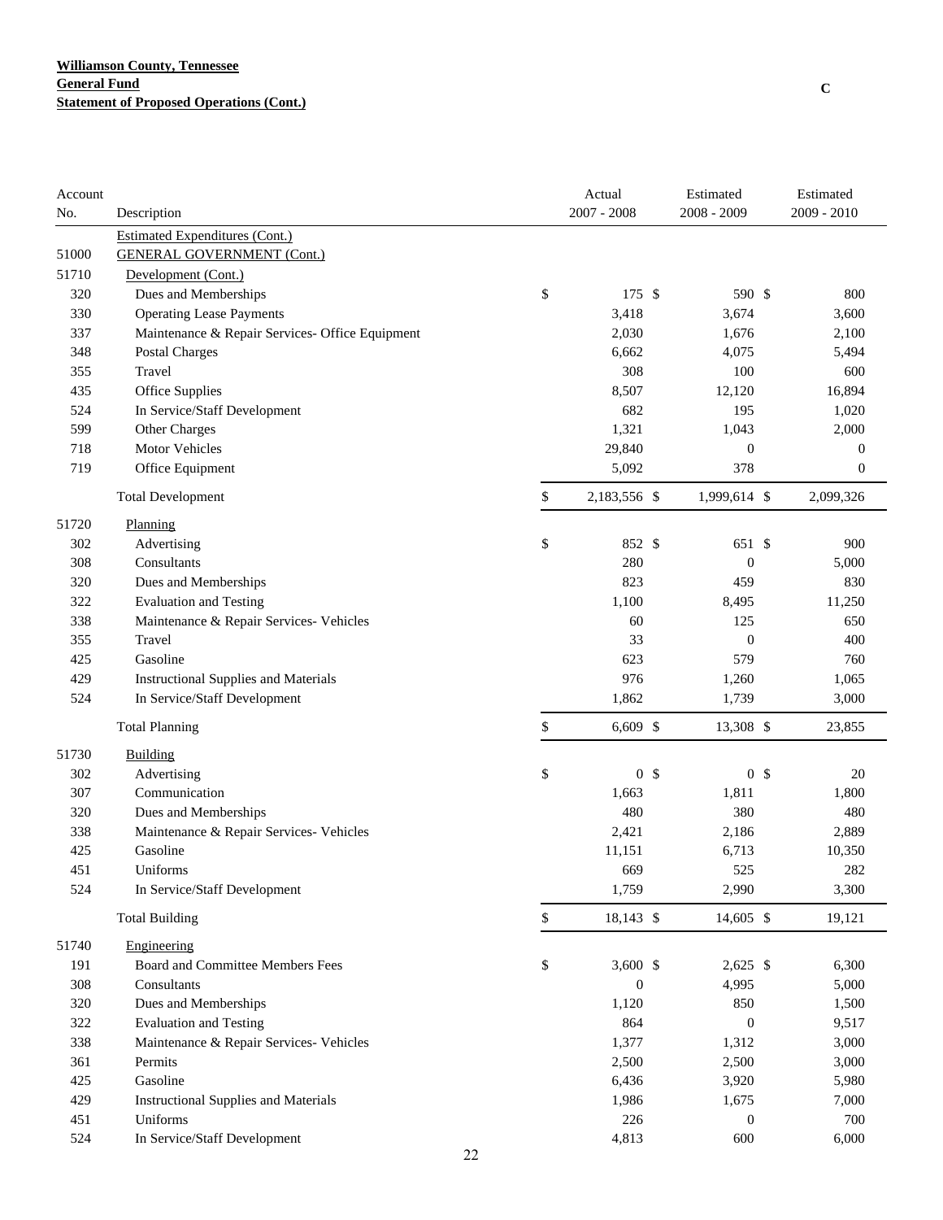**Williamson County, Tennessee**
**General Fund**
**Statement of Proposed Operations (Cont.)**

C

| Account No. | Description | Actual 2007 - 2008 | Estimated 2008 - 2009 | Estimated 2009 - 2010 |
|---|---|---|---|---|
| | Estimated Expenditures (Cont.) | | | |
| 51000 | GENERAL GOVERNMENT (Cont.) | | | |
| 51710 | Development (Cont.) | | | |
| 320 | Dues and Memberships | $ 175 | $ 590 | $ 800 |
| 330 | Operating Lease Payments | 3,418 | 3,674 | 3,600 |
| 337 | Maintenance & Repair Services- Office Equipment | 2,030 | 1,676 | 2,100 |
| 348 | Postal Charges | 6,662 | 4,075 | 5,494 |
| 355 | Travel | 308 | 100 | 600 |
| 435 | Office Supplies | 8,507 | 12,120 | 16,894 |
| 524 | In Service/Staff Development | 682 | 195 | 1,020 |
| 599 | Other Charges | 1,321 | 1,043 | 2,000 |
| 718 | Motor Vehicles | 29,840 | 0 | 0 |
| 719 | Office Equipment | 5,092 | 378 | 0 |
| | Total Development | $ 2,183,556 | $ 1,999,614 | $ 2,099,326 |
| 51720 | Planning | | | |
| 302 | Advertising | $ 852 | $ 651 | $ 900 |
| 308 | Consultants | 280 | 0 | 5,000 |
| 320 | Dues and Memberships | 823 | 459 | 830 |
| 322 | Evaluation and Testing | 1,100 | 8,495 | 11,250 |
| 338 | Maintenance & Repair Services- Vehicles | 60 | 125 | 650 |
| 355 | Travel | 33 | 0 | 400 |
| 425 | Gasoline | 623 | 579 | 760 |
| 429 | Instructional Supplies and Materials | 976 | 1,260 | 1,065 |
| 524 | In Service/Staff Development | 1,862 | 1,739 | 3,000 |
| | Total Planning | $ 6,609 | $ 13,308 | $ 23,855 |
| 51730 | Building | | | |
| 302 | Advertising | $ 0 | $ 0 | $ 20 |
| 307 | Communication | 1,663 | 1,811 | 1,800 |
| 320 | Dues and Memberships | 480 | 380 | 480 |
| 338 | Maintenance & Repair Services- Vehicles | 2,421 | 2,186 | 2,889 |
| 425 | Gasoline | 11,151 | 6,713 | 10,350 |
| 451 | Uniforms | 669 | 525 | 282 |
| 524 | In Service/Staff Development | 1,759 | 2,990 | 3,300 |
| | Total Building | $ 18,143 | $ 14,605 | $ 19,121 |
| 51740 | Engineering | | | |
| 191 | Board and Committee Members Fees | $ 3,600 | $ 2,625 | $ 6,300 |
| 308 | Consultants | 0 | 4,995 | 5,000 |
| 320 | Dues and Memberships | 1,120 | 850 | 1,500 |
| 322 | Evaluation and Testing | 864 | 0 | 9,517 |
| 338 | Maintenance & Repair Services- Vehicles | 1,377 | 1,312 | 3,000 |
| 361 | Permits | 2,500 | 2,500 | 3,000 |
| 425 | Gasoline | 6,436 | 3,920 | 5,980 |
| 429 | Instructional Supplies and Materials | 1,986 | 1,675 | 7,000 |
| 451 | Uniforms | 226 | 0 | 700 |
| 524 | In Service/Staff Development | 4,813 | 600 | 6,000 |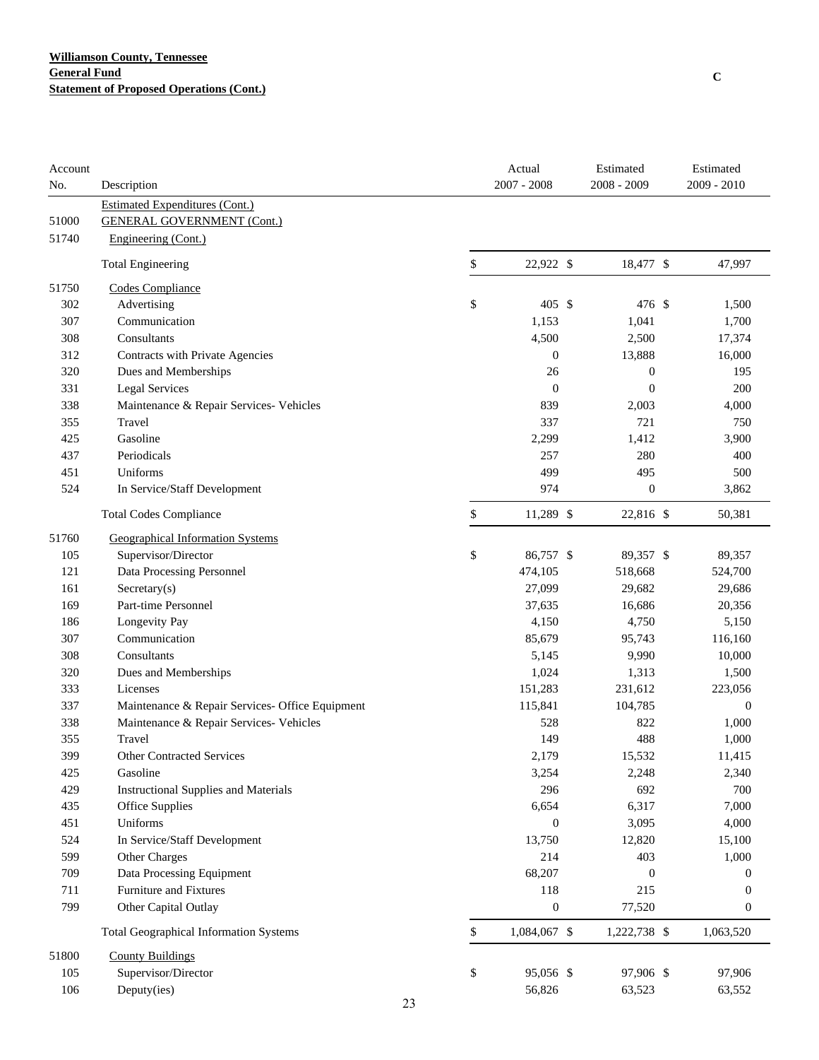**Williamson County, Tennessee**
**General Fund**
**Statement of Proposed Operations (Cont.)**

C

| Account No. | Description | Actual 2007 - 2008 | Estimated 2008 - 2009 | Estimated 2009 - 2010 |
|---|---|---|---|---|
| | Estimated Expenditures (Cont.) | | | |
| 51000 | GENERAL GOVERNMENT (Cont.) | | | |
| 51740 | Engineering (Cont.) | | | |
| | Total Engineering | $ 22,922 | $ 18,477 | $ 47,997 |
| 51750 | Codes Compliance | | | |
| 302 | Advertising | $ 405 | $ 476 | $ 1,500 |
| 307 | Communication | 1,153 | 1,041 | 1,700 |
| 308 | Consultants | 4,500 | 2,500 | 17,374 |
| 312 | Contracts with Private Agencies | 0 | 13,888 | 16,000 |
| 320 | Dues and Memberships | 26 | 0 | 195 |
| 331 | Legal Services | 0 | 0 | 200 |
| 338 | Maintenance & Repair Services- Vehicles | 839 | 2,003 | 4,000 |
| 355 | Travel | 337 | 721 | 750 |
| 425 | Gasoline | 2,299 | 1,412 | 3,900 |
| 437 | Periodicals | 257 | 280 | 400 |
| 451 | Uniforms | 499 | 495 | 500 |
| 524 | In Service/Staff Development | 974 | 0 | 3,862 |
| | Total Codes Compliance | $ 11,289 | $ 22,816 | $ 50,381 |
| 51760 | Geographical Information Systems | | | |
| 105 | Supervisor/Director | $ 86,757 | $ 89,357 | $ 89,357 |
| 121 | Data Processing Personnel | 474,105 | 518,668 | 524,700 |
| 161 | Secretary(s) | 27,099 | 29,682 | 29,686 |
| 169 | Part-time Personnel | 37,635 | 16,686 | 20,356 |
| 186 | Longevity Pay | 4,150 | 4,750 | 5,150 |
| 307 | Communication | 85,679 | 95,743 | 116,160 |
| 308 | Consultants | 5,145 | 9,990 | 10,000 |
| 320 | Dues and Memberships | 1,024 | 1,313 | 1,500 |
| 333 | Licenses | 151,283 | 231,612 | 223,056 |
| 337 | Maintenance & Repair Services- Office Equipment | 115,841 | 104,785 | 0 |
| 338 | Maintenance & Repair Services- Vehicles | 528 | 822 | 1,000 |
| 355 | Travel | 149 | 488 | 1,000 |
| 399 | Other Contracted Services | 2,179 | 15,532 | 11,415 |
| 425 | Gasoline | 3,254 | 2,248 | 2,340 |
| 429 | Instructional Supplies and Materials | 296 | 692 | 700 |
| 435 | Office Supplies | 6,654 | 6,317 | 7,000 |
| 451 | Uniforms | 0 | 3,095 | 4,000 |
| 524 | In Service/Staff Development | 13,750 | 12,820 | 15,100 |
| 599 | Other Charges | 214 | 403 | 1,000 |
| 709 | Data Processing Equipment | 68,207 | 0 | 0 |
| 711 | Furniture and Fixtures | 118 | 215 | 0 |
| 799 | Other Capital Outlay | 0 | 77,520 | 0 |
| | Total Geographical Information Systems | $ 1,084,067 | $ 1,222,738 | $ 1,063,520 |
| 51800 | County Buildings | | | |
| 105 | Supervisor/Director | $ 95,056 | $ 97,906 | $ 97,906 |
| 106 | Deputy(ies) | 56,826 | 63,523 | 63,552 |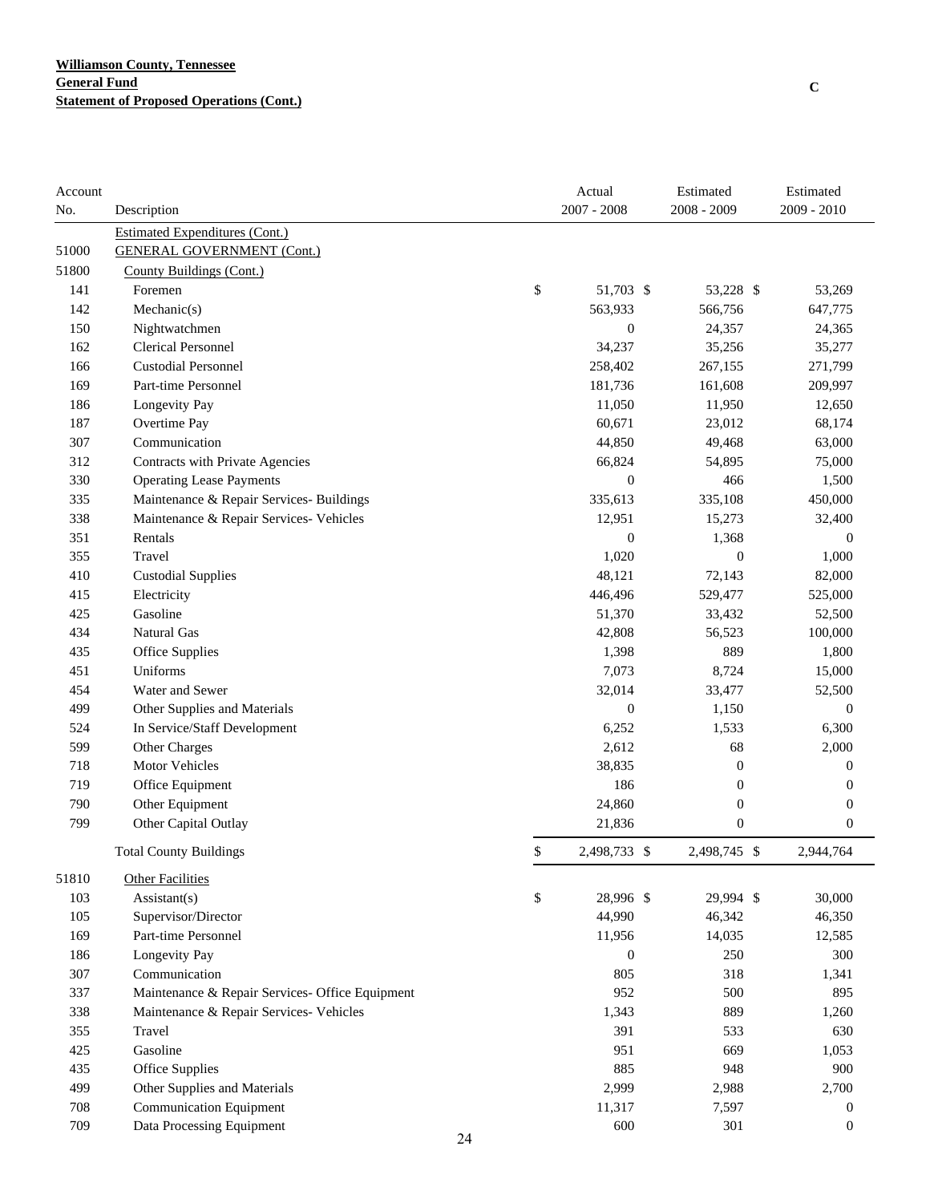**Williamson County, Tennessee**
**General Fund**
**Statement of Proposed Operations (Cont.)**

C

| Account No. | Description | Actual 2007 - 2008 | Estimated 2008 - 2009 | Estimated 2009 - 2010 |
|---|---|---|---|---|
| | Estimated Expenditures (Cont.) | | | |
| 51000 | GENERAL GOVERNMENT (Cont.) | | | |
| 51800 | County Buildings (Cont.) | | | |
| 141 | Foremen | $ 51,703 | $ 53,228 | $ 53,269 |
| 142 | Mechanic(s) | 563,933 | 566,756 | 647,775 |
| 150 | Nightwatchmen | 0 | 24,357 | 24,365 |
| 162 | Clerical Personnel | 34,237 | 35,256 | 35,277 |
| 166 | Custodial Personnel | 258,402 | 267,155 | 271,799 |
| 169 | Part-time Personnel | 181,736 | 161,608 | 209,997 |
| 186 | Longevity Pay | 11,050 | 11,950 | 12,650 |
| 187 | Overtime Pay | 60,671 | 23,012 | 68,174 |
| 307 | Communication | 44,850 | 49,468 | 63,000 |
| 312 | Contracts with Private Agencies | 66,824 | 54,895 | 75,000 |
| 330 | Operating Lease Payments | 0 | 466 | 1,500 |
| 335 | Maintenance & Repair Services- Buildings | 335,613 | 335,108 | 450,000 |
| 338 | Maintenance & Repair Services- Vehicles | 12,951 | 15,273 | 32,400 |
| 351 | Rentals | 0 | 1,368 | 0 |
| 355 | Travel | 1,020 | 0 | 1,000 |
| 410 | Custodial Supplies | 48,121 | 72,143 | 82,000 |
| 415 | Electricity | 446,496 | 529,477 | 525,000 |
| 425 | Gasoline | 51,370 | 33,432 | 52,500 |
| 434 | Natural Gas | 42,808 | 56,523 | 100,000 |
| 435 | Office Supplies | 1,398 | 889 | 1,800 |
| 451 | Uniforms | 7,073 | 8,724 | 15,000 |
| 454 | Water and Sewer | 32,014 | 33,477 | 52,500 |
| 499 | Other Supplies and Materials | 0 | 1,150 | 0 |
| 524 | In Service/Staff Development | 6,252 | 1,533 | 6,300 |
| 599 | Other Charges | 2,612 | 68 | 2,000 |
| 718 | Motor Vehicles | 38,835 | 0 | 0 |
| 719 | Office Equipment | 186 | 0 | 0 |
| 790 | Other Equipment | 24,860 | 0 | 0 |
| 799 | Other Capital Outlay | 21,836 | 0 | 0 |
| | Total County Buildings | $ 2,498,733 | $ 2,498,745 | $ 2,944,764 |
| 51810 | Other Facilities | | | |
| 103 | Assistant(s) | $ 28,996 | $ 29,994 | $ 30,000 |
| 105 | Supervisor/Director | 44,990 | 46,342 | 46,350 |
| 169 | Part-time Personnel | 11,956 | 14,035 | 12,585 |
| 186 | Longevity Pay | 0 | 250 | 300 |
| 307 | Communication | 805 | 318 | 1,341 |
| 337 | Maintenance & Repair Services- Office Equipment | 952 | 500 | 895 |
| 338 | Maintenance & Repair Services- Vehicles | 1,343 | 889 | 1,260 |
| 355 | Travel | 391 | 533 | 630 |
| 425 | Gasoline | 951 | 669 | 1,053 |
| 435 | Office Supplies | 885 | 948 | 900 |
| 499 | Other Supplies and Materials | 2,999 | 2,988 | 2,700 |
| 708 | Communication Equipment | 11,317 | 7,597 | 0 |
| 709 | Data Processing Equipment | 600 | 301 | 0 |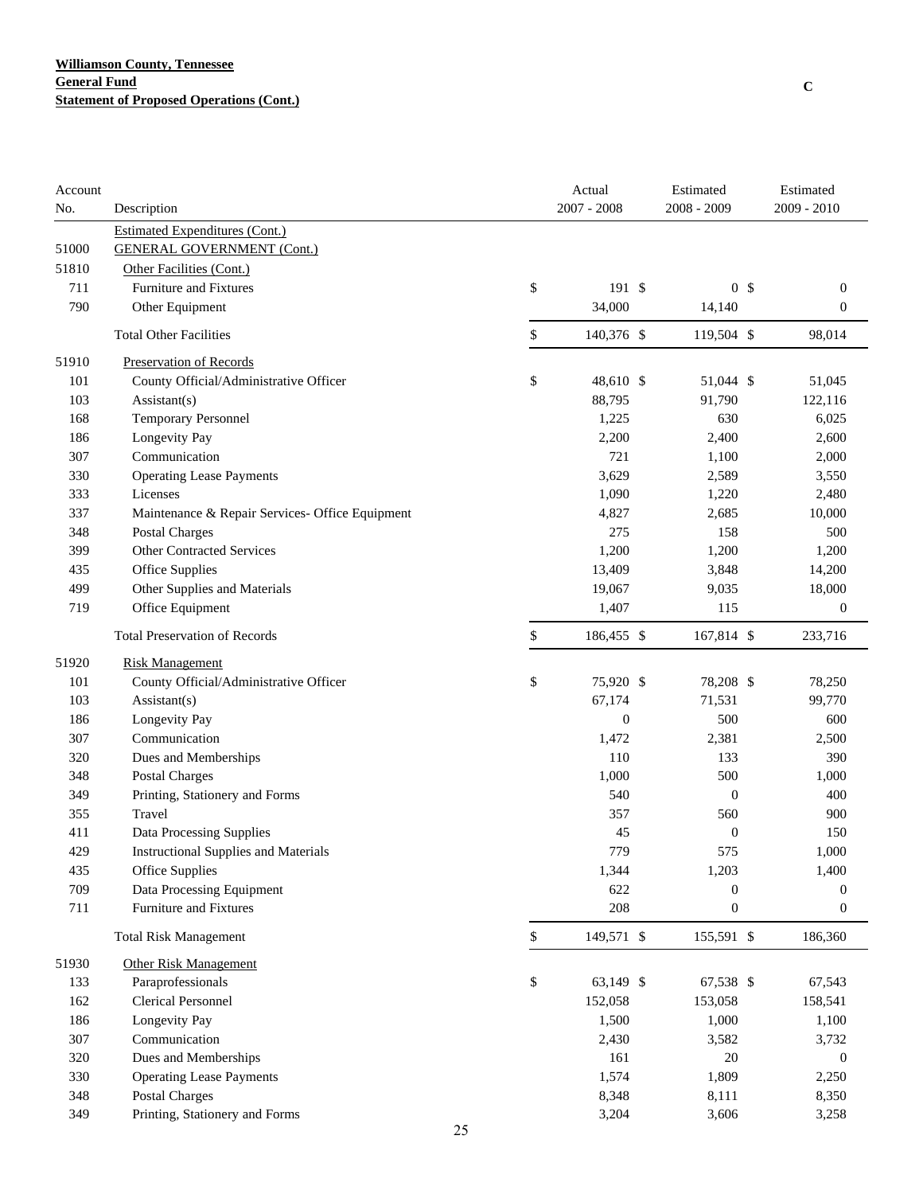**Williamson County, Tennessee**
**General Fund**
**Statement of Proposed Operations (Cont.)**

C

| Account No. | Description | Actual 2007 - 2008 | Estimated 2008 - 2009 | Estimated 2009 - 2010 |
|---|---|---|---|---|
| | Estimated Expenditures (Cont.) | | | |
| 51000 | GENERAL GOVERNMENT (Cont.) | | | |
| 51810 | Other Facilities (Cont.) | | | |
| 711 | Furniture and Fixtures | $ 191 | $ 0 | $ 0 |
| 790 | Other Equipment | 34,000 | 14,140 | 0 |
| | Total Other Facilities | $ 140,376 | $ 119,504 | $ 98,014 |
| 51910 | Preservation of Records | | | |
| 101 | County Official/Administrative Officer | $ 48,610 | $ 51,044 | $ 51,045 |
| 103 | Assistant(s) | 88,795 | 91,790 | 122,116 |
| 168 | Temporary Personnel | 1,225 | 630 | 6,025 |
| 186 | Longevity Pay | 2,200 | 2,400 | 2,600 |
| 307 | Communication | 721 | 1,100 | 2,000 |
| 330 | Operating Lease Payments | 3,629 | 2,589 | 3,550 |
| 333 | Licenses | 1,090 | 1,220 | 2,480 |
| 337 | Maintenance & Repair Services- Office Equipment | 4,827 | 2,685 | 10,000 |
| 348 | Postal Charges | 275 | 158 | 500 |
| 399 | Other Contracted Services | 1,200 | 1,200 | 1,200 |
| 435 | Office Supplies | 13,409 | 3,848 | 14,200 |
| 499 | Other Supplies and Materials | 19,067 | 9,035 | 18,000 |
| 719 | Office Equipment | 1,407 | 115 | 0 |
| | Total Preservation of Records | $ 186,455 | $ 167,814 | $ 233,716 |
| 51920 | Risk Management | | | |
| 101 | County Official/Administrative Officer | $ 75,920 | $ 78,208 | $ 78,250 |
| 103 | Assistant(s) | 67,174 | 71,531 | 99,770 |
| 186 | Longevity Pay | 0 | 500 | 600 |
| 307 | Communication | 1,472 | 2,381 | 2,500 |
| 320 | Dues and Memberships | 110 | 133 | 390 |
| 348 | Postal Charges | 1,000 | 500 | 1,000 |
| 349 | Printing, Stationery and Forms | 540 | 0 | 400 |
| 355 | Travel | 357 | 560 | 900 |
| 411 | Data Processing Supplies | 45 | 0 | 150 |
| 429 | Instructional Supplies and Materials | 779 | 575 | 1,000 |
| 435 | Office Supplies | 1,344 | 1,203 | 1,400 |
| 709 | Data Processing Equipment | 622 | 0 | 0 |
| 711 | Furniture and Fixtures | 208 | 0 | 0 |
| | Total Risk Management | $ 149,571 | $ 155,591 | $ 186,360 |
| 51930 | Other Risk Management | | | |
| 133 | Paraprofessionals | $ 63,149 | $ 67,538 | $ 67,543 |
| 162 | Clerical Personnel | 152,058 | 153,058 | 158,541 |
| 186 | Longevity Pay | 1,500 | 1,000 | 1,100 |
| 307 | Communication | 2,430 | 3,582 | 3,732 |
| 320 | Dues and Memberships | 161 | 20 | 0 |
| 330 | Operating Lease Payments | 1,574 | 1,809 | 2,250 |
| 348 | Postal Charges | 8,348 | 8,111 | 8,350 |
| 349 | Printing, Stationery and Forms | 3,204 | 3,606 | 3,258 |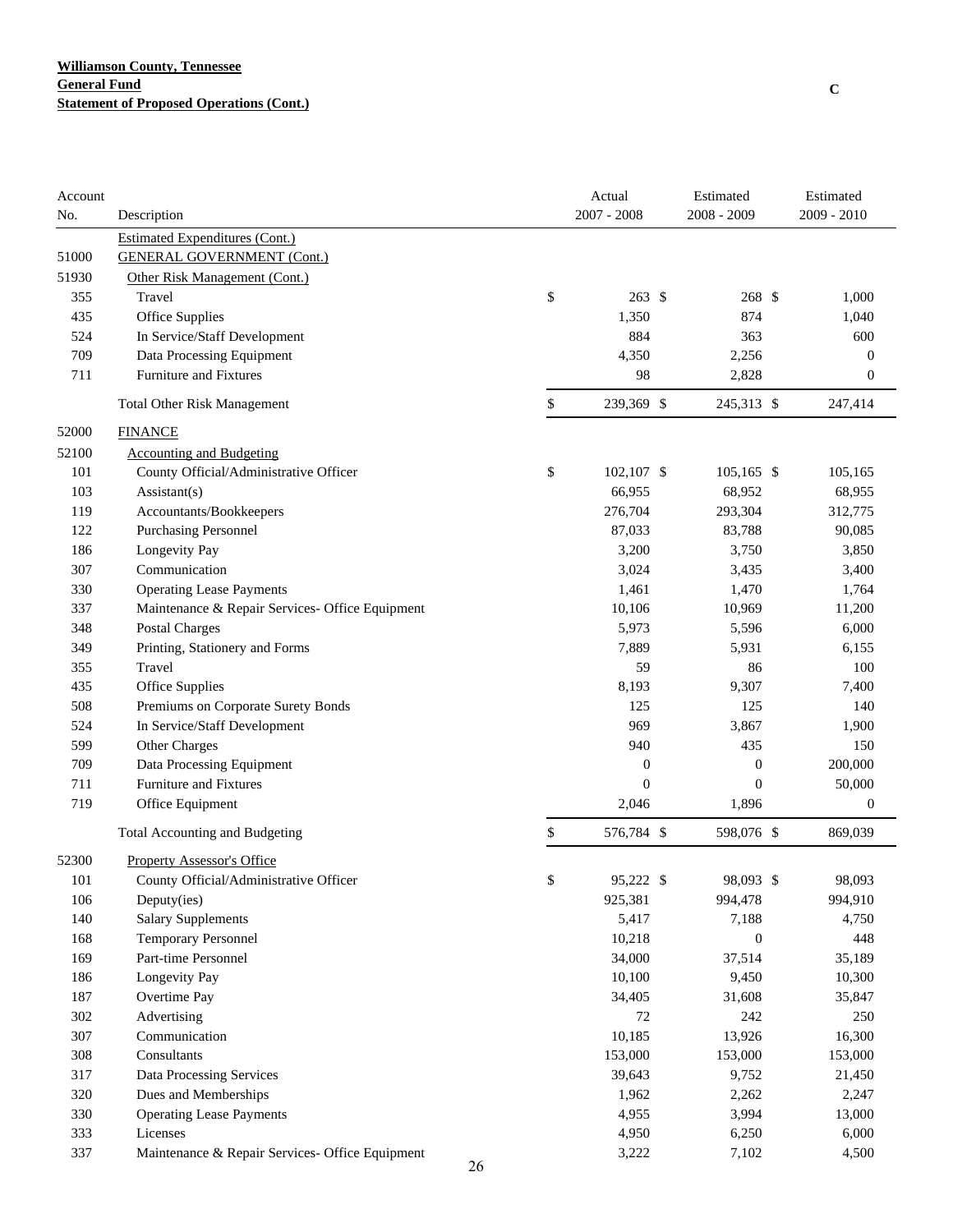**Williamson County, Tennessee**
**General Fund**
**Statement of Proposed Operations (Cont.)**

C

| Account No. | Description | Actual 2007 - 2008 | Estimated 2008 - 2009 | Estimated 2009 - 2010 |
|---|---|---|---|---|
| | Estimated Expenditures (Cont.) | | | |
| 51000 | GENERAL GOVERNMENT (Cont.) | | | |
| 51930 | Other Risk Management (Cont.) | | | |
| 355 | Travel | $ 263 | $ 268 | $ 1,000 |
| 435 | Office Supplies | 1,350 | 874 | 1,040 |
| 524 | In Service/Staff Development | 884 | 363 | 600 |
| 709 | Data Processing Equipment | 4,350 | 2,256 | 0 |
| 711 | Furniture and Fixtures | 98 | 2,828 | 0 |
| | Total Other Risk Management | $ 239,369 | $ 245,313 | $ 247,414 |
| 52000 | FINANCE | | | |
| 52100 | Accounting and Budgeting | | | |
| 101 | County Official/Administrative Officer | $ 102,107 | $ 105,165 | $ 105,165 |
| 103 | Assistant(s) | 66,955 | 68,952 | 68,955 |
| 119 | Accountants/Bookkeepers | 276,704 | 293,304 | 312,775 |
| 122 | Purchasing Personnel | 87,033 | 83,788 | 90,085 |
| 186 | Longevity Pay | 3,200 | 3,750 | 3,850 |
| 307 | Communication | 3,024 | 3,435 | 3,400 |
| 330 | Operating Lease Payments | 1,461 | 1,470 | 1,764 |
| 337 | Maintenance & Repair Services- Office Equipment | 10,106 | 10,969 | 11,200 |
| 348 | Postal Charges | 5,973 | 5,596 | 6,000 |
| 349 | Printing, Stationery and Forms | 7,889 | 5,931 | 6,155 |
| 355 | Travel | 59 | 86 | 100 |
| 435 | Office Supplies | 8,193 | 9,307 | 7,400 |
| 508 | Premiums on Corporate Surety Bonds | 125 | 125 | 140 |
| 524 | In Service/Staff Development | 969 | 3,867 | 1,900 |
| 599 | Other Charges | 940 | 435 | 150 |
| 709 | Data Processing Equipment | 0 | 0 | 200,000 |
| 711 | Furniture and Fixtures | 0 | 0 | 50,000 |
| 719 | Office Equipment | 2,046 | 1,896 | 0 |
| | Total Accounting and Budgeting | $ 576,784 | $ 598,076 | $ 869,039 |
| 52300 | Property Assessor's Office | | | |
| 101 | County Official/Administrative Officer | $ 95,222 | $ 98,093 | $ 98,093 |
| 106 | Deputy(ies) | 925,381 | 994,478 | 994,910 |
| 140 | Salary Supplements | 5,417 | 7,188 | 4,750 |
| 168 | Temporary Personnel | 10,218 | 0 | 448 |
| 169 | Part-time Personnel | 34,000 | 37,514 | 35,189 |
| 186 | Longevity Pay | 10,100 | 9,450 | 10,300 |
| 187 | Overtime Pay | 34,405 | 31,608 | 35,847 |
| 302 | Advertising | 72 | 242 | 250 |
| 307 | Communication | 10,185 | 13,926 | 16,300 |
| 308 | Consultants | 153,000 | 153,000 | 153,000 |
| 317 | Data Processing Services | 39,643 | 9,752 | 21,450 |
| 320 | Dues and Memberships | 1,962 | 2,262 | 2,247 |
| 330 | Operating Lease Payments | 4,955 | 3,994 | 13,000 |
| 333 | Licenses | 4,950 | 6,250 | 6,000 |
| 337 | Maintenance & Repair Services- Office Equipment | 3,222 | 7,102 | 4,500 |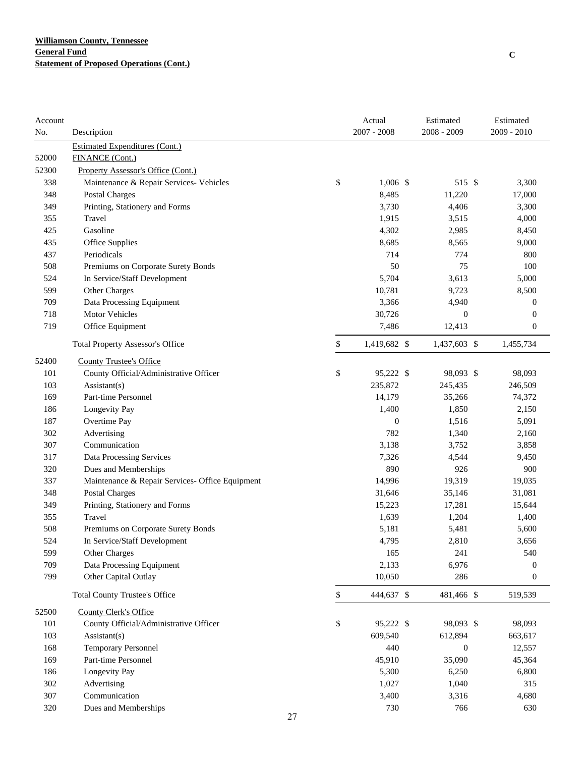**Williamson County, Tennessee**
**General Fund**
**Statement of Proposed Operations (Cont.)**

C

| Account No. | Description | Actual 2007 - 2008 | Estimated 2008 - 2009 | Estimated 2009 - 2010 |
|---|---|---|---|---|
| | Estimated Expenditures (Cont.) | | | |
| 52000 | FINANCE (Cont.) | | | |
| 52300 | Property Assessor's Office (Cont.) | | | |
| 338 | Maintenance & Repair Services- Vehicles | $ 1,006 | $ 515 | $ 3,300 |
| 348 | Postal Charges | 8,485 | 11,220 | 17,000 |
| 349 | Printing, Stationery and Forms | 3,730 | 4,406 | 3,300 |
| 355 | Travel | 1,915 | 3,515 | 4,000 |
| 425 | Gasoline | 4,302 | 2,985 | 8,450 |
| 435 | Office Supplies | 8,685 | 8,565 | 9,000 |
| 437 | Periodicals | 714 | 774 | 800 |
| 508 | Premiums on Corporate Surety Bonds | 50 | 75 | 100 |
| 524 | In Service/Staff Development | 5,704 | 3,613 | 5,000 |
| 599 | Other Charges | 10,781 | 9,723 | 8,500 |
| 709 | Data Processing Equipment | 3,366 | 4,940 | 0 |
| 718 | Motor Vehicles | 30,726 | 0 | 0 |
| 719 | Office Equipment | 7,486 | 12,413 | 0 |
| | Total Property Assessor's Office | $ 1,419,682 | $ 1,437,603 | $ 1,455,734 |
| 52400 | County Trustee's Office | | | |
| 101 | County Official/Administrative Officer | $ 95,222 | $ 98,093 | $ 98,093 |
| 103 | Assistant(s) | 235,872 | 245,435 | 246,509 |
| 169 | Part-time Personnel | 14,179 | 35,266 | 74,372 |
| 186 | Longevity Pay | 1,400 | 1,850 | 2,150 |
| 187 | Overtime Pay | 0 | 1,516 | 5,091 |
| 302 | Advertising | 782 | 1,340 | 2,160 |
| 307 | Communication | 3,138 | 3,752 | 3,858 |
| 317 | Data Processing Services | 7,326 | 4,544 | 9,450 |
| 320 | Dues and Memberships | 890 | 926 | 900 |
| 337 | Maintenance & Repair Services- Office Equipment | 14,996 | 19,319 | 19,035 |
| 348 | Postal Charges | 31,646 | 35,146 | 31,081 |
| 349 | Printing, Stationery and Forms | 15,223 | 17,281 | 15,644 |
| 355 | Travel | 1,639 | 1,204 | 1,400 |
| 508 | Premiums on Corporate Surety Bonds | 5,181 | 5,481 | 5,600 |
| 524 | In Service/Staff Development | 4,795 | 2,810 | 3,656 |
| 599 | Other Charges | 165 | 241 | 540 |
| 709 | Data Processing Equipment | 2,133 | 6,976 | 0 |
| 799 | Other Capital Outlay | 10,050 | 286 | 0 |
| | Total County Trustee's Office | $ 444,637 | $ 481,466 | $ 519,539 |
| 52500 | County Clerk's Office | | | |
| 101 | County Official/Administrative Officer | $ 95,222 | $ 98,093 | $ 98,093 |
| 103 | Assistant(s) | 609,540 | 612,894 | 663,617 |
| 168 | Temporary Personnel | 440 | 0 | 12,557 |
| 169 | Part-time Personnel | 45,910 | 35,090 | 45,364 |
| 186 | Longevity Pay | 5,300 | 6,250 | 6,800 |
| 302 | Advertising | 1,027 | 1,040 | 315 |
| 307 | Communication | 3,400 | 3,316 | 4,680 |
| 320 | Dues and Memberships | 730 | 766 | 630 |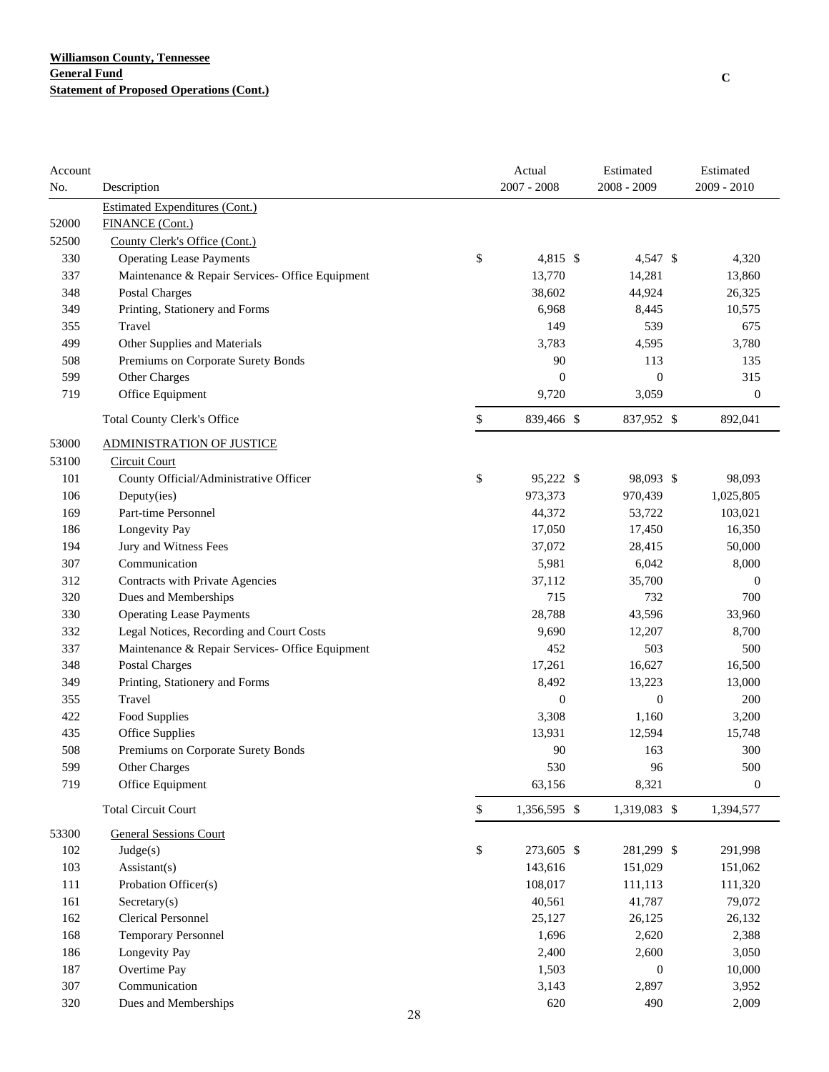**Williamson County, Tennessee**
**General Fund**
**Statement of Proposed Operations (Cont.)**

C

| Account No. | Description | Actual 2007 - 2008 | Estimated 2008 - 2009 | Estimated 2009 - 2010 |
|---|---|---|---|---|
| | Estimated Expenditures (Cont.) | | | |
| 52000 | FINANCE (Cont.) | | | |
| 52500 | County Clerk's Office (Cont.) | | | |
| 330 | Operating Lease Payments | $ 4,815 | $ 4,547 | $ 4,320 |
| 337 | Maintenance & Repair Services- Office Equipment | 13,770 | 14,281 | 13,860 |
| 348 | Postal Charges | 38,602 | 44,924 | 26,325 |
| 349 | Printing, Stationery and Forms | 6,968 | 8,445 | 10,575 |
| 355 | Travel | 149 | 539 | 675 |
| 499 | Other Supplies and Materials | 3,783 | 4,595 | 3,780 |
| 508 | Premiums on Corporate Surety Bonds | 90 | 113 | 135 |
| 599 | Other Charges | 0 | 0 | 315 |
| 719 | Office Equipment | 9,720 | 3,059 | 0 |
| | Total County Clerk's Office | $ 839,466 | $ 837,952 | $ 892,041 |
| 53000 | ADMINISTRATION OF JUSTICE | | | |
| 53100 | Circuit Court | | | |
| 101 | County Official/Administrative Officer | $ 95,222 | $ 98,093 | $ 98,093 |
| 106 | Deputy(ies) | 973,373 | 970,439 | 1,025,805 |
| 169 | Part-time Personnel | 44,372 | 53,722 | 103,021 |
| 186 | Longevity Pay | 17,050 | 17,450 | 16,350 |
| 194 | Jury and Witness Fees | 37,072 | 28,415 | 50,000 |
| 307 | Communication | 5,981 | 6,042 | 8,000 |
| 312 | Contracts with Private Agencies | 37,112 | 35,700 | 0 |
| 320 | Dues and Memberships | 715 | 732 | 700 |
| 330 | Operating Lease Payments | 28,788 | 43,596 | 33,960 |
| 332 | Legal Notices, Recording and Court Costs | 9,690 | 12,207 | 8,700 |
| 337 | Maintenance & Repair Services- Office Equipment | 452 | 503 | 500 |
| 348 | Postal Charges | 17,261 | 16,627 | 16,500 |
| 349 | Printing, Stationery and Forms | 8,492 | 13,223 | 13,000 |
| 355 | Travel | 0 | 0 | 200 |
| 422 | Food Supplies | 3,308 | 1,160 | 3,200 |
| 435 | Office Supplies | 13,931 | 12,594 | 15,748 |
| 508 | Premiums on Corporate Surety Bonds | 90 | 163 | 300 |
| 599 | Other Charges | 530 | 96 | 500 |
| 719 | Office Equipment | 63,156 | 8,321 | 0 |
| | Total Circuit Court | $ 1,356,595 | $ 1,319,083 | $ 1,394,577 |
| 53300 | General Sessions Court | | | |
| 102 | Judge(s) | $ 273,605 | $ 281,299 | $ 291,998 |
| 103 | Assistant(s) | 143,616 | 151,029 | 151,062 |
| 111 | Probation Officer(s) | 108,017 | 111,113 | 111,320 |
| 161 | Secretary(s) | 40,561 | 41,787 | 79,072 |
| 162 | Clerical Personnel | 25,127 | 26,125 | 26,132 |
| 168 | Temporary Personnel | 1,696 | 2,620 | 2,388 |
| 186 | Longevity Pay | 2,400 | 2,600 | 3,050 |
| 187 | Overtime Pay | 1,503 | 0 | 10,000 |
| 307 | Communication | 3,143 | 2,897 | 3,952 |
| 320 | Dues and Memberships | 620 | 490 | 2,009 |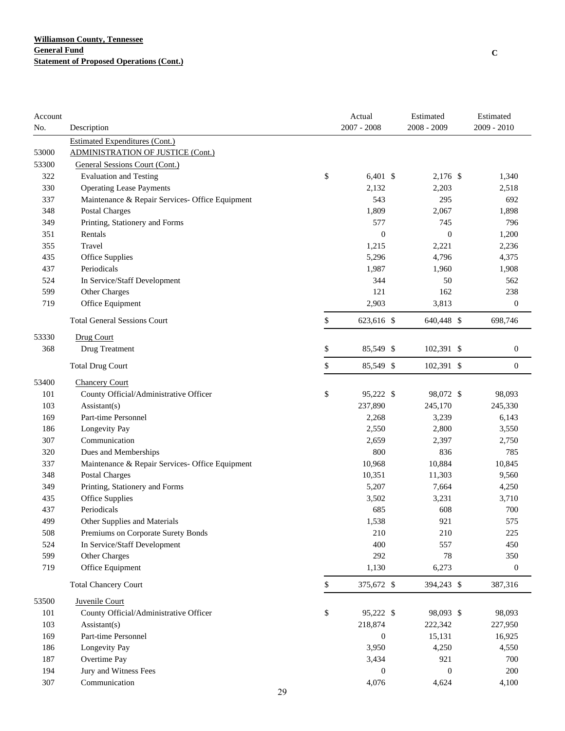**Williamson County, Tennessee**
**General Fund**
**Statement of Proposed Operations (Cont.)**

C

| Account No. | Description | Actual 2007 - 2008 | Estimated 2008 - 2009 | Estimated 2009 - 2010 |
|---|---|---|---|---|
| | Estimated Expenditures (Cont.) | | | |
| 53000 | ADMINISTRATION OF JUSTICE (Cont.) | | | |
| 53300 | General Sessions Court (Cont.) | | | |
| 322 | Evaluation and Testing | $ 6,401 | $ 2,176 | $ 1,340 |
| 330 | Operating Lease Payments | 2,132 | 2,203 | 2,518 |
| 337 | Maintenance & Repair Services- Office Equipment | 543 | 295 | 692 |
| 348 | Postal Charges | 1,809 | 2,067 | 1,898 |
| 349 | Printing, Stationery and Forms | 577 | 745 | 796 |
| 351 | Rentals | 0 | 0 | 1,200 |
| 355 | Travel | 1,215 | 2,221 | 2,236 |
| 435 | Office Supplies | 5,296 | 4,796 | 4,375 |
| 437 | Periodicals | 1,987 | 1,960 | 1,908 |
| 524 | In Service/Staff Development | 344 | 50 | 562 |
| 599 | Other Charges | 121 | 162 | 238 |
| 719 | Office Equipment | 2,903 | 3,813 | 0 |
| | Total General Sessions Court | $ 623,616 | $ 640,448 | $ 698,746 |
| 53330 | Drug Court | | | |
| 368 | Drug Treatment | $ 85,549 | $ 102,391 | $ 0 |
| | Total Drug Court | $ 85,549 | $ 102,391 | $ 0 |
| 53400 | Chancery Court | | | |
| 101 | County Official/Administrative Officer | $ 95,222 | $ 98,072 | $ 98,093 |
| 103 | Assistant(s) | 237,890 | 245,170 | 245,330 |
| 169 | Part-time Personnel | 2,268 | 3,239 | 6,143 |
| 186 | Longevity Pay | 2,550 | 2,800 | 3,550 |
| 307 | Communication | 2,659 | 2,397 | 2,750 |
| 320 | Dues and Memberships | 800 | 836 | 785 |
| 337 | Maintenance & Repair Services- Office Equipment | 10,968 | 10,884 | 10,845 |
| 348 | Postal Charges | 10,351 | 11,303 | 9,560 |
| 349 | Printing, Stationery and Forms | 5,207 | 7,664 | 4,250 |
| 435 | Office Supplies | 3,502 | 3,231 | 3,710 |
| 437 | Periodicals | 685 | 608 | 700 |
| 499 | Other Supplies and Materials | 1,538 | 921 | 575 |
| 508 | Premiums on Corporate Surety Bonds | 210 | 210 | 225 |
| 524 | In Service/Staff Development | 400 | 557 | 450 |
| 599 | Other Charges | 292 | 78 | 350 |
| 719 | Office Equipment | 1,130 | 6,273 | 0 |
| | Total Chancery Court | $ 375,672 | $ 394,243 | $ 387,316 |
| 53500 | Juvenile Court | | | |
| 101 | County Official/Administrative Officer | $ 95,222 | $ 98,093 | $ 98,093 |
| 103 | Assistant(s) | 218,874 | 222,342 | 227,950 |
| 169 | Part-time Personnel | 0 | 15,131 | 16,925 |
| 186 | Longevity Pay | 3,950 | 4,250 | 4,550 |
| 187 | Overtime Pay | 3,434 | 921 | 700 |
| 194 | Jury and Witness Fees | 0 | 0 | 200 |
| 307 | Communication | 4,076 | 4,624 | 4,100 |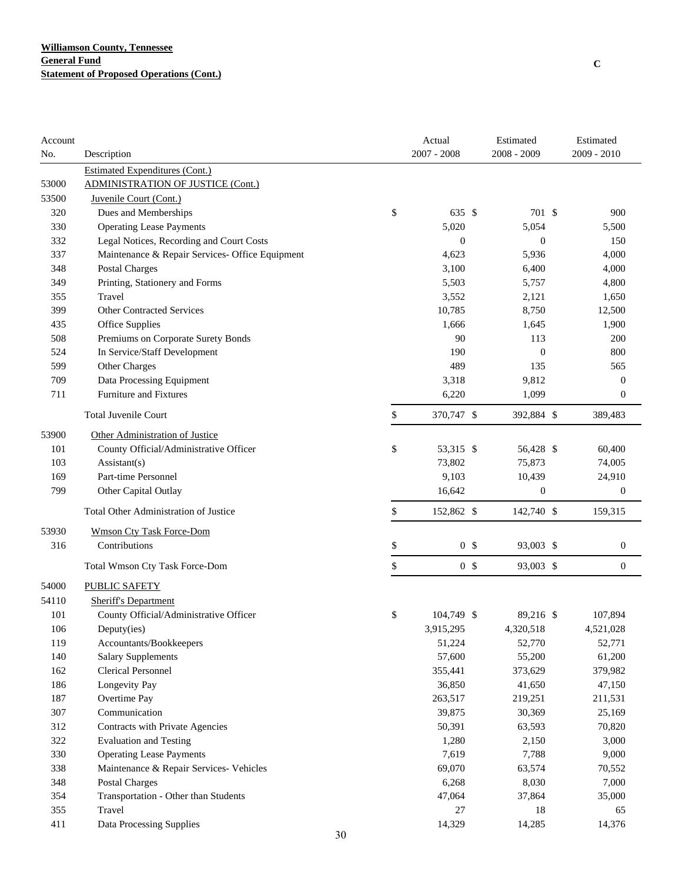**Williamson County, Tennessee**
**General Fund**
**Statement of Proposed Operations (Cont.)**

C

| Account No. | Description | Actual 2007 - 2008 | Estimated 2008 - 2009 | Estimated 2009 - 2010 |
|---|---|---|---|---|
| | Estimated Expenditures (Cont.) | | | |
| 53000 | ADMINISTRATION OF JUSTICE (Cont.) | | | |
| 53500 | Juvenile Court (Cont.) | | | |
| 320 | Dues and Memberships | $ 635 | $ 701 | $ 900 |
| 330 | Operating Lease Payments | 5,020 | 5,054 | 5,500 |
| 332 | Legal Notices, Recording and Court Costs | 0 | 0 | 150 |
| 337 | Maintenance & Repair Services- Office Equipment | 4,623 | 5,936 | 4,000 |
| 348 | Postal Charges | 3,100 | 6,400 | 4,000 |
| 349 | Printing, Stationery and Forms | 5,503 | 5,757 | 4,800 |
| 355 | Travel | 3,552 | 2,121 | 1,650 |
| 399 | Other Contracted Services | 10,785 | 8,750 | 12,500 |
| 435 | Office Supplies | 1,666 | 1,645 | 1,900 |
| 508 | Premiums on Corporate Surety Bonds | 90 | 113 | 200 |
| 524 | In Service/Staff Development | 190 | 0 | 800 |
| 599 | Other Charges | 489 | 135 | 565 |
| 709 | Data Processing Equipment | 3,318 | 9,812 | 0 |
| 711 | Furniture and Fixtures | 6,220 | 1,099 | 0 |
| | Total Juvenile Court | $ 370,747 | $ 392,884 | $ 389,483 |
| 53900 | Other Administration of Justice | | | |
| 101 | County Official/Administrative Officer | $ 53,315 | $ 56,428 | $ 60,400 |
| 103 | Assistant(s) | 73,802 | 75,873 | 74,005 |
| 169 | Part-time Personnel | 9,103 | 10,439 | 24,910 |
| 799 | Other Capital Outlay | 16,642 | 0 | 0 |
| | Total Other Administration of Justice | $ 152,862 | $ 142,740 | $ 159,315 |
| 53930 | Wmson Cty Task Force-Dom | | | |
| 316 | Contributions | $ 0 | $ 93,003 | $ 0 |
| | Total Wmson Cty Task Force-Dom | $ 0 | $ 93,003 | $ 0 |
| 54000 | PUBLIC SAFETY | | | |
| 54110 | Sheriff's Department | | | |
| 101 | County Official/Administrative Officer | $ 104,749 | $ 89,216 | $ 107,894 |
| 106 | Deputy(ies) | 3,915,295 | 4,320,518 | 4,521,028 |
| 119 | Accountants/Bookkeepers | 51,224 | 52,770 | 52,771 |
| 140 | Salary Supplements | 57,600 | 55,200 | 61,200 |
| 162 | Clerical Personnel | 355,441 | 373,629 | 379,982 |
| 186 | Longevity Pay | 36,850 | 41,650 | 47,150 |
| 187 | Overtime Pay | 263,517 | 219,251 | 211,531 |
| 307 | Communication | 39,875 | 30,369 | 25,169 |
| 312 | Contracts with Private Agencies | 50,391 | 63,593 | 70,820 |
| 322 | Evaluation and Testing | 1,280 | 2,150 | 3,000 |
| 330 | Operating Lease Payments | 7,619 | 7,788 | 9,000 |
| 338 | Maintenance & Repair Services- Vehicles | 69,070 | 63,574 | 70,552 |
| 348 | Postal Charges | 6,268 | 8,030 | 7,000 |
| 354 | Transportation - Other than Students | 47,064 | 37,864 | 35,000 |
| 355 | Travel | 27 | 18 | 65 |
| 411 | Data Processing Supplies | 14,329 | 14,285 | 14,376 |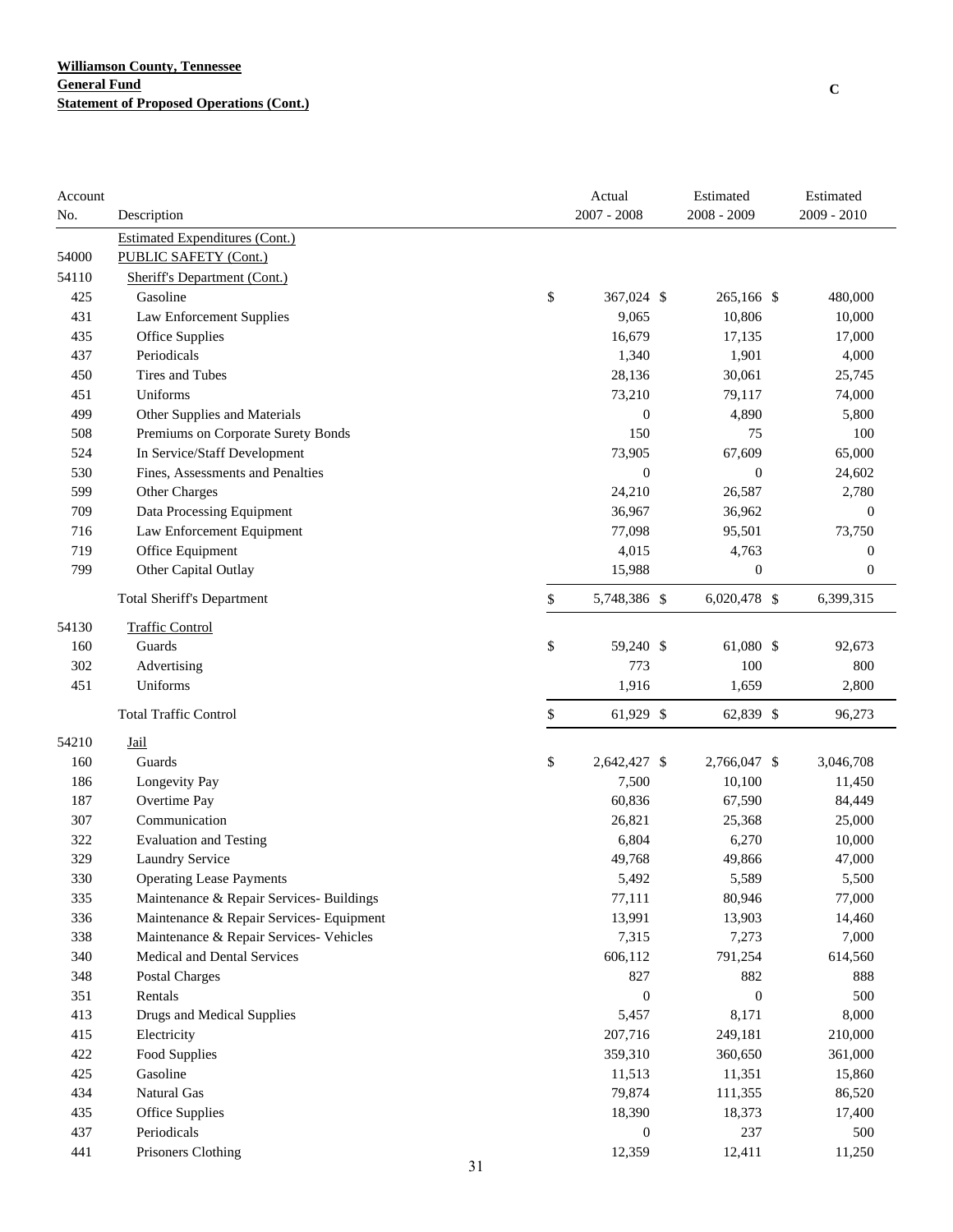**Williamson County, Tennessee**
**General Fund**
**Statement of Proposed Operations (Cont.)**

C

| Account No. | Description | Actual 2007 - 2008 | Estimated 2008 - 2009 | Estimated 2009 - 2010 |
|---|---|---|---|---|
| | Estimated Expenditures (Cont.) | | | |
| 54000 | PUBLIC SAFETY (Cont.) | | | |
| 54110 | Sheriff's Department (Cont.) | | | |
| 425 | Gasoline | $ 367,024 | $ 265,166 | $ 480,000 |
| 431 | Law Enforcement Supplies | 9,065 | 10,806 | 10,000 |
| 435 | Office Supplies | 16,679 | 17,135 | 17,000 |
| 437 | Periodicals | 1,340 | 1,901 | 4,000 |
| 450 | Tires and Tubes | 28,136 | 30,061 | 25,745 |
| 451 | Uniforms | 73,210 | 79,117 | 74,000 |
| 499 | Other Supplies and Materials | 0 | 4,890 | 5,800 |
| 508 | Premiums on Corporate Surety Bonds | 150 | 75 | 100 |
| 524 | In Service/Staff Development | 73,905 | 67,609 | 65,000 |
| 530 | Fines, Assessments and Penalties | 0 | 0 | 24,602 |
| 599 | Other Charges | 24,210 | 26,587 | 2,780 |
| 709 | Data Processing Equipment | 36,967 | 36,962 | 0 |
| 716 | Law Enforcement Equipment | 77,098 | 95,501 | 73,750 |
| 719 | Office Equipment | 4,015 | 4,763 | 0 |
| 799 | Other Capital Outlay | 15,988 | 0 | 0 |
| | Total Sheriff's Department | $ 5,748,386 | $ 6,020,478 | $ 6,399,315 |
| 54130 | Traffic Control | | | |
| 160 | Guards | $ 59,240 | $ 61,080 | $ 92,673 |
| 302 | Advertising | 773 | 100 | 800 |
| 451 | Uniforms | 1,916 | 1,659 | 2,800 |
| | Total Traffic Control | $ 61,929 | $ 62,839 | $ 96,273 |
| 54210 | Jail | | | |
| 160 | Guards | $ 2,642,427 | $ 2,766,047 | $ 3,046,708 |
| 186 | Longevity Pay | 7,500 | 10,100 | 11,450 |
| 187 | Overtime Pay | 60,836 | 67,590 | 84,449 |
| 307 | Communication | 26,821 | 25,368 | 25,000 |
| 322 | Evaluation and Testing | 6,804 | 6,270 | 10,000 |
| 329 | Laundry Service | 49,768 | 49,866 | 47,000 |
| 330 | Operating Lease Payments | 5,492 | 5,589 | 5,500 |
| 335 | Maintenance & Repair Services- Buildings | 77,111 | 80,946 | 77,000 |
| 336 | Maintenance & Repair Services- Equipment | 13,991 | 13,903 | 14,460 |
| 338 | Maintenance & Repair Services- Vehicles | 7,315 | 7,273 | 7,000 |
| 340 | Medical and Dental Services | 606,112 | 791,254 | 614,560 |
| 348 | Postal Charges | 827 | 882 | 888 |
| 351 | Rentals | 0 | 0 | 500 |
| 413 | Drugs and Medical Supplies | 5,457 | 8,171 | 8,000 |
| 415 | Electricity | 207,716 | 249,181 | 210,000 |
| 422 | Food Supplies | 359,310 | 360,650 | 361,000 |
| 425 | Gasoline | 11,513 | 11,351 | 15,860 |
| 434 | Natural Gas | 79,874 | 111,355 | 86,520 |
| 435 | Office Supplies | 18,390 | 18,373 | 17,400 |
| 437 | Periodicals | 0 | 237 | 500 |
| 441 | Prisoners Clothing | 12,359 | 12,411 | 11,250 |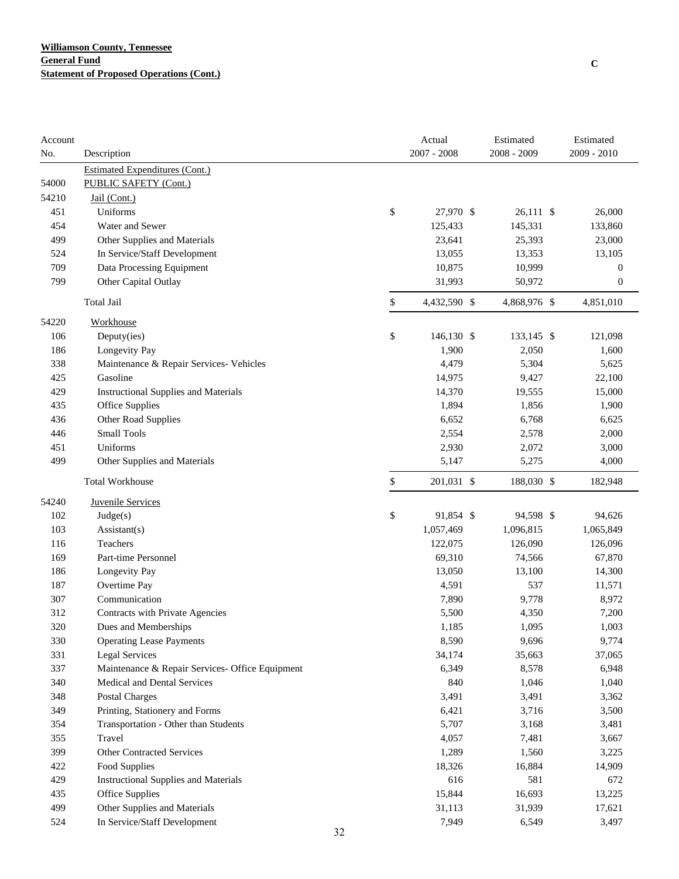**Williamson County, Tennessee**
**General Fund**
**Statement of Proposed Operations (Cont.)**

C

| Account No. | Description | Actual 2007 - 2008 | Estimated 2008 - 2009 | Estimated 2009 - 2010 |
|---|---|---|---|---|
| | Estimated Expenditures (Cont.) | | | |
| 54000 | PUBLIC SAFETY (Cont.) | | | |
| 54210 | Jail (Cont.) | | | |
| 451 | Uniforms | $ 27,970 | $ 26,111 | $ 26,000 |
| 454 | Water and Sewer | 125,433 | 145,331 | 133,860 |
| 499 | Other Supplies and Materials | 23,641 | 25,393 | 23,000 |
| 524 | In Service/Staff Development | 13,055 | 13,353 | 13,105 |
| 709 | Data Processing Equipment | 10,875 | 10,999 | 0 |
| 799 | Other Capital Outlay | 31,993 | 50,972 | 0 |
| | Total Jail | $ 4,432,590 | $ 4,868,976 | $ 4,851,010 |
| 54220 | Workhouse | | | |
| 106 | Deputy(ies) | $ 146,130 | $ 133,145 | $ 121,098 |
| 186 | Longevity Pay | 1,900 | 2,050 | 1,600 |
| 338 | Maintenance & Repair Services- Vehicles | 4,479 | 5,304 | 5,625 |
| 425 | Gasoline | 14,975 | 9,427 | 22,100 |
| 429 | Instructional Supplies and Materials | 14,370 | 19,555 | 15,000 |
| 435 | Office Supplies | 1,894 | 1,856 | 1,900 |
| 436 | Other Road Supplies | 6,652 | 6,768 | 6,625 |
| 446 | Small Tools | 2,554 | 2,578 | 2,000 |
| 451 | Uniforms | 2,930 | 2,072 | 3,000 |
| 499 | Other Supplies and Materials | 5,147 | 5,275 | 4,000 |
| | Total Workhouse | $ 201,031 | $ 188,030 | $ 182,948 |
| 54240 | Juvenile Services | | | |
| 102 | Judge(s) | $ 91,854 | $ 94,598 | $ 94,626 |
| 103 | Assistant(s) | 1,057,469 | 1,096,815 | 1,065,849 |
| 116 | Teachers | 122,075 | 126,090 | 126,096 |
| 169 | Part-time Personnel | 69,310 | 74,566 | 67,870 |
| 186 | Longevity Pay | 13,050 | 13,100 | 14,300 |
| 187 | Overtime Pay | 4,591 | 537 | 11,571 |
| 307 | Communication | 7,890 | 9,778 | 8,972 |
| 312 | Contracts with Private Agencies | 5,500 | 4,350 | 7,200 |
| 320 | Dues and Memberships | 1,185 | 1,095 | 1,003 |
| 330 | Operating Lease Payments | 8,590 | 9,696 | 9,774 |
| 331 | Legal Services | 34,174 | 35,663 | 37,065 |
| 337 | Maintenance & Repair Services- Office Equipment | 6,349 | 8,578 | 6,948 |
| 340 | Medical and Dental Services | 840 | 1,046 | 1,040 |
| 348 | Postal Charges | 3,491 | 3,491 | 3,362 |
| 349 | Printing, Stationery and Forms | 6,421 | 3,716 | 3,500 |
| 354 | Transportation - Other than Students | 5,707 | 3,168 | 3,481 |
| 355 | Travel | 4,057 | 7,481 | 3,667 |
| 399 | Other Contracted Services | 1,289 | 1,560 | 3,225 |
| 422 | Food Supplies | 18,326 | 16,884 | 14,909 |
| 429 | Instructional Supplies and Materials | 616 | 581 | 672 |
| 435 | Office Supplies | 15,844 | 16,693 | 13,225 |
| 499 | Other Supplies and Materials | 31,113 | 31,939 | 17,621 |
| 524 | In Service/Staff Development | 7,949 | 6,549 | 3,497 |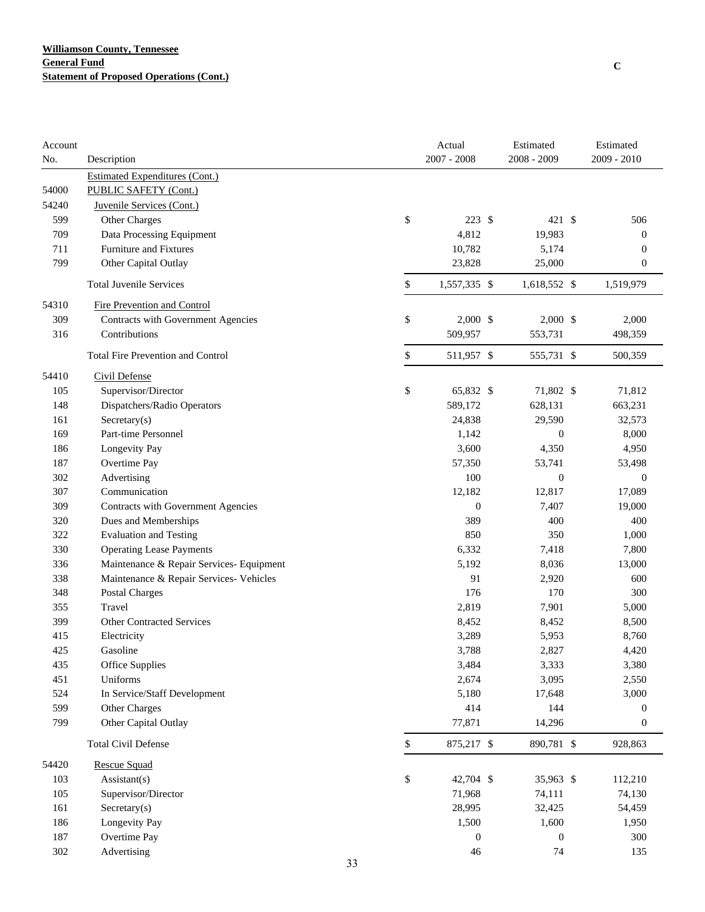**Williamson County, Tennessee**
**General Fund**
**Statement of Proposed Operations (Cont.)**

C

| Account No. | Description | Actual 2007 - 2008 | Estimated 2008 - 2009 | Estimated 2009 - 2010 |
|---|---|---|---|---|
| | Estimated Expenditures (Cont.) | | | |
| 54000 | PUBLIC SAFETY (Cont.) | | | |
| 54240 | Juvenile Services (Cont.) | | | |
| 599 | Other Charges | $ 223 | $ 421 | $ 506 |
| 709 | Data Processing Equipment | 4,812 | 19,983 | 0 |
| 711 | Furniture and Fixtures | 10,782 | 5,174 | 0 |
| 799 | Other Capital Outlay | 23,828 | 25,000 | 0 |
| | Total Juvenile Services | $ 1,557,335 | $ 1,618,552 | $ 1,519,979 |
| 54310 | Fire Prevention and Control | | | |
| 309 | Contracts with Government Agencies | $ 2,000 | $ 2,000 | $ 2,000 |
| 316 | Contributions | 509,957 | 553,731 | 498,359 |
| | Total Fire Prevention and Control | $ 511,957 | $ 555,731 | $ 500,359 |
| 54410 | Civil Defense | | | |
| 105 | Supervisor/Director | $ 65,832 | $ 71,802 | $ 71,812 |
| 148 | Dispatchers/Radio Operators | 589,172 | 628,131 | 663,231 |
| 161 | Secretary(s) | 24,838 | 29,590 | 32,573 |
| 169 | Part-time Personnel | 1,142 | 0 | 8,000 |
| 186 | Longevity Pay | 3,600 | 4,350 | 4,950 |
| 187 | Overtime Pay | 57,350 | 53,741 | 53,498 |
| 302 | Advertising | 100 | 0 | 0 |
| 307 | Communication | 12,182 | 12,817 | 17,089 |
| 309 | Contracts with Government Agencies | 0 | 7,407 | 19,000 |
| 320 | Dues and Memberships | 389 | 400 | 400 |
| 322 | Evaluation and Testing | 850 | 350 | 1,000 |
| 330 | Operating Lease Payments | 6,332 | 7,418 | 7,800 |
| 336 | Maintenance & Repair Services- Equipment | 5,192 | 8,036 | 13,000 |
| 338 | Maintenance & Repair Services- Vehicles | 91 | 2,920 | 600 |
| 348 | Postal Charges | 176 | 170 | 300 |
| 355 | Travel | 2,819 | 7,901 | 5,000 |
| 399 | Other Contracted Services | 8,452 | 8,452 | 8,500 |
| 415 | Electricity | 3,289 | 5,953 | 8,760 |
| 425 | Gasoline | 3,788 | 2,827 | 4,420 |
| 435 | Office Supplies | 3,484 | 3,333 | 3,380 |
| 451 | Uniforms | 2,674 | 3,095 | 2,550 |
| 524 | In Service/Staff Development | 5,180 | 17,648 | 3,000 |
| 599 | Other Charges | 414 | 144 | 0 |
| 799 | Other Capital Outlay | 77,871 | 14,296 | 0 |
| | Total Civil Defense | $ 875,217 | $ 890,781 | $ 928,863 |
| 54420 | Rescue Squad | | | |
| 103 | Assistant(s) | $ 42,704 | $ 35,963 | $ 112,210 |
| 105 | Supervisor/Director | 71,968 | 74,111 | 74,130 |
| 161 | Secretary(s) | 28,995 | 32,425 | 54,459 |
| 186 | Longevity Pay | 1,500 | 1,600 | 1,950 |
| 187 | Overtime Pay | 0 | 0 | 300 |
| 302 | Advertising | 46 | 74 | 135 |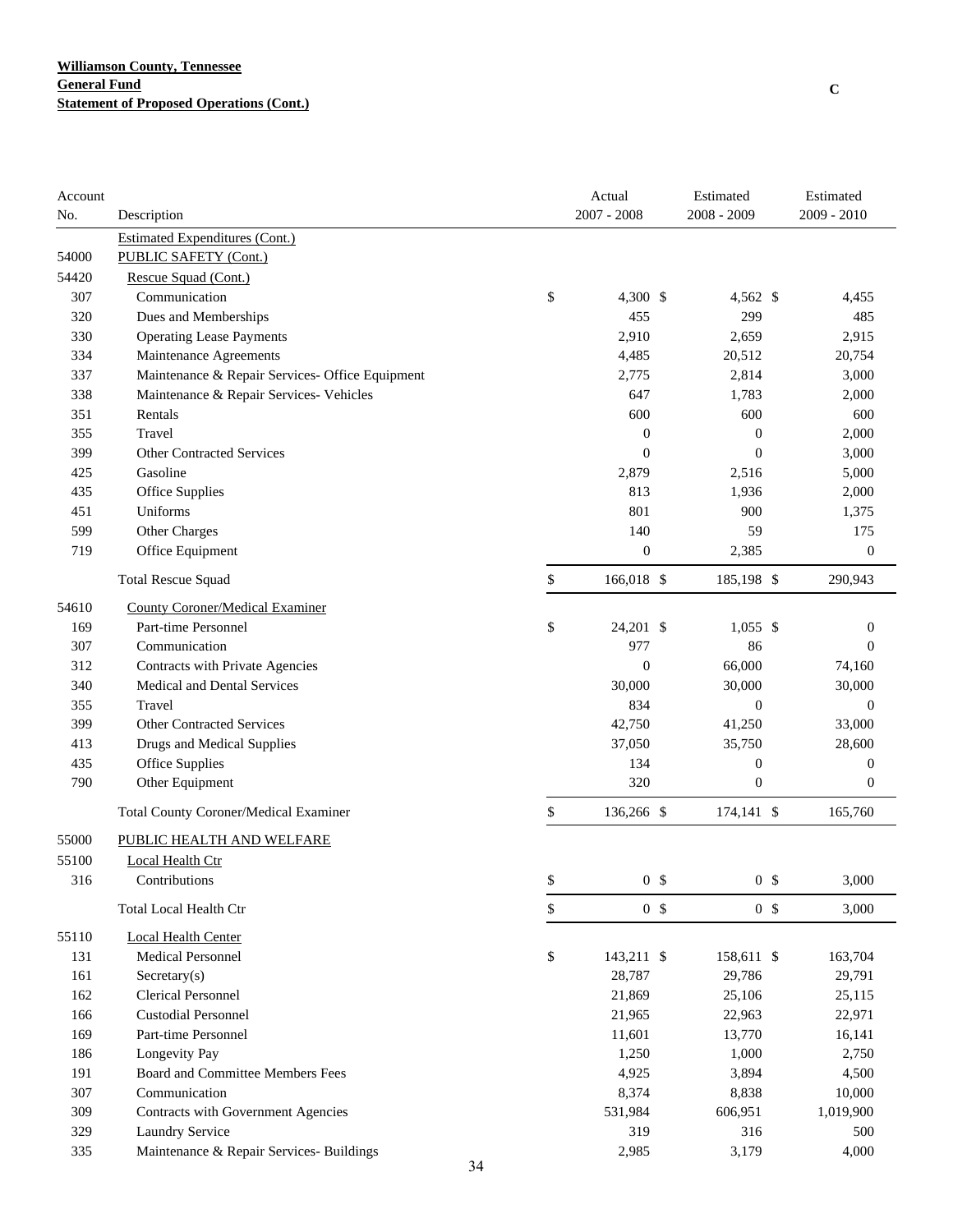**Williamson County, Tennessee**
**General Fund**
**Statement of Proposed Operations (Cont.)**

C

| Account No. | Description | Actual 2007 - 2008 | Estimated 2008 - 2009 | Estimated 2009 - 2010 |
|---|---|---|---|---|
| | Estimated Expenditures (Cont.) | | | |
| 54000 | PUBLIC SAFETY (Cont.) | | | |
| 54420 | Rescue Squad (Cont.) | | | |
| 307 | Communication | $ 4,300 | $ 4,562 | $ 4,455 |
| 320 | Dues and Memberships | 455 | 299 | 485 |
| 330 | Operating Lease Payments | 2,910 | 2,659 | 2,915 |
| 334 | Maintenance Agreements | 4,485 | 20,512 | 20,754 |
| 337 | Maintenance & Repair Services- Office Equipment | 2,775 | 2,814 | 3,000 |
| 338 | Maintenance & Repair Services- Vehicles | 647 | 1,783 | 2,000 |
| 351 | Rentals | 600 | 600 | 600 |
| 355 | Travel | 0 | 0 | 2,000 |
| 399 | Other Contracted Services | 0 | 0 | 3,000 |
| 425 | Gasoline | 2,879 | 2,516 | 5,000 |
| 435 | Office Supplies | 813 | 1,936 | 2,000 |
| 451 | Uniforms | 801 | 900 | 1,375 |
| 599 | Other Charges | 140 | 59 | 175 |
| 719 | Office Equipment | 0 | 2,385 | 0 |
| | Total Rescue Squad | $ 166,018 | $ 185,198 | $ 290,943 |
| 54610 | County Coroner/Medical Examiner | | | |
| 169 | Part-time Personnel | $ 24,201 | $ 1,055 | $ 0 |
| 307 | Communication | 977 | 86 | 0 |
| 312 | Contracts with Private Agencies | 0 | 66,000 | 74,160 |
| 340 | Medical and Dental Services | 30,000 | 30,000 | 30,000 |
| 355 | Travel | 834 | 0 | 0 |
| 399 | Other Contracted Services | 42,750 | 41,250 | 33,000 |
| 413 | Drugs and Medical Supplies | 37,050 | 35,750 | 28,600 |
| 435 | Office Supplies | 134 | 0 | 0 |
| 790 | Other Equipment | 320 | 0 | 0 |
| | Total County Coroner/Medical Examiner | $ 136,266 | $ 174,141 | $ 165,760 |
| 55000 | PUBLIC HEALTH AND WELFARE | | | |
| 55100 | Local Health Ctr | | | |
| 316 | Contributions | $ 0 | $ 0 | $ 3,000 |
| | Total Local Health Ctr | $ 0 | $ 0 | $ 3,000 |
| 55110 | Local Health Center | | | |
| 131 | Medical Personnel | $ 143,211 | $ 158,611 | $ 163,704 |
| 161 | Secretary(s) | 28,787 | 29,786 | 29,791 |
| 162 | Clerical Personnel | 21,869 | 25,106 | 25,115 |
| 166 | Custodial Personnel | 21,965 | 22,963 | 22,971 |
| 169 | Part-time Personnel | 11,601 | 13,770 | 16,141 |
| 186 | Longevity Pay | 1,250 | 1,000 | 2,750 |
| 191 | Board and Committee Members Fees | 4,925 | 3,894 | 4,500 |
| 307 | Communication | 8,374 | 8,838 | 10,000 |
| 309 | Contracts with Government Agencies | 531,984 | 606,951 | 1,019,900 |
| 329 | Laundry Service | 319 | 316 | 500 |
| 335 | Maintenance & Repair Services- Buildings | 2,985 | 3,179 | 4,000 |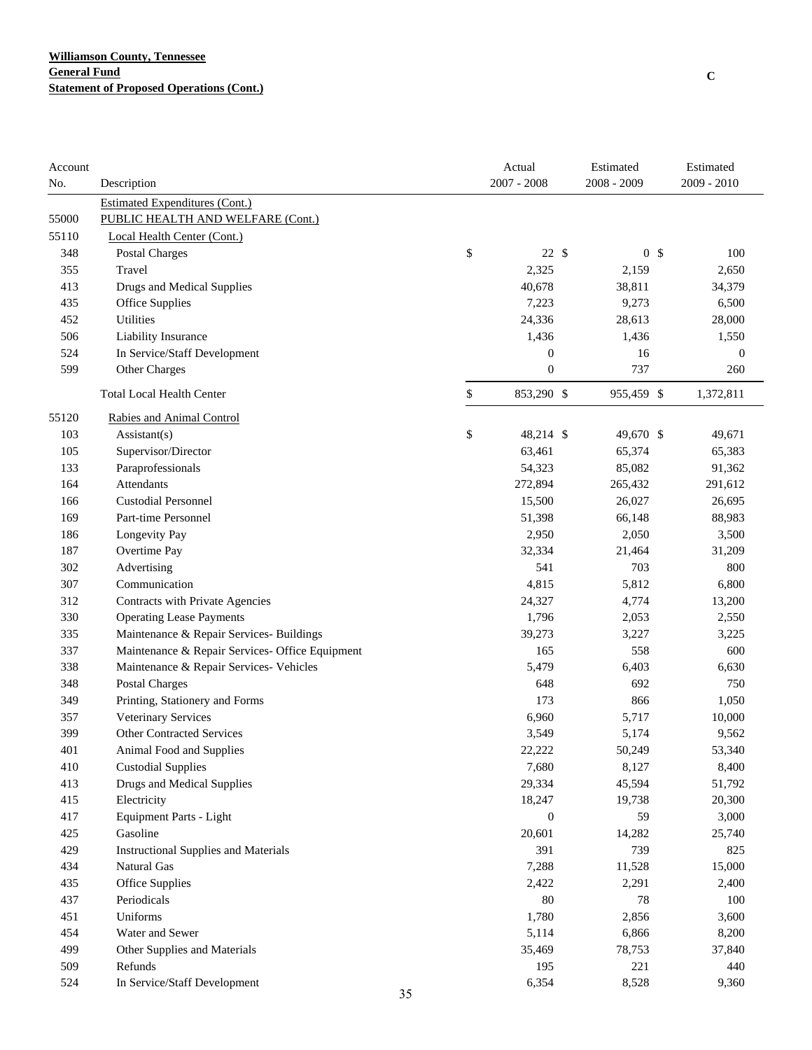**Williamson County, Tennessee**
**General Fund**
**Statement of Proposed Operations (Cont.)**

C

| Account No. | Description | Actual 2007 - 2008 | Estimated 2008 - 2009 | Estimated 2009 - 2010 |
|---|---|---|---|---|
| | Estimated Expenditures (Cont.) | | | |
| 55000 | PUBLIC HEALTH AND WELFARE (Cont.) | | | |
| 55110 | Local Health Center (Cont.) | | | |
| 348 | Postal Charges | $ 22 | $ 0 | $ 100 |
| 355 | Travel | 2,325 | 2,159 | 2,650 |
| 413 | Drugs and Medical Supplies | 40,678 | 38,811 | 34,379 |
| 435 | Office Supplies | 7,223 | 9,273 | 6,500 |
| 452 | Utilities | 24,336 | 28,613 | 28,000 |
| 506 | Liability Insurance | 1,436 | 1,436 | 1,550 |
| 524 | In Service/Staff Development | 0 | 16 | 0 |
| 599 | Other Charges | 0 | 737 | 260 |
| | Total Local Health Center | $ 853,290 | $ 955,459 | $ 1,372,811 |
| 55120 | Rabies and Animal Control | | | |
| 103 | Assistant(s) | $ 48,214 | $ 49,670 | $ 49,671 |
| 105 | Supervisor/Director | 63,461 | 65,374 | 65,383 |
| 133 | Paraprofessionals | 54,323 | 85,082 | 91,362 |
| 164 | Attendants | 272,894 | 265,432 | 291,612 |
| 166 | Custodial Personnel | 15,500 | 26,027 | 26,695 |
| 169 | Part-time Personnel | 51,398 | 66,148 | 88,983 |
| 186 | Longevity Pay | 2,950 | 2,050 | 3,500 |
| 187 | Overtime Pay | 32,334 | 21,464 | 31,209 |
| 302 | Advertising | 541 | 703 | 800 |
| 307 | Communication | 4,815 | 5,812 | 6,800 |
| 312 | Contracts with Private Agencies | 24,327 | 4,774 | 13,200 |
| 330 | Operating Lease Payments | 1,796 | 2,053 | 2,550 |
| 335 | Maintenance & Repair Services- Buildings | 39,273 | 3,227 | 3,225 |
| 337 | Maintenance & Repair Services- Office Equipment | 165 | 558 | 600 |
| 338 | Maintenance & Repair Services- Vehicles | 5,479 | 6,403 | 6,630 |
| 348 | Postal Charges | 648 | 692 | 750 |
| 349 | Printing, Stationery and Forms | 173 | 866 | 1,050 |
| 357 | Veterinary Services | 6,960 | 5,717 | 10,000 |
| 399 | Other Contracted Services | 3,549 | 5,174 | 9,562 |
| 401 | Animal Food and Supplies | 22,222 | 50,249 | 53,340 |
| 410 | Custodial Supplies | 7,680 | 8,127 | 8,400 |
| 413 | Drugs and Medical Supplies | 29,334 | 45,594 | 51,792 |
| 415 | Electricity | 18,247 | 19,738 | 20,300 |
| 417 | Equipment Parts - Light | 0 | 59 | 3,000 |
| 425 | Gasoline | 20,601 | 14,282 | 25,740 |
| 429 | Instructional Supplies and Materials | 391 | 739 | 825 |
| 434 | Natural Gas | 7,288 | 11,528 | 15,000 |
| 435 | Office Supplies | 2,422 | 2,291 | 2,400 |
| 437 | Periodicals | 80 | 78 | 100 |
| 451 | Uniforms | 1,780 | 2,856 | 3,600 |
| 454 | Water and Sewer | 5,114 | 6,866 | 8,200 |
| 499 | Other Supplies and Materials | 35,469 | 78,753 | 37,840 |
| 509 | Refunds | 195 | 221 | 440 |
| 524 | In Service/Staff Development | 6,354 | 8,528 | 9,360 |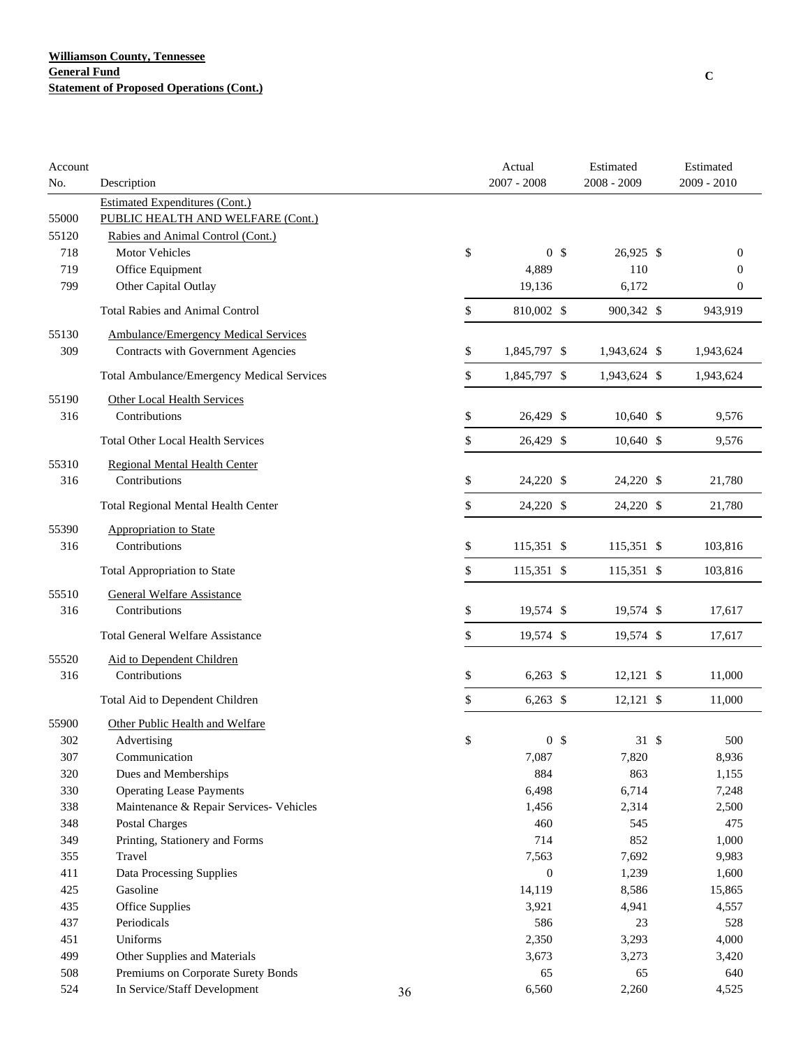**Williamson County, Tennessee**
**General Fund**
**Statement of Proposed Operations (Cont.)**

C

| Account No. | Description | Actual 2007 - 2008 | Estimated 2008 - 2009 | Estimated 2009 - 2010 |
|---|---|---|---|---|
| | Estimated Expenditures (Cont.) | | | |
| 55000 | PUBLIC HEALTH AND WELFARE (Cont.) | | | |
| 55120 | Rabies and Animal Control (Cont.) | | | |
| 718 | Motor Vehicles | $ 0 | $ 26,925 | $ 0 |
| 719 | Office Equipment | 4,889 | 110 | 0 |
| 799 | Other Capital Outlay | 19,136 | 6,172 | 0 |
| | Total Rabies and Animal Control | $ 810,002 | $ 900,342 | $ 943,919 |
| 55130 | Ambulance/Emergency Medical Services | | | |
| 309 | Contracts with Government Agencies | $ 1,845,797 | $ 1,943,624 | $ 1,943,624 |
| | Total Ambulance/Emergency Medical Services | $ 1,845,797 | $ 1,943,624 | $ 1,943,624 |
| 55190 | Other Local Health Services | | | |
| 316 | Contributions | $ 26,429 | $ 10,640 | $ 9,576 |
| | Total Other Local Health Services | $ 26,429 | $ 10,640 | $ 9,576 |
| 55310 | Regional Mental Health Center | | | |
| 316 | Contributions | $ 24,220 | $ 24,220 | $ 21,780 |
| | Total Regional Mental Health Center | $ 24,220 | $ 24,220 | $ 21,780 |
| 55390 | Appropriation to State | | | |
| 316 | Contributions | $ 115,351 | $ 115,351 | $ 103,816 |
| | Total Appropriation to State | $ 115,351 | $ 115,351 | $ 103,816 |
| 55510 | General Welfare Assistance | | | |
| 316 | Contributions | $ 19,574 | $ 19,574 | $ 17,617 |
| | Total General Welfare Assistance | $ 19,574 | $ 19,574 | $ 17,617 |
| 55520 | Aid to Dependent Children | | | |
| 316 | Contributions | $ 6,263 | $ 12,121 | $ 11,000 |
| | Total Aid to Dependent Children | $ 6,263 | $ 12,121 | $ 11,000 |
| 55900 | Other Public Health and Welfare | | | |
| 302 | Advertising | $ 0 | $ 31 | $ 500 |
| 307 | Communication | 7,087 | 7,820 | 8,936 |
| 320 | Dues and Memberships | 884 | 863 | 1,155 |
| 330 | Operating Lease Payments | 6,498 | 6,714 | 7,248 |
| 338 | Maintenance & Repair Services- Vehicles | 1,456 | 2,314 | 2,500 |
| 348 | Postal Charges | 460 | 545 | 475 |
| 349 | Printing, Stationery and Forms | 714 | 852 | 1,000 |
| 355 | Travel | 7,563 | 7,692 | 9,983 |
| 411 | Data Processing Supplies | 0 | 1,239 | 1,600 |
| 425 | Gasoline | 14,119 | 8,586 | 15,865 |
| 435 | Office Supplies | 3,921 | 4,941 | 4,557 |
| 437 | Periodicals | 586 | 23 | 528 |
| 451 | Uniforms | 2,350 | 3,293 | 4,000 |
| 499 | Other Supplies and Materials | 3,673 | 3,273 | 3,420 |
| 508 | Premiums on Corporate Surety Bonds | 65 | 65 | 640 |
| 524 | In Service/Staff Development | 6,560 | 2,260 | 4,525 |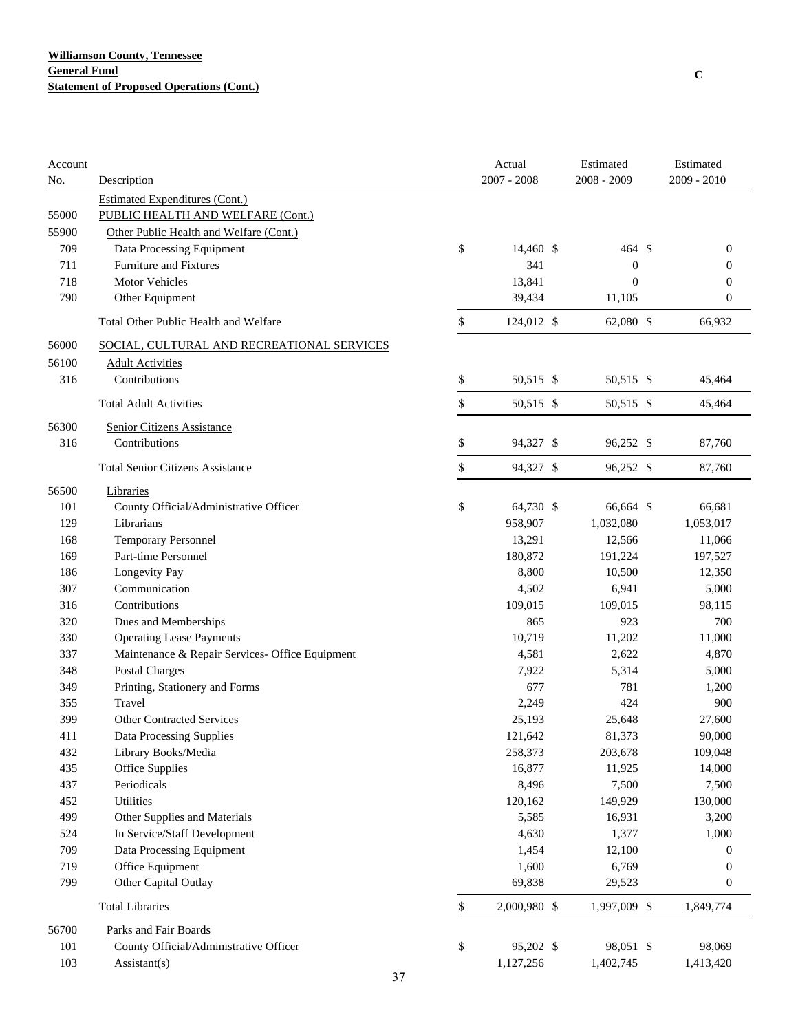**Williamson County, Tennessee**
**General Fund**
**Statement of Proposed Operations (Cont.)**

C

| Account No. | Description | Actual 2007 - 2008 | Estimated 2008 - 2009 | Estimated 2009 - 2010 |
|---|---|---|---|---|
| | Estimated Expenditures (Cont.) | | | |
| 55000 | PUBLIC HEALTH AND WELFARE (Cont.) | | | |
| 55900 | Other Public Health and Welfare (Cont.) | | | |
| 709 | Data Processing Equipment | $ 14,460 | $ 464 | $ 0 |
| 711 | Furniture and Fixtures | 341 | 0 | 0 |
| 718 | Motor Vehicles | 13,841 | 0 | 0 |
| 790 | Other Equipment | 39,434 | 11,105 | 0 |
| | Total Other Public Health and Welfare | $ 124,012 | $ 62,080 | $ 66,932 |
| 56000 | SOCIAL, CULTURAL AND RECREATIONAL SERVICES | | | |
| 56100 | Adult Activities | | | |
| 316 | Contributions | $ 50,515 | $ 50,515 | $ 45,464 |
| | Total Adult Activities | $ 50,515 | $ 50,515 | $ 45,464 |
| 56300 | Senior Citizens Assistance | | | |
| 316 | Contributions | $ 94,327 | $ 96,252 | $ 87,760 |
| | Total Senior Citizens Assistance | $ 94,327 | $ 96,252 | $ 87,760 |
| 56500 | Libraries | | | |
| 101 | County Official/Administrative Officer | $ 64,730 | $ 66,664 | $ 66,681 |
| 129 | Librarians | 958,907 | 1,032,080 | 1,053,017 |
| 168 | Temporary Personnel | 13,291 | 12,566 | 11,066 |
| 169 | Part-time Personnel | 180,872 | 191,224 | 197,527 |
| 186 | Longevity Pay | 8,800 | 10,500 | 12,350 |
| 307 | Communication | 4,502 | 6,941 | 5,000 |
| 316 | Contributions | 109,015 | 109,015 | 98,115 |
| 320 | Dues and Memberships | 865 | 923 | 700 |
| 330 | Operating Lease Payments | 10,719 | 11,202 | 11,000 |
| 337 | Maintenance & Repair Services- Office Equipment | 4,581 | 2,622 | 4,870 |
| 348 | Postal Charges | 7,922 | 5,314 | 5,000 |
| 349 | Printing, Stationery and Forms | 677 | 781 | 1,200 |
| 355 | Travel | 2,249 | 424 | 900 |
| 399 | Other Contracted Services | 25,193 | 25,648 | 27,600 |
| 411 | Data Processing Supplies | 121,642 | 81,373 | 90,000 |
| 432 | Library Books/Media | 258,373 | 203,678 | 109,048 |
| 435 | Office Supplies | 16,877 | 11,925 | 14,000 |
| 437 | Periodicals | 8,496 | 7,500 | 7,500 |
| 452 | Utilities | 120,162 | 149,929 | 130,000 |
| 499 | Other Supplies and Materials | 5,585 | 16,931 | 3,200 |
| 524 | In Service/Staff Development | 4,630 | 1,377 | 1,000 |
| 709 | Data Processing Equipment | 1,454 | 12,100 | 0 |
| 719 | Office Equipment | 1,600 | 6,769 | 0 |
| 799 | Other Capital Outlay | 69,838 | 29,523 | 0 |
| | Total Libraries | $ 2,000,980 | $ 1,997,009 | $ 1,849,774 |
| 56700 | Parks and Fair Boards | | | |
| 101 | County Official/Administrative Officer | $ 95,202 | $ 98,051 | $ 98,069 |
| 103 | Assistant(s) | 1,127,256 | 1,402,745 | 1,413,420 |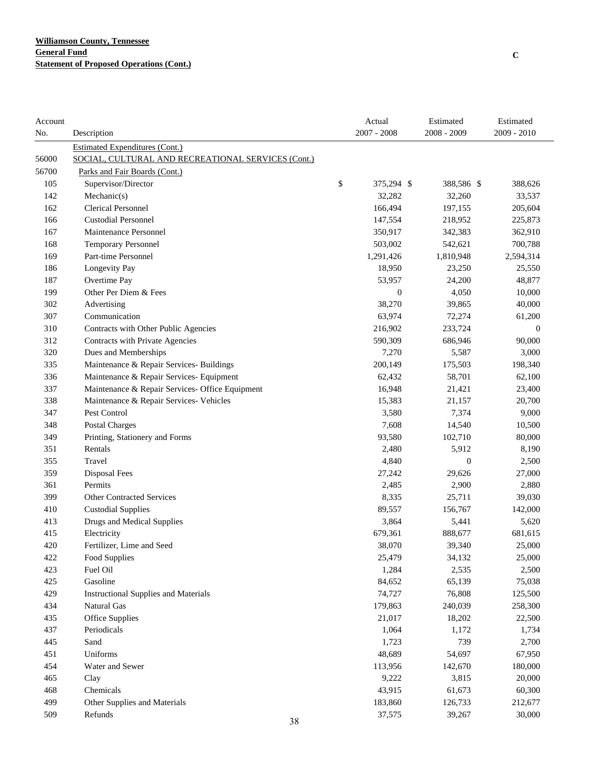**Williamson County, Tennessee**
**General Fund**
**Statement of Proposed Operations (Cont.)**

C

| Account No. | Description | Actual 2007 - 2008 | Estimated 2008 - 2009 | Estimated 2009 - 2010 |
|---|---|---|---|---|
| | Estimated Expenditures (Cont.) | | | |
| 56000 | SOCIAL, CULTURAL AND RECREATIONAL SERVICES (Cont.) | | | |
| 56700 | Parks and Fair Boards (Cont.) | | | |
| 105 | Supervisor/Director | $ 375,294 | $ 388,586 | $ 388,626 |
| 142 | Mechanic(s) | 32,282 | 32,260 | 33,537 |
| 162 | Clerical Personnel | 166,494 | 197,155 | 205,604 |
| 166 | Custodial Personnel | 147,554 | 218,952 | 225,873 |
| 167 | Maintenance Personnel | 350,917 | 342,383 | 362,910 |
| 168 | Temporary Personnel | 503,002 | 542,621 | 700,788 |
| 169 | Part-time Personnel | 1,291,426 | 1,810,948 | 2,594,314 |
| 186 | Longevity Pay | 18,950 | 23,250 | 25,550 |
| 187 | Overtime Pay | 53,957 | 24,200 | 48,877 |
| 199 | Other Per Diem & Fees | 0 | 4,050 | 10,000 |
| 302 | Advertising | 38,270 | 39,865 | 40,000 |
| 307 | Communication | 63,974 | 72,274 | 61,200 |
| 310 | Contracts with Other Public Agencies | 216,902 | 233,724 | 0 |
| 312 | Contracts with Private Agencies | 590,309 | 686,946 | 90,000 |
| 320 | Dues and Memberships | 7,270 | 5,587 | 3,000 |
| 335 | Maintenance & Repair Services- Buildings | 200,149 | 175,503 | 198,340 |
| 336 | Maintenance & Repair Services- Equipment | 62,432 | 58,701 | 62,100 |
| 337 | Maintenance & Repair Services- Office Equipment | 16,948 | 21,421 | 23,400 |
| 338 | Maintenance & Repair Services- Vehicles | 15,383 | 21,157 | 20,700 |
| 347 | Pest Control | 3,580 | 7,374 | 9,000 |
| 348 | Postal Charges | 7,608 | 14,540 | 10,500 |
| 349 | Printing, Stationery and Forms | 93,580 | 102,710 | 80,000 |
| 351 | Rentals | 2,480 | 5,912 | 8,190 |
| 355 | Travel | 4,840 | 0 | 2,500 |
| 359 | Disposal Fees | 27,242 | 29,626 | 27,000 |
| 361 | Permits | 2,485 | 2,900 | 2,880 |
| 399 | Other Contracted Services | 8,335 | 25,711 | 39,030 |
| 410 | Custodial Supplies | 89,557 | 156,767 | 142,000 |
| 413 | Drugs and Medical Supplies | 3,864 | 5,441 | 5,620 |
| 415 | Electricity | 679,361 | 888,677 | 681,615 |
| 420 | Fertilizer, Lime and Seed | 38,070 | 39,340 | 25,000 |
| 422 | Food Supplies | 25,479 | 34,132 | 25,000 |
| 423 | Fuel Oil | 1,284 | 2,535 | 2,500 |
| 425 | Gasoline | 84,652 | 65,139 | 75,038 |
| 429 | Instructional Supplies and Materials | 74,727 | 76,808 | 125,500 |
| 434 | Natural Gas | 179,863 | 240,039 | 258,300 |
| 435 | Office Supplies | 21,017 | 18,202 | 22,500 |
| 437 | Periodicals | 1,064 | 1,172 | 1,734 |
| 445 | Sand | 1,723 | 739 | 2,700 |
| 451 | Uniforms | 48,689 | 54,697 | 67,950 |
| 454 | Water and Sewer | 113,956 | 142,670 | 180,000 |
| 465 | Clay | 9,222 | 3,815 | 20,000 |
| 468 | Chemicals | 43,915 | 61,673 | 60,300 |
| 499 | Other Supplies and Materials | 183,860 | 126,733 | 212,677 |
| 509 | Refunds | 37,575 | 39,267 | 30,000 |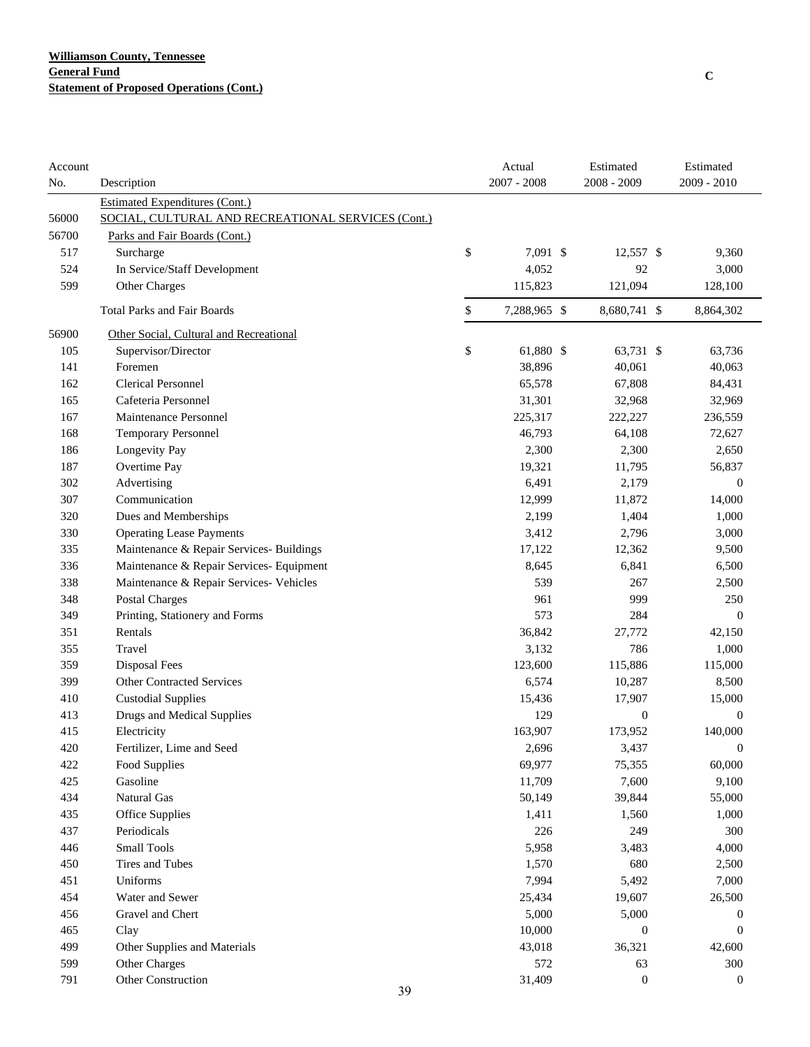**Williamson County, Tennessee**
**General Fund**
**Statement of Proposed Operations (Cont.)**

C

| Account No. | Description | Actual 2007 - 2008 | Estimated 2008 - 2009 | Estimated 2009 - 2010 |
|---|---|---|---|---|
| | Estimated Expenditures (Cont.) | | | |
| 56000 | SOCIAL, CULTURAL AND RECREATIONAL SERVICES (Cont.) | | | |
| 56700 | Parks and Fair Boards (Cont.) | | | |
| 517 | Surcharge | $ 7,091 | $ 12,557 | $ 9,360 |
| 524 | In Service/Staff Development | 4,052 | 92 | 3,000 |
| 599 | Other Charges | 115,823 | 121,094 | 128,100 |
| | Total Parks and Fair Boards | $ 7,288,965 | $ 8,680,741 | $ 8,864,302 |
| 56900 | Other Social, Cultural and Recreational | | | |
| 105 | Supervisor/Director | $ 61,880 | $ 63,731 | $ 63,736 |
| 141 | Foremen | 38,896 | 40,061 | 40,063 |
| 162 | Clerical Personnel | 65,578 | 67,808 | 84,431 |
| 165 | Cafeteria Personnel | 31,301 | 32,968 | 32,969 |
| 167 | Maintenance Personnel | 225,317 | 222,227 | 236,559 |
| 168 | Temporary Personnel | 46,793 | 64,108 | 72,627 |
| 186 | Longevity Pay | 2,300 | 2,300 | 2,650 |
| 187 | Overtime Pay | 19,321 | 11,795 | 56,837 |
| 302 | Advertising | 6,491 | 2,179 | 0 |
| 307 | Communication | 12,999 | 11,872 | 14,000 |
| 320 | Dues and Memberships | 2,199 | 1,404 | 1,000 |
| 330 | Operating Lease Payments | 3,412 | 2,796 | 3,000 |
| 335 | Maintenance & Repair Services- Buildings | 17,122 | 12,362 | 9,500 |
| 336 | Maintenance & Repair Services- Equipment | 8,645 | 6,841 | 6,500 |
| 338 | Maintenance & Repair Services- Vehicles | 539 | 267 | 2,500 |
| 348 | Postal Charges | 961 | 999 | 250 |
| 349 | Printing, Stationery and Forms | 573 | 284 | 0 |
| 351 | Rentals | 36,842 | 27,772 | 42,150 |
| 355 | Travel | 3,132 | 786 | 1,000 |
| 359 | Disposal Fees | 123,600 | 115,886 | 115,000 |
| 399 | Other Contracted Services | 6,574 | 10,287 | 8,500 |
| 410 | Custodial Supplies | 15,436 | 17,907 | 15,000 |
| 413 | Drugs and Medical Supplies | 129 | 0 | 0 |
| 415 | Electricity | 163,907 | 173,952 | 140,000 |
| 420 | Fertilizer, Lime and Seed | 2,696 | 3,437 | 0 |
| 422 | Food Supplies | 69,977 | 75,355 | 60,000 |
| 425 | Gasoline | 11,709 | 7,600 | 9,100 |
| 434 | Natural Gas | 50,149 | 39,844 | 55,000 |
| 435 | Office Supplies | 1,411 | 1,560 | 1,000 |
| 437 | Periodicals | 226 | 249 | 300 |
| 446 | Small Tools | 5,958 | 3,483 | 4,000 |
| 450 | Tires and Tubes | 1,570 | 680 | 2,500 |
| 451 | Uniforms | 7,994 | 5,492 | 7,000 |
| 454 | Water and Sewer | 25,434 | 19,607 | 26,500 |
| 456 | Gravel and Chert | 5,000 | 5,000 | 0 |
| 465 | Clay | 10,000 | 0 | 0 |
| 499 | Other Supplies and Materials | 43,018 | 36,321 | 42,600 |
| 599 | Other Charges | 572 | 63 | 300 |
| 791 | Other Construction | 31,409 | 0 | 0 |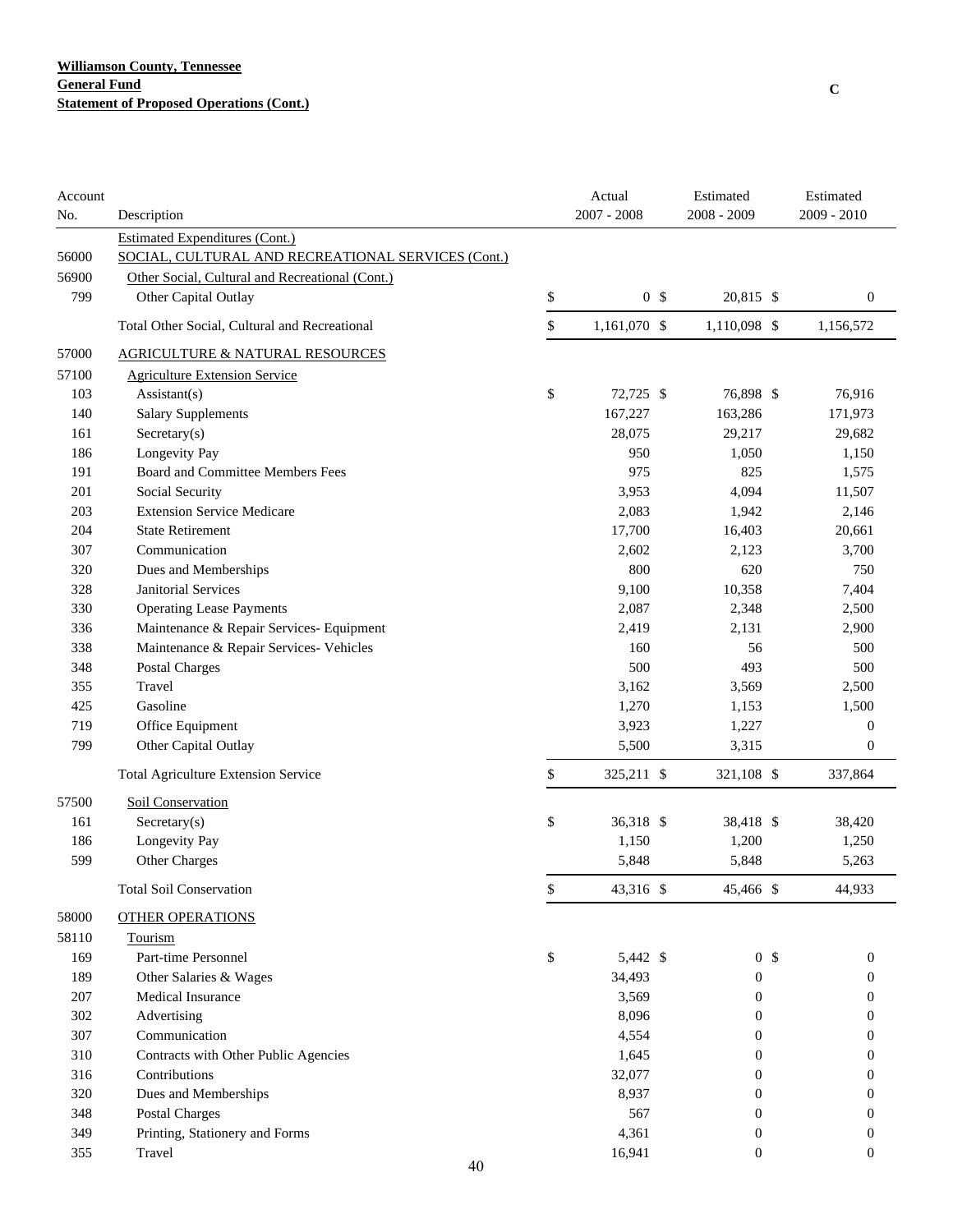**Williamson County, Tennessee**
**General Fund**
**Statement of Proposed Operations (Cont.)**

C

| Account No. | Description | Actual 2007 - 2008 | Estimated 2008 - 2009 | Estimated 2009 - 2010 |
|---|---|---|---|---|
| | Estimated Expenditures (Cont.) | | | |
| 56000 | SOCIAL, CULTURAL AND RECREATIONAL SERVICES (Cont.) | | | |
| 56900 | Other Social, Cultural and Recreational (Cont.) | | | |
| 799 | Other Capital Outlay | $ 0 | $ 20,815 | $ 0 |
| | Total Other Social, Cultural and Recreational | $ 1,161,070 | $ 1,110,098 | $ 1,156,572 |
| 57000 | AGRICULTURE & NATURAL RESOURCES | | | |
| 57100 | Agriculture Extension Service | | | |
| 103 | Assistant(s) | $ 72,725 | $ 76,898 | $ 76,916 |
| 140 | Salary Supplements | 167,227 | 163,286 | 171,973 |
| 161 | Secretary(s) | 28,075 | 29,217 | 29,682 |
| 186 | Longevity Pay | 950 | 1,050 | 1,150 |
| 191 | Board and Committee Members Fees | 975 | 825 | 1,575 |
| 201 | Social Security | 3,953 | 4,094 | 11,507 |
| 203 | Extension Service Medicare | 2,083 | 1,942 | 2,146 |
| 204 | State Retirement | 17,700 | 16,403 | 20,661 |
| 307 | Communication | 2,602 | 2,123 | 3,700 |
| 320 | Dues and Memberships | 800 | 620 | 750 |
| 328 | Janitorial Services | 9,100 | 10,358 | 7,404 |
| 330 | Operating Lease Payments | 2,087 | 2,348 | 2,500 |
| 336 | Maintenance & Repair Services- Equipment | 2,419 | 2,131 | 2,900 |
| 338 | Maintenance & Repair Services- Vehicles | 160 | 56 | 500 |
| 348 | Postal Charges | 500 | 493 | 500 |
| 355 | Travel | 3,162 | 3,569 | 2,500 |
| 425 | Gasoline | 1,270 | 1,153 | 1,500 |
| 719 | Office Equipment | 3,923 | 1,227 | 0 |
| 799 | Other Capital Outlay | 5,500 | 3,315 | 0 |
| | Total Agriculture Extension Service | $ 325,211 | $ 321,108 | $ 337,864 |
| 57500 | Soil Conservation | | | |
| 161 | Secretary(s) | $ 36,318 | $ 38,418 | $ 38,420 |
| 186 | Longevity Pay | 1,150 | 1,200 | 1,250 |
| 599 | Other Charges | 5,848 | 5,848 | 5,263 |
| | Total Soil Conservation | $ 43,316 | $ 45,466 | $ 44,933 |
| 58000 | OTHER OPERATIONS | | | |
| 58110 | Tourism | | | |
| 169 | Part-time Personnel | $ 5,442 | $ 0 | $ 0 |
| 189 | Other Salaries & Wages | 34,493 | 0 | 0 |
| 207 | Medical Insurance | 3,569 | 0 | 0 |
| 302 | Advertising | 8,096 | 0 | 0 |
| 307 | Communication | 4,554 | 0 | 0 |
| 310 | Contracts with Other Public Agencies | 1,645 | 0 | 0 |
| 316 | Contributions | 32,077 | 0 | 0 |
| 320 | Dues and Memberships | 8,937 | 0 | 0 |
| 348 | Postal Charges | 567 | 0 | 0 |
| 349 | Printing, Stationery and Forms | 4,361 | 0 | 0 |
| 355 | Travel | 16,941 | 0 | 0 |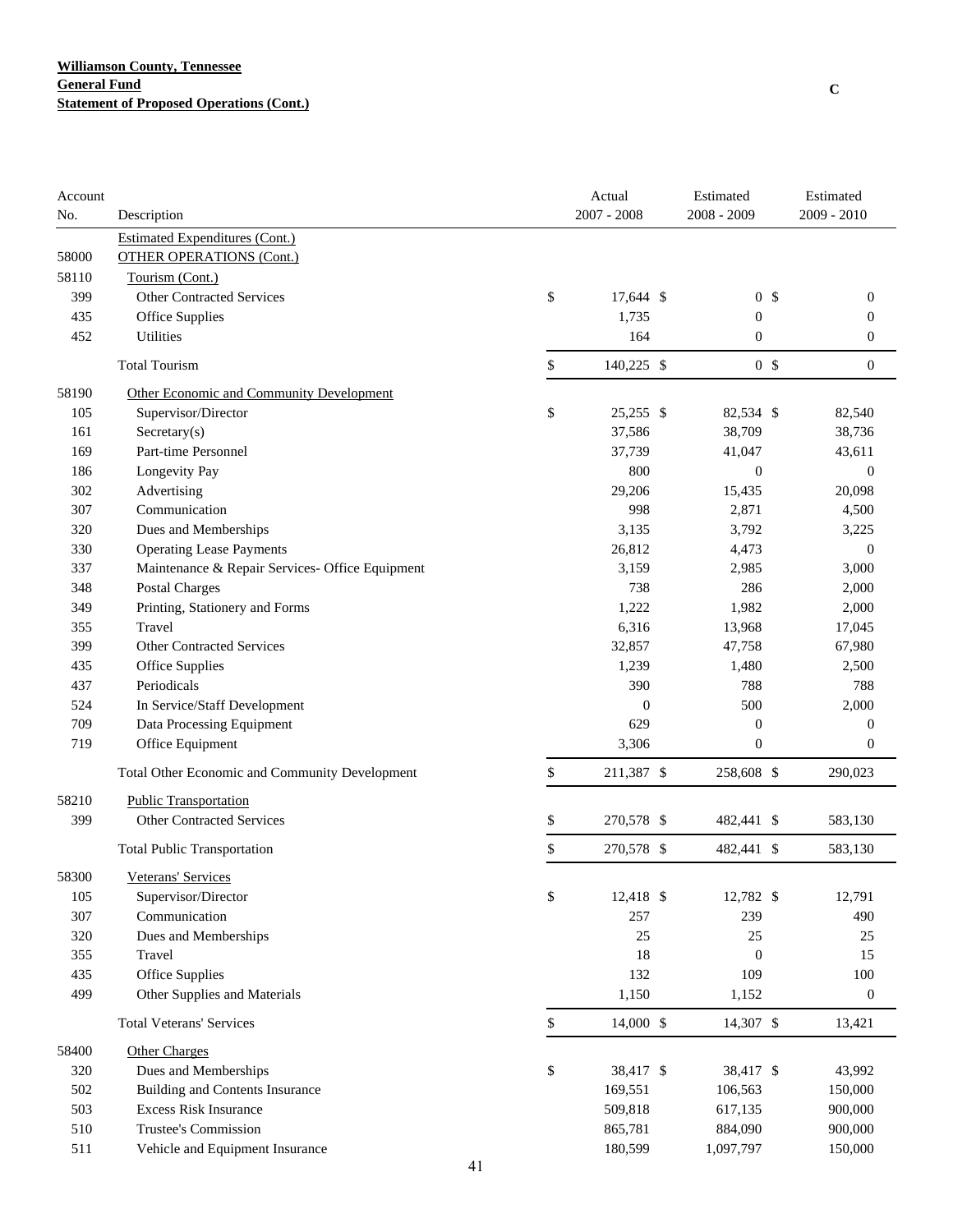**Williamson County, Tennessee**
**General Fund**
**Statement of Proposed Operations (Cont.)**

C

| Account No. | Description | Actual 2007 - 2008 | Estimated 2008 - 2009 | Estimated 2009 - 2010 |
|---|---|---|---|---|
| | Estimated Expenditures (Cont.) | | | |
| 58000 | OTHER OPERATIONS (Cont.) | | | |
| 58110 | Tourism (Cont.) | | | |
| 399 | Other Contracted Services | $ 17,644 | $ 0 | $ 0 |
| 435 | Office Supplies | 1,735 | 0 | 0 |
| 452 | Utilities | 164 | 0 | 0 |
| | Total Tourism | $ 140,225 | $ 0 | $ 0 |
| 58190 | Other Economic and Community Development | | | |
| 105 | Supervisor/Director | $ 25,255 | $ 82,534 | $ 82,540 |
| 161 | Secretary(s) | 37,586 | 38,709 | 38,736 |
| 169 | Part-time Personnel | 37,739 | 41,047 | 43,611 |
| 186 | Longevity Pay | 800 | 0 | 0 |
| 302 | Advertising | 29,206 | 15,435 | 20,098 |
| 307 | Communication | 998 | 2,871 | 4,500 |
| 320 | Dues and Memberships | 3,135 | 3,792 | 3,225 |
| 330 | Operating Lease Payments | 26,812 | 4,473 | 0 |
| 337 | Maintenance & Repair Services- Office Equipment | 3,159 | 2,985 | 3,000 |
| 348 | Postal Charges | 738 | 286 | 2,000 |
| 349 | Printing, Stationery and Forms | 1,222 | 1,982 | 2,000 |
| 355 | Travel | 6,316 | 13,968 | 17,045 |
| 399 | Other Contracted Services | 32,857 | 47,758 | 67,980 |
| 435 | Office Supplies | 1,239 | 1,480 | 2,500 |
| 437 | Periodicals | 390 | 788 | 788 |
| 524 | In Service/Staff Development | 0 | 500 | 2,000 |
| 709 | Data Processing Equipment | 629 | 0 | 0 |
| 719 | Office Equipment | 3,306 | 0 | 0 |
| | Total Other Economic and Community Development | $ 211,387 | $ 258,608 | $ 290,023 |
| 58210 | Public Transportation | | | |
| 399 | Other Contracted Services | $ 270,578 | $ 482,441 | $ 583,130 |
| | Total Public Transportation | $ 270,578 | $ 482,441 | $ 583,130 |
| 58300 | Veterans' Services | | | |
| 105 | Supervisor/Director | $ 12,418 | $ 12,782 | $ 12,791 |
| 307 | Communication | 257 | 239 | 490 |
| 320 | Dues and Memberships | 25 | 25 | 25 |
| 355 | Travel | 18 | 0 | 15 |
| 435 | Office Supplies | 132 | 109 | 100 |
| 499 | Other Supplies and Materials | 1,150 | 1,152 | 0 |
| | Total Veterans' Services | $ 14,000 | $ 14,307 | $ 13,421 |
| 58400 | Other Charges | | | |
| 320 | Dues and Memberships | $ 38,417 | $ 38,417 | $ 43,992 |
| 502 | Building and Contents Insurance | 169,551 | 106,563 | 150,000 |
| 503 | Excess Risk Insurance | 509,818 | 617,135 | 900,000 |
| 510 | Trustee's Commission | 865,781 | 884,090 | 900,000 |
| 511 | Vehicle and Equipment Insurance | 180,599 | 1,097,797 | 150,000 |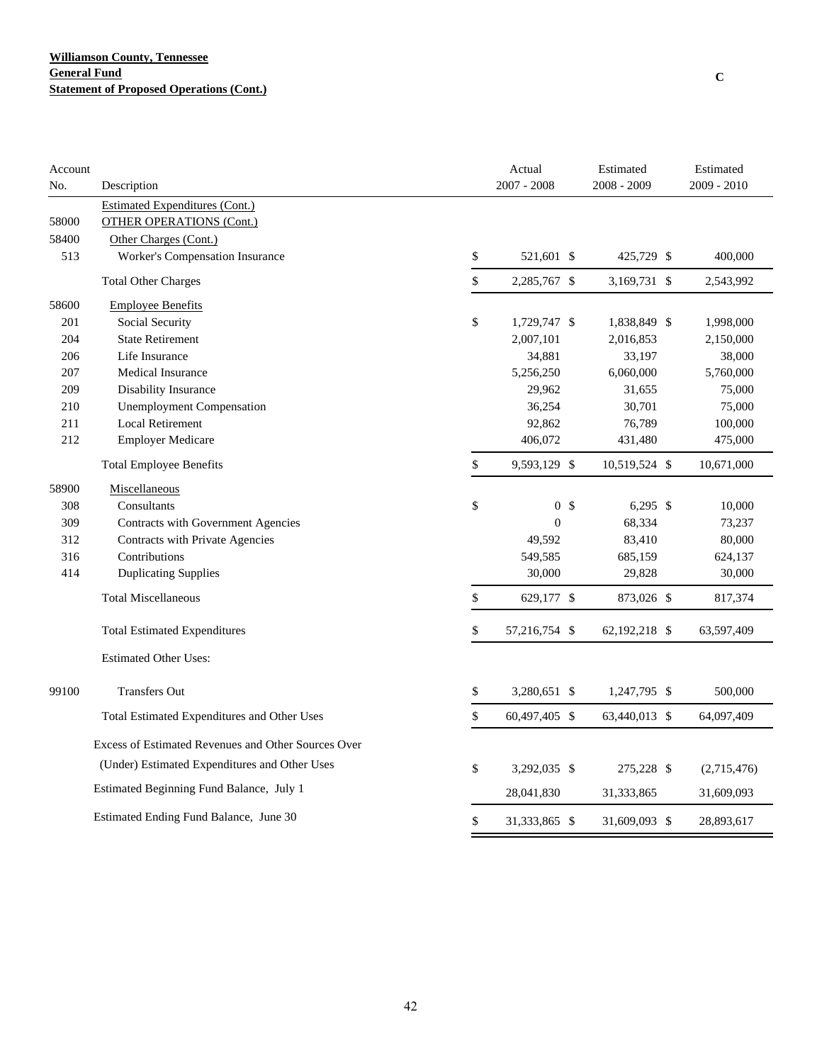**Williamson County, Tennessee**
**General Fund**
**Statement of Proposed Operations (Cont.)**

C

| Account No. | Description | Actual 2007 - 2008 | Estimated 2008 - 2009 | Estimated 2009 - 2010 |
|---|---|---|---|---|
| | Estimated Expenditures (Cont.) | | | |
| 58000 | OTHER OPERATIONS (Cont.) | | | |
| 58400 | Other Charges (Cont.) | | | |
| 513 | Worker's Compensation Insurance | $ 521,601 | $ 425,729 | $ 400,000 |
| | Total Other Charges | $ 2,285,767 | $ 3,169,731 | $ 2,543,992 |
| 58600 | Employee Benefits | | | |
| 201 | Social Security | $ 1,729,747 | $ 1,838,849 | $ 1,998,000 |
| 204 | State Retirement | 2,007,101 | 2,016,853 | 2,150,000 |
| 206 | Life Insurance | 34,881 | 33,197 | 38,000 |
| 207 | Medical Insurance | 5,256,250 | 6,060,000 | 5,760,000 |
| 209 | Disability Insurance | 29,962 | 31,655 | 75,000 |
| 210 | Unemployment Compensation | 36,254 | 30,701 | 75,000 |
| 211 | Local Retirement | 92,862 | 76,789 | 100,000 |
| 212 | Employer Medicare | 406,072 | 431,480 | 475,000 |
| | Total Employee Benefits | $ 9,593,129 | $ 10,519,524 | $ 10,671,000 |
| 58900 | Miscellaneous | | | |
| 308 | Consultants | $ 0 | $ 6,295 | $ 10,000 |
| 309 | Contracts with Government Agencies | 0 | 68,334 | 73,237 |
| 312 | Contracts with Private Agencies | 49,592 | 83,410 | 80,000 |
| 316 | Contributions | 549,585 | 685,159 | 624,137 |
| 414 | Duplicating Supplies | 30,000 | 29,828 | 30,000 |
| | Total Miscellaneous | $ 629,177 | $ 873,026 | $ 817,374 |
| | Total Estimated Expenditures | $ 57,216,754 | $ 62,192,218 | $ 63,597,409 |
| | Estimated Other Uses: | | | |
| 99100 | Transfers Out | $ 3,280,651 | $ 1,247,795 | $ 500,000 |
| | Total Estimated Expenditures and Other Uses | $ 60,497,405 | $ 63,440,013 | $ 64,097,409 |
| | Excess of Estimated Revenues and Other Sources Over (Under) Estimated Expenditures and Other Uses | $ 3,292,035 | $ 275,228 | $ (2,715,476) |
| | Estimated Beginning Fund Balance, July 1 | 28,041,830 | 31,333,865 | 31,609,093 |
| | Estimated Ending Fund Balance, June 30 | $ 31,333,865 | $ 31,609,093 | $ 28,893,617 |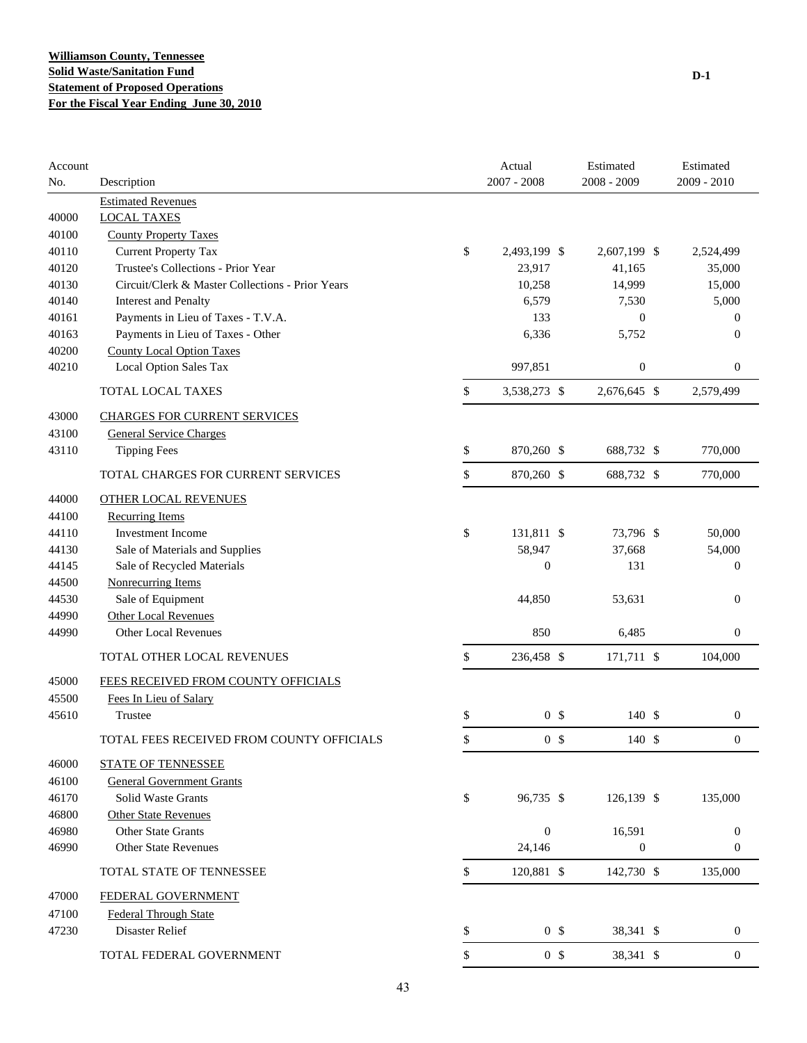**Williamson County, Tennessee**
**Solid Waste/Sanitation Fund**
**Statement of Proposed Operations**
**For the Fiscal Year Ending June 30, 2010**

D-1

| Account No. | Description | Actual 2007 - 2008 | Estimated 2008 - 2009 | Estimated 2009 - 2010 |
|---|---|---|---|---|
| | Estimated Revenues | | | |
| 40000 | LOCAL TAXES | | | |
| 40100 | County Property Taxes | | | |
| 40110 | Current Property Tax | $ 2,493,199 | $ 2,607,199 | $ 2,524,499 |
| 40120 | Trustee's Collections - Prior Year | 23,917 | 41,165 | 35,000 |
| 40130 | Circuit/Clerk & Master Collections - Prior Years | 10,258 | 14,999 | 15,000 |
| 40140 | Interest and Penalty | 6,579 | 7,530 | 5,000 |
| 40161 | Payments in Lieu of Taxes - T.V.A. | 133 | 0 | 0 |
| 40163 | Payments in Lieu of Taxes - Other | 6,336 | 5,752 | 0 |
| 40200 | County Local Option Taxes | | | |
| 40210 | Local Option Sales Tax | 997,851 | 0 | 0 |
| | TOTAL LOCAL TAXES | $ 3,538,273 | $ 2,676,645 | $ 2,579,499 |
| 43000 | CHARGES FOR CURRENT SERVICES | | | |
| 43100 | General Service Charges | | | |
| 43110 | Tipping Fees | $ 870,260 | $ 688,732 | $ 770,000 |
| | TOTAL CHARGES FOR CURRENT SERVICES | $ 870,260 | $ 688,732 | $ 770,000 |
| 44000 | OTHER LOCAL REVENUES | | | |
| 44100 | Recurring Items | | | |
| 44110 | Investment Income | $ 131,811 | $ 73,796 | $ 50,000 |
| 44130 | Sale of Materials and Supplies | 58,947 | 37,668 | 54,000 |
| 44145 | Sale of Recycled Materials | 0 | 131 | 0 |
| 44500 | Nonrecurring Items | | | |
| 44530 | Sale of Equipment | 44,850 | 53,631 | 0 |
| 44990 | Other Local Revenues | | | |
| 44990 | Other Local Revenues | 850 | 6,485 | 0 |
| | TOTAL OTHER LOCAL REVENUES | $ 236,458 | $ 171,711 | $ 104,000 |
| 45000 | FEES RECEIVED FROM COUNTY OFFICIALS | | | |
| 45500 | Fees In Lieu of Salary | | | |
| 45610 | Trustee | $ 0 | $ 140 | $ 0 |
| | TOTAL FEES RECEIVED FROM COUNTY OFFICIALS | $ 0 | $ 140 | $ 0 |
| 46000 | STATE OF TENNESSEE | | | |
| 46100 | General Government Grants | | | |
| 46170 | Solid Waste Grants | $ 96,735 | $ 126,139 | $ 135,000 |
| 46800 | Other State Revenues | | | |
| 46980 | Other State Grants | 0 | 16,591 | 0 |
| 46990 | Other State Revenues | 24,146 | 0 | 0 |
| | TOTAL STATE OF TENNESSEE | $ 120,881 | $ 142,730 | $ 135,000 |
| 47000 | FEDERAL GOVERNMENT | | | |
| 47100 | Federal Through State | | | |
| 47230 | Disaster Relief | $ 0 | $ 38,341 | $ 0 |
| | TOTAL FEDERAL GOVERNMENT | $ 0 | $ 38,341 | $ 0 |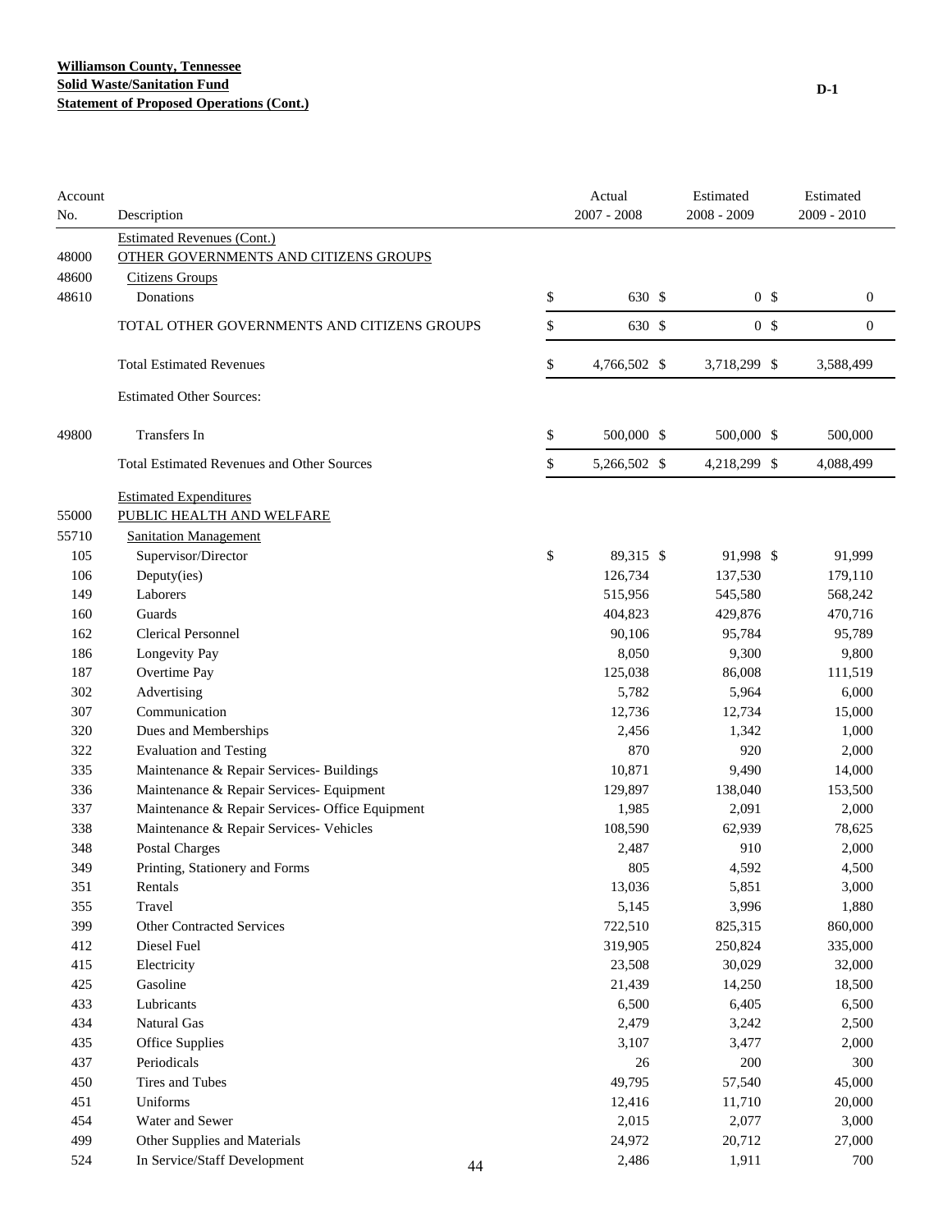**Williamson County, Tennessee**
**Solid Waste/Sanitation Fund**
**Statement of Proposed Operations (Cont.)**

D-1

| Account No. | Description | Actual 2007 - 2008 | Estimated 2008 - 2009 | Estimated 2009 - 2010 |
|---|---|---|---|---|
| | Estimated Revenues (Cont.) | | | |
| 48000 | OTHER GOVERNMENTS AND CITIZENS GROUPS | | | |
| 48600 | Citizens Groups | | | |
| 48610 | Donations | $ 630 | $ 0 | $ 0 |
| | TOTAL OTHER GOVERNMENTS AND CITIZENS GROUPS | $ 630 | $ 0 | $ 0 |
| | Total Estimated Revenues | $ 4,766,502 | $ 3,718,299 | $ 3,588,499 |
| | Estimated Other Sources: | | | |
| 49800 | Transfers In | $ 500,000 | $ 500,000 | $ 500,000 |
| | Total Estimated Revenues and Other Sources | $ 5,266,502 | $ 4,218,299 | $ 4,088,499 |
| | Estimated Expenditures | | | |
| 55000 | PUBLIC HEALTH AND WELFARE | | | |
| 55710 | Sanitation Management | | | |
| 105 | Supervisor/Director | $ 89,315 | $ 91,998 | $ 91,999 |
| 106 | Deputy(ies) | 126,734 | 137,530 | 179,110 |
| 149 | Laborers | 515,956 | 545,580 | 568,242 |
| 160 | Guards | 404,823 | 429,876 | 470,716 |
| 162 | Clerical Personnel | 90,106 | 95,784 | 95,789 |
| 186 | Longevity Pay | 8,050 | 9,300 | 9,800 |
| 187 | Overtime Pay | 125,038 | 86,008 | 111,519 |
| 302 | Advertising | 5,782 | 5,964 | 6,000 |
| 307 | Communication | 12,736 | 12,734 | 15,000 |
| 320 | Dues and Memberships | 2,456 | 1,342 | 1,000 |
| 322 | Evaluation and Testing | 870 | 920 | 2,000 |
| 335 | Maintenance & Repair Services- Buildings | 10,871 | 9,490 | 14,000 |
| 336 | Maintenance & Repair Services- Equipment | 129,897 | 138,040 | 153,500 |
| 337 | Maintenance & Repair Services- Office Equipment | 1,985 | 2,091 | 2,000 |
| 338 | Maintenance & Repair Services- Vehicles | 108,590 | 62,939 | 78,625 |
| 348 | Postal Charges | 2,487 | 910 | 2,000 |
| 349 | Printing, Stationery and Forms | 805 | 4,592 | 4,500 |
| 351 | Rentals | 13,036 | 5,851 | 3,000 |
| 355 | Travel | 5,145 | 3,996 | 1,880 |
| 399 | Other Contracted Services | 722,510 | 825,315 | 860,000 |
| 412 | Diesel Fuel | 319,905 | 250,824 | 335,000 |
| 415 | Electricity | 23,508 | 30,029 | 32,000 |
| 425 | Gasoline | 21,439 | 14,250 | 18,500 |
| 433 | Lubricants | 6,500 | 6,405 | 6,500 |
| 434 | Natural Gas | 2,479 | 3,242 | 2,500 |
| 435 | Office Supplies | 3,107 | 3,477 | 2,000 |
| 437 | Periodicals | 26 | 200 | 300 |
| 450 | Tires and Tubes | 49,795 | 57,540 | 45,000 |
| 451 | Uniforms | 12,416 | 11,710 | 20,000 |
| 454 | Water and Sewer | 2,015 | 2,077 | 3,000 |
| 499 | Other Supplies and Materials | 24,972 | 20,712 | 27,000 |
| 524 | In Service/Staff Development | 2,486 | 1,911 | 700 |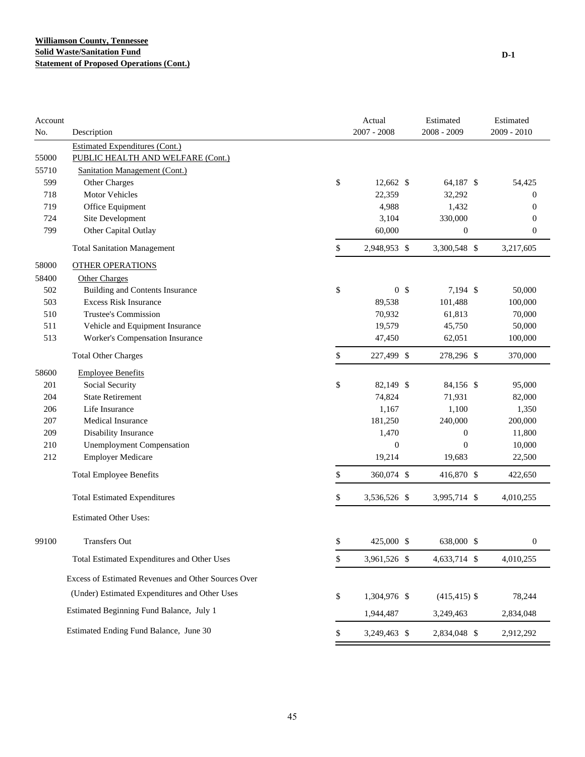**Williamson County, Tennessee**
**Solid Waste/Sanitation Fund**
**Statement of Proposed Operations (Cont.)**

D-1

| Account No. | Description | Actual 2007 - 2008 | Estimated 2008 - 2009 | Estimated 2009 - 2010 |
|---|---|---|---|---|
| | Estimated Expenditures (Cont.) | | | |
| 55000 | PUBLIC HEALTH AND WELFARE (Cont.) | | | |
| 55710 | Sanitation Management (Cont.) | | | |
| 599 | Other Charges | $ 12,662 | $ 64,187 | $ 54,425 |
| 718 | Motor Vehicles | 22,359 | 32,292 | 0 |
| 719 | Office Equipment | 4,988 | 1,432 | 0 |
| 724 | Site Development | 3,104 | 330,000 | 0 |
| 799 | Other Capital Outlay | 60,000 | 0 | 0 |
| | Total Sanitation Management | $ 2,948,953 | $ 3,300,548 | $ 3,217,605 |
| 58000 | OTHER OPERATIONS | | | |
| 58400 | Other Charges | | | |
| 502 | Building and Contents Insurance | $ 0 | $ 7,194 | $ 50,000 |
| 503 | Excess Risk Insurance | 89,538 | 101,488 | 100,000 |
| 510 | Trustee's Commission | 70,932 | 61,813 | 70,000 |
| 511 | Vehicle and Equipment Insurance | 19,579 | 45,750 | 50,000 |
| 513 | Worker's Compensation Insurance | 47,450 | 62,051 | 100,000 |
| | Total Other Charges | $ 227,499 | $ 278,296 | $ 370,000 |
| 58600 | Employee Benefits | | | |
| 201 | Social Security | $ 82,149 | $ 84,156 | $ 95,000 |
| 204 | State Retirement | 74,824 | 71,931 | 82,000 |
| 206 | Life Insurance | 1,167 | 1,100 | 1,350 |
| 207 | Medical Insurance | 181,250 | 240,000 | 200,000 |
| 209 | Disability Insurance | 1,470 | 0 | 11,800 |
| 210 | Unemployment Compensation | 0 | 0 | 10,000 |
| 212 | Employer Medicare | 19,214 | 19,683 | 22,500 |
| | Total Employee Benefits | $ 360,074 | $ 416,870 | $ 422,650 |
| | Total Estimated Expenditures | $ 3,536,526 | $ 3,995,714 | $ 4,010,255 |
| | Estimated Other Uses: | | | |
| 99100 | Transfers Out | $ 425,000 | $ 638,000 | $ 0 |
| | Total Estimated Expenditures and Other Uses | $ 3,961,526 | $ 4,633,714 | $ 4,010,255 |
| | Excess of Estimated Revenues and Other Sources Over (Under) Estimated Expenditures and Other Uses | $ 1,304,976 | $ (415,415) | $ 78,244 |
| | Estimated Beginning Fund Balance, July 1 | 1,944,487 | 3,249,463 | 2,834,048 |
| | Estimated Ending Fund Balance, June 30 | $ 3,249,463 | $ 2,834,048 | $ 2,912,292 |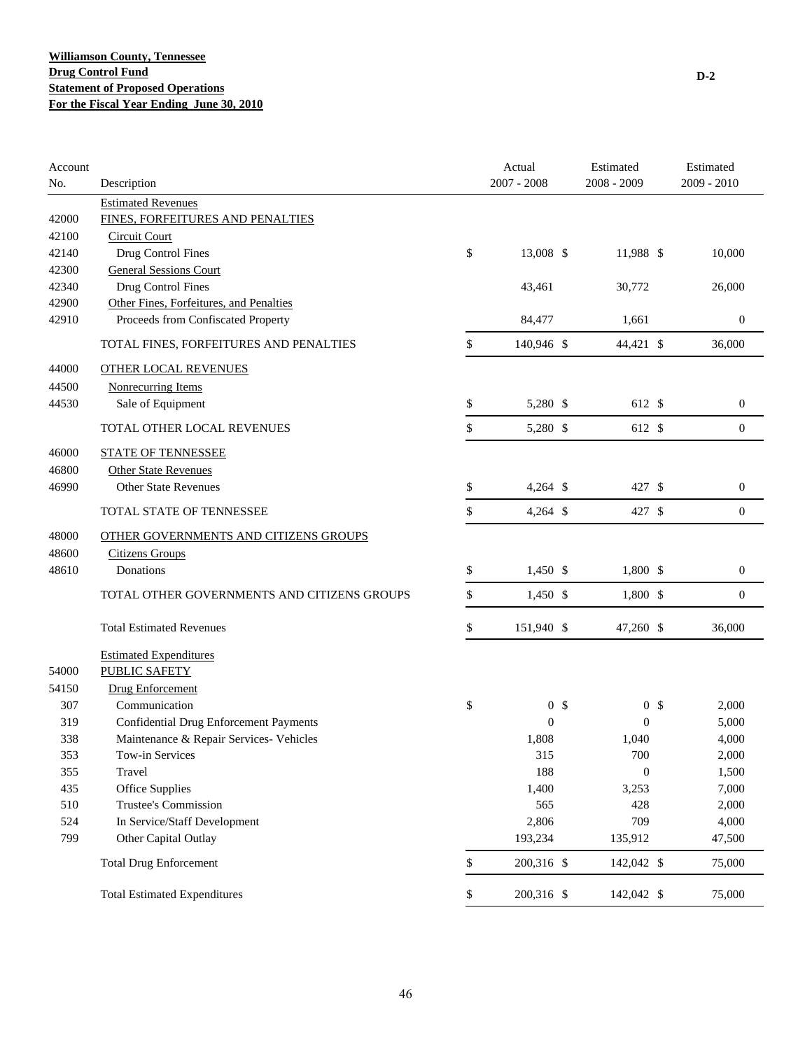**Williamson County, Tennessee**
**Drug Control Fund**
**Statement of Proposed Operations**
**For the Fiscal Year Ending June 30, 2010**

D-2

| Account No. | Description | Actual 2007 - 2008 | Estimated 2008 - 2009 | Estimated 2009 - 2010 |
|---|---|---|---|---|
| | Estimated Revenues | | | |
| 42000 | FINES, FORFEITURES AND PENALTIES | | | |
| 42100 | Circuit Court | | | |
| 42140 | Drug Control Fines | $ 13,008 | $ 11,988 | $ 10,000 |
| 42300 | General Sessions Court | | | |
| 42340 | Drug Control Fines | 43,461 | 30,772 | 26,000 |
| 42900 | Other Fines, Forfeitures, and Penalties | | | |
| 42910 | Proceeds from Confiscated Property | 84,477 | 1,661 | 0 |
| | TOTAL FINES, FORFEITURES AND PENALTIES | $ 140,946 | $ 44,421 | $ 36,000 |
| 44000 | OTHER LOCAL REVENUES | | | |
| 44500 | Nonrecurring Items | | | |
| 44530 | Sale of Equipment | $ 5,280 | $ 612 | $ 0 |
| | TOTAL OTHER LOCAL REVENUES | $ 5,280 | $ 612 | $ 0 |
| 46000 | STATE OF TENNESSEE | | | |
| 46800 | Other State Revenues | | | |
| 46990 | Other State Revenues | $ 4,264 | $ 427 | $ 0 |
| | TOTAL STATE OF TENNESSEE | $ 4,264 | $ 427 | $ 0 |
| 48000 | OTHER GOVERNMENTS AND CITIZENS GROUPS | | | |
| 48600 | Citizens Groups | | | |
| 48610 | Donations | $ 1,450 | $ 1,800 | $ 0 |
| | TOTAL OTHER GOVERNMENTS AND CITIZENS GROUPS | $ 1,450 | $ 1,800 | $ 0 |
| | Total Estimated Revenues | $ 151,940 | $ 47,260 | $ 36,000 |
| | Estimated Expenditures | | | |
| 54000 | PUBLIC SAFETY | | | |
| 54150 | Drug Enforcement | | | |
| 307 | Communication | $ 0 | $ 0 | $ 2,000 |
| 319 | Confidential Drug Enforcement Payments | 0 | 0 | 5,000 |
| 338 | Maintenance & Repair Services- Vehicles | 1,808 | 1,040 | 4,000 |
| 353 | Tow-in Services | 315 | 700 | 2,000 |
| 355 | Travel | 188 | 0 | 1,500 |
| 435 | Office Supplies | 1,400 | 3,253 | 7,000 |
| 510 | Trustee's Commission | 565 | 428 | 2,000 |
| 524 | In Service/Staff Development | 2,806 | 709 | 4,000 |
| 799 | Other Capital Outlay | 193,234 | 135,912 | 47,500 |
| | Total Drug Enforcement | $ 200,316 | $ 142,042 | $ 75,000 |
| | Total Estimated Expenditures | $ 200,316 | $ 142,042 | $ 75,000 |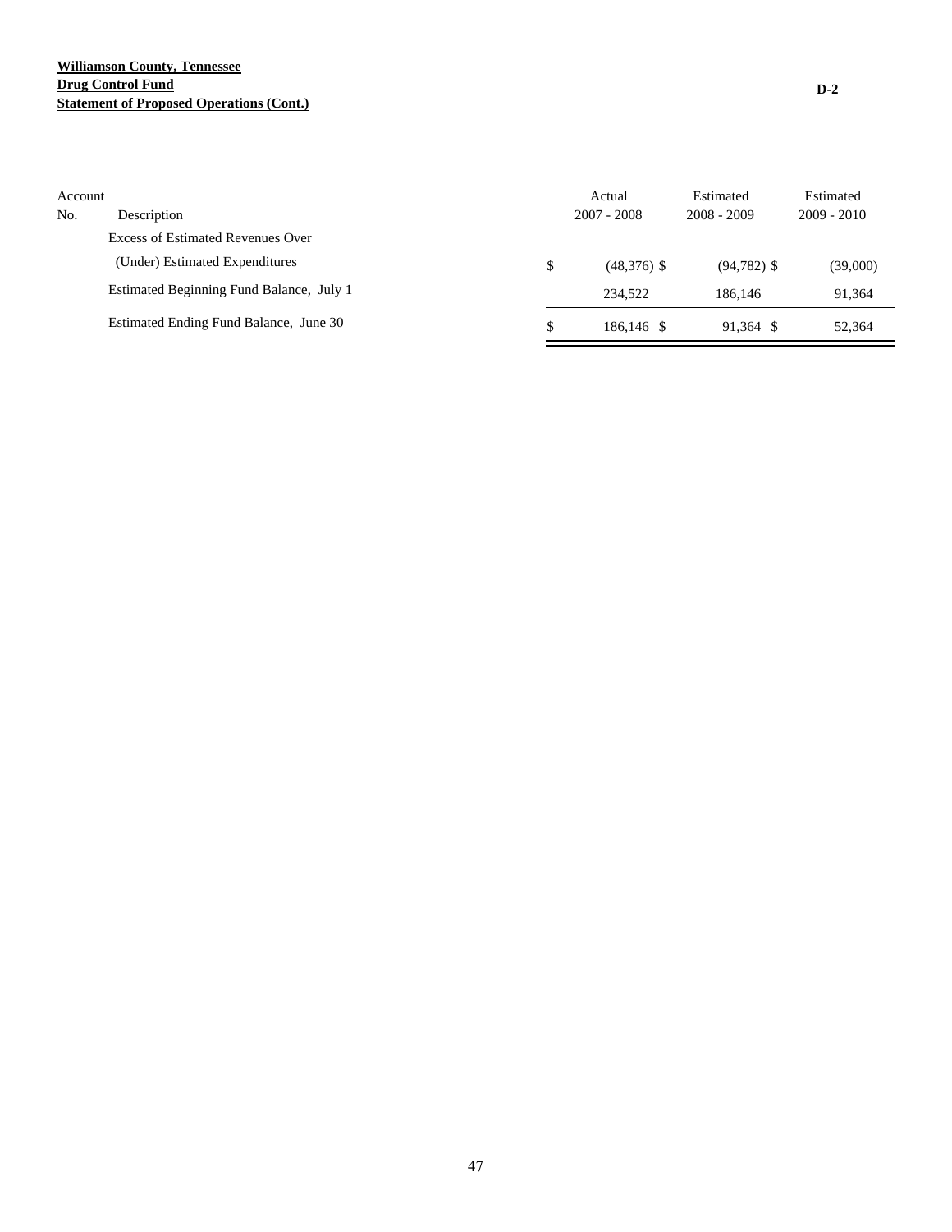**Williamson County, Tennessee**
**Drug Control Fund**
**Statement of Proposed Operations (Cont.)**

D-2

| Account No. | Description | Actual 2007 - 2008 | Estimated 2008 - 2009 | Estimated 2009 - 2010 |
|---|---|---|---|---|
| | Excess of Estimated Revenues Over (Under) Estimated Expenditures | $ (48,376) | $ (94,782) | $ (39,000) |
| | Estimated Beginning Fund Balance, July 1 | 234,522 | 186,146 | 91,364 |
| | Estimated Ending Fund Balance, June 30 | $ 186,146 | $ 91,364 | $ 52,364 |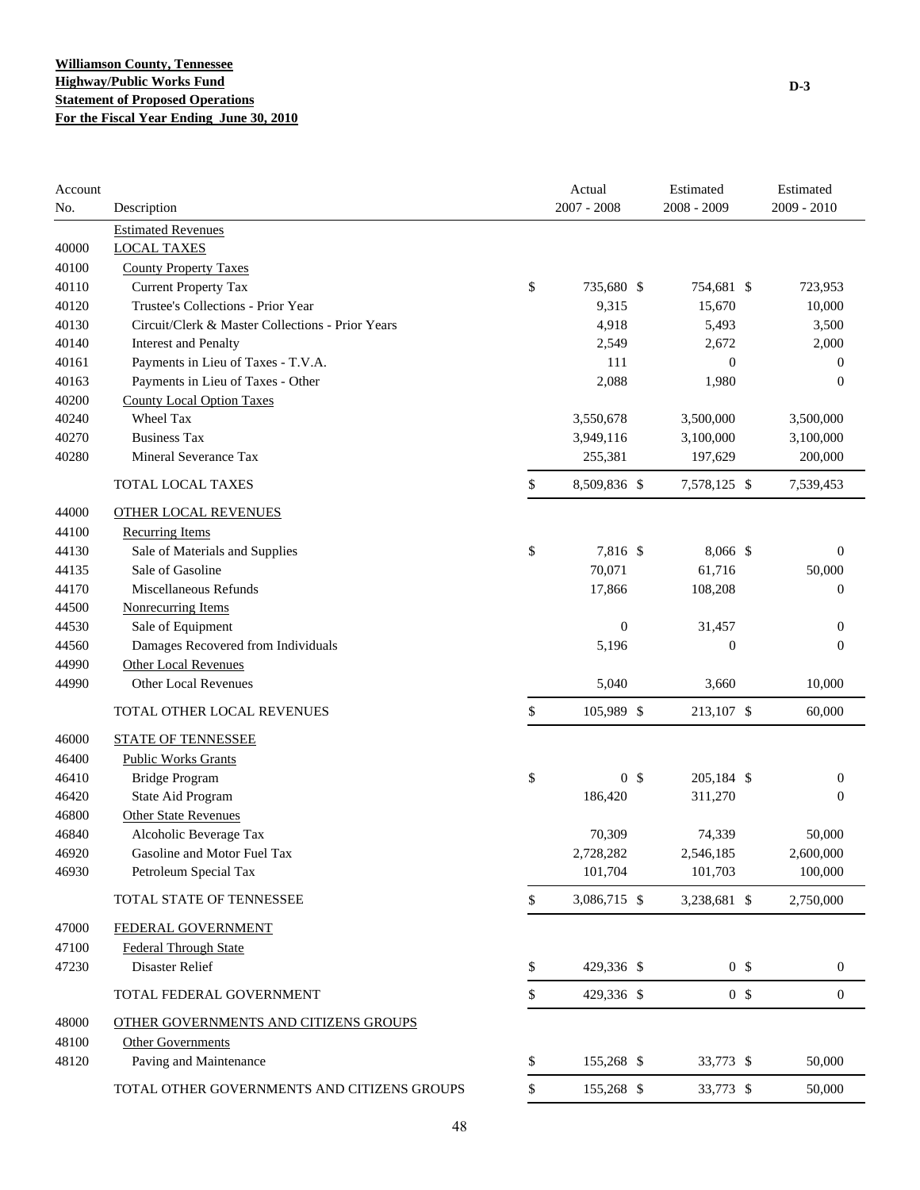**Williamson County, Tennessee**
**Highway/Public Works Fund**
**Statement of Proposed Operations**
**For the Fiscal Year Ending June 30, 2010**

D-3

| Account No. | Description | Actual 2007 - 2008 | Estimated 2008 - 2009 | Estimated 2009 - 2010 |
|---|---|---|---|---|
| | Estimated Revenues | | | |
| 40000 | LOCAL TAXES | | | |
| 40100 | County Property Taxes | | | |
| 40110 | Current Property Tax | $ 735,680 | $ 754,681 | $ 723,953 |
| 40120 | Trustee's Collections - Prior Year | 9,315 | 15,670 | 10,000 |
| 40130 | Circuit/Clerk & Master Collections - Prior Years | 4,918 | 5,493 | 3,500 |
| 40140 | Interest and Penalty | 2,549 | 2,672 | 2,000 |
| 40161 | Payments in Lieu of Taxes - T.V.A. | 111 | 0 | 0 |
| 40163 | Payments in Lieu of Taxes - Other | 2,088 | 1,980 | 0 |
| 40200 | County Local Option Taxes | | | |
| 40240 | Wheel Tax | 3,550,678 | 3,500,000 | 3,500,000 |
| 40270 | Business Tax | 3,949,116 | 3,100,000 | 3,100,000 |
| 40280 | Mineral Severance Tax | 255,381 | 197,629 | 200,000 |
| | TOTAL LOCAL TAXES | $ 8,509,836 | $ 7,578,125 | $ 7,539,453 |
| 44000 | OTHER LOCAL REVENUES | | | |
| 44100 | Recurring Items | | | |
| 44130 | Sale of Materials and Supplies | $ 7,816 | $ 8,066 | $ 0 |
| 44135 | Sale of Gasoline | 70,071 | 61,716 | 50,000 |
| 44170 | Miscellaneous Refunds | 17,866 | 108,208 | 0 |
| 44500 | Nonrecurring Items | | | |
| 44530 | Sale of Equipment | 0 | 31,457 | 0 |
| 44560 | Damages Recovered from Individuals | 5,196 | 0 | 0 |
| 44990 | Other Local Revenues | | | |
| 44990 | Other Local Revenues | 5,040 | 3,660 | 10,000 |
| | TOTAL OTHER LOCAL REVENUES | $ 105,989 | $ 213,107 | $ 60,000 |
| 46000 | STATE OF TENNESSEE | | | |
| 46400 | Public Works Grants | | | |
| 46410 | Bridge Program | $ 0 | $ 205,184 | $ 0 |
| 46420 | State Aid Program | 186,420 | 311,270 | 0 |
| 46800 | Other State Revenues | | | |
| 46840 | Alcoholic Beverage Tax | 70,309 | 74,339 | 50,000 |
| 46920 | Gasoline and Motor Fuel Tax | 2,728,282 | 2,546,185 | 2,600,000 |
| 46930 | Petroleum Special Tax | 101,704 | 101,703 | 100,000 |
| | TOTAL STATE OF TENNESSEE | $ 3,086,715 | $ 3,238,681 | $ 2,750,000 |
| 47000 | FEDERAL GOVERNMENT | | | |
| 47100 | Federal Through State | | | |
| 47230 | Disaster Relief | $ 429,336 | $ 0 | $ 0 |
| | TOTAL FEDERAL GOVERNMENT | $ 429,336 | $ 0 | $ 0 |
| 48000 | OTHER GOVERNMENTS AND CITIZENS GROUPS | | | |
| 48100 | Other Governments | | | |
| 48120 | Paving and Maintenance | $ 155,268 | $ 33,773 | $ 50,000 |
| | TOTAL OTHER GOVERNMENTS AND CITIZENS GROUPS | $ 155,268 | $ 33,773 | $ 50,000 |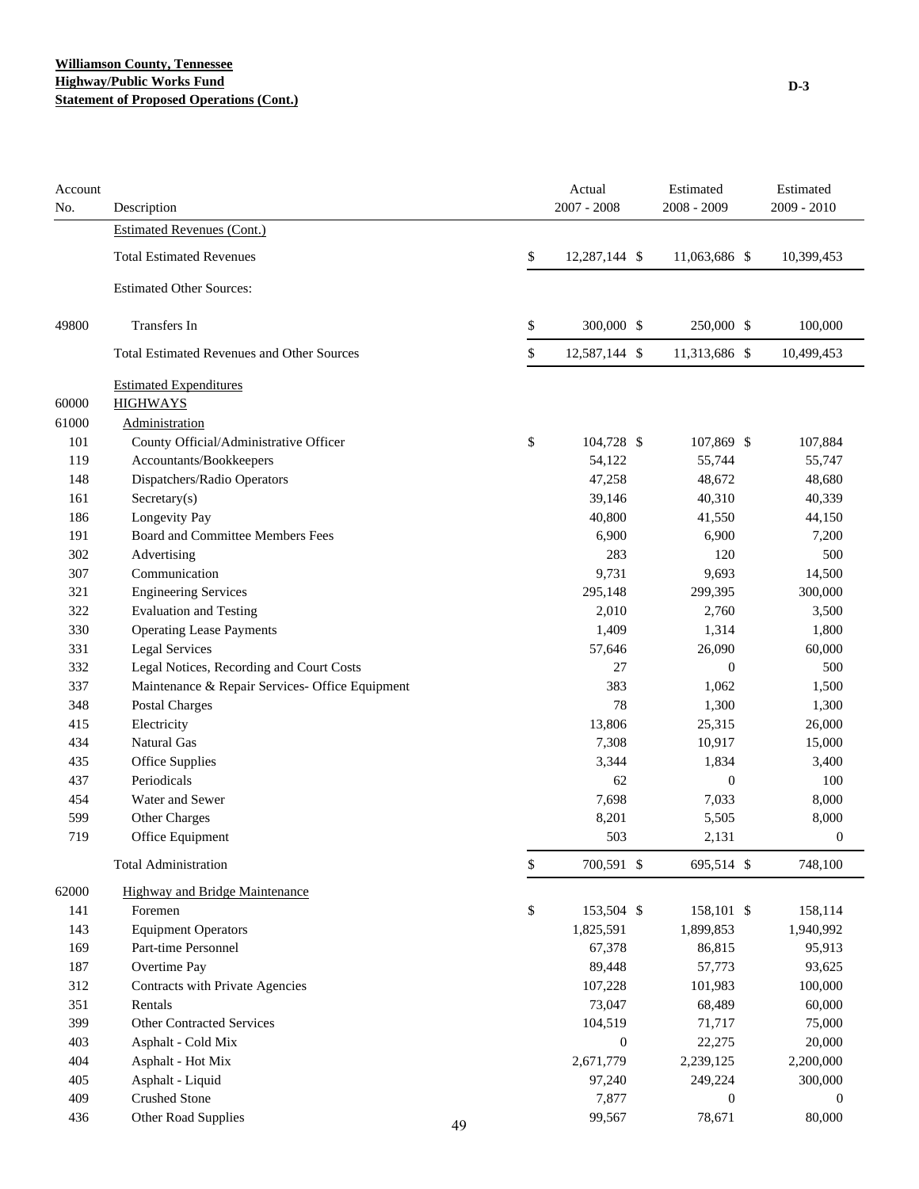**Williamson County, Tennessee**
**Highway/Public Works Fund**
**Statement of Proposed Operations (Cont.)**

D-3

| Account No. | Description | Actual 2007 - 2008 | Estimated 2008 - 2009 | Estimated 2009 - 2010 |
|---|---|---|---|---|
| | Estimated Revenues (Cont.) | | | |
| | Total Estimated Revenues | $ 12,287,144 | $ 11,063,686 | $ 10,399,453 |
| | Estimated Other Sources: | | | |
| 49800 | Transfers In | $ 300,000 | $ 250,000 | $ 100,000 |
| | Total Estimated Revenues and Other Sources | $ 12,587,144 | $ 11,313,686 | $ 10,499,453 |
| | Estimated Expenditures | | | |
| 60000 | HIGHWAYS | | | |
| 61000 | Administration | | | |
| 101 | County Official/Administrative Officer | $ 104,728 | $ 107,869 | $ 107,884 |
| 119 | Accountants/Bookkeepers | 54,122 | 55,744 | 55,747 |
| 148 | Dispatchers/Radio Operators | 47,258 | 48,672 | 48,680 |
| 161 | Secretary(s) | 39,146 | 40,310 | 40,339 |
| 186 | Longevity Pay | 40,800 | 41,550 | 44,150 |
| 191 | Board and Committee Members Fees | 6,900 | 6,900 | 7,200 |
| 302 | Advertising | 283 | 120 | 500 |
| 307 | Communication | 9,731 | 9,693 | 14,500 |
| 321 | Engineering Services | 295,148 | 299,395 | 300,000 |
| 322 | Evaluation and Testing | 2,010 | 2,760 | 3,500 |
| 330 | Operating Lease Payments | 1,409 | 1,314 | 1,800 |
| 331 | Legal Services | 57,646 | 26,090 | 60,000 |
| 332 | Legal Notices, Recording and Court Costs | 27 | 0 | 500 |
| 337 | Maintenance & Repair Services- Office Equipment | 383 | 1,062 | 1,500 |
| 348 | Postal Charges | 78 | 1,300 | 1,300 |
| 415 | Electricity | 13,806 | 25,315 | 26,000 |
| 434 | Natural Gas | 7,308 | 10,917 | 15,000 |
| 435 | Office Supplies | 3,344 | 1,834 | 3,400 |
| 437 | Periodicals | 62 | 0 | 100 |
| 454 | Water and Sewer | 7,698 | 7,033 | 8,000 |
| 599 | Other Charges | 8,201 | 5,505 | 8,000 |
| 719 | Office Equipment | 503 | 2,131 | 0 |
| | Total Administration | $ 700,591 | $ 695,514 | $ 748,100 |
| 62000 | Highway and Bridge Maintenance | | | |
| 141 | Foremen | $ 153,504 | $ 158,101 | $ 158,114 |
| 143 | Equipment Operators | 1,825,591 | 1,899,853 | 1,940,992 |
| 169 | Part-time Personnel | 67,378 | 86,815 | 95,913 |
| 187 | Overtime Pay | 89,448 | 57,773 | 93,625 |
| 312 | Contracts with Private Agencies | 107,228 | 101,983 | 100,000 |
| 351 | Rentals | 73,047 | 68,489 | 60,000 |
| 399 | Other Contracted Services | 104,519 | 71,717 | 75,000 |
| 403 | Asphalt - Cold Mix | 0 | 22,275 | 20,000 |
| 404 | Asphalt - Hot Mix | 2,671,779 | 2,239,125 | 2,200,000 |
| 405 | Asphalt - Liquid | 97,240 | 249,224 | 300,000 |
| 409 | Crushed Stone | 7,877 | 0 | 0 |
| 436 | Other Road Supplies | 99,567 | 78,671 | 80,000 |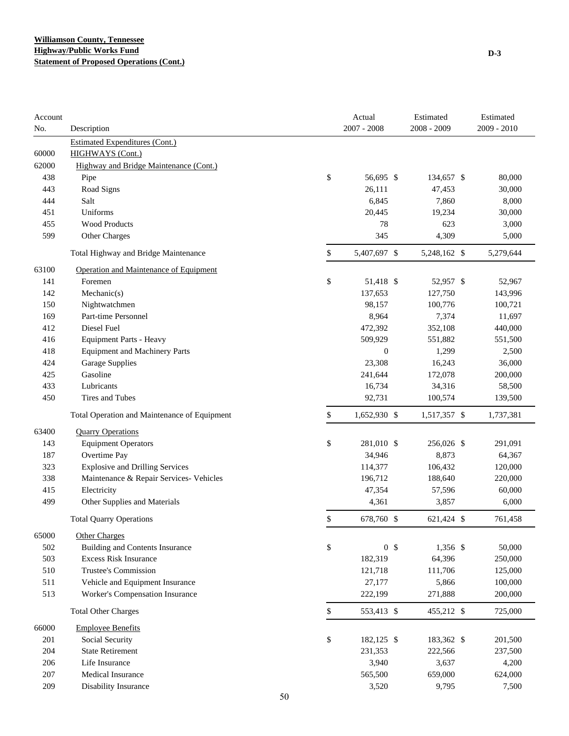**Williamson County, Tennessee**
**Highway/Public Works Fund**
**Statement of Proposed Operations (Cont.)**

D-3

| Account No. | Description | Actual 2007 - 2008 | Estimated 2008 - 2009 | Estimated 2009 - 2010 |
|---|---|---|---|---|
| | Estimated Expenditures (Cont.) | | | |
| 60000 | HIGHWAYS (Cont.) | | | |
| 62000 | Highway and Bridge Maintenance (Cont.) | | | |
| 438 | Pipe | $ 56,695 | $ 134,657 | $ 80,000 |
| 443 | Road Signs | 26,111 | 47,453 | 30,000 |
| 444 | Salt | 6,845 | 7,860 | 8,000 |
| 451 | Uniforms | 20,445 | 19,234 | 30,000 |
| 455 | Wood Products | 78 | 623 | 3,000 |
| 599 | Other Charges | 345 | 4,309 | 5,000 |
| | Total Highway and Bridge Maintenance | $ 5,407,697 | $ 5,248,162 | $ 5,279,644 |
| 63100 | Operation and Maintenance of Equipment | | | |
| 141 | Foremen | $ 51,418 | $ 52,957 | $ 52,967 |
| 142 | Mechanic(s) | 137,653 | 127,750 | 143,996 |
| 150 | Nightwatchmen | 98,157 | 100,776 | 100,721 |
| 169 | Part-time Personnel | 8,964 | 7,374 | 11,697 |
| 412 | Diesel Fuel | 472,392 | 352,108 | 440,000 |
| 416 | Equipment Parts - Heavy | 509,929 | 551,882 | 551,500 |
| 418 | Equipment and Machinery Parts | 0 | 1,299 | 2,500 |
| 424 | Garage Supplies | 23,308 | 16,243 | 36,000 |
| 425 | Gasoline | 241,644 | 172,078 | 200,000 |
| 433 | Lubricants | 16,734 | 34,316 | 58,500 |
| 450 | Tires and Tubes | 92,731 | 100,574 | 139,500 |
| | Total Operation and Maintenance of Equipment | $ 1,652,930 | $ 1,517,357 | $ 1,737,381 |
| 63400 | Quarry Operations | | | |
| 143 | Equipment Operators | $ 281,010 | $ 256,026 | $ 291,091 |
| 187 | Overtime Pay | 34,946 | 8,873 | 64,367 |
| 323 | Explosive and Drilling Services | 114,377 | 106,432 | 120,000 |
| 338 | Maintenance & Repair Services- Vehicles | 196,712 | 188,640 | 220,000 |
| 415 | Electricity | 47,354 | 57,596 | 60,000 |
| 499 | Other Supplies and Materials | 4,361 | 3,857 | 6,000 |
| | Total Quarry Operations | $ 678,760 | $ 621,424 | $ 761,458 |
| 65000 | Other Charges | | | |
| 502 | Building and Contents Insurance | $ 0 | $ 1,356 | $ 50,000 |
| 503 | Excess Risk Insurance | 182,319 | 64,396 | 250,000 |
| 510 | Trustee's Commission | 121,718 | 111,706 | 125,000 |
| 511 | Vehicle and Equipment Insurance | 27,177 | 5,866 | 100,000 |
| 513 | Worker's Compensation Insurance | 222,199 | 271,888 | 200,000 |
| | Total Other Charges | $ 553,413 | $ 455,212 | $ 725,000 |
| 66000 | Employee Benefits | | | |
| 201 | Social Security | $ 182,125 | $ 183,362 | $ 201,500 |
| 204 | State Retirement | 231,353 | 222,566 | 237,500 |
| 206 | Life Insurance | 3,940 | 3,637 | 4,200 |
| 207 | Medical Insurance | 565,500 | 659,000 | 624,000 |
| 209 | Disability Insurance | 3,520 | 9,795 | 7,500 |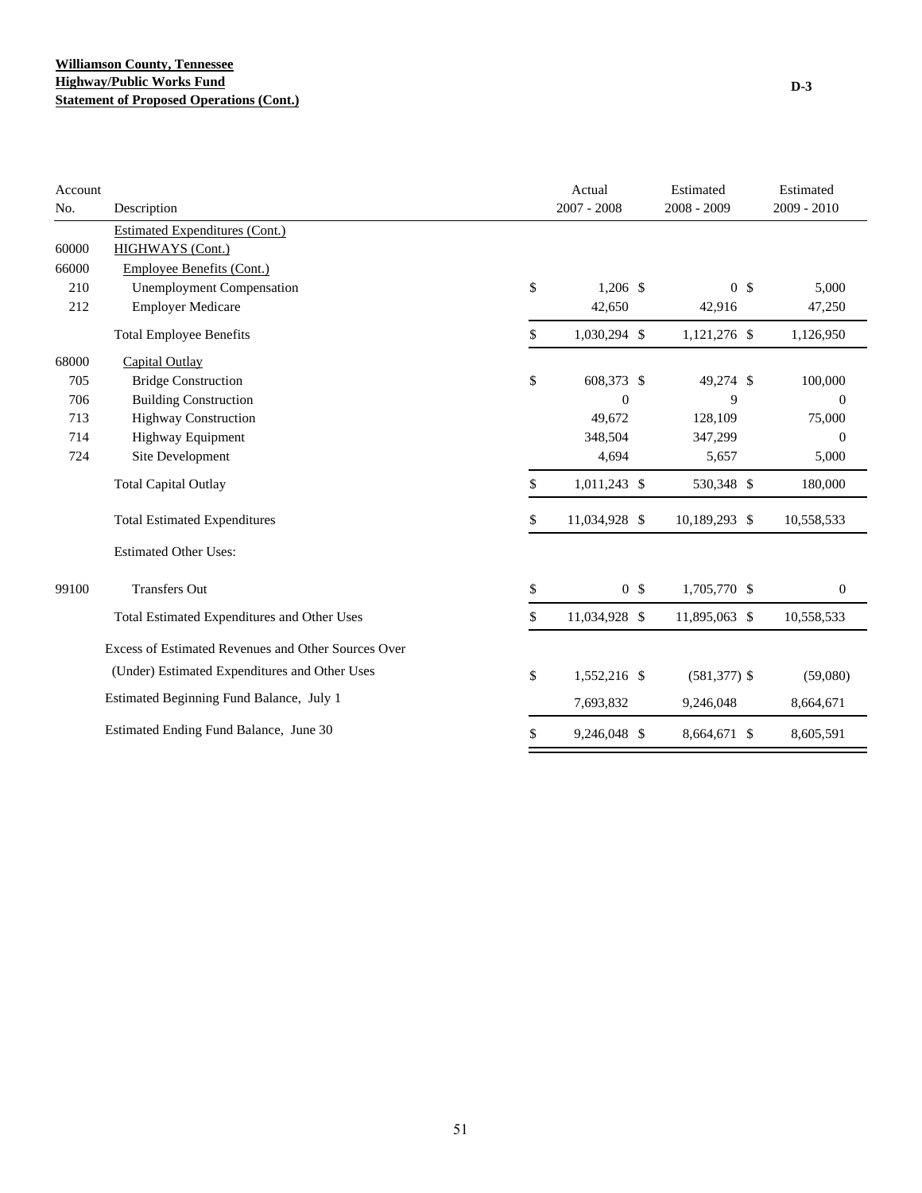**Williamson County, Tennessee**
**Highway/Public Works Fund**
**Statement of Proposed Operations (Cont.)**

D-3

| Account No. | Description | Actual 2007 - 2008 | Estimated 2008 - 2009 | Estimated 2009 - 2010 |
|---|---|---|---|---|
| | Estimated Expenditures (Cont.) | | | |
| 60000 | HIGHWAYS (Cont.) | | | |
| 66000 | Employee Benefits (Cont.) | | | |
| 210 | Unemployment Compensation | $ 1,206 | $ 0 | $ 5,000 |
| 212 | Employer Medicare | 42,650 | 42,916 | 47,250 |
| | Total Employee Benefits | $ 1,030,294 | $ 1,121,276 | $ 1,126,950 |
| 68000 | Capital Outlay | | | |
| 705 | Bridge Construction | $ 608,373 | $ 49,274 | $ 100,000 |
| 706 | Building Construction | 0 | 9 | 0 |
| 713 | Highway Construction | 49,672 | 128,109 | 75,000 |
| 714 | Highway Equipment | 348,504 | 347,299 | 0 |
| 724 | Site Development | 4,694 | 5,657 | 5,000 |
| | Total Capital Outlay | $ 1,011,243 | $ 530,348 | $ 180,000 |
| | Total Estimated Expenditures | $ 11,034,928 | $ 10,189,293 | $ 10,558,533 |
| | Estimated Other Uses: | | | |
| 99100 | Transfers Out | $ 0 | $ 1,705,770 | $ 0 |
| | Total Estimated Expenditures and Other Uses | $ 11,034,928 | $ 11,895,063 | $ 10,558,533 |
| | Excess of Estimated Revenues and Other Sources Over (Under) Estimated Expenditures and Other Uses | $ 1,552,216 | $ (581,377) | $ (59,080) |
| | Estimated Beginning Fund Balance, July 1 | 7,693,832 | 9,246,048 | 8,664,671 |
| | Estimated Ending Fund Balance, June 30 | $ 9,246,048 | $ 8,664,671 | $ 8,605,591 |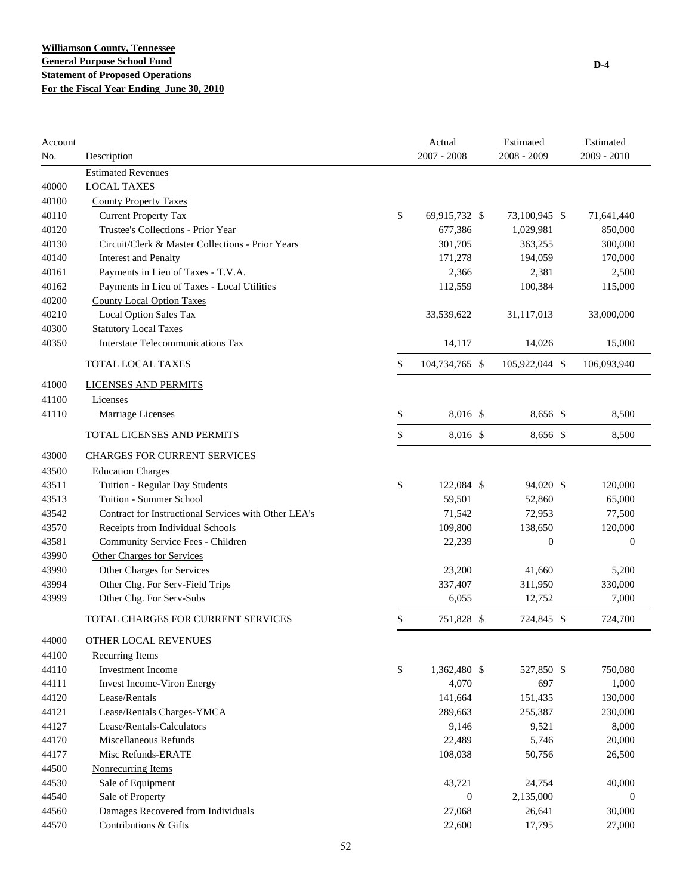**Williamson County, Tennessee**
**General Purpose School Fund**
**Statement of Proposed Operations**
**For the Fiscal Year Ending June 30, 2010**

D-4

| Account No. | Description | Actual 2007 - 2008 | Estimated 2008 - 2009 | Estimated 2009 - 2010 |
|---|---|---|---|---|
| | Estimated Revenues | | | |
| 40000 | LOCAL TAXES | | | |
| 40100 | County Property Taxes | | | |
| 40110 | Current Property Tax | $ 69,915,732 | $ 73,100,945 | $ 71,641,440 |
| 40120 | Trustee's Collections - Prior Year | 677,386 | 1,029,981 | 850,000 |
| 40130 | Circuit/Clerk & Master Collections - Prior Years | 301,705 | 363,255 | 300,000 |
| 40140 | Interest and Penalty | 171,278 | 194,059 | 170,000 |
| 40161 | Payments in Lieu of Taxes - T.V.A. | 2,366 | 2,381 | 2,500 |
| 40162 | Payments in Lieu of Taxes - Local Utilities | 112,559 | 100,384 | 115,000 |
| 40200 | County Local Option Taxes | | | |
| 40210 | Local Option Sales Tax | 33,539,622 | 31,117,013 | 33,000,000 |
| 40300 | Statutory Local Taxes | | | |
| 40350 | Interstate Telecommunications Tax | 14,117 | 14,026 | 15,000 |
| | TOTAL LOCAL TAXES | $ 104,734,765 | $ 105,922,044 | $ 106,093,940 |
| 41000 | LICENSES AND PERMITS | | | |
| 41100 | Licenses | | | |
| 41110 | Marriage Licenses | $ 8,016 | $ 8,656 | $ 8,500 |
| | TOTAL LICENSES AND PERMITS | $ 8,016 | $ 8,656 | $ 8,500 |
| 43000 | CHARGES FOR CURRENT SERVICES | | | |
| 43500 | Education Charges | | | |
| 43511 | Tuition - Regular Day Students | $ 122,084 | $ 94,020 | $ 120,000 |
| 43513 | Tuition - Summer School | 59,501 | 52,860 | 65,000 |
| 43542 | Contract for Instructional Services with Other LEA's | 71,542 | 72,953 | 77,500 |
| 43570 | Receipts from Individual Schools | 109,800 | 138,650 | 120,000 |
| 43581 | Community Service Fees - Children | 22,239 | 0 | 0 |
| 43990 | Other Charges for Services | | | |
| 43990 | Other Charges for Services | 23,200 | 41,660 | 5,200 |
| 43994 | Other Chg. For Serv-Field Trips | 337,407 | 311,950 | 330,000 |
| 43999 | Other Chg. For Serv-Subs | 6,055 | 12,752 | 7,000 |
| | TOTAL CHARGES FOR CURRENT SERVICES | $ 751,828 | $ 724,845 | $ 724,700 |
| 44000 | OTHER LOCAL REVENUES | | | |
| 44100 | Recurring Items | | | |
| 44110 | Investment Income | $ 1,362,480 | $ 527,850 | $ 750,080 |
| 44111 | Invest Income-Viron Energy | 4,070 | 697 | 1,000 |
| 44120 | Lease/Rentals | 141,664 | 151,435 | 130,000 |
| 44121 | Lease/Rentals Charges-YMCA | 289,663 | 255,387 | 230,000 |
| 44127 | Lease/Rentals-Calculators | 9,146 | 9,521 | 8,000 |
| 44170 | Miscellaneous Refunds | 22,489 | 5,746 | 20,000 |
| 44177 | Misc Refunds-ERATE | 108,038 | 50,756 | 26,500 |
| 44500 | Nonrecurring Items | | | |
| 44530 | Sale of Equipment | 43,721 | 24,754 | 40,000 |
| 44540 | Sale of Property | 0 | 2,135,000 | 0 |
| 44560 | Damages Recovered from Individuals | 27,068 | 26,641 | 30,000 |
| 44570 | Contributions & Gifts | 22,600 | 17,795 | 27,000 |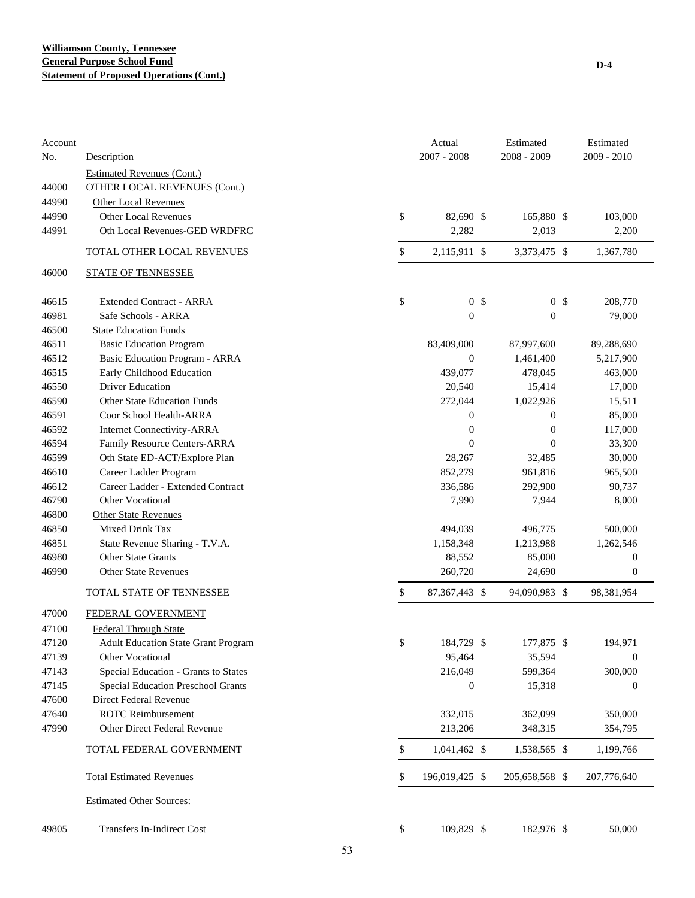**Williamson County, Tennessee**
**General Purpose School Fund**
**Statement of Proposed Operations (Cont.)**

D-4

| Account No. | Description | Actual 2007 - 2008 | Estimated 2008 - 2009 | Estimated 2009 - 2010 |
|---|---|---|---|---|
| | Estimated Revenues (Cont.) | | | |
| 44000 | OTHER LOCAL REVENUES (Cont.) | | | |
| 44990 | Other Local Revenues | | | |
| 44990 | Other Local Revenues | $ 82,690 | $ 165,880 | $ 103,000 |
| 44991 | Oth Local Revenues-GED WRDFRC | 2,282 | 2,013 | 2,200 |
| | TOTAL OTHER LOCAL REVENUES | $ 2,115,911 | $ 3,373,475 | $ 1,367,780 |
| 46000 | STATE OF TENNESSEE | | | |
| 46615 | Extended Contract - ARRA | $ 0 | $ 0 | $ 208,770 |
| 46981 | Safe Schools - ARRA | 0 | 0 | 79,000 |
| 46500 | State Education Funds | | | |
| 46511 | Basic Education Program | 83,409,000 | 87,997,600 | 89,288,690 |
| 46512 | Basic Education Program - ARRA | 0 | 1,461,400 | 5,217,900 |
| 46515 | Early Childhood Education | 439,077 | 478,045 | 463,000 |
| 46550 | Driver Education | 20,540 | 15,414 | 17,000 |
| 46590 | Other State Education Funds | 272,044 | 1,022,926 | 15,511 |
| 46591 | Coor School Health-ARRA | 0 | 0 | 85,000 |
| 46592 | Internet Connectivity-ARRA | 0 | 0 | 117,000 |
| 46594 | Family Resource Centers-ARRA | 0 | 0 | 33,300 |
| 46599 | Oth State ED-ACT/Explore Plan | 28,267 | 32,485 | 30,000 |
| 46610 | Career Ladder Program | 852,279 | 961,816 | 965,500 |
| 46612 | Career Ladder - Extended Contract | 336,586 | 292,900 | 90,737 |
| 46790 | Other Vocational | 7,990 | 7,944 | 8,000 |
| 46800 | Other State Revenues | | | |
| 46850 | Mixed Drink Tax | 494,039 | 496,775 | 500,000 |
| 46851 | State Revenue Sharing - T.V.A. | 1,158,348 | 1,213,988 | 1,262,546 |
| 46980 | Other State Grants | 88,552 | 85,000 | 0 |
| 46990 | Other State Revenues | 260,720 | 24,690 | 0 |
| | TOTAL STATE OF TENNESSEE | $ 87,367,443 | $ 94,090,983 | $ 98,381,954 |
| 47000 | FEDERAL GOVERNMENT | | | |
| 47100 | Federal Through State | | | |
| 47120 | Adult Education State Grant Program | $ 184,729 | $ 177,875 | $ 194,971 |
| 47139 | Other Vocational | 95,464 | 35,594 | 0 |
| 47143 | Special Education - Grants to States | 216,049 | 599,364 | 300,000 |
| 47145 | Special Education Preschool Grants | 0 | 15,318 | 0 |
| 47600 | Direct Federal Revenue | | | |
| 47640 | ROTC Reimbursement | 332,015 | 362,099 | 350,000 |
| 47990 | Other Direct Federal Revenue | 213,206 | 348,315 | 354,795 |
| | TOTAL FEDERAL GOVERNMENT | $ 1,041,462 | $ 1,538,565 | $ 1,199,766 |
| | Total Estimated Revenues | $ 196,019,425 | $ 205,658,568 | $ 207,776,640 |
| | Estimated Other Sources: | | | |
| 49805 | Transfers In-Indirect Cost | $ 109,829 | $ 182,976 | $ 50,000 |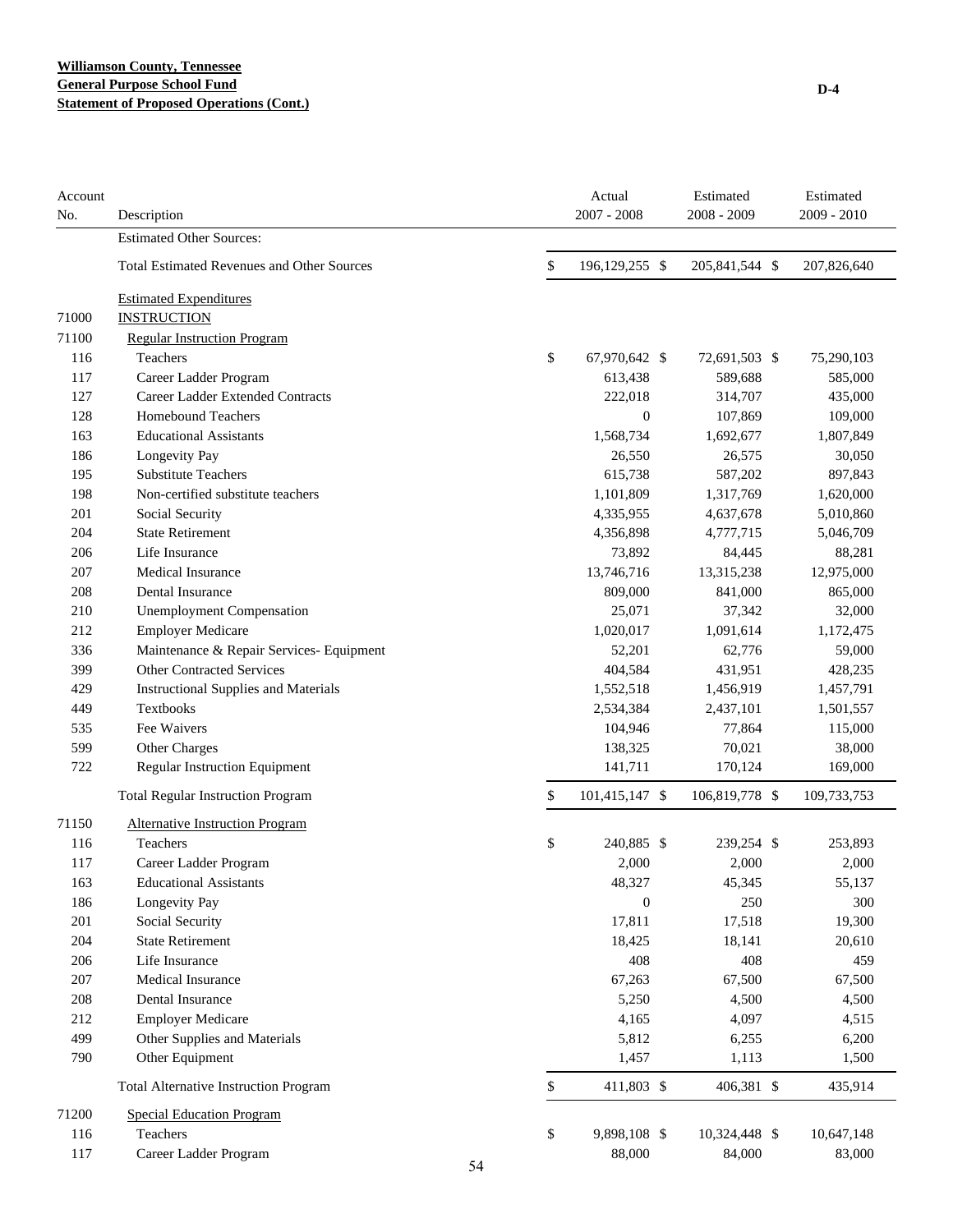**Williamson County, Tennessee**
**General Purpose School Fund**
**Statement of Proposed Operations (Cont.)**

D-4

| Account No. | Description | Actual 2007 - 2008 | Estimated 2008 - 2009 | Estimated 2009 - 2010 |
|---|---|---|---|---|
| | Estimated Other Sources: | | | |
| | Total Estimated Revenues and Other Sources | $ 196,129,255 | $ 205,841,544 | $ 207,826,640 |
| | Estimated Expenditures | | | |
| 71000 | INSTRUCTION | | | |
| 71100 | Regular Instruction Program | | | |
| 116 | Teachers | $ 67,970,642 | $ 72,691,503 | $ 75,290,103 |
| 117 | Career Ladder Program | 613,438 | 589,688 | 585,000 |
| 127 | Career Ladder Extended Contracts | 222,018 | 314,707 | 435,000 |
| 128 | Homebound Teachers | 0 | 107,869 | 109,000 |
| 163 | Educational Assistants | 1,568,734 | 1,692,677 | 1,807,849 |
| 186 | Longevity Pay | 26,550 | 26,575 | 30,050 |
| 195 | Substitute Teachers | 615,738 | 587,202 | 897,843 |
| 198 | Non-certified substitute teachers | 1,101,809 | 1,317,769 | 1,620,000 |
| 201 | Social Security | 4,335,955 | 4,637,678 | 5,010,860 |
| 204 | State Retirement | 4,356,898 | 4,777,715 | 5,046,709 |
| 206 | Life Insurance | 73,892 | 84,445 | 88,281 |
| 207 | Medical Insurance | 13,746,716 | 13,315,238 | 12,975,000 |
| 208 | Dental Insurance | 809,000 | 841,000 | 865,000 |
| 210 | Unemployment Compensation | 25,071 | 37,342 | 32,000 |
| 212 | Employer Medicare | 1,020,017 | 1,091,614 | 1,172,475 |
| 336 | Maintenance & Repair Services- Equipment | 52,201 | 62,776 | 59,000 |
| 399 | Other Contracted Services | 404,584 | 431,951 | 428,235 |
| 429 | Instructional Supplies and Materials | 1,552,518 | 1,456,919 | 1,457,791 |
| 449 | Textbooks | 2,534,384 | 2,437,101 | 1,501,557 |
| 535 | Fee Waivers | 104,946 | 77,864 | 115,000 |
| 599 | Other Charges | 138,325 | 70,021 | 38,000 |
| 722 | Regular Instruction Equipment | 141,711 | 170,124 | 169,000 |
| | Total Regular Instruction Program | $ 101,415,147 | $ 106,819,778 | $ 109,733,753 |
| 71150 | Alternative Instruction Program | | | |
| 116 | Teachers | $ 240,885 | $ 239,254 | $ 253,893 |
| 117 | Career Ladder Program | 2,000 | 2,000 | 2,000 |
| 163 | Educational Assistants | 48,327 | 45,345 | 55,137 |
| 186 | Longevity Pay | 0 | 250 | 300 |
| 201 | Social Security | 17,811 | 17,518 | 19,300 |
| 204 | State Retirement | 18,425 | 18,141 | 20,610 |
| 206 | Life Insurance | 408 | 408 | 459 |
| 207 | Medical Insurance | 67,263 | 67,500 | 67,500 |
| 208 | Dental Insurance | 5,250 | 4,500 | 4,500 |
| 212 | Employer Medicare | 4,165 | 4,097 | 4,515 |
| 499 | Other Supplies and Materials | 5,812 | 6,255 | 6,200 |
| 790 | Other Equipment | 1,457 | 1,113 | 1,500 |
| | Total Alternative Instruction Program | $ 411,803 | $ 406,381 | $ 435,914 |
| 71200 | Special Education Program | | | |
| 116 | Teachers | $ 9,898,108 | $ 10,324,448 | $ 10,647,148 |
| 117 | Career Ladder Program | 88,000 | 84,000 | 83,000 |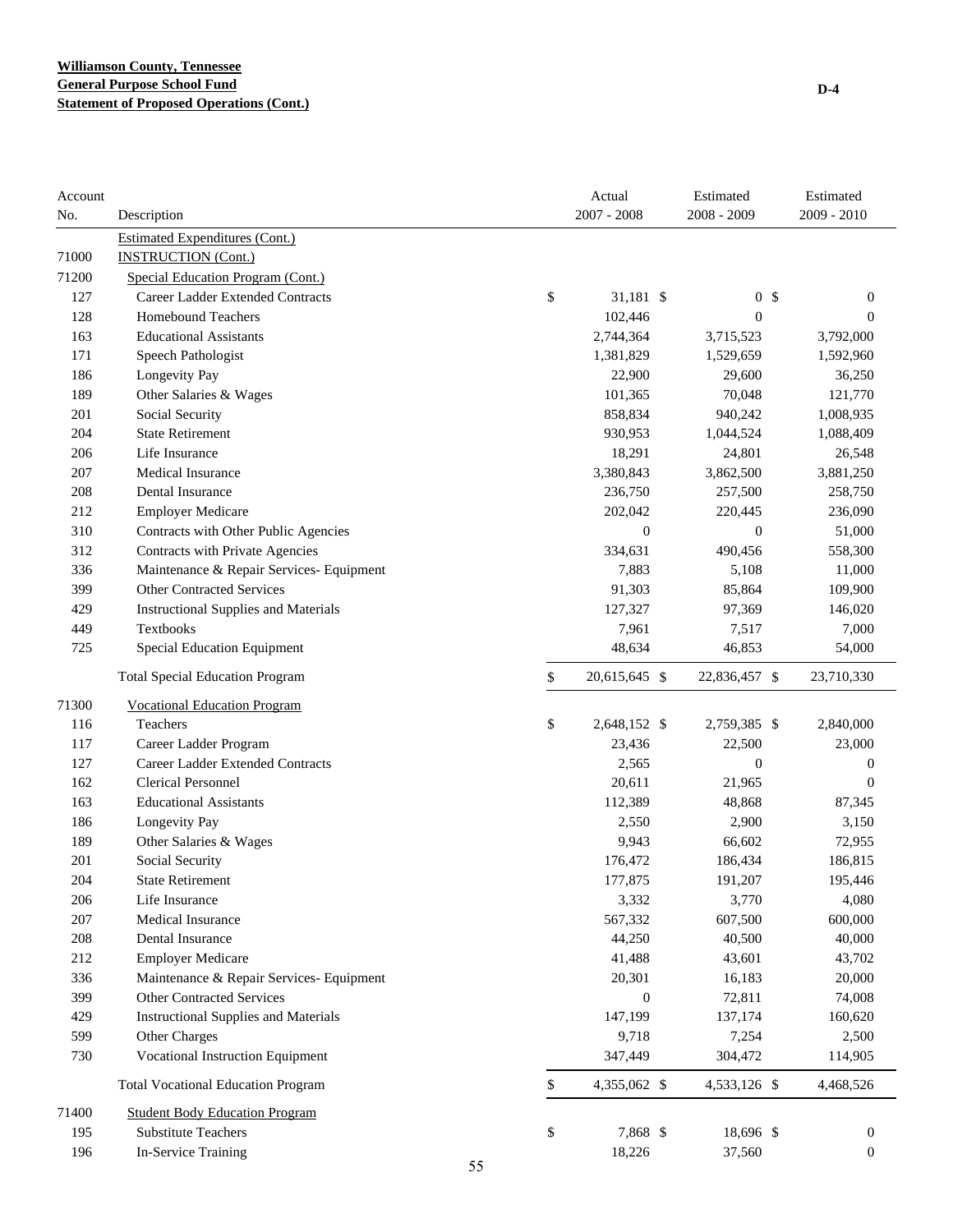**Williamson County, Tennessee**
**General Purpose School Fund**
**Statement of Proposed Operations (Cont.)**

D-4

| Account No. | Description | Actual 2007 - 2008 | Estimated 2008 - 2009 | Estimated 2009 - 2010 |
|---|---|---|---|---|
| | Estimated Expenditures (Cont.) | | | |
| 71000 | INSTRUCTION (Cont.) | | | |
| 71200 | Special Education Program (Cont.) | | | |
| 127 | Career Ladder Extended Contracts | $ 31,181 | $ 0 | $ 0 |
| 128 | Homebound Teachers | 102,446 | 0 | 0 |
| 163 | Educational Assistants | 2,744,364 | 3,715,523 | 3,792,000 |
| 171 | Speech Pathologist | 1,381,829 | 1,529,659 | 1,592,960 |
| 186 | Longevity Pay | 22,900 | 29,600 | 36,250 |
| 189 | Other Salaries & Wages | 101,365 | 70,048 | 121,770 |
| 201 | Social Security | 858,834 | 940,242 | 1,008,935 |
| 204 | State Retirement | 930,953 | 1,044,524 | 1,088,409 |
| 206 | Life Insurance | 18,291 | 24,801 | 26,548 |
| 207 | Medical Insurance | 3,380,843 | 3,862,500 | 3,881,250 |
| 208 | Dental Insurance | 236,750 | 257,500 | 258,750 |
| 212 | Employer Medicare | 202,042 | 220,445 | 236,090 |
| 310 | Contracts with Other Public Agencies | 0 | 0 | 51,000 |
| 312 | Contracts with Private Agencies | 334,631 | 490,456 | 558,300 |
| 336 | Maintenance & Repair Services- Equipment | 7,883 | 5,108 | 11,000 |
| 399 | Other Contracted Services | 91,303 | 85,864 | 109,900 |
| 429 | Instructional Supplies and Materials | 127,327 | 97,369 | 146,020 |
| 449 | Textbooks | 7,961 | 7,517 | 7,000 |
| 725 | Special Education Equipment | 48,634 | 46,853 | 54,000 |
| | Total Special Education Program | $ 20,615,645 | $ 22,836,457 | $ 23,710,330 |
| 71300 | Vocational Education Program | | | |
| 116 | Teachers | $ 2,648,152 | $ 2,759,385 | $ 2,840,000 |
| 117 | Career Ladder Program | 23,436 | 22,500 | 23,000 |
| 127 | Career Ladder Extended Contracts | 2,565 | 0 | 0 |
| 162 | Clerical Personnel | 20,611 | 21,965 | 0 |
| 163 | Educational Assistants | 112,389 | 48,868 | 87,345 |
| 186 | Longevity Pay | 2,550 | 2,900 | 3,150 |
| 189 | Other Salaries & Wages | 9,943 | 66,602 | 72,955 |
| 201 | Social Security | 176,472 | 186,434 | 186,815 |
| 204 | State Retirement | 177,875 | 191,207 | 195,446 |
| 206 | Life Insurance | 3,332 | 3,770 | 4,080 |
| 207 | Medical Insurance | 567,332 | 607,500 | 600,000 |
| 208 | Dental Insurance | 44,250 | 40,500 | 40,000 |
| 212 | Employer Medicare | 41,488 | 43,601 | 43,702 |
| 336 | Maintenance & Repair Services- Equipment | 20,301 | 16,183 | 20,000 |
| 399 | Other Contracted Services | 0 | 72,811 | 74,008 |
| 429 | Instructional Supplies and Materials | 147,199 | 137,174 | 160,620 |
| 599 | Other Charges | 9,718 | 7,254 | 2,500 |
| 730 | Vocational Instruction Equipment | 347,449 | 304,472 | 114,905 |
| | Total Vocational Education Program | $ 4,355,062 | $ 4,533,126 | $ 4,468,526 |
| 71400 | Student Body Education Program | | | |
| 195 | Substitute Teachers | $ 7,868 | $ 18,696 | $ 0 |
| 196 | In-Service Training | 18,226 | 37,560 | 0 |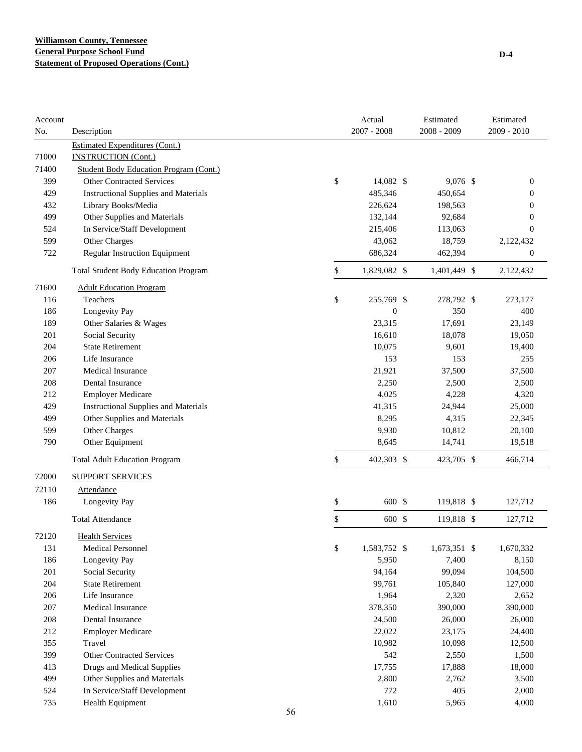**Williamson County, Tennessee**
**General Purpose School Fund**
**Statement of Proposed Operations (Cont.)**

D-4

| Account No. | Description | Actual 2007 - 2008 | Estimated 2008 - 2009 | Estimated 2009 - 2010 |
|---|---|---|---|---|
| | Estimated Expenditures (Cont.) | | | |
| 71000 | INSTRUCTION (Cont.) | | | |
| 71400 | Student Body Education Program (Cont.) | | | |
| 399 | Other Contracted Services | $ 14,082 | $ 9,076 | $ 0 |
| 429 | Instructional Supplies and Materials | 485,346 | 450,654 | 0 |
| 432 | Library Books/Media | 226,624 | 198,563 | 0 |
| 499 | Other Supplies and Materials | 132,144 | 92,684 | 0 |
| 524 | In Service/Staff Development | 215,406 | 113,063 | 0 |
| 599 | Other Charges | 43,062 | 18,759 | 2,122,432 |
| 722 | Regular Instruction Equipment | 686,324 | 462,394 | 0 |
| | Total Student Body Education Program | $ 1,829,082 | $ 1,401,449 | $ 2,122,432 |
| 71600 | Adult Education Program | | | |
| 116 | Teachers | $ 255,769 | $ 278,792 | $ 273,177 |
| 186 | Longevity Pay | 0 | 350 | 400 |
| 189 | Other Salaries & Wages | 23,315 | 17,691 | 23,149 |
| 201 | Social Security | 16,610 | 18,078 | 19,050 |
| 204 | State Retirement | 10,075 | 9,601 | 19,400 |
| 206 | Life Insurance | 153 | 153 | 255 |
| 207 | Medical Insurance | 21,921 | 37,500 | 37,500 |
| 208 | Dental Insurance | 2,250 | 2,500 | 2,500 |
| 212 | Employer Medicare | 4,025 | 4,228 | 4,320 |
| 429 | Instructional Supplies and Materials | 41,315 | 24,944 | 25,000 |
| 499 | Other Supplies and Materials | 8,295 | 4,315 | 22,345 |
| 599 | Other Charges | 9,930 | 10,812 | 20,100 |
| 790 | Other Equipment | 8,645 | 14,741 | 19,518 |
| | Total Adult Education Program | $ 402,303 | $ 423,705 | $ 466,714 |
| 72000 | SUPPORT SERVICES | | | |
| 72110 | Attendance | | | |
| 186 | Longevity Pay | $ 600 | $ 119,818 | $ 127,712 |
| | Total Attendance | $ 600 | $ 119,818 | $ 127,712 |
| 72120 | Health Services | | | |
| 131 | Medical Personnel | $ 1,583,752 | $ 1,673,351 | $ 1,670,332 |
| 186 | Longevity Pay | 5,950 | 7,400 | 8,150 |
| 201 | Social Security | 94,164 | 99,094 | 104,500 |
| 204 | State Retirement | 99,761 | 105,840 | 127,000 |
| 206 | Life Insurance | 1,964 | 2,320 | 2,652 |
| 207 | Medical Insurance | 378,350 | 390,000 | 390,000 |
| 208 | Dental Insurance | 24,500 | 26,000 | 26,000 |
| 212 | Employer Medicare | 22,022 | 23,175 | 24,400 |
| 355 | Travel | 10,982 | 10,098 | 12,500 |
| 399 | Other Contracted Services | 542 | 2,550 | 1,500 |
| 413 | Drugs and Medical Supplies | 17,755 | 17,888 | 18,000 |
| 499 | Other Supplies and Materials | 2,800 | 2,762 | 3,500 |
| 524 | In Service/Staff Development | 772 | 405 | 2,000 |
| 735 | Health Equipment | 1,610 | 5,965 | 4,000 |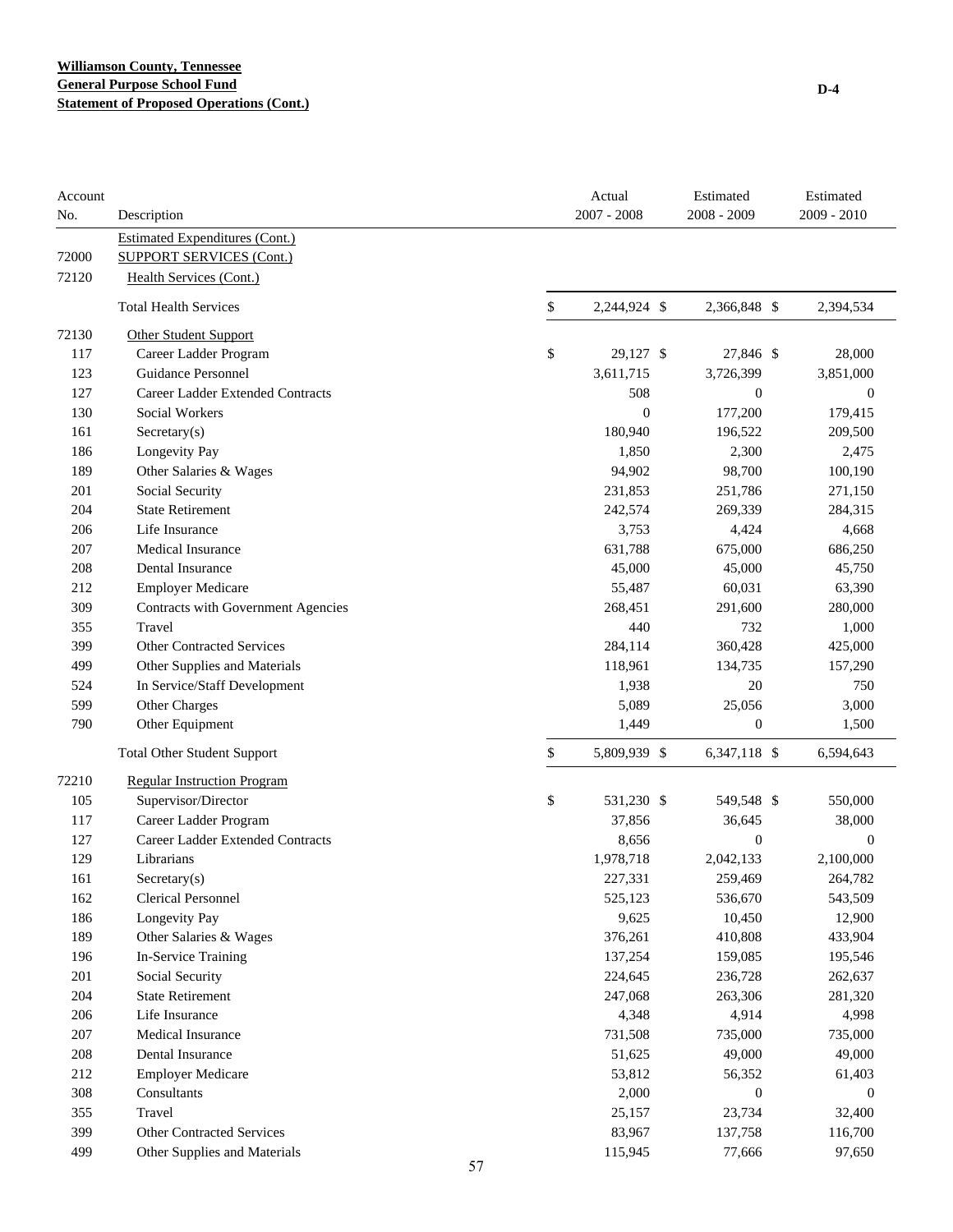**Williamson County, Tennessee**
**General Purpose School Fund**
**Statement of Proposed Operations (Cont.)**

D-4

| Account No. | Description | Actual 2007 - 2008 | Estimated 2008 - 2009 | Estimated 2009 - 2010 |
|---|---|---|---|---|
| | Estimated Expenditures (Cont.) | | | |
| 72000 | SUPPORT SERVICES (Cont.) | | | |
| 72120 | Health Services (Cont.) | | | |
| | Total Health Services | $ 2,244,924 | $ 2,366,848 | $ 2,394,534 |
| 72130 | Other Student Support | | | |
| 117 | Career Ladder Program | $ 29,127 | $ 27,846 | $ 28,000 |
| 123 | Guidance Personnel | 3,611,715 | 3,726,399 | 3,851,000 |
| 127 | Career Ladder Extended Contracts | 508 | 0 | 0 |
| 130 | Social Workers | 0 | 177,200 | 179,415 |
| 161 | Secretary(s) | 180,940 | 196,522 | 209,500 |
| 186 | Longevity Pay | 1,850 | 2,300 | 2,475 |
| 189 | Other Salaries & Wages | 94,902 | 98,700 | 100,190 |
| 201 | Social Security | 231,853 | 251,786 | 271,150 |
| 204 | State Retirement | 242,574 | 269,339 | 284,315 |
| 206 | Life Insurance | 3,753 | 4,424 | 4,668 |
| 207 | Medical Insurance | 631,788 | 675,000 | 686,250 |
| 208 | Dental Insurance | 45,000 | 45,000 | 45,750 |
| 212 | Employer Medicare | 55,487 | 60,031 | 63,390 |
| 309 | Contracts with Government Agencies | 268,451 | 291,600 | 280,000 |
| 355 | Travel | 440 | 732 | 1,000 |
| 399 | Other Contracted Services | 284,114 | 360,428 | 425,000 |
| 499 | Other Supplies and Materials | 118,961 | 134,735 | 157,290 |
| 524 | In Service/Staff Development | 1,938 | 20 | 750 |
| 599 | Other Charges | 5,089 | 25,056 | 3,000 |
| 790 | Other Equipment | 1,449 | 0 | 1,500 |
| | Total Other Student Support | $ 5,809,939 | $ 6,347,118 | $ 6,594,643 |
| 72210 | Regular Instruction Program | | | |
| 105 | Supervisor/Director | $ 531,230 | $ 549,548 | $ 550,000 |
| 117 | Career Ladder Program | 37,856 | 36,645 | 38,000 |
| 127 | Career Ladder Extended Contracts | 8,656 | 0 | 0 |
| 129 | Librarians | 1,978,718 | 2,042,133 | 2,100,000 |
| 161 | Secretary(s) | 227,331 | 259,469 | 264,782 |
| 162 | Clerical Personnel | 525,123 | 536,670 | 543,509 |
| 186 | Longevity Pay | 9,625 | 10,450 | 12,900 |
| 189 | Other Salaries & Wages | 376,261 | 410,808 | 433,904 |
| 196 | In-Service Training | 137,254 | 159,085 | 195,546 |
| 201 | Social Security | 224,645 | 236,728 | 262,637 |
| 204 | State Retirement | 247,068 | 263,306 | 281,320 |
| 206 | Life Insurance | 4,348 | 4,914 | 4,998 |
| 207 | Medical Insurance | 731,508 | 735,000 | 735,000 |
| 208 | Dental Insurance | 51,625 | 49,000 | 49,000 |
| 212 | Employer Medicare | 53,812 | 56,352 | 61,403 |
| 308 | Consultants | 2,000 | 0 | 0 |
| 355 | Travel | 25,157 | 23,734 | 32,400 |
| 399 | Other Contracted Services | 83,967 | 137,758 | 116,700 |
| 499 | Other Supplies and Materials | 115,945 | 77,666 | 97,650 |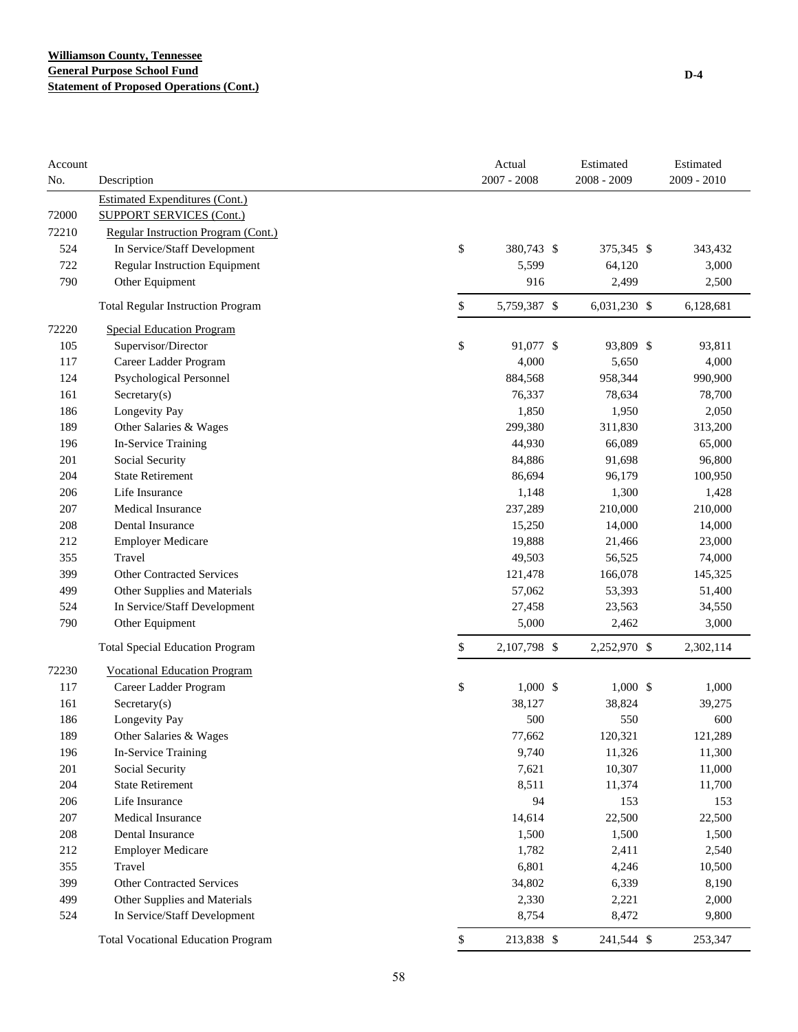**Williamson County, Tennessee**
**General Purpose School Fund**
**Statement of Proposed Operations (Cont.)**

D-4

| Account No. | Description | Actual 2007 - 2008 | Estimated 2008 - 2009 | Estimated 2009 - 2010 |
|---|---|---|---|---|
| | Estimated Expenditures (Cont.) | | | |
| 72000 | SUPPORT SERVICES (Cont.) | | | |
| 72210 | Regular Instruction Program (Cont.) | | | |
| 524 | In Service/Staff Development | $ 380,743 | $ 375,345 | $ 343,432 |
| 722 | Regular Instruction Equipment | 5,599 | 64,120 | 3,000 |
| 790 | Other Equipment | 916 | 2,499 | 2,500 |
| | Total Regular Instruction Program | $ 5,759,387 | $ 6,031,230 | $ 6,128,681 |
| 72220 | Special Education Program | | | |
| 105 | Supervisor/Director | $ 91,077 | $ 93,809 | $ 93,811 |
| 117 | Career Ladder Program | 4,000 | 5,650 | 4,000 |
| 124 | Psychological Personnel | 884,568 | 958,344 | 990,900 |
| 161 | Secretary(s) | 76,337 | 78,634 | 78,700 |
| 186 | Longevity Pay | 1,850 | 1,950 | 2,050 |
| 189 | Other Salaries & Wages | 299,380 | 311,830 | 313,200 |
| 196 | In-Service Training | 44,930 | 66,089 | 65,000 |
| 201 | Social Security | 84,886 | 91,698 | 96,800 |
| 204 | State Retirement | 86,694 | 96,179 | 100,950 |
| 206 | Life Insurance | 1,148 | 1,300 | 1,428 |
| 207 | Medical Insurance | 237,289 | 210,000 | 210,000 |
| 208 | Dental Insurance | 15,250 | 14,000 | 14,000 |
| 212 | Employer Medicare | 19,888 | 21,466 | 23,000 |
| 355 | Travel | 49,503 | 56,525 | 74,000 |
| 399 | Other Contracted Services | 121,478 | 166,078 | 145,325 |
| 499 | Other Supplies and Materials | 57,062 | 53,393 | 51,400 |
| 524 | In Service/Staff Development | 27,458 | 23,563 | 34,550 |
| 790 | Other Equipment | 5,000 | 2,462 | 3,000 |
| | Total Special Education Program | $ 2,107,798 | $ 2,252,970 | $ 2,302,114 |
| 72230 | Vocational Education Program | | | |
| 117 | Career Ladder Program | $ 1,000 | $ 1,000 | $ 1,000 |
| 161 | Secretary(s) | 38,127 | 38,824 | 39,275 |
| 186 | Longevity Pay | 500 | 550 | 600 |
| 189 | Other Salaries & Wages | 77,662 | 120,321 | 121,289 |
| 196 | In-Service Training | 9,740 | 11,326 | 11,300 |
| 201 | Social Security | 7,621 | 10,307 | 11,000 |
| 204 | State Retirement | 8,511 | 11,374 | 11,700 |
| 206 | Life Insurance | 94 | 153 | 153 |
| 207 | Medical Insurance | 14,614 | 22,500 | 22,500 |
| 208 | Dental Insurance | 1,500 | 1,500 | 1,500 |
| 212 | Employer Medicare | 1,782 | 2,411 | 2,540 |
| 355 | Travel | 6,801 | 4,246 | 10,500 |
| 399 | Other Contracted Services | 34,802 | 6,339 | 8,190 |
| 499 | Other Supplies and Materials | 2,330 | 2,221 | 2,000 |
| 524 | In Service/Staff Development | 8,754 | 8,472 | 9,800 |
| | Total Vocational Education Program | $ 213,838 | $ 241,544 | $ 253,347 |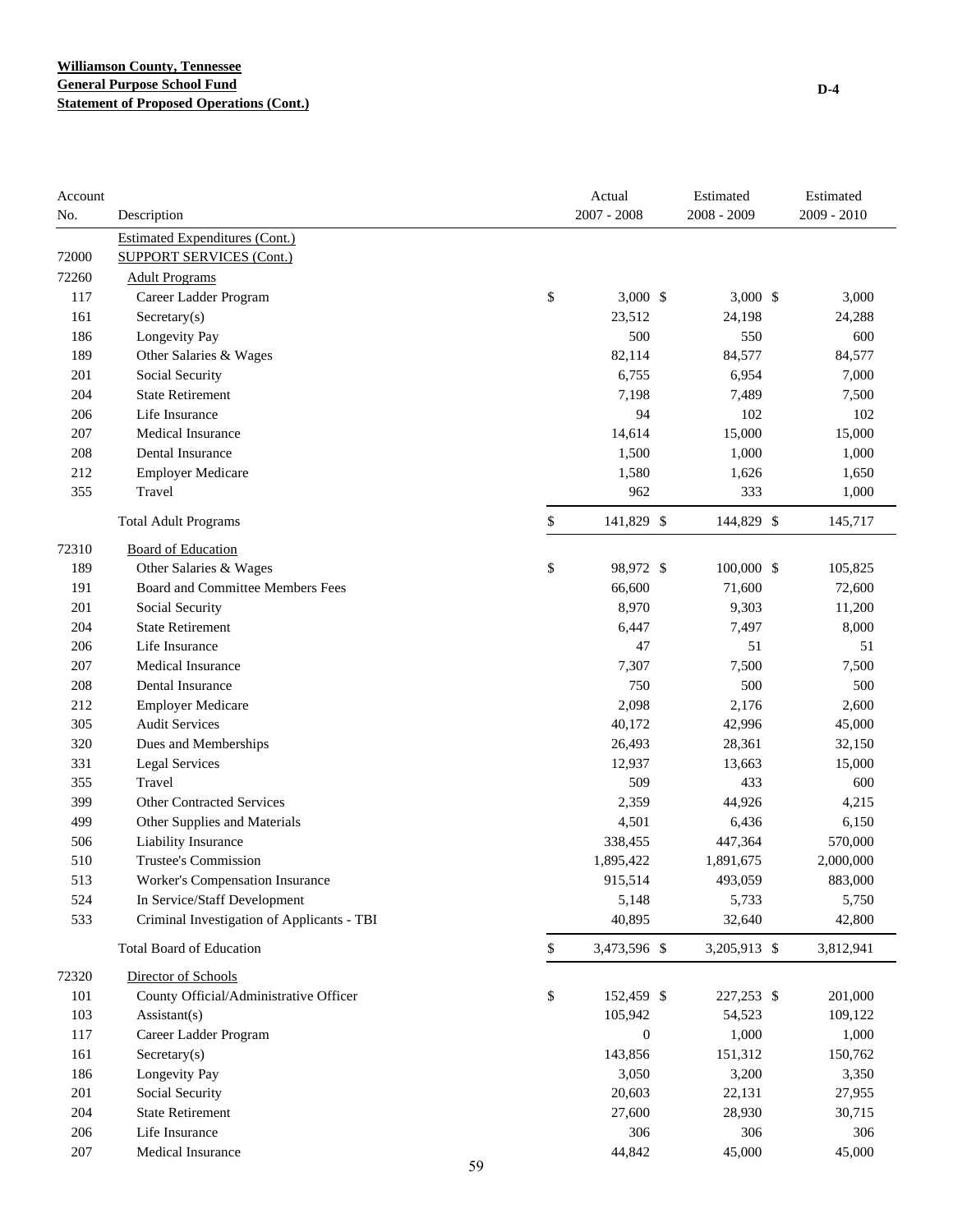**Williamson County, Tennessee**
**General Purpose School Fund**
**Statement of Proposed Operations (Cont.)**

D-4

| Account No. | Description | Actual 2007 - 2008 | Estimated 2008 - 2009 | Estimated 2009 - 2010 |
|---|---|---|---|---|
| | Estimated Expenditures (Cont.) | | | |
| 72000 | SUPPORT SERVICES (Cont.) | | | |
| 72260 | Adult Programs | | | |
| 117 | Career Ladder Program | $ 3,000 | $ 3,000 | $ 3,000 |
| 161 | Secretary(s) | 23,512 | 24,198 | 24,288 |
| 186 | Longevity Pay | 500 | 550 | 600 |
| 189 | Other Salaries & Wages | 82,114 | 84,577 | 84,577 |
| 201 | Social Security | 6,755 | 6,954 | 7,000 |
| 204 | State Retirement | 7,198 | 7,489 | 7,500 |
| 206 | Life Insurance | 94 | 102 | 102 |
| 207 | Medical Insurance | 14,614 | 15,000 | 15,000 |
| 208 | Dental Insurance | 1,500 | 1,000 | 1,000 |
| 212 | Employer Medicare | 1,580 | 1,626 | 1,650 |
| 355 | Travel | 962 | 333 | 1,000 |
| | Total Adult Programs | $ 141,829 | $ 144,829 | $ 145,717 |
| 72310 | Board of Education | | | |
| 189 | Other Salaries & Wages | $ 98,972 | $ 100,000 | $ 105,825 |
| 191 | Board and Committee Members Fees | 66,600 | 71,600 | 72,600 |
| 201 | Social Security | 8,970 | 9,303 | 11,200 |
| 204 | State Retirement | 6,447 | 7,497 | 8,000 |
| 206 | Life Insurance | 47 | 51 | 51 |
| 207 | Medical Insurance | 7,307 | 7,500 | 7,500 |
| 208 | Dental Insurance | 750 | 500 | 500 |
| 212 | Employer Medicare | 2,098 | 2,176 | 2,600 |
| 305 | Audit Services | 40,172 | 42,996 | 45,000 |
| 320 | Dues and Memberships | 26,493 | 28,361 | 32,150 |
| 331 | Legal Services | 12,937 | 13,663 | 15,000 |
| 355 | Travel | 509 | 433 | 600 |
| 399 | Other Contracted Services | 2,359 | 44,926 | 4,215 |
| 499 | Other Supplies and Materials | 4,501 | 6,436 | 6,150 |
| 506 | Liability Insurance | 338,455 | 447,364 | 570,000 |
| 510 | Trustee's Commission | 1,895,422 | 1,891,675 | 2,000,000 |
| 513 | Worker's Compensation Insurance | 915,514 | 493,059 | 883,000 |
| 524 | In Service/Staff Development | 5,148 | 5,733 | 5,750 |
| 533 | Criminal Investigation of Applicants - TBI | 40,895 | 32,640 | 42,800 |
| | Total Board of Education | $ 3,473,596 | $ 3,205,913 | $ 3,812,941 |
| 72320 | Director of Schools | | | |
| 101 | County Official/Administrative Officer | $ 152,459 | $ 227,253 | $ 201,000 |
| 103 | Assistant(s) | 105,942 | 54,523 | 109,122 |
| 117 | Career Ladder Program | 0 | 1,000 | 1,000 |
| 161 | Secretary(s) | 143,856 | 151,312 | 150,762 |
| 186 | Longevity Pay | 3,050 | 3,200 | 3,350 |
| 201 | Social Security | 20,603 | 22,131 | 27,955 |
| 204 | State Retirement | 27,600 | 28,930 | 30,715 |
| 206 | Life Insurance | 306 | 306 | 306 |
| 207 | Medical Insurance | 44,842 | 45,000 | 45,000 |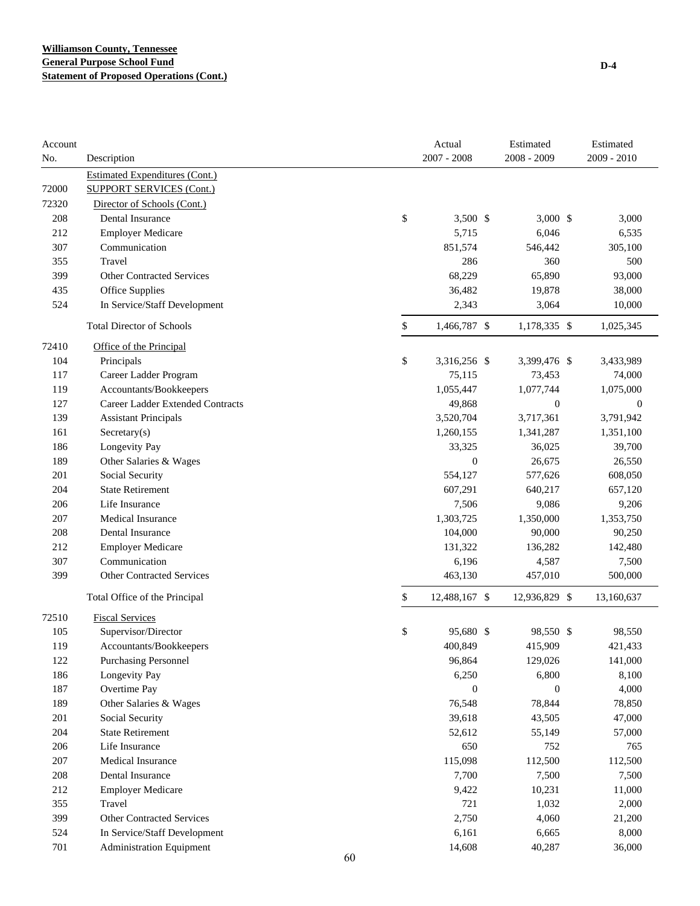**Williamson County, Tennessee**
**General Purpose School Fund**
**Statement of Proposed Operations (Cont.)**

D-4

| Account No. | Description | Actual 2007 - 2008 | Estimated 2008 - 2009 | Estimated 2009 - 2010 |
|---|---|---|---|---|
| | Estimated Expenditures (Cont.) | | | |
| 72000 | SUPPORT SERVICES (Cont.) | | | |
| 72320 | Director of Schools (Cont.) | | | |
| 208 | Dental Insurance | $ 3,500 | $ 3,000 | $ 3,000 |
| 212 | Employer Medicare | 5,715 | 6,046 | 6,535 |
| 307 | Communication | 851,574 | 546,442 | 305,100 |
| 355 | Travel | 286 | 360 | 500 |
| 399 | Other Contracted Services | 68,229 | 65,890 | 93,000 |
| 435 | Office Supplies | 36,482 | 19,878 | 38,000 |
| 524 | In Service/Staff Development | 2,343 | 3,064 | 10,000 |
| | Total Director of Schools | $ 1,466,787 | $ 1,178,335 | $ 1,025,345 |
| 72410 | Office of the Principal | | | |
| 104 | Principals | $ 3,316,256 | $ 3,399,476 | $ 3,433,989 |
| 117 | Career Ladder Program | 75,115 | 73,453 | 74,000 |
| 119 | Accountants/Bookkeepers | 1,055,447 | 1,077,744 | 1,075,000 |
| 127 | Career Ladder Extended Contracts | 49,868 | 0 | 0 |
| 139 | Assistant Principals | 3,520,704 | 3,717,361 | 3,791,942 |
| 161 | Secretary(s) | 1,260,155 | 1,341,287 | 1,351,100 |
| 186 | Longevity Pay | 33,325 | 36,025 | 39,700 |
| 189 | Other Salaries & Wages | 0 | 26,675 | 26,550 |
| 201 | Social Security | 554,127 | 577,626 | 608,050 |
| 204 | State Retirement | 607,291 | 640,217 | 657,120 |
| 206 | Life Insurance | 7,506 | 9,086 | 9,206 |
| 207 | Medical Insurance | 1,303,725 | 1,350,000 | 1,353,750 |
| 208 | Dental Insurance | 104,000 | 90,000 | 90,250 |
| 212 | Employer Medicare | 131,322 | 136,282 | 142,480 |
| 307 | Communication | 6,196 | 4,587 | 7,500 |
| 399 | Other Contracted Services | 463,130 | 457,010 | 500,000 |
| | Total Office of the Principal | $ 12,488,167 | $ 12,936,829 | $ 13,160,637 |
| 72510 | Fiscal Services | | | |
| 105 | Supervisor/Director | $ 95,680 | $ 98,550 | $ 98,550 |
| 119 | Accountants/Bookkeepers | 400,849 | 415,909 | 421,433 |
| 122 | Purchasing Personnel | 96,864 | 129,026 | 141,000 |
| 186 | Longevity Pay | 6,250 | 6,800 | 8,100 |
| 187 | Overtime Pay | 0 | 0 | 4,000 |
| 189 | Other Salaries & Wages | 76,548 | 78,844 | 78,850 |
| 201 | Social Security | 39,618 | 43,505 | 47,000 |
| 204 | State Retirement | 52,612 | 55,149 | 57,000 |
| 206 | Life Insurance | 650 | 752 | 765 |
| 207 | Medical Insurance | 115,098 | 112,500 | 112,500 |
| 208 | Dental Insurance | 7,700 | 7,500 | 7,500 |
| 212 | Employer Medicare | 9,422 | 10,231 | 11,000 |
| 355 | Travel | 721 | 1,032 | 2,000 |
| 399 | Other Contracted Services | 2,750 | 4,060 | 21,200 |
| 524 | In Service/Staff Development | 6,161 | 6,665 | 8,000 |
| 701 | Administration Equipment | 14,608 | 40,287 | 36,000 |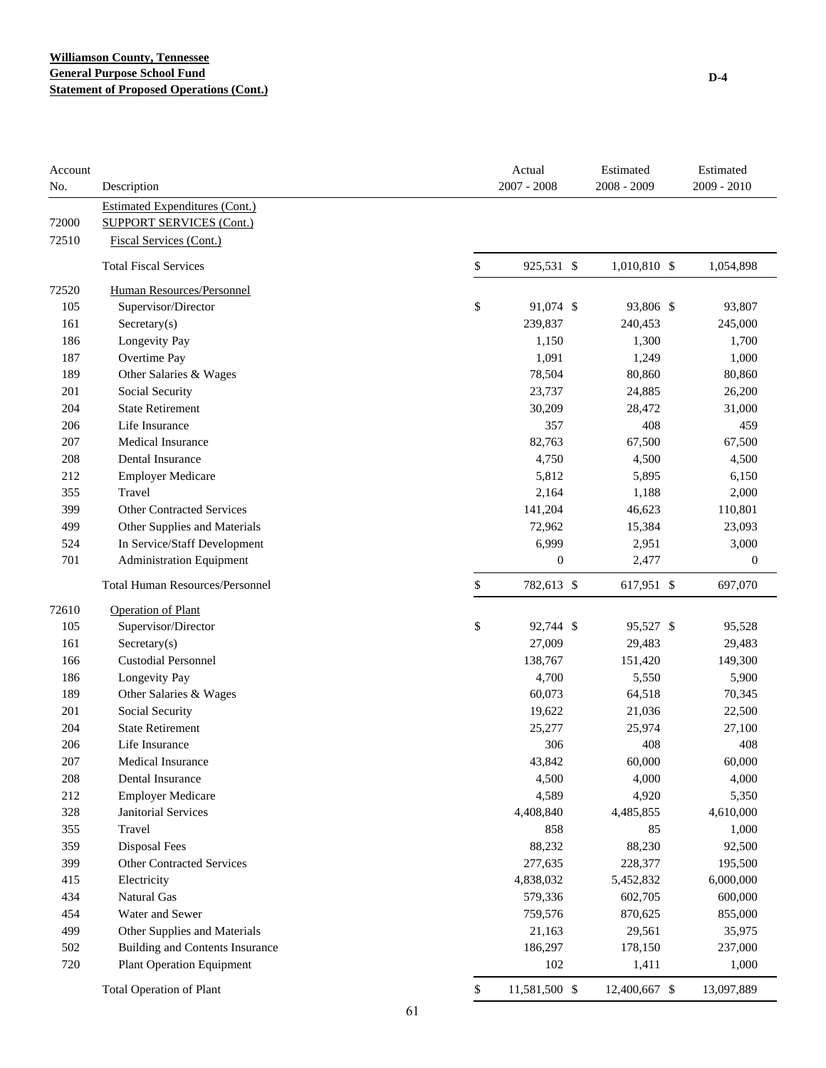**Williamson County, Tennessee**
**General Purpose School Fund**
**Statement of Proposed Operations (Cont.)**

D-4

| Account No. | Description | Actual 2007 - 2008 | Estimated 2008 - 2009 | Estimated 2009 - 2010 |
|---|---|---|---|---|
| | Estimated Expenditures (Cont.) | | | |
| 72000 | SUPPORT SERVICES (Cont.) | | | |
| 72510 | Fiscal Services (Cont.) | | | |
| | Total Fiscal Services | $ 925,531 | $ 1,010,810 | $ 1,054,898 |
| 72520 | Human Resources/Personnel | | | |
| 105 | Supervisor/Director | $ 91,074 | $ 93,806 | $ 93,807 |
| 161 | Secretary(s) | 239,837 | 240,453 | 245,000 |
| 186 | Longevity Pay | 1,150 | 1,300 | 1,700 |
| 187 | Overtime Pay | 1,091 | 1,249 | 1,000 |
| 189 | Other Salaries & Wages | 78,504 | 80,860 | 80,860 |
| 201 | Social Security | 23,737 | 24,885 | 26,200 |
| 204 | State Retirement | 30,209 | 28,472 | 31,000 |
| 206 | Life Insurance | 357 | 408 | 459 |
| 207 | Medical Insurance | 82,763 | 67,500 | 67,500 |
| 208 | Dental Insurance | 4,750 | 4,500 | 4,500 |
| 212 | Employer Medicare | 5,812 | 5,895 | 6,150 |
| 355 | Travel | 2,164 | 1,188 | 2,000 |
| 399 | Other Contracted Services | 141,204 | 46,623 | 110,801 |
| 499 | Other Supplies and Materials | 72,962 | 15,384 | 23,093 |
| 524 | In Service/Staff Development | 6,999 | 2,951 | 3,000 |
| 701 | Administration Equipment | 0 | 2,477 | 0 |
| | Total Human Resources/Personnel | $ 782,613 | $ 617,951 | $ 697,070 |
| 72610 | Operation of Plant | | | |
| 105 | Supervisor/Director | $ 92,744 | $ 95,527 | $ 95,528 |
| 161 | Secretary(s) | 27,009 | 29,483 | 29,483 |
| 166 | Custodial Personnel | 138,767 | 151,420 | 149,300 |
| 186 | Longevity Pay | 4,700 | 5,550 | 5,900 |
| 189 | Other Salaries & Wages | 60,073 | 64,518 | 70,345 |
| 201 | Social Security | 19,622 | 21,036 | 22,500 |
| 204 | State Retirement | 25,277 | 25,974 | 27,100 |
| 206 | Life Insurance | 306 | 408 | 408 |
| 207 | Medical Insurance | 43,842 | 60,000 | 60,000 |
| 208 | Dental Insurance | 4,500 | 4,000 | 4,000 |
| 212 | Employer Medicare | 4,589 | 4,920 | 5,350 |
| 328 | Janitorial Services | 4,408,840 | 4,485,855 | 4,610,000 |
| 355 | Travel | 858 | 85 | 1,000 |
| 359 | Disposal Fees | 88,232 | 88,230 | 92,500 |
| 399 | Other Contracted Services | 277,635 | 228,377 | 195,500 |
| 415 | Electricity | 4,838,032 | 5,452,832 | 6,000,000 |
| 434 | Natural Gas | 579,336 | 602,705 | 600,000 |
| 454 | Water and Sewer | 759,576 | 870,625 | 855,000 |
| 499 | Other Supplies and Materials | 21,163 | 29,561 | 35,975 |
| 502 | Building and Contents Insurance | 186,297 | 178,150 | 237,000 |
| 720 | Plant Operation Equipment | 102 | 1,411 | 1,000 |
| | Total Operation of Plant | $ 11,581,500 | $ 12,400,667 | $ 13,097,889 |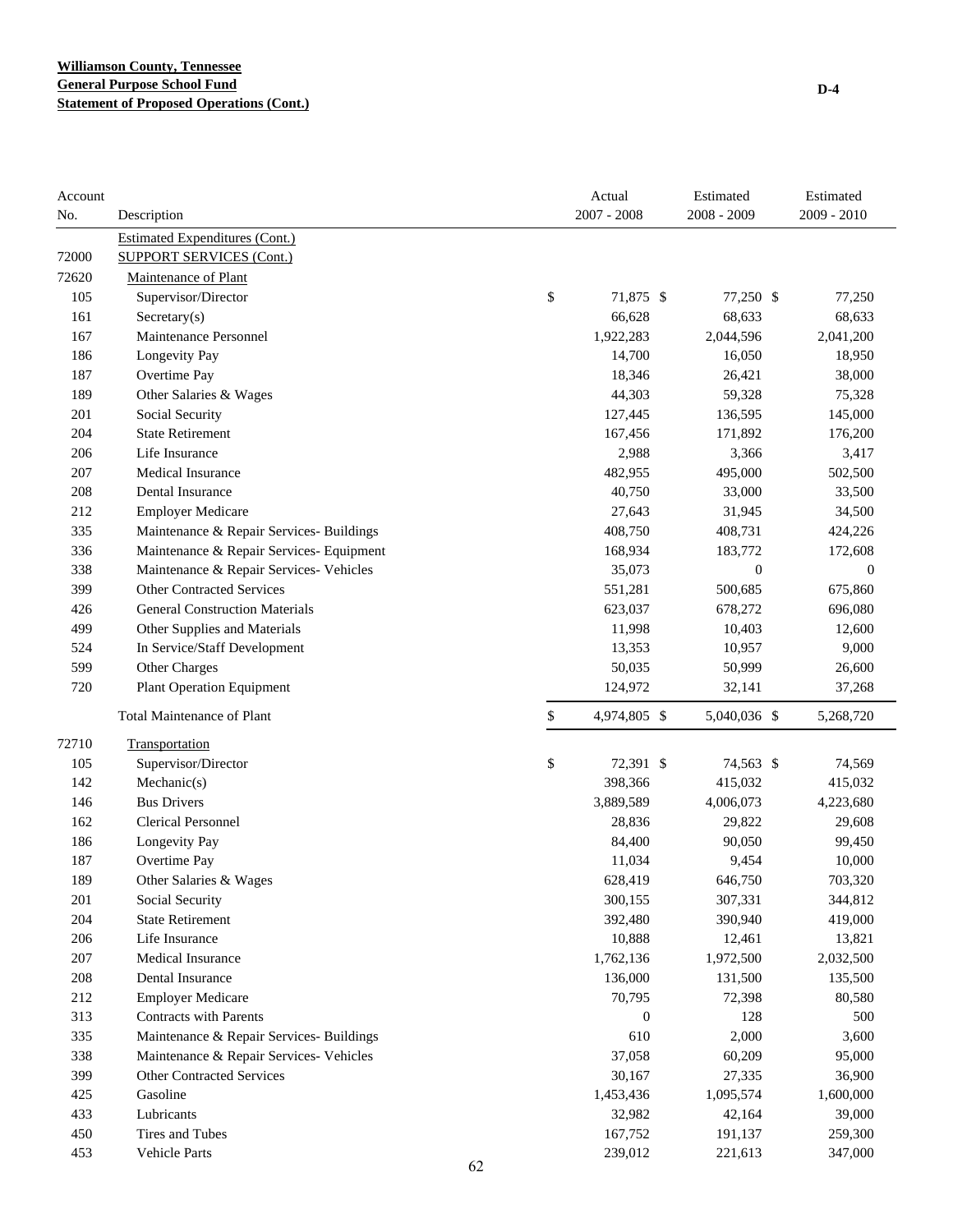**Williamson County, Tennessee**
**General Purpose School Fund**
**Statement of Proposed Operations (Cont.)**

D-4

| Account No. | Description | Actual 2007 - 2008 | Estimated 2008 - 2009 | Estimated 2009 - 2010 |
|---|---|---|---|---|
| | Estimated Expenditures (Cont.) | | | |
| 72000 | SUPPORT SERVICES (Cont.) | | | |
| 72620 | Maintenance of Plant | | | |
| 105 | Supervisor/Director | $ 71,875 | $ 77,250 | $ 77,250 |
| 161 | Secretary(s) | 66,628 | 68,633 | 68,633 |
| 167 | Maintenance Personnel | 1,922,283 | 2,044,596 | 2,041,200 |
| 186 | Longevity Pay | 14,700 | 16,050 | 18,950 |
| 187 | Overtime Pay | 18,346 | 26,421 | 38,000 |
| 189 | Other Salaries & Wages | 44,303 | 59,328 | 75,328 |
| 201 | Social Security | 127,445 | 136,595 | 145,000 |
| 204 | State Retirement | 167,456 | 171,892 | 176,200 |
| 206 | Life Insurance | 2,988 | 3,366 | 3,417 |
| 207 | Medical Insurance | 482,955 | 495,000 | 502,500 |
| 208 | Dental Insurance | 40,750 | 33,000 | 33,500 |
| 212 | Employer Medicare | 27,643 | 31,945 | 34,500 |
| 335 | Maintenance & Repair Services- Buildings | 408,750 | 408,731 | 424,226 |
| 336 | Maintenance & Repair Services- Equipment | 168,934 | 183,772 | 172,608 |
| 338 | Maintenance & Repair Services- Vehicles | 35,073 | 0 | 0 |
| 399 | Other Contracted Services | 551,281 | 500,685 | 675,860 |
| 426 | General Construction Materials | 623,037 | 678,272 | 696,080 |
| 499 | Other Supplies and Materials | 11,998 | 10,403 | 12,600 |
| 524 | In Service/Staff Development | 13,353 | 10,957 | 9,000 |
| 599 | Other Charges | 50,035 | 50,999 | 26,600 |
| 720 | Plant Operation Equipment | 124,972 | 32,141 | 37,268 |
| | Total Maintenance of Plant | $ 4,974,805 | $ 5,040,036 | $ 5,268,720 |
| 72710 | Transportation | | | |
| 105 | Supervisor/Director | $ 72,391 | $ 74,563 | $ 74,569 |
| 142 | Mechanic(s) | 398,366 | 415,032 | 415,032 |
| 146 | Bus Drivers | 3,889,589 | 4,006,073 | 4,223,680 |
| 162 | Clerical Personnel | 28,836 | 29,822 | 29,608 |
| 186 | Longevity Pay | 84,400 | 90,050 | 99,450 |
| 187 | Overtime Pay | 11,034 | 9,454 | 10,000 |
| 189 | Other Salaries & Wages | 628,419 | 646,750 | 703,320 |
| 201 | Social Security | 300,155 | 307,331 | 344,812 |
| 204 | State Retirement | 392,480 | 390,940 | 419,000 |
| 206 | Life Insurance | 10,888 | 12,461 | 13,821 |
| 207 | Medical Insurance | 1,762,136 | 1,972,500 | 2,032,500 |
| 208 | Dental Insurance | 136,000 | 131,500 | 135,500 |
| 212 | Employer Medicare | 70,795 | 72,398 | 80,580 |
| 313 | Contracts with Parents | 0 | 128 | 500 |
| 335 | Maintenance & Repair Services- Buildings | 610 | 2,000 | 3,600 |
| 338 | Maintenance & Repair Services- Vehicles | 37,058 | 60,209 | 95,000 |
| 399 | Other Contracted Services | 30,167 | 27,335 | 36,900 |
| 425 | Gasoline | 1,453,436 | 1,095,574 | 1,600,000 |
| 433 | Lubricants | 32,982 | 42,164 | 39,000 |
| 450 | Tires and Tubes | 167,752 | 191,137 | 259,300 |
| 453 | Vehicle Parts | 239,012 | 221,613 | 347,000 |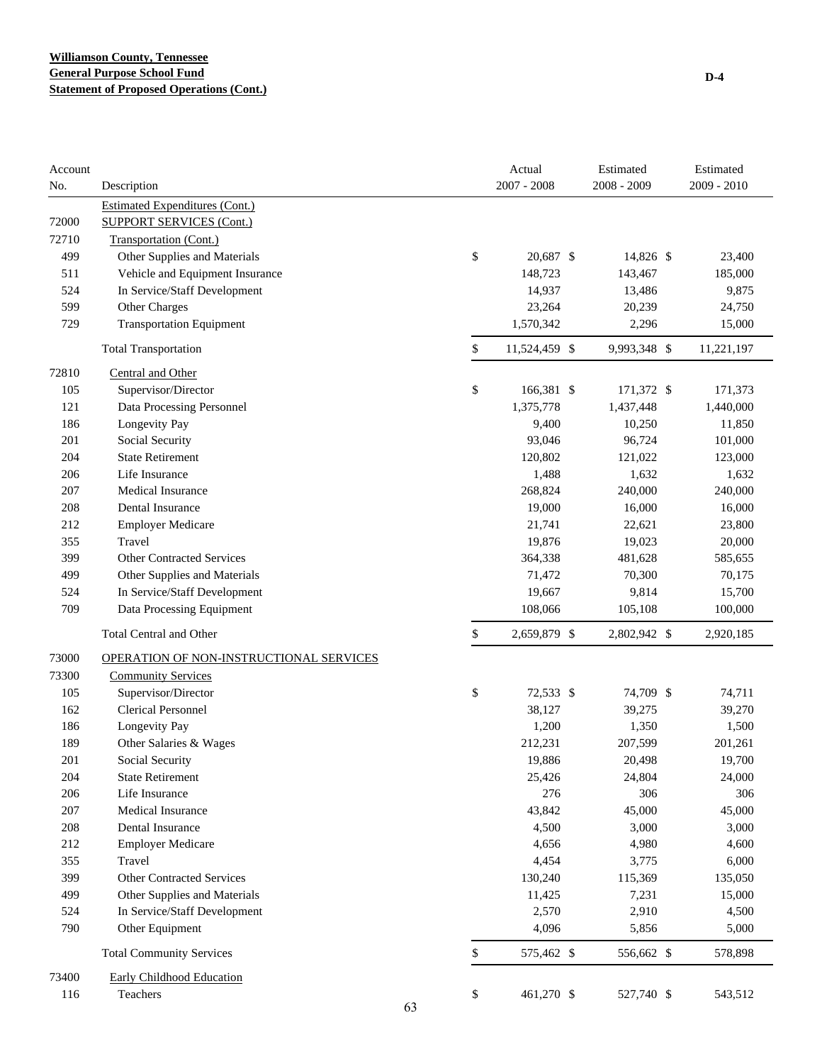**Williamson County, Tennessee**
**General Purpose School Fund**
**Statement of Proposed Operations (Cont.)**

D-4

| Account No. | Description | Actual 2007 - 2008 | Estimated 2008 - 2009 | Estimated 2009 - 2010 |
|---|---|---|---|---|
| | Estimated Expenditures (Cont.) | | | |
| 72000 | SUPPORT SERVICES (Cont.) | | | |
| 72710 | Transportation (Cont.) | | | |
| 499 | Other Supplies and Materials | $ 20,687 | $ 14,826 | $ 23,400 |
| 511 | Vehicle and Equipment Insurance | 148,723 | 143,467 | 185,000 |
| 524 | In Service/Staff Development | 14,937 | 13,486 | 9,875 |
| 599 | Other Charges | 23,264 | 20,239 | 24,750 |
| 729 | Transportation Equipment | 1,570,342 | 2,296 | 15,000 |
| | Total Transportation | $ 11,524,459 | $ 9,993,348 | $ 11,221,197 |
| 72810 | Central and Other | | | |
| 105 | Supervisor/Director | $ 166,381 | $ 171,372 | $ 171,373 |
| 121 | Data Processing Personnel | 1,375,778 | 1,437,448 | 1,440,000 |
| 186 | Longevity Pay | 9,400 | 10,250 | 11,850 |
| 201 | Social Security | 93,046 | 96,724 | 101,000 |
| 204 | State Retirement | 120,802 | 121,022 | 123,000 |
| 206 | Life Insurance | 1,488 | 1,632 | 1,632 |
| 207 | Medical Insurance | 268,824 | 240,000 | 240,000 |
| 208 | Dental Insurance | 19,000 | 16,000 | 16,000 |
| 212 | Employer Medicare | 21,741 | 22,621 | 23,800 |
| 355 | Travel | 19,876 | 19,023 | 20,000 |
| 399 | Other Contracted Services | 364,338 | 481,628 | 585,655 |
| 499 | Other Supplies and Materials | 71,472 | 70,300 | 70,175 |
| 524 | In Service/Staff Development | 19,667 | 9,814 | 15,700 |
| 709 | Data Processing Equipment | 108,066 | 105,108 | 100,000 |
| | Total Central and Other | $ 2,659,879 | $ 2,802,942 | $ 2,920,185 |
| 73000 | OPERATION OF NON-INSTRUCTIONAL SERVICES | | | |
| 73300 | Community Services | | | |
| 105 | Supervisor/Director | $ 72,533 | $ 74,709 | $ 74,711 |
| 162 | Clerical Personnel | 38,127 | 39,275 | 39,270 |
| 186 | Longevity Pay | 1,200 | 1,350 | 1,500 |
| 189 | Other Salaries & Wages | 212,231 | 207,599 | 201,261 |
| 201 | Social Security | 19,886 | 20,498 | 19,700 |
| 204 | State Retirement | 25,426 | 24,804 | 24,000 |
| 206 | Life Insurance | 276 | 306 | 306 |
| 207 | Medical Insurance | 43,842 | 45,000 | 45,000 |
| 208 | Dental Insurance | 4,500 | 3,000 | 3,000 |
| 212 | Employer Medicare | 4,656 | 4,980 | 4,600 |
| 355 | Travel | 4,454 | 3,775 | 6,000 |
| 399 | Other Contracted Services | 130,240 | 115,369 | 135,050 |
| 499 | Other Supplies and Materials | 11,425 | 7,231 | 15,000 |
| 524 | In Service/Staff Development | 2,570 | 2,910 | 4,500 |
| 790 | Other Equipment | 4,096 | 5,856 | 5,000 |
| | Total Community Services | $ 575,462 | $ 556,662 | $ 578,898 |
| 73400 | Early Childhood Education | | | |
| 116 | Teachers | $ 461,270 | $ 527,740 | $ 543,512 |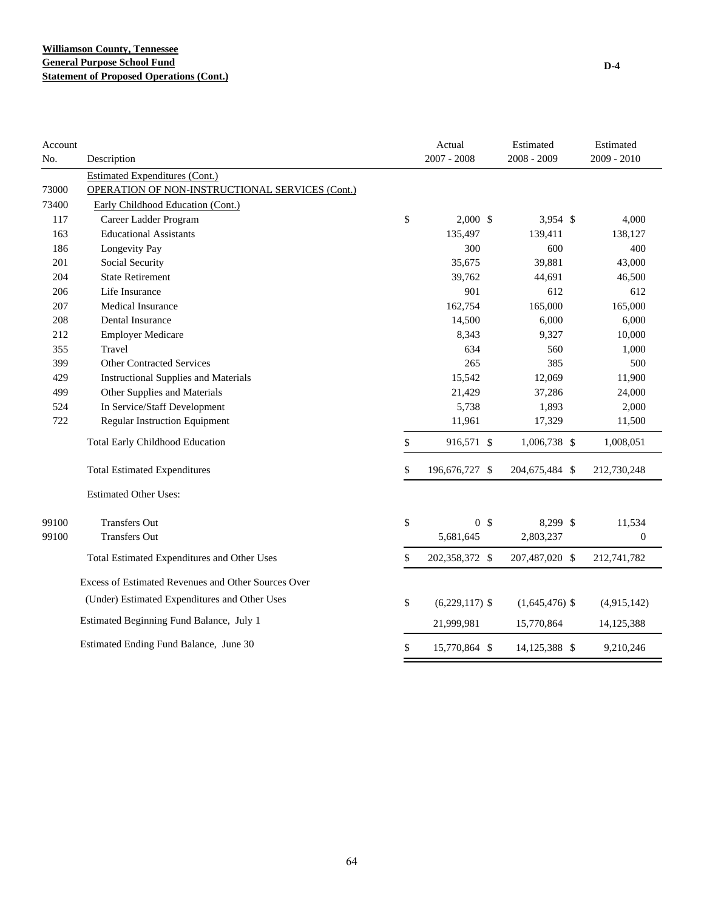**Williamson County, Tennessee**
**General Purpose School Fund**
**Statement of Proposed Operations (Cont.)**

D-4

| Account No. | Description | Actual 2007 - 2008 | Estimated 2008 - 2009 | Estimated 2009 - 2010 |
|---|---|---|---|---|
| | Estimated Expenditures (Cont.) | | | |
| 73000 | OPERATION OF NON-INSTRUCTIONAL SERVICES (Cont.) | | | |
| 73400 | Early Childhood Education (Cont.) | | | |
| 117 | Career Ladder Program | $ 2,000 | $ 3,954 | $ 4,000 |
| 163 | Educational Assistants | 135,497 | 139,411 | 138,127 |
| 186 | Longevity Pay | 300 | 600 | 400 |
| 201 | Social Security | 35,675 | 39,881 | 43,000 |
| 204 | State Retirement | 39,762 | 44,691 | 46,500 |
| 206 | Life Insurance | 901 | 612 | 612 |
| 207 | Medical Insurance | 162,754 | 165,000 | 165,000 |
| 208 | Dental Insurance | 14,500 | 6,000 | 6,000 |
| 212 | Employer Medicare | 8,343 | 9,327 | 10,000 |
| 355 | Travel | 634 | 560 | 1,000 |
| 399 | Other Contracted Services | 265 | 385 | 500 |
| 429 | Instructional Supplies and Materials | 15,542 | 12,069 | 11,900 |
| 499 | Other Supplies and Materials | 21,429 | 37,286 | 24,000 |
| 524 | In Service/Staff Development | 5,738 | 1,893 | 2,000 |
| 722 | Regular Instruction Equipment | 11,961 | 17,329 | 11,500 |
| | Total Early Childhood Education | $ 916,571 | $ 1,006,738 | $ 1,008,051 |
| | Total Estimated Expenditures | $ 196,676,727 | $ 204,675,484 | $ 212,730,248 |
| | Estimated Other Uses: | | | |
| 99100 | Transfers Out | $ 0 | $ 8,299 | $ 11,534 |
| 99100 | Transfers Out | 5,681,645 | 2,803,237 | 0 |
| | Total Estimated Expenditures and Other Uses | $ 202,358,372 | $ 207,487,020 | $ 212,741,782 |
| | Excess of Estimated Revenues and Other Sources Over (Under) Estimated Expenditures and Other Uses | $ (6,229,117) | $ (1,645,476) | $ (4,915,142) |
| | Estimated Beginning Fund Balance, July 1 | 21,999,981 | 15,770,864 | 14,125,388 |
| | Estimated Ending Fund Balance, June 30 | $ 15,770,864 | $ 14,125,388 | $ 9,210,246 |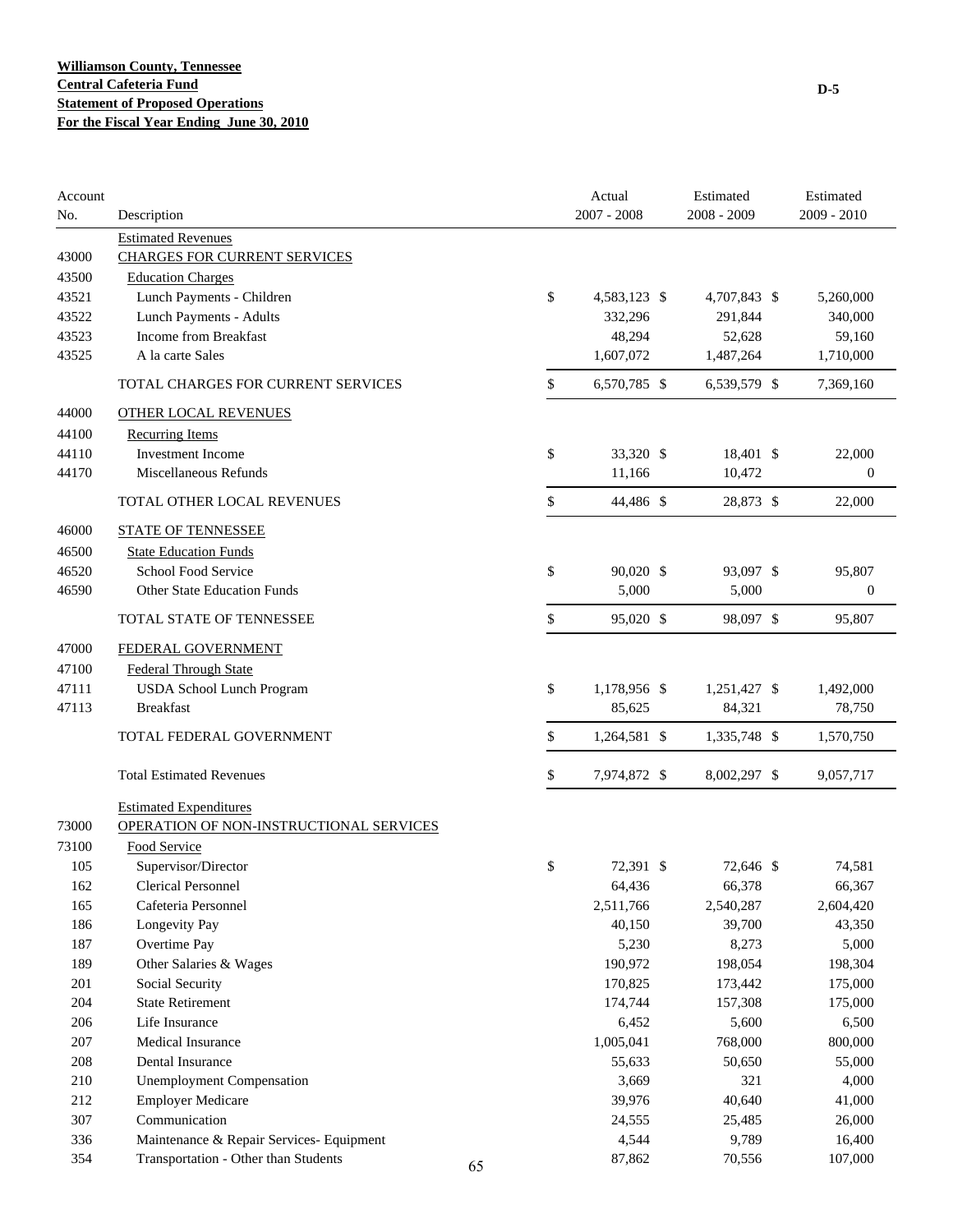**Williamson County, Tennessee**
**Central Cafeteria Fund**
**Statement of Proposed Operations**
**For the Fiscal Year Ending June 30, 2010**

D-5

| Account No. | Description | Actual 2007 - 2008 | Estimated 2008 - 2009 | Estimated 2009 - 2010 |
|---|---|---|---|---|
| | Estimated Revenues | | | |
| 43000 | CHARGES FOR CURRENT SERVICES | | | |
| 43500 | Education Charges | | | |
| 43521 | Lunch Payments - Children | $ 4,583,123 | $ 4,707,843 | $ 5,260,000 |
| 43522 | Lunch Payments - Adults | 332,296 | 291,844 | 340,000 |
| 43523 | Income from Breakfast | 48,294 | 52,628 | 59,160 |
| 43525 | A la carte Sales | 1,607,072 | 1,487,264 | 1,710,000 |
| | TOTAL CHARGES FOR CURRENT SERVICES | $ 6,570,785 | $ 6,539,579 | $ 7,369,160 |
| 44000 | OTHER LOCAL REVENUES | | | |
| 44100 | Recurring Items | | | |
| 44110 | Investment Income | $ 33,320 | $ 18,401 | $ 22,000 |
| 44170 | Miscellaneous Refunds | 11,166 | 10,472 | 0 |
| | TOTAL OTHER LOCAL REVENUES | $ 44,486 | $ 28,873 | $ 22,000 |
| 46000 | STATE OF TENNESSEE | | | |
| 46500 | State Education Funds | | | |
| 46520 | School Food Service | $ 90,020 | $ 93,097 | $ 95,807 |
| 46590 | Other State Education Funds | 5,000 | 5,000 | 0 |
| | TOTAL STATE OF TENNESSEE | $ 95,020 | $ 98,097 | $ 95,807 |
| 47000 | FEDERAL GOVERNMENT | | | |
| 47100 | Federal Through State | | | |
| 47111 | USDA School Lunch Program | $ 1,178,956 | $ 1,251,427 | $ 1,492,000 |
| 47113 | Breakfast | 85,625 | 84,321 | 78,750 |
| | TOTAL FEDERAL GOVERNMENT | $ 1,264,581 | $ 1,335,748 | $ 1,570,750 |
| | Total Estimated Revenues | $ 7,974,872 | $ 8,002,297 | $ 9,057,717 |
| | Estimated Expenditures | | | |
| 73000 | OPERATION OF NON-INSTRUCTIONAL SERVICES | | | |
| 73100 | Food Service | | | |
| 105 | Supervisor/Director | $ 72,391 | $ 72,646 | $ 74,581 |
| 162 | Clerical Personnel | 64,436 | 66,378 | 66,367 |
| 165 | Cafeteria Personnel | 2,511,766 | 2,540,287 | 2,604,420 |
| 186 | Longevity Pay | 40,150 | 39,700 | 43,350 |
| 187 | Overtime Pay | 5,230 | 8,273 | 5,000 |
| 189 | Other Salaries & Wages | 190,972 | 198,054 | 198,304 |
| 201 | Social Security | 170,825 | 173,442 | 175,000 |
| 204 | State Retirement | 174,744 | 157,308 | 175,000 |
| 206 | Life Insurance | 6,452 | 5,600 | 6,500 |
| 207 | Medical Insurance | 1,005,041 | 768,000 | 800,000 |
| 208 | Dental Insurance | 55,633 | 50,650 | 55,000 |
| 210 | Unemployment Compensation | 3,669 | 321 | 4,000 |
| 212 | Employer Medicare | 39,976 | 40,640 | 41,000 |
| 307 | Communication | 24,555 | 25,485 | 26,000 |
| 336 | Maintenance & Repair Services- Equipment | 4,544 | 9,789 | 16,400 |
| 354 | Transportation - Other than Students | 87,862 | 70,556 | 107,000 |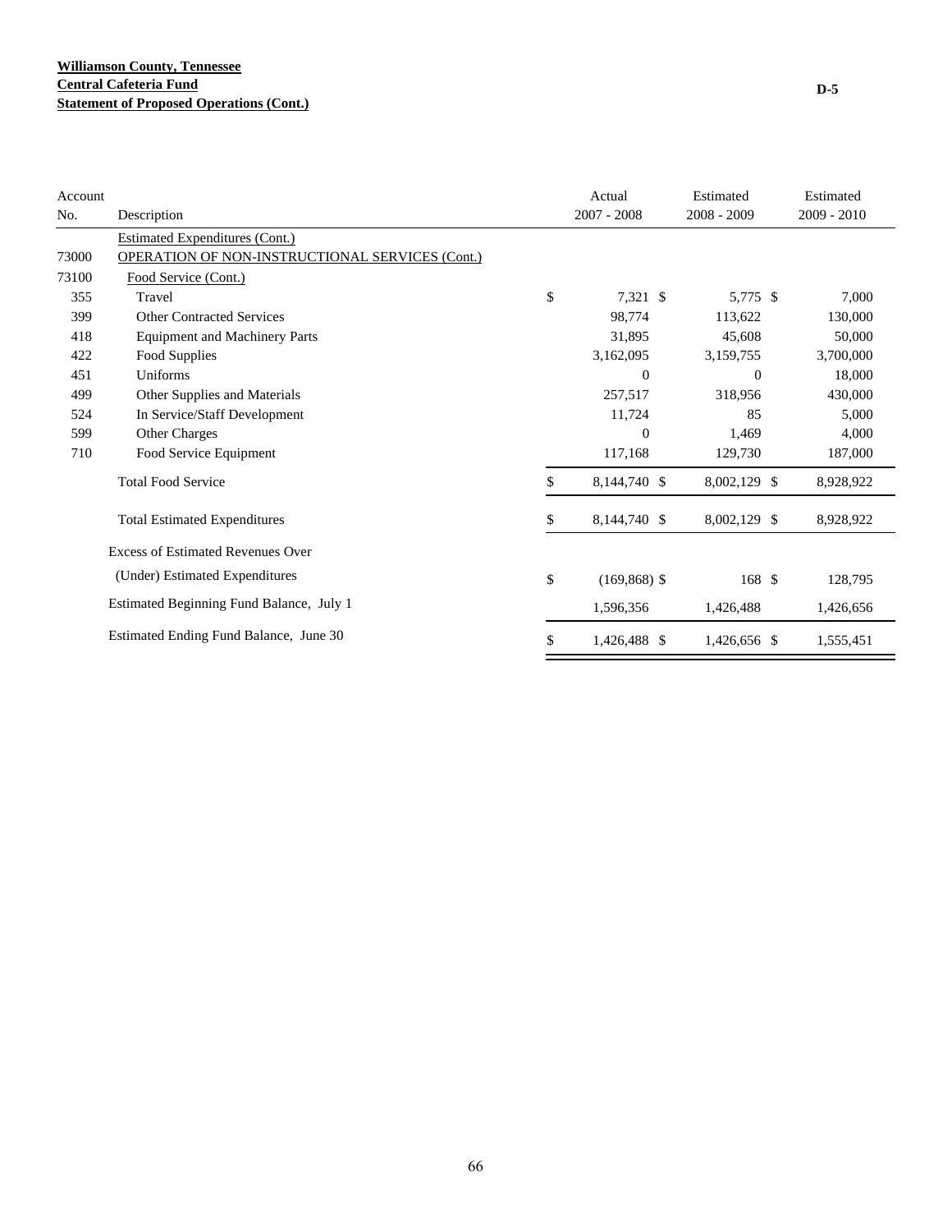**Williamson County, Tennessee**
**Central Cafeteria Fund**
**Statement of Proposed Operations (Cont.)**

D-5

| Account No. | Description | Actual 2007 - 2008 | Estimated 2008 - 2009 | Estimated 2009 - 2010 |
|---|---|---|---|---|
| | Estimated Expenditures (Cont.) | | | |
| 73000 | OPERATION OF NON-INSTRUCTIONAL SERVICES (Cont.) | | | |
| 73100 | Food Service (Cont.) | | | |
| 355 | Travel | $ 7,321 | $ 5,775 | $ 7,000 |
| 399 | Other Contracted Services | 98,774 | 113,622 | 130,000 |
| 418 | Equipment and Machinery Parts | 31,895 | 45,608 | 50,000 |
| 422 | Food Supplies | 3,162,095 | 3,159,755 | 3,700,000 |
| 451 | Uniforms | 0 | 0 | 18,000 |
| 499 | Other Supplies and Materials | 257,517 | 318,956 | 430,000 |
| 524 | In Service/Staff Development | 11,724 | 85 | 5,000 |
| 599 | Other Charges | 0 | 1,469 | 4,000 |
| 710 | Food Service Equipment | 117,168 | 129,730 | 187,000 |
| | Total Food Service | $ 8,144,740 | $ 8,002,129 | $ 8,928,922 |
| | Total Estimated Expenditures | $ 8,144,740 | $ 8,002,129 | $ 8,928,922 |
| | Excess of Estimated Revenues Over (Under) Estimated Expenditures | $ (169,868) | $ 168 | $ 128,795 |
| | Estimated Beginning Fund Balance, July 1 | 1,596,356 | 1,426,488 | 1,426,656 |
| | Estimated Ending Fund Balance, June 30 | $ 1,426,488 | $ 1,426,656 | $ 1,555,451 |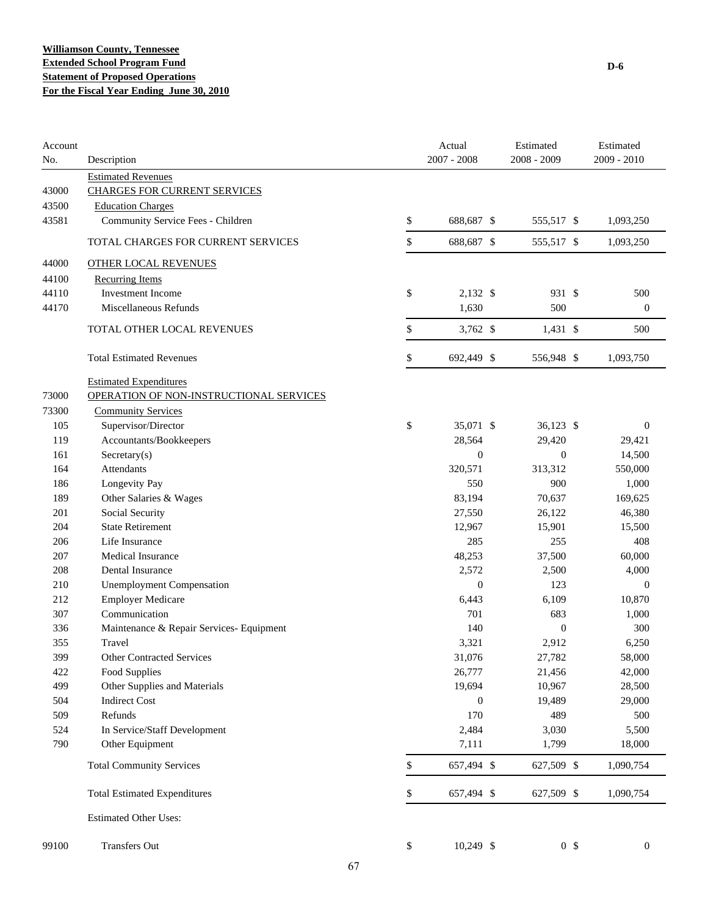**Williamson County, Tennessee**
**Extended School Program Fund**
**Statement of Proposed Operations**
**For the Fiscal Year Ending June 30, 2010**

D-6

| Account No. | Description | Actual 2007 - 2008 | Estimated 2008 - 2009 | Estimated 2009 - 2010 |
|---|---|---|---|---|
| | Estimated Revenues | | | |
| 43000 | CHARGES FOR CURRENT SERVICES | | | |
| 43500 | Education Charges | | | |
| 43581 | Community Service Fees - Children | $ 688,687 | $ 555,517 | $ 1,093,250 |
| | TOTAL CHARGES FOR CURRENT SERVICES | $ 688,687 | $ 555,517 | $ 1,093,250 |
| 44000 | OTHER LOCAL REVENUES | | | |
| 44100 | Recurring Items | | | |
| 44110 | Investment Income | $ 2,132 | $ 931 | $ 500 |
| 44170 | Miscellaneous Refunds | 1,630 | 500 | 0 |
| | TOTAL OTHER LOCAL REVENUES | $ 3,762 | $ 1,431 | $ 500 |
| | Total Estimated Revenues | $ 692,449 | $ 556,948 | $ 1,093,750 |
| | Estimated Expenditures | | | |
| 73000 | OPERATION OF NON-INSTRUCTIONAL SERVICES | | | |
| 73300 | Community Services | | | |
| 105 | Supervisor/Director | $ 35,071 | $ 36,123 | $ 0 |
| 119 | Accountants/Bookkeepers | 28,564 | 29,420 | 29,421 |
| 161 | Secretary(s) | 0 | 0 | 14,500 |
| 164 | Attendants | 320,571 | 313,312 | 550,000 |
| 186 | Longevity Pay | 550 | 900 | 1,000 |
| 189 | Other Salaries & Wages | 83,194 | 70,637 | 169,625 |
| 201 | Social Security | 27,550 | 26,122 | 46,380 |
| 204 | State Retirement | 12,967 | 15,901 | 15,500 |
| 206 | Life Insurance | 285 | 255 | 408 |
| 207 | Medical Insurance | 48,253 | 37,500 | 60,000 |
| 208 | Dental Insurance | 2,572 | 2,500 | 4,000 |
| 210 | Unemployment Compensation | 0 | 123 | 0 |
| 212 | Employer Medicare | 6,443 | 6,109 | 10,870 |
| 307 | Communication | 701 | 683 | 1,000 |
| 336 | Maintenance & Repair Services- Equipment | 140 | 0 | 300 |
| 355 | Travel | 3,321 | 2,912 | 6,250 |
| 399 | Other Contracted Services | 31,076 | 27,782 | 58,000 |
| 422 | Food Supplies | 26,777 | 21,456 | 42,000 |
| 499 | Other Supplies and Materials | 19,694 | 10,967 | 28,500 |
| 504 | Indirect Cost | 0 | 19,489 | 29,000 |
| 509 | Refunds | 170 | 489 | 500 |
| 524 | In Service/Staff Development | 2,484 | 3,030 | 5,500 |
| 790 | Other Equipment | 7,111 | 1,799 | 18,000 |
| | Total Community Services | $ 657,494 | $ 627,509 | $ 1,090,754 |
| | Total Estimated Expenditures | $ 657,494 | $ 627,509 | $ 1,090,754 |
| | Estimated Other Uses: | | | |
| 99100 | Transfers Out | $ 10,249 | $ 0 | $ 0 |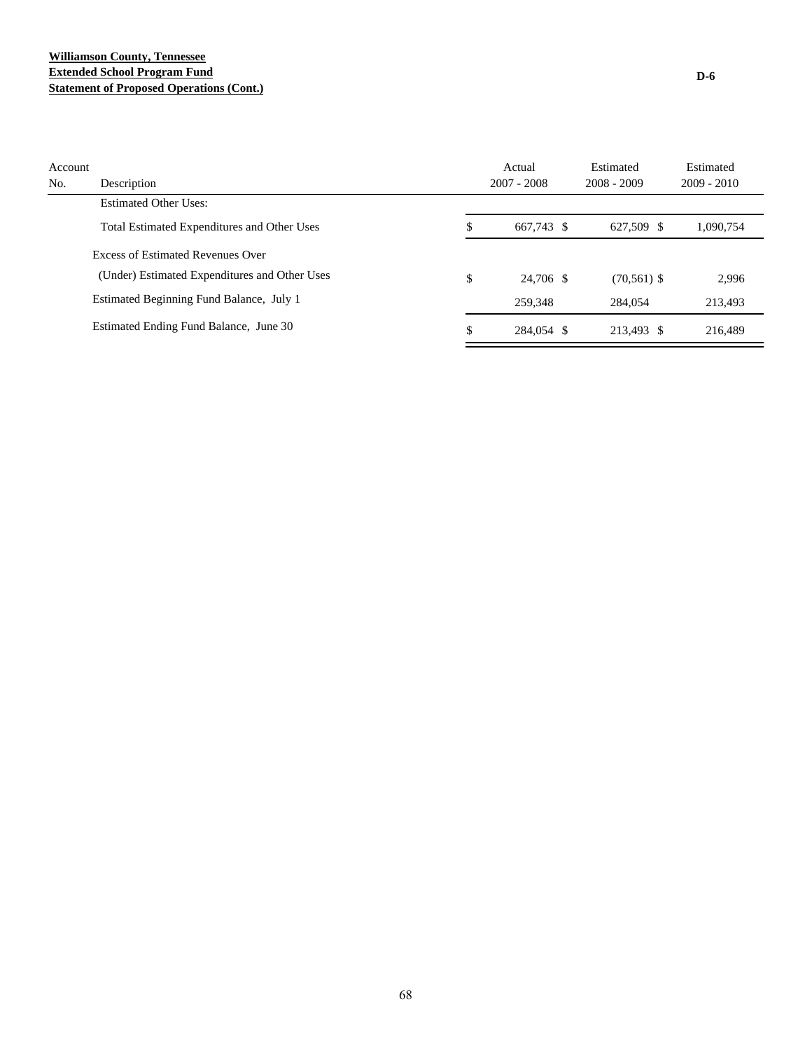**Williamson County, Tennessee**
**Extended School Program Fund**
**Statement of Proposed Operations (Cont.)**

D-6

| Account No. | Description | Actual 2007 - 2008 | Estimated 2008 - 2009 | Estimated 2009 - 2010 |
|---|---|---|---|---|
| | Estimated Other Uses: | | | |
| | Total Estimated Expenditures and Other Uses | $ 667,743 | $ 627,509 | $ 1,090,754 |
| | Excess of Estimated Revenues Over (Under) Estimated Expenditures and Other Uses | $ 24,706 | $ (70,561) | $ 2,996 |
| | Estimated Beginning Fund Balance, July 1 | 259,348 | 284,054 | 213,493 |
| | Estimated Ending Fund Balance, June 30 | $ 284,054 | $ 213,493 | $ 216,489 |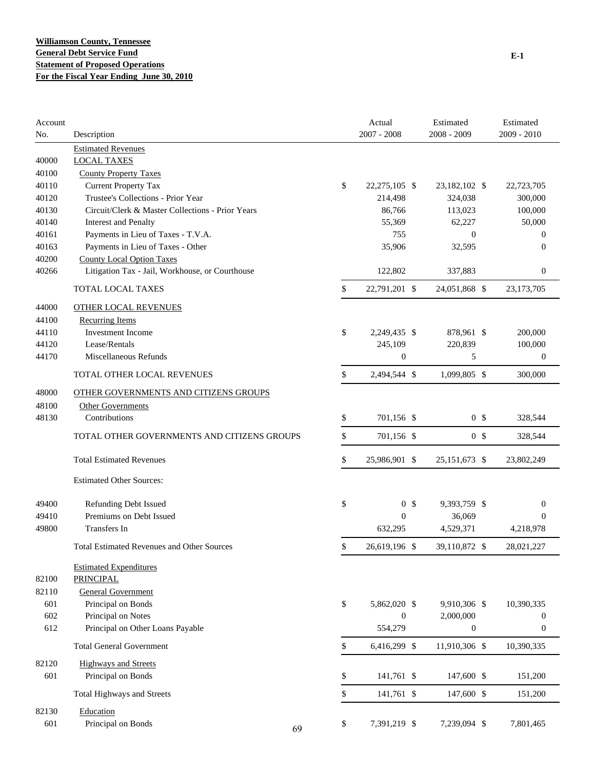**Williamson County, Tennessee**
**General Debt Service Fund**
**Statement of Proposed Operations**
**For the Fiscal Year Ending June 30, 2010**

E-1

| Account No. | Description | Actual 2007 - 2008 | Estimated 2008 - 2009 | Estimated 2009 - 2010 |
|---|---|---|---|---|
| | Estimated Revenues | | | |
| 40000 | LOCAL TAXES | | | |
| 40100 | County Property Taxes | | | |
| 40110 | Current Property Tax | $ 22,275,105 | $ 23,182,102 | $ 22,723,705 |
| 40120 | Trustee's Collections - Prior Year | 214,498 | 324,038 | 300,000 |
| 40130 | Circuit/Clerk & Master Collections - Prior Years | 86,766 | 113,023 | 100,000 |
| 40140 | Interest and Penalty | 55,369 | 62,227 | 50,000 |
| 40161 | Payments in Lieu of Taxes - T.V.A. | 755 | 0 | 0 |
| 40163 | Payments in Lieu of Taxes - Other | 35,906 | 32,595 | 0 |
| 40200 | County Local Option Taxes | | | |
| 40266 | Litigation Tax - Jail, Workhouse, or Courthouse | 122,802 | 337,883 | 0 |
| | TOTAL LOCAL TAXES | $ 22,791,201 | $ 24,051,868 | $ 23,173,705 |
| 44000 | OTHER LOCAL REVENUES | | | |
| 44100 | Recurring Items | | | |
| 44110 | Investment Income | $ 2,249,435 | $ 878,961 | $ 200,000 |
| 44120 | Lease/Rentals | 245,109 | 220,839 | 100,000 |
| 44170 | Miscellaneous Refunds | 0 | 5 | 0 |
| | TOTAL OTHER LOCAL REVENUES | $ 2,494,544 | $ 1,099,805 | $ 300,000 |
| 48000 | OTHER GOVERNMENTS AND CITIZENS GROUPS | | | |
| 48100 | Other Governments | | | |
| 48130 | Contributions | $ 701,156 | $ 0 | $ 328,544 |
| | TOTAL OTHER GOVERNMENTS AND CITIZENS GROUPS | $ 701,156 | $ 0 | $ 328,544 |
| | Total Estimated Revenues | $ 25,986,901 | $ 25,151,673 | $ 23,802,249 |
| | Estimated Other Sources: | | | |
| 49400 | Refunding Debt Issued | $ 0 | $ 9,393,759 | $ 0 |
| 49410 | Premiums on Debt Issued | 0 | 36,069 | 0 |
| 49800 | Transfers In | 632,295 | 4,529,371 | 4,218,978 |
| | Total Estimated Revenues and Other Sources | $ 26,619,196 | $ 39,110,872 | $ 28,021,227 |
| | Estimated Expenditures | | | |
| 82100 | PRINCIPAL | | | |
| 82110 | General Government | | | |
| 601 | Principal on Bonds | $ 5,862,020 | $ 9,910,306 | $ 10,390,335 |
| 602 | Principal on Notes | 0 | 2,000,000 | 0 |
| 612 | Principal on Other Loans Payable | 554,279 | 0 | 0 |
| | Total General Government | $ 6,416,299 | $ 11,910,306 | $ 10,390,335 |
| 82120 | Highways and Streets | | | |
| 601 | Principal on Bonds | $ 141,761 | $ 147,600 | $ 151,200 |
| | Total Highways and Streets | $ 141,761 | $ 147,600 | $ 151,200 |
| 82130 | Education | | | |
| 601 | Principal on Bonds | $ 7,391,219 | $ 7,239,094 | $ 7,801,465 |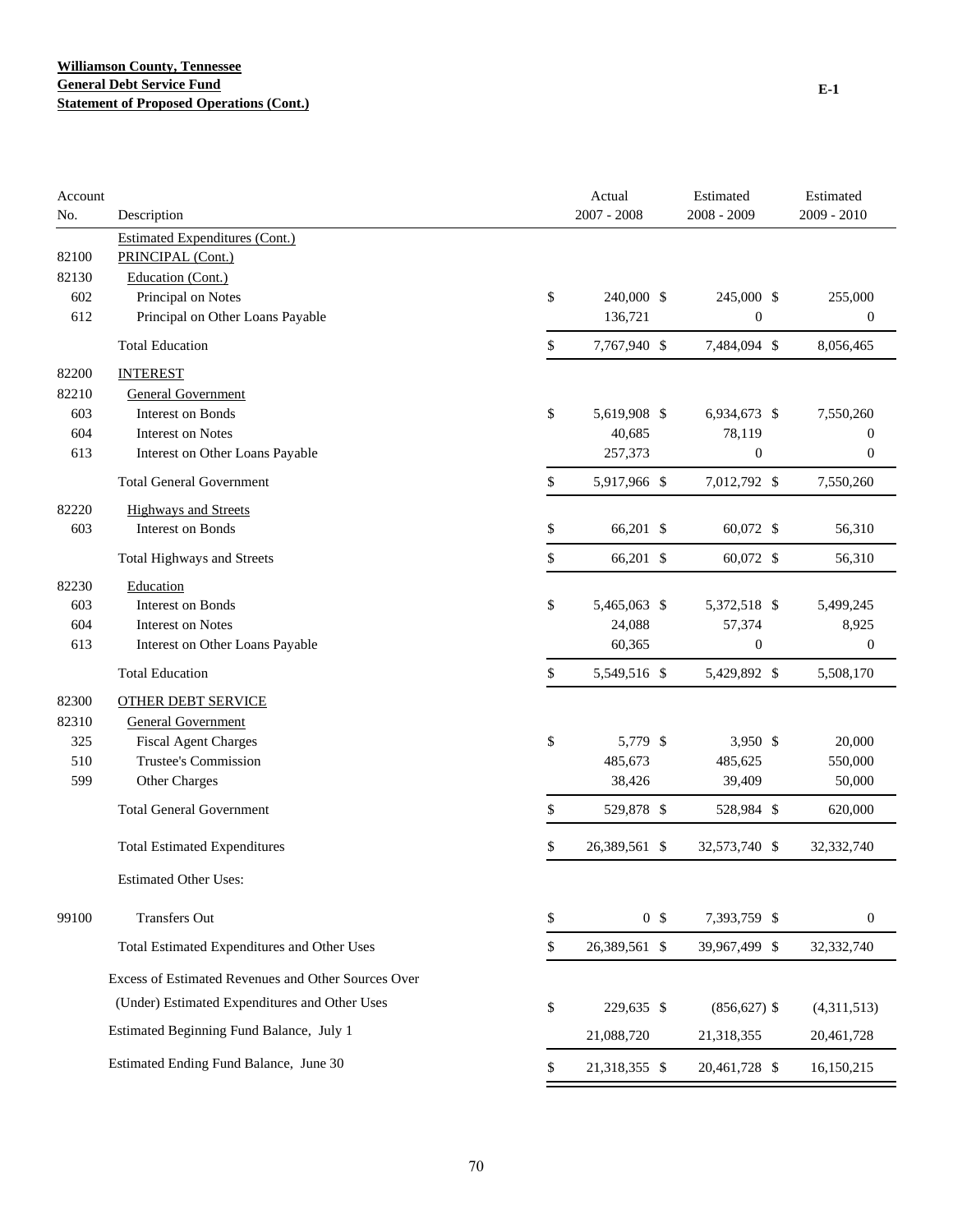**Williamson County, Tennessee**
**General Debt Service Fund**
**Statement of Proposed Operations (Cont.)**

E-1

| Account No. | Description | Actual 2007 - 2008 | Estimated 2008 - 2009 | Estimated 2009 - 2010 |
|---|---|---|---|---|
| | Estimated Expenditures (Cont.) | | | |
| 82100 | PRINCIPAL (Cont.) | | | |
| 82130 | Education (Cont.) | | | |
| 602 | Principal on Notes | $ 240,000 | $ 245,000 | $ 255,000 |
| 612 | Principal on Other Loans Payable | 136,721 | 0 | 0 |
| | Total Education | $ 7,767,940 | $ 7,484,094 | $ 8,056,465 |
| 82200 | INTEREST | | | |
| 82210 | General Government | | | |
| 603 | Interest on Bonds | $ 5,619,908 | $ 6,934,673 | $ 7,550,260 |
| 604 | Interest on Notes | 40,685 | 78,119 | 0 |
| 613 | Interest on Other Loans Payable | 257,373 | 0 | 0 |
| | Total General Government | $ 5,917,966 | $ 7,012,792 | $ 7,550,260 |
| 82220 | Highways and Streets | | | |
| 603 | Interest on Bonds | $ 66,201 | $ 60,072 | $ 56,310 |
| | Total Highways and Streets | $ 66,201 | $ 60,072 | $ 56,310 |
| 82230 | Education | | | |
| 603 | Interest on Bonds | $ 5,465,063 | $ 5,372,518 | $ 5,499,245 |
| 604 | Interest on Notes | 24,088 | 57,374 | 8,925 |
| 613 | Interest on Other Loans Payable | 60,365 | 0 | 0 |
| | Total Education | $ 5,549,516 | $ 5,429,892 | $ 5,508,170 |
| 82300 | OTHER DEBT SERVICE | | | |
| 82310 | General Government | | | |
| 325 | Fiscal Agent Charges | $ 5,779 | $ 3,950 | $ 20,000 |
| 510 | Trustee's Commission | 485,673 | 485,625 | 550,000 |
| 599 | Other Charges | 38,426 | 39,409 | 50,000 |
| | Total General Government | $ 529,878 | $ 528,984 | $ 620,000 |
| | Total Estimated Expenditures | $ 26,389,561 | $ 32,573,740 | $ 32,332,740 |
| | Estimated Other Uses: | | | |
| 99100 | Transfers Out | $ 0 | $ 7,393,759 | $ 0 |
| | Total Estimated Expenditures and Other Uses | $ 26,389,561 | $ 39,967,499 | $ 32,332,740 |
| | Excess of Estimated Revenues and Other Sources Over (Under) Estimated Expenditures and Other Uses | $ 229,635 | $ (856,627) | $ (4,311,513) |
| | Estimated Beginning Fund Balance, July 1 | 21,088,720 | 21,318,355 | 20,461,728 |
| | Estimated Ending Fund Balance, June 30 | $ 21,318,355 | $ 20,461,728 | $ 16,150,215 |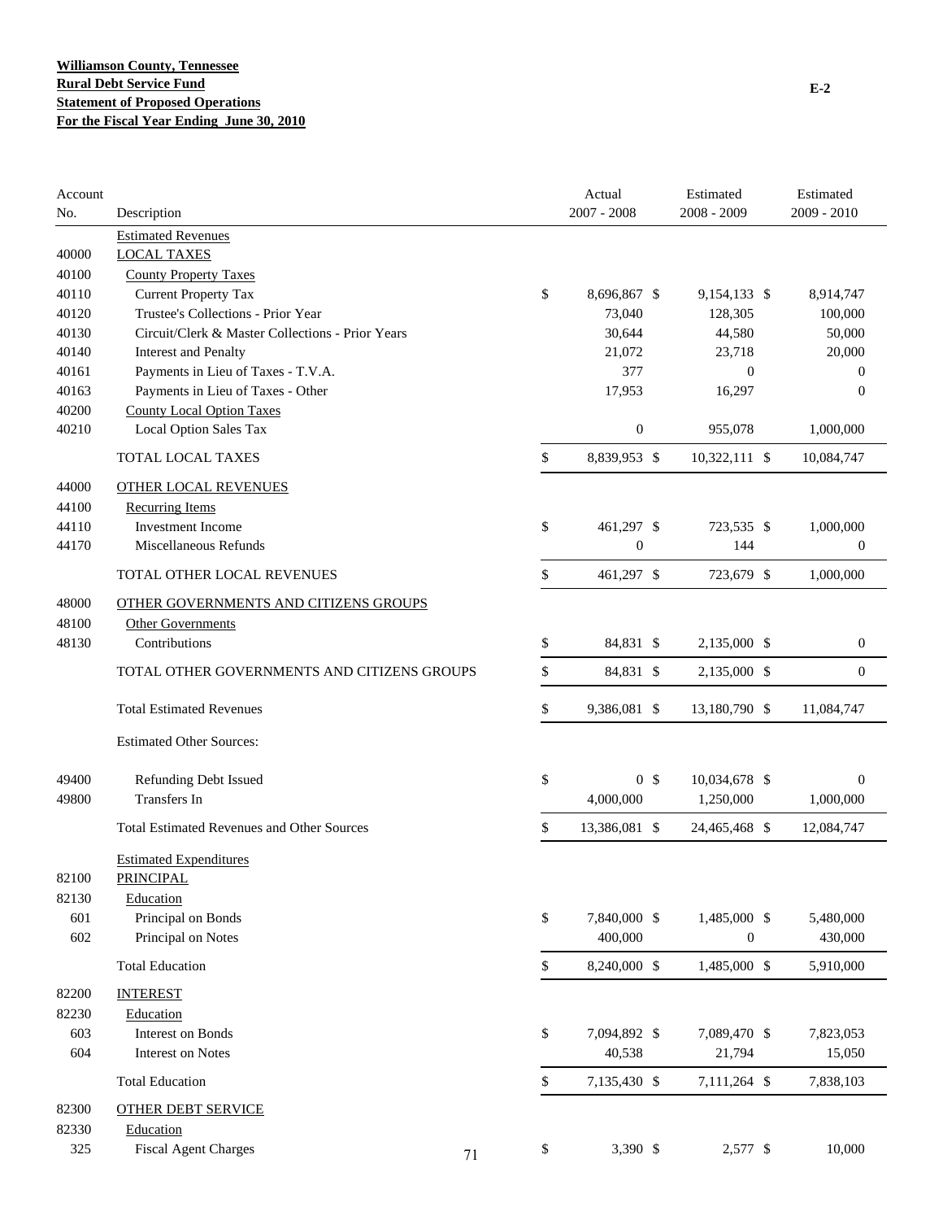**Williamson County, Tennessee**
**Rural Debt Service Fund**
**Statement of Proposed Operations**
**For the Fiscal Year Ending June 30, 2010**

E-2

| Account No. | Description | Actual 2007 - 2008 | Estimated 2008 - 2009 | Estimated 2009 - 2010 |
|---|---|---|---|---|
| | Estimated Revenues | | | |
| 40000 | LOCAL TAXES | | | |
| 40100 | County Property Taxes | | | |
| 40110 | Current Property Tax | $ 8,696,867 | $ 9,154,133 | $ 8,914,747 |
| 40120 | Trustee's Collections - Prior Year | 73,040 | 128,305 | 100,000 |
| 40130 | Circuit/Clerk & Master Collections - Prior Years | 30,644 | 44,580 | 50,000 |
| 40140 | Interest and Penalty | 21,072 | 23,718 | 20,000 |
| 40161 | Payments in Lieu of Taxes - T.V.A. | 377 | 0 | 0 |
| 40163 | Payments in Lieu of Taxes - Other | 17,953 | 16,297 | 0 |
| 40200 | County Local Option Taxes | | | |
| 40210 | Local Option Sales Tax | 0 | 955,078 | 1,000,000 |
| | TOTAL LOCAL TAXES | $ 8,839,953 | $ 10,322,111 | $ 10,084,747 |
| 44000 | OTHER LOCAL REVENUES | | | |
| 44100 | Recurring Items | | | |
| 44110 | Investment Income | $ 461,297 | $ 723,535 | $ 1,000,000 |
| 44170 | Miscellaneous Refunds | 0 | 144 | 0 |
| | TOTAL OTHER LOCAL REVENUES | $ 461,297 | $ 723,679 | $ 1,000,000 |
| 48000 | OTHER GOVERNMENTS AND CITIZENS GROUPS | | | |
| 48100 | Other Governments | | | |
| 48130 | Contributions | $ 84,831 | $ 2,135,000 | $ 0 |
| | TOTAL OTHER GOVERNMENTS AND CITIZENS GROUPS | $ 84,831 | $ 2,135,000 | $ 0 |
| | Total Estimated Revenues | $ 9,386,081 | $ 13,180,790 | $ 11,084,747 |
| | Estimated Other Sources: | | | |
| 49400 | Refunding Debt Issued | $ 0 | $ 10,034,678 | $ 0 |
| 49800 | Transfers In | 4,000,000 | 1,250,000 | 1,000,000 |
| | Total Estimated Revenues and Other Sources | $ 13,386,081 | $ 24,465,468 | $ 12,084,747 |
| | Estimated Expenditures | | | |
| 82100 | PRINCIPAL | | | |
| 82130 | Education | | | |
| 601 | Principal on Bonds | $ 7,840,000 | $ 1,485,000 | $ 5,480,000 |
| 602 | Principal on Notes | 400,000 | 0 | 430,000 |
| | Total Education | $ 8,240,000 | $ 1,485,000 | $ 5,910,000 |
| 82200 | INTEREST | | | |
| 82230 | Education | | | |
| 603 | Interest on Bonds | $ 7,094,892 | $ 7,089,470 | $ 7,823,053 |
| 604 | Interest on Notes | 40,538 | 21,794 | 15,050 |
| | Total Education | $ 7,135,430 | $ 7,111,264 | $ 7,838,103 |
| 82300 | OTHER DEBT SERVICE | | | |
| 82330 | Education | | | |
| 325 | Fiscal Agent Charges | $ 3,390 | $ 2,577 | $ 10,000 |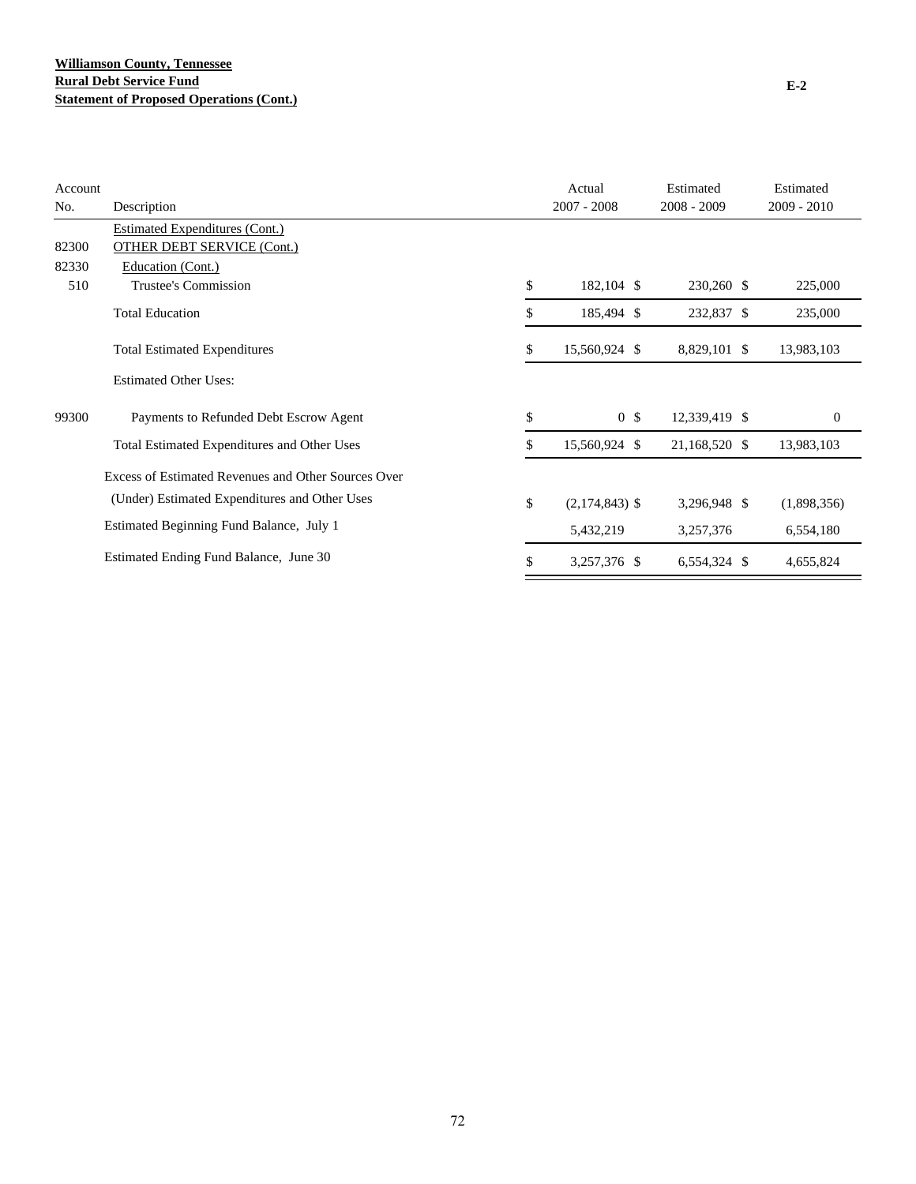**Williamson County, Tennessee**
**Rural Debt Service Fund**
**Statement of Proposed Operations (Cont.)**

E-2

| Account No. | Description | Actual 2007 - 2008 | Estimated 2008 - 2009 | Estimated 2009 - 2010 |
|---|---|---|---|---|
| | Estimated Expenditures (Cont.) | | | |
| 82300 | OTHER DEBT SERVICE (Cont.) | | | |
| 82330 | Education (Cont.) | | | |
| 510 | Trustee's Commission | $ 182,104 | $ 230,260 | $ 225,000 |
| | Total Education | $ 185,494 | $ 232,837 | $ 235,000 |
| | Total Estimated Expenditures | $ 15,560,924 | $ 8,829,101 | $ 13,983,103 |
| | Estimated Other Uses: | | | |
| 99300 | Payments to Refunded Debt Escrow Agent | $ 0 | $ 12,339,419 | $ 0 |
| | Total Estimated Expenditures and Other Uses | $ 15,560,924 | $ 21,168,520 | $ 13,983,103 |
| | Excess of Estimated Revenues and Other Sources Over (Under) Estimated Expenditures and Other Uses | $ (2,174,843) | $ 3,296,948 | $ (1,898,356) |
| | Estimated Beginning Fund Balance, July 1 | 5,432,219 | 3,257,376 | 6,554,180 |
| | Estimated Ending Fund Balance, June 30 | $ 3,257,376 | $ 6,554,324 | $ 4,655,824 |